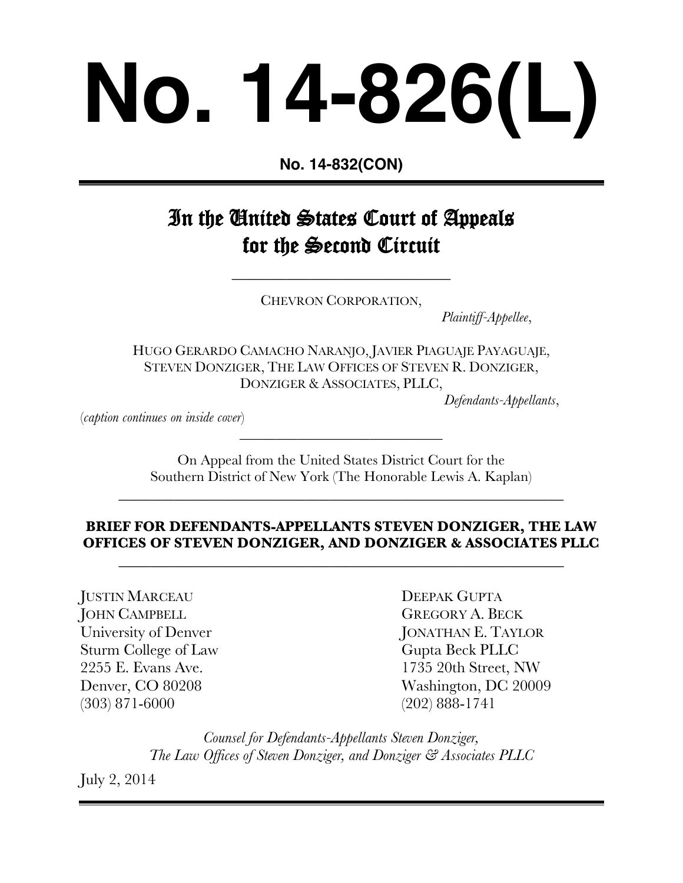# No. 14-826(L)

**No. 14-832(CON)**

---

## In the United States Court of Appeals for the Second Circuit

---

CHEVRON CORPORATION,

*Plaintiff-Appellee*,

HUGO GERARDO CAMACHO NARANJO, JAVIER PIAGUAJE PAYAGUAJE, STEVEN DONZIGER, THE LAW OFFICES OF STEVEN R. DONZIGER, DONZIGER & ASSOCIATES, PLLC,

*Defendants-Appellants*,

(*caption continues on inside cover*)

---

On Appeal from the United States District Court for the Southern District of New York (The Honorable Lewis A. Kaplan)

---

**BRIEF FOR DEFENDANTS-APPELLANTS STEVEN DONZIGER, THE LAW OFFICES OF STEVEN DONZIGER, AND DONZIGER & ASSOCIATES PLLC**

---

JUSTIN MARCEAU
JOHN CAMPBELL
University of Denver
Sturm College of Law
2255 E. Evans Ave.
Denver, CO 80208
(303) 871-6000

DEEPAK GUPTA
GREGORY A. BECK
JONATHAN E. TAYLOR
Gupta Beck PLLC
1735 20th Street, NW
Washington, DC 20009
(202) 888-1741

*Counsel for Defendants-Appellants Steven Donziger, The Law Offices of Steven Donziger, and Donziger & Associates PLLC*

July 2, 2014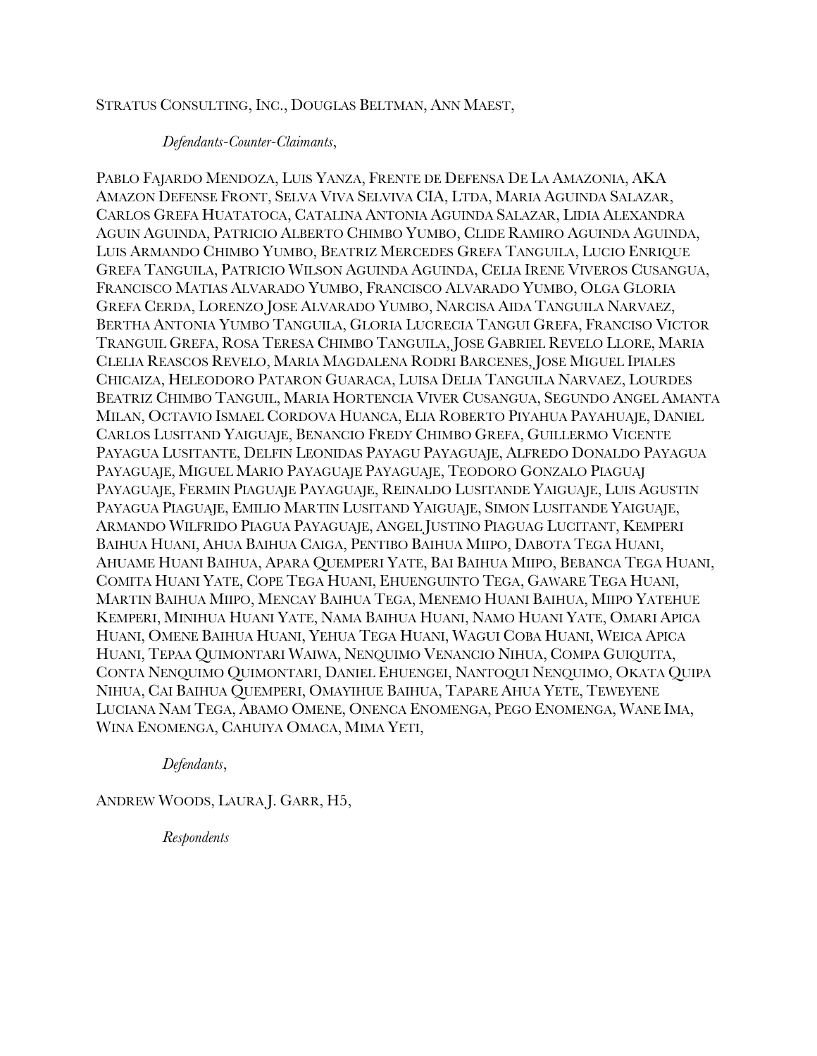STRATUS CONSULTING, INC., DOUGLAS BELTMAN, ANN MAEST,

*Defendants-Counter-Claimants*,

PABLO FAJARDO MENDOZA, LUIS YANZA, FRENTE DE DEFENSA DE LA AMAZONIA, AKA AMAZON DEFENSE FRONT, SELVA VIVA SELVIVA CIA, LTDA, MARIA AGUINDA SALAZAR, CARLOS GREFA HUATATOCA, CATALINA ANTONIA AGUINDA SALAZAR, LIDIA ALEXANDRA AGUIN AGUINDA, PATRICIO ALBERTO CHIMBO YUMBO, CLIDE RAMIRO AGUINDA AGUINDA, LUIS ARMANDO CHIMBO YUMBO, BEATRIZ MERCEDES GREFA TANGUILA, LUCIO ENRIQUE GREFA TANGUILA, PATRICIO WILSON AGUINDA AGUINDA, CELIA IRENE VIVEROS CUSANGUA, FRANCISCO MATIAS ALVARADO YUMBO, FRANCISCO ALVARADO YUMBO, OLGA GLORIA GREFA CERDA, LORENZO JOSE ALVARADO YUMBO, NARCISA AIDA TANGUILA NARVAEZ, BERTHA ANTONIA YUMBO TANGUILA, GLORIA LUCRECIA TANGUI GREFA, FRANCISO VICTOR TRANGUIL GREFA, ROSA TERESA CHIMBO TANGUILA, JOSE GABRIEL REVELO LLORE, MARIA CLELIA REASCOS REVELO, MARIA MAGDALENA RODRI BARCENES, JOSE MIGUEL IPIALES CHICAIZA, HELEODORO PATARON GUARACA, LUISA DELIA TANGUILA NARVAEZ, LOURDES BEATRIZ CHIMBO TANGUIL, MARIA HORTENCIA VIVER CUSANGUA, SEGUNDO ANGEL AMANTA MILAN, OCTAVIO ISMAEL CORDOVA HUANCA, ELIA ROBERTO PIYAHUA PAYAHUAJE, DANIEL CARLOS LUSITAND YAIGUAJE, BENANCIO FREDY CHIMBO GREFA, GUILLERMO VICENTE PAYAGUA LUSITANTE, DELFIN LEONIDAS PAYAGU PAYAGUAJE, ALFREDO DONALDO PAYAGUA PAYAGUAJE, MIGUEL MARIO PAYAGUAJE PAYAGUAJE, TEODORO GONZALO PIAGUAJ PAYAGUAJE, FERMIN PIAGUAJE PAYAGUAJE, REINALDO LUSITANDE YAIGUAJE, LUIS AGUSTIN PAYAGUA PIAGUAJE, EMILIO MARTIN LUSITAND YAIGUAJE, SIMON LUSITANDE YAIGUAJE, ARMANDO WILFRIDO PIAGUA PAYAGUAJE, ANGEL JUSTINO PIAGUAG LUCITANT, KEMPERI BAIHUA HUANI, AHUA BAIHUA CAIGA, PENTIBO BAIHUA MIIPO, DABOTA TEGA HUANI, AHUAME HUANI BAIHUA, APARA QUEMPERI YATE, BAI BAIHUA MIIPO, BEBANCA TEGA HUANI, COMITA HUANI YATE, COPE TEGA HUANI, EHUENGUINTO TEGA, GAWARE TEGA HUANI, MARTIN BAIHUA MIIPO, MENCAY BAIHUA TEGA, MENEMO HUANI BAIHUA, MIIPO YATEHUE KEMPERI, MINIHUA HUANI YATE, NAMA BAIHUA HUANI, NAMO HUANI YATE, OMARI APICA HUANI, OMENE BAIHUA HUANI, YEHUA TEGA HUANI, WAGUI COBA HUANI, WEICA APICA HUANI, TEPAA QUIMONTARI WAIWA, NENQUIMO VENANCIO NIHUA, COMPA GUIQUITA, CONTA NENQUIMO QUIMONTARI, DANIEL EHUENGEI, NANTOQUI NENQUIMO, OKATA QUIPA NIHUA, CAI BAIHUA QUEMPERI, OMAYIHUE BAIHUA, TAPARE AHUA YETE, TEWEYENE LUCIANA NAM TEGA, ABAMO OMENE, ONENCA ENOMENGA, PEGO ENOMENGA, WANE IMA, WINA ENOMENGA, CAHUIYA OMACA, MIMA YETI,

*Defendants*,

ANDREW WOODS, LAURA J. GARR, H5,

*Respondents*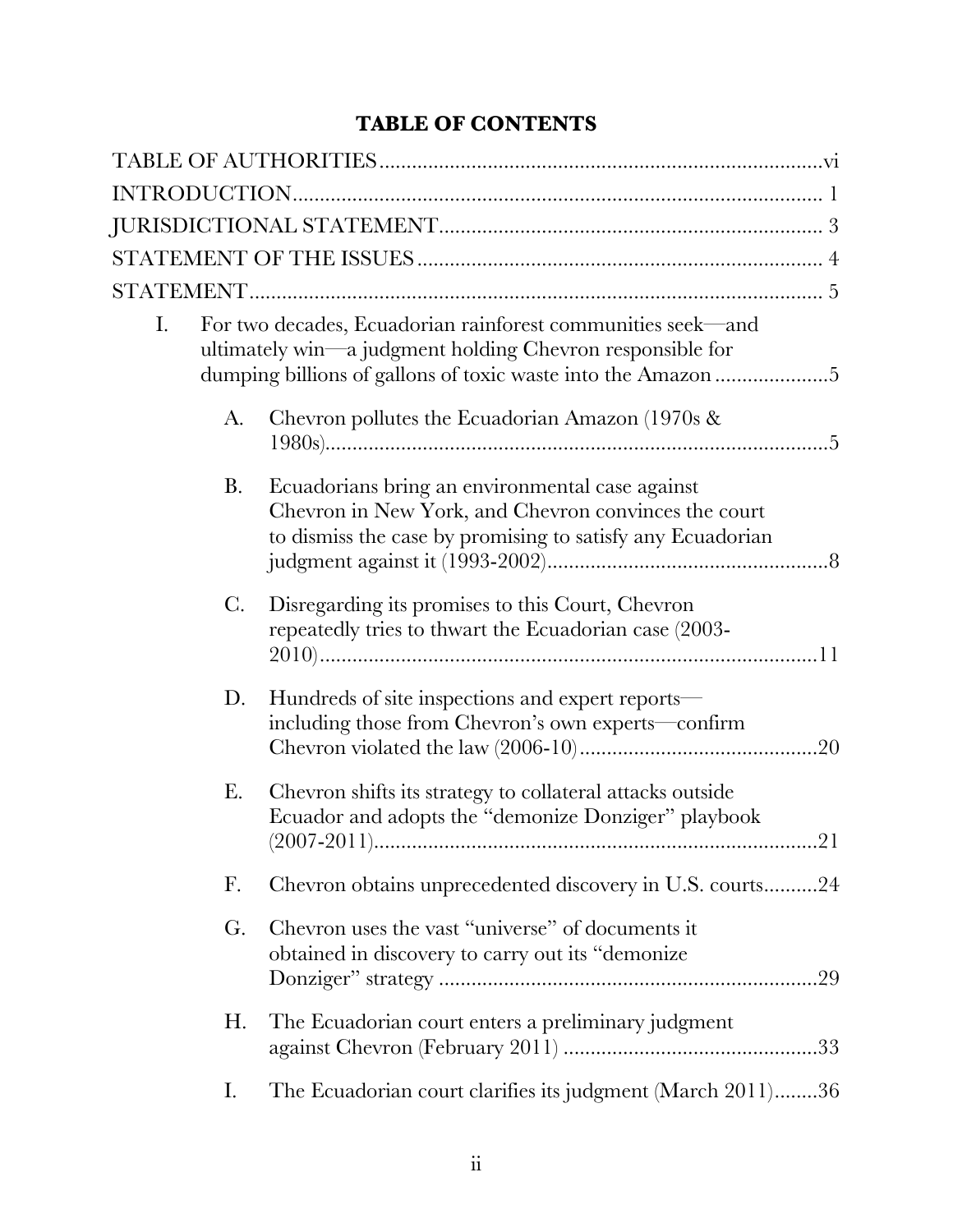# TABLE OF CONTENTS

TABLE OF AUTHORITIES ..... vi

INTRODUCTION ..... 1

JURISDICTIONAL STATEMENT ..... 3

STATEMENT OF THE ISSUES ..... 4

STATEMENT ..... 5

I. For two decades, Ecuadorian rainforest communities seek—and ultimately win—a judgment holding Chevron responsible for dumping billions of gallons of toxic waste into the Amazon ..... 5

   A. Chevron pollutes the Ecuadorian Amazon (1970s & 1980s) ..... 5

   B. Ecuadorians bring an environmental case against Chevron in New York, and Chevron convinces the court to dismiss the case by promising to satisfy any Ecuadorian judgment against it (1993-2002) ..... 8

   C. Disregarding its promises to this Court, Chevron repeatedly tries to thwart the Ecuadorian case (2003-2010) ..... 11

   D. Hundreds of site inspections and expert reports—including those from Chevron's own experts—confirm Chevron violated the law (2006-10) ..... 20

   E. Chevron shifts its strategy to collateral attacks outside Ecuador and adopts the "demonize Donziger" playbook (2007-2011) ..... 21

   F. Chevron obtains unprecedented discovery in U.S. courts ..... 24

   G. Chevron uses the vast "universe" of documents it obtained in discovery to carry out its "demonize Donziger" strategy ..... 29

   H. The Ecuadorian court enters a preliminary judgment against Chevron (February 2011) ..... 33

   I. The Ecuadorian court clarifies its judgment (March 2011) ..... 36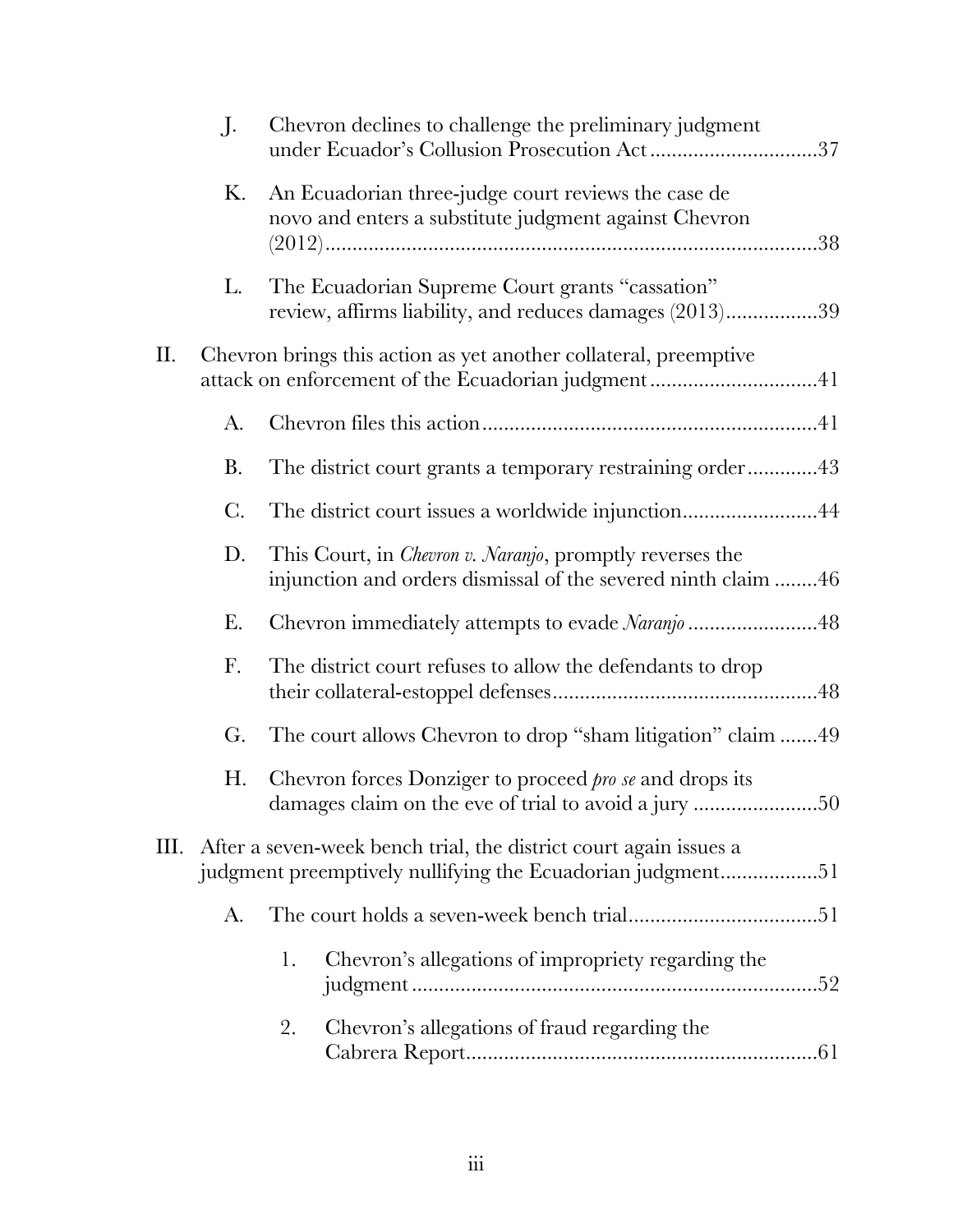J. Chevron declines to challenge the preliminary judgment under Ecuador's Collusion Prosecution Act ............................... 37

K. An Ecuadorian three-judge court reviews the case de novo and enters a substitute judgment against Chevron (2012) ............................................................................................ 38

L. The Ecuadorian Supreme Court grants "cassation" review, affirms liability, and reduces damages (2013) ................. 39

II. Chevron brings this action as yet another collateral, preemptive attack on enforcement of the Ecuadorian judgment ............................... 41

A. Chevron files this action ............................................................ 41

B. The district court grants a temporary restraining order ............. 43

C. The district court issues a worldwide injunction ......................... 44

D. This Court, in *Chevron v. Naranjo*, promptly reverses the injunction and orders dismissal of the severed ninth claim ........ 46

E. Chevron immediately attempts to evade *Naranjo* ........................ 48

F. The district court refuses to allow the defendants to drop their collateral-estoppel defenses ................................................. 48

G. The court allows Chevron to drop "sham litigation" claim ....... 49

H. Chevron forces Donziger to proceed *pro se* and drops its damages claim on the eve of trial to avoid a jury ....................... 50

III. After a seven-week bench trial, the district court again issues a judgment preemptively nullifying the Ecuadorian judgment .................. 51

A. The court holds a seven-week bench trial ................................... 51

1. Chevron's allegations of impropriety regarding the judgment ............................................................................ 52

2. Chevron's allegations of fraud regarding the Cabrera Report ................................................................... 61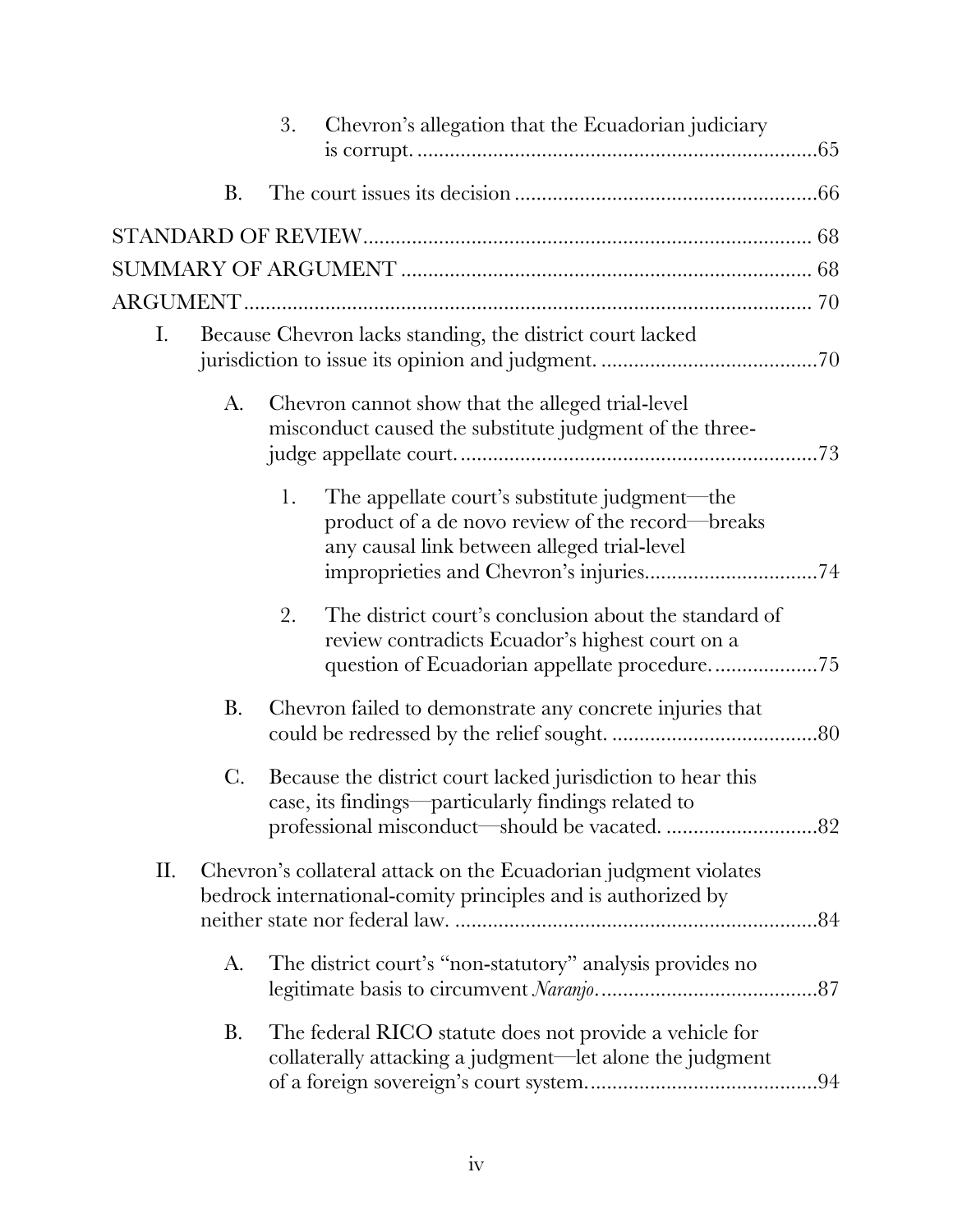3. Chevron's allegation that the Ecuadorian judiciary is corrupt. .......... 65

B. The court issues its decision .......... 66

STANDARD OF REVIEW .......... 68

SUMMARY OF ARGUMENT .......... 68

ARGUMENT .......... 70

I. Because Chevron lacks standing, the district court lacked jurisdiction to issue its opinion and judgment. .......... 70

A. Chevron cannot show that the alleged trial-level misconduct caused the substitute judgment of the three-judge appellate court. .......... 73

1. The appellate court's substitute judgment—the product of a de novo review of the record—breaks any causal link between alleged trial-level improprieties and Chevron's injuries .......... 74

2. The district court's conclusion about the standard of review contradicts Ecuador's highest court on a question of Ecuadorian appellate procedure. .......... 75

B. Chevron failed to demonstrate any concrete injuries that could be redressed by the relief sought. .......... 80

C. Because the district court lacked jurisdiction to hear this case, its findings—particularly findings related to professional misconduct—should be vacated. .......... 82

II. Chevron's collateral attack on the Ecuadorian judgment violates bedrock international-comity principles and is authorized by neither state nor federal law. .......... 84

A. The district court's "non-statutory" analysis provides no legitimate basis to circumvent *Naranjo*. .......... 87

B. The federal RICO statute does not provide a vehicle for collaterally attacking a judgment—let alone the judgment of a foreign sovereign's court system. .......... 94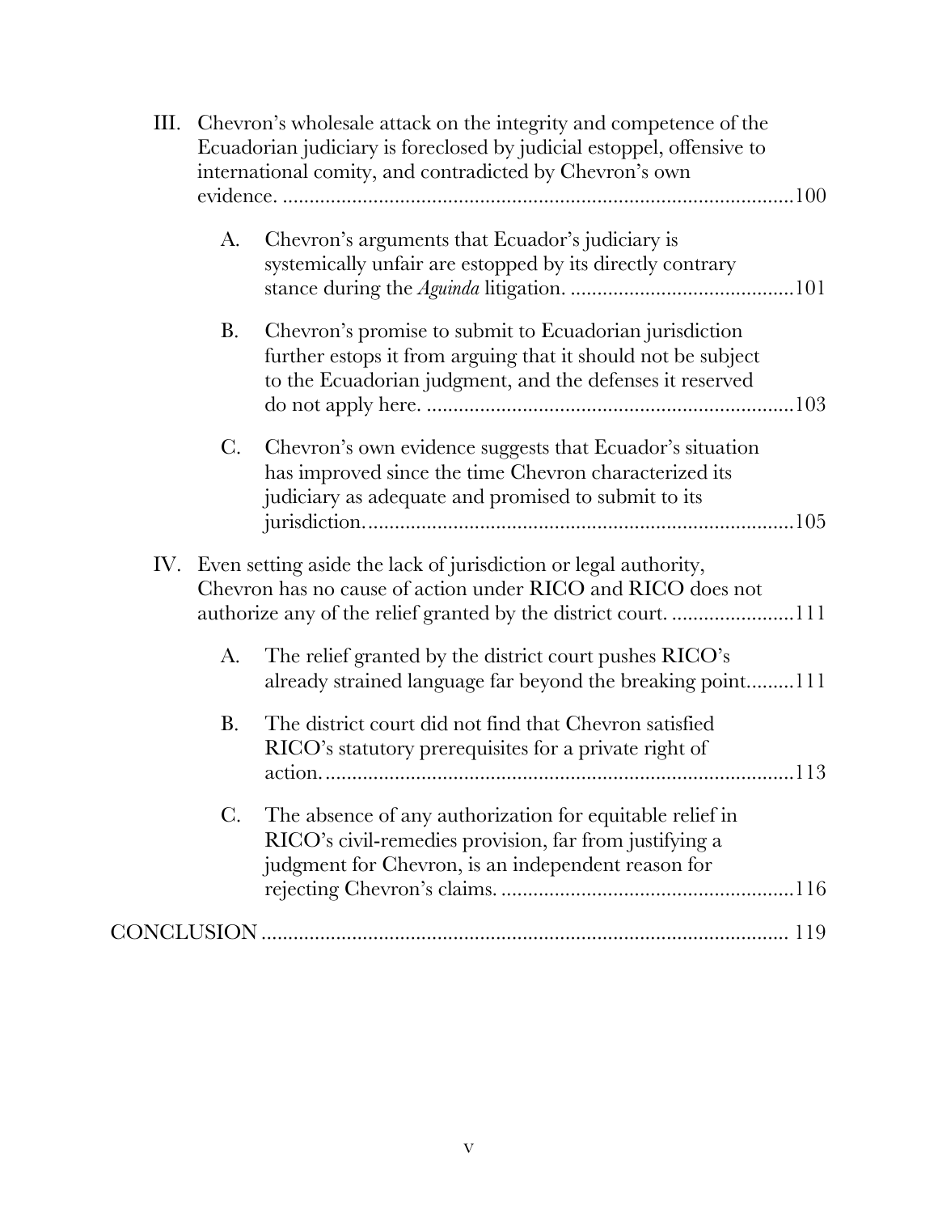III. Chevron's wholesale attack on the integrity and competence of the Ecuadorian judiciary is foreclosed by judicial estoppel, offensive to international comity, and contradicted by Chevron's own evidence. ....................................................................................100

A. Chevron's arguments that Ecuador's judiciary is systemically unfair are estopped by its directly contrary stance during the *Aguinda* litigation. ..........................................101

B. Chevron's promise to submit to Ecuadorian jurisdiction further estops it from arguing that it should not be subject to the Ecuadorian judgment, and the defenses it reserved do not apply here. .....................................................................103

C. Chevron's own evidence suggests that Ecuador's situation has improved since the time Chevron characterized its judiciary as adequate and promised to submit to its jurisdiction..................................................................................105

IV. Even setting aside the lack of jurisdiction or legal authority, Chevron has no cause of action under RICO and RICO does not authorize any of the relief granted by the district court. .......................111

A. The relief granted by the district court pushes RICO's already strained language far beyond the breaking point.........111

B. The district court did not find that Chevron satisfied RICO's statutory prerequisites for a private right of action.........................................................................................113

C. The absence of any authorization for equitable relief in RICO's civil-remedies provision, far from justifying a judgment for Chevron, is an independent reason for rejecting Chevron's claims. .......................................................116

CONCLUSION .................................................................................... 119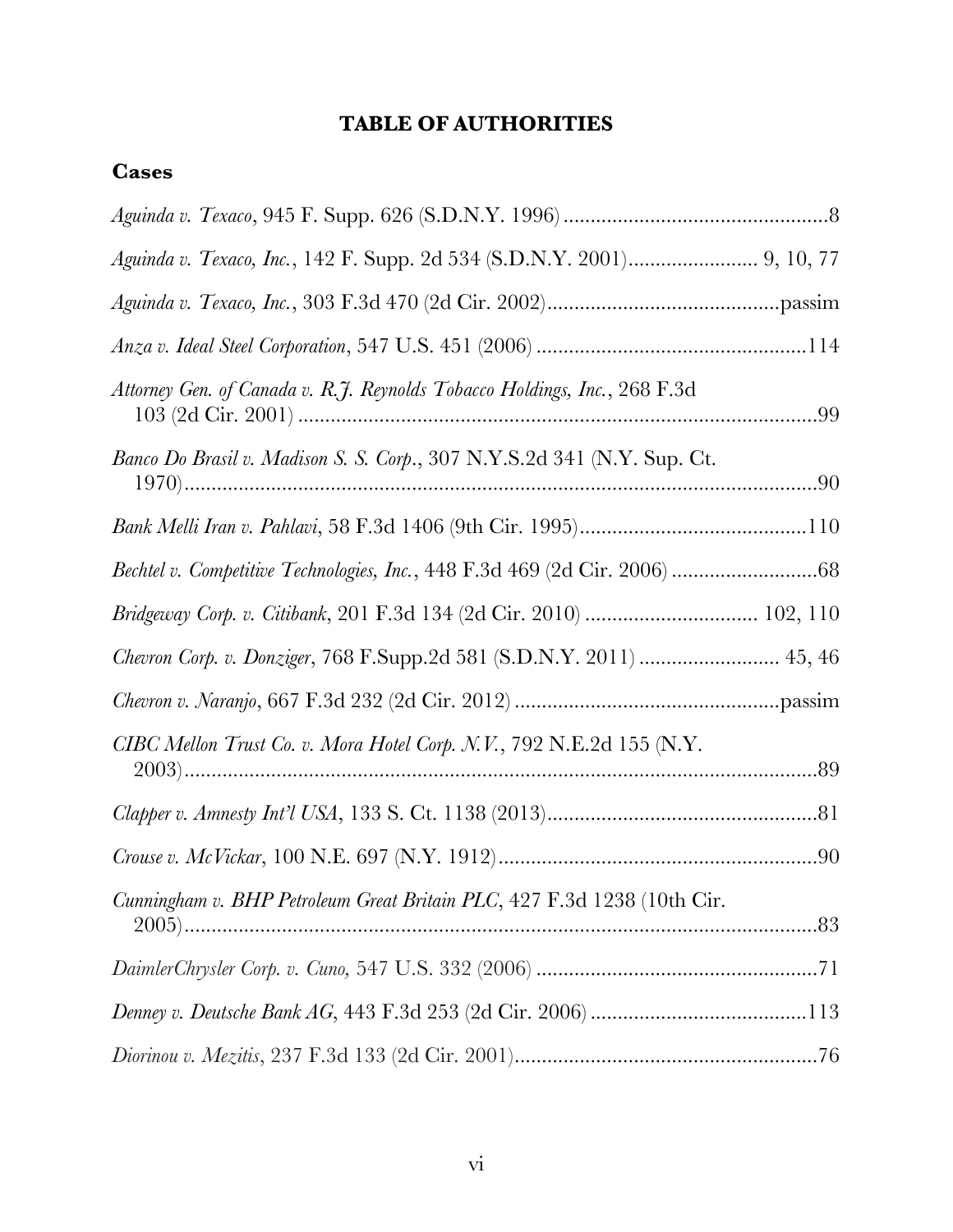# TABLE OF AUTHORITIES

## Cases

*Aguinda v. Texaco*, 945 F. Supp. 626 (S.D.N.Y. 1996) ................................................8

*Aguinda v. Texaco, Inc.*, 142 F. Supp. 2d 534 (S.D.N.Y. 2001)........................ 9, 10, 77

*Aguinda v. Texaco, Inc.*, 303 F.3d 470 (2d Cir. 2002)..........................................passim

*Anza v. Ideal Steel Corporation*, 547 U.S. 451 (2006) .................................................114

*Attorney Gen. of Canada v. R.J. Reynolds Tobacco Holdings, Inc.*, 268 F.3d 103 (2d Cir. 2001) ...............................................................................................99

*Banco Do Brasil v. Madison S. S. Corp.*, 307 N.Y.S.2d 341 (N.Y. Sup. Ct. 1970).....................................................................................................................90

*Bank Melli Iran v. Pahlavi*, 58 F.3d 1406 (9th Cir. 1995)..........................................110

*Bechtel v. Competitive Technologies, Inc.*, 448 F.3d 469 (2d Cir. 2006) ..........................68

*Bridgeway Corp. v. Citibank*, 201 F.3d 134 (2d Cir. 2010) ................................ 102, 110

*Chevron Corp. v. Donziger*, 768 F.Supp.2d 581 (S.D.N.Y. 2011) .......................... 45, 46

*Chevron v. Naranjo*, 667 F.3d 232 (2d Cir. 2012) ................................................passim

*CIBC Mellon Trust Co. v. Mora Hotel Corp. N.V.*, 792 N.E.2d 155 (N.Y. 2003).....................................................................................................................89

*Clapper v. Amnesty Int'l USA*, 133 S. Ct. 1138 (2013).................................................81

*Crouse v. McVickar*, 100 N.E. 697 (N.Y. 1912)..........................................................90

*Cunningham v. BHP Petroleum Great Britain PLC*, 427 F.3d 1238 (10th Cir. 2005).....................................................................................................................83

*DaimlerChrysler Corp. v. Cuno*, 547 U.S. 332 (2006) ...................................................71

*Denney v. Deutsche Bank AG*, 443 F.3d 253 (2d Cir. 2006) ........................................113

*Diorinou v. Mezitis*, 237 F.3d 133 (2d Cir. 2001)........................................................76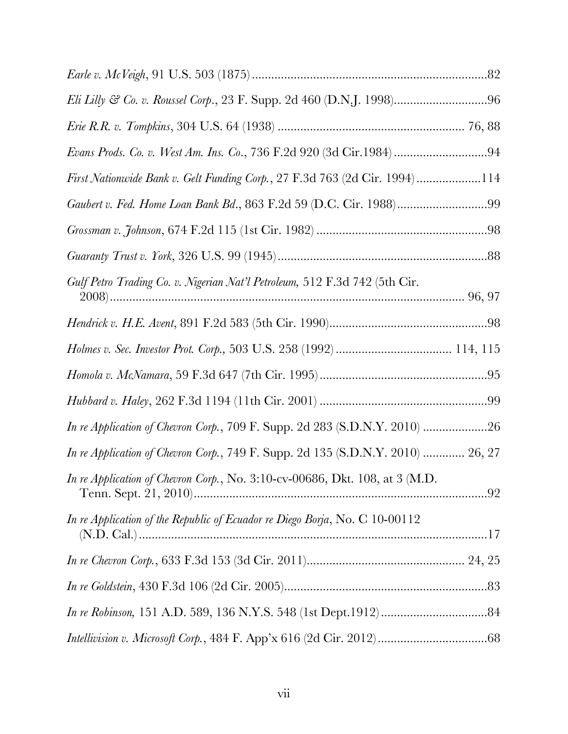*Earle v. McVeigh*, 91 U.S. 503 (1875) .......................................................................82

*Eli Lilly & Co. v. Roussel Corp.*, 23 F. Supp. 2d 460 (D.N.J. 1998)...........................96

*Erie R.R. v. Tompkins*, 304 U.S. 64 (1938) ........................................................ 76, 88

*Evans Prods. Co. v. West Am. Ins. Co.*, 736 F.2d 920 (3d Cir.1984) ............................94

*First Nationwide Bank v. Gelt Funding Corp.*, 27 F.3d 763 (2d Cir. 1994) ...................114

*Gaubert v. Fed. Home Loan Bank Bd.*, 863 F.2d 59 (D.C. Cir. 1988)...........................99

*Grossman v. Johnson*, 674 F.2d 115 (1st Cir. 1982) ....................................................98

*Guaranty Trust v. York*, 326 U.S. 99 (1945)................................................................88

*Gulf Petro Trading Co. v. Nigerian Nat'l Petroleum,* 512 F.3d 742 (5th Cir. 2008).......................................................................................................... 96, 97

*Hendrick v. H.E. Avent*, 891 F.2d 583 (5th Cir. 1990).................................................98

*Holmes v. Sec. Investor Prot. Corp.,* 503 U.S. 258 (1992) .................................. 114, 115

*Homola v. McNamara*, 59 F.3d 647 (7th Cir. 1995)....................................................95

*Hubbard v. Haley*, 262 F.3d 1194 (11th Cir. 2001) ....................................................99

*In re Application of Chevron Corp.*, 709 F. Supp. 2d 283 (S.D.N.Y. 2010) ....................26

*In re Application of Chevron Corp.*, 749 F. Supp. 2d 135 (S.D.N.Y. 2010) ............. 26, 27

*In re Application of Chevron Corp.*, No. 3:10-cv-00686, Dkt. 108, at 3 (M.D. Tenn. Sept. 21, 2010)...........................................................................................92

*In re Application of the Republic of Ecuador re Diego Borja*, No. C 10-00112 (N.D. Cal.)..........................................................................................................17

*In re Chevron Corp.*, 633 F.3d 153 (3d Cir. 2011)................................................ 24, 25

*In re Goldstein*, 430 F.3d 106 (2d Cir. 2005)...............................................................83

*In re Robinson,* 151 A.D. 589, 136 N.Y.S. 548 (1st Dept.1912).................................84

*Intellivision v. Microsoft Corp.*, 484 F. App'x 616 (2d Cir. 2012).................................68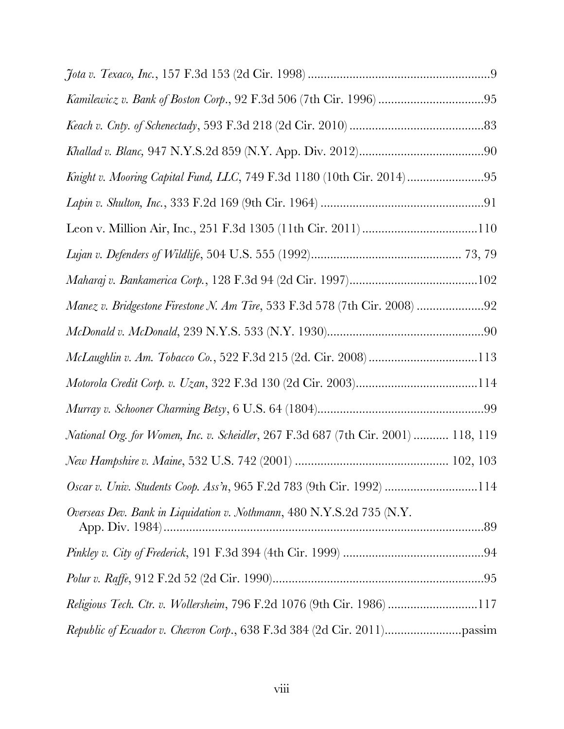*Jota v. Texaco, Inc.*, 157 F.3d 153 (2d Cir. 1998) .........................................................9

*Kamilewicz v. Bank of Boston Corp.*, 92 F.3d 506 (7th Cir. 1996) .................................95

*Keach v. Cnty. of Schenectady*, 593 F.3d 218 (2d Cir. 2010) ..........................................83

*Khallad v. Blanc,* 947 N.Y.S.2d 859 (N.Y. App. Div. 2012).......................................90

*Knight v. Mooring Capital Fund, LLC*, 749 F.3d 1180 (10th Cir. 2014)........................95

*Lapin v. Shulton, Inc.*, 333 F.2d 169 (9th Cir. 1964) ....................................................91

Leon v. Million Air, Inc., 251 F.3d 1305 (11th Cir. 2011) ....................................110

*Lujan v. Defenders of Wildlife*, 504 U.S. 555 (1992)............................................... 73, 79

*Maharaj v. Bankamerica Corp.*, 128 F.3d 94 (2d Cir. 1997)........................................102

*Manez v. Bridgestone Firestone N. Am Tire*, 533 F.3d 578 (7th Cir. 2008) .....................92

*McDonald v. McDonald*, 239 N.Y.S. 533 (N.Y. 1930).................................................90

*McLaughlin v. Am. Tobacco Co.*, 522 F.3d 215 (2d. Cir. 2008) ..................................113

*Motorola Credit Corp. v. Uzan*, 322 F.3d 130 (2d Cir. 2003)......................................114

*Murray v. Schooner Charming Betsy*, 6 U.S. 64 (1804)....................................................99

*National Org. for Women, Inc. v. Scheidler*, 267 F.3d 687 (7th Cir. 2001) ........... 118, 119

*New Hampshire v. Maine*, 532 U.S. 742 (2001) ............................................... 102, 103

*Oscar v. Univ. Students Coop. Ass'n*, 965 F.2d 783 (9th Cir. 1992) .............................114

*Overseas Dev. Bank in Liquidation v. Nothmann*, 480 N.Y.S.2d 735 (N.Y. App. Div. 1984).....................................................................................................89

*Pinkley v. City of Frederick*, 191 F.3d 394 (4th Cir. 1999) ............................................94

*Polur v. Raffe*, 912 F.2d 52 (2d Cir. 1990)..................................................................95

*Religious Tech. Ctr. v. Wollersheim*, 796 F.2d 1076 (9th Cir. 1986) ............................117

*Republic of Ecuador v. Chevron Corp.*, 638 F.3d 384 (2d Cir. 2011)........................passim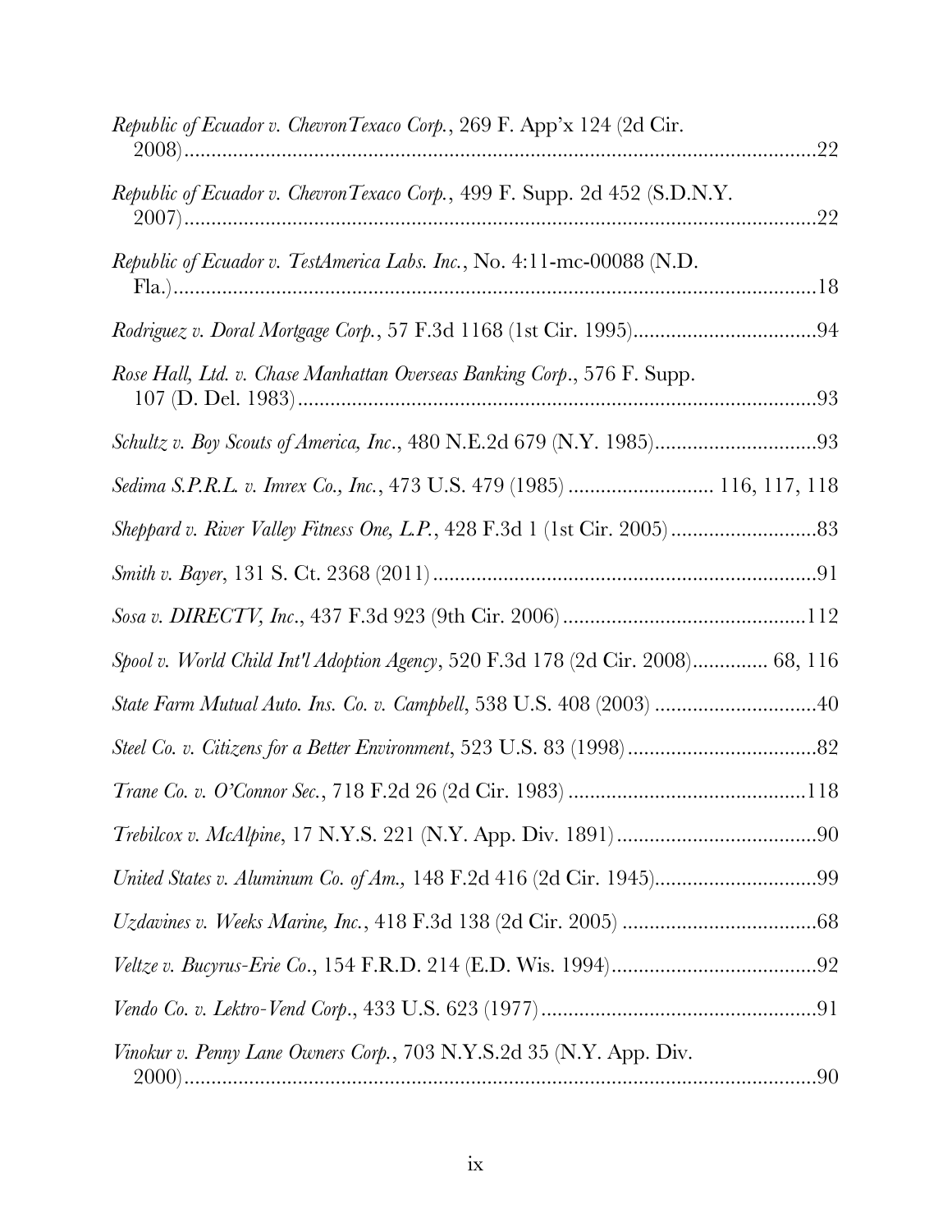*Republic of Ecuador v. ChevronTexaco Corp.*, 269 F. App'x 124 (2d Cir. 2008)....................................................................................................................22

*Republic of Ecuador v. ChevronTexaco Corp.*, 499 F. Supp. 2d 452 (S.D.N.Y. 2007)....................................................................................................................22

*Republic of Ecuador v. TestAmerica Labs. Inc.*, No. 4:11-mc-00088 (N.D. Fla.)......................................................................................................................18

*Rodriguez v. Doral Mortgage Corp.*, 57 F.3d 1168 (1st Cir. 1995)..................................94

*Rose Hall, Ltd. v. Chase Manhattan Overseas Banking Corp.*, 576 F. Supp. 107 (D. Del. 1983)................................................................................................93

*Schultz v. Boy Scouts of America, Inc.*, 480 N.E.2d 679 (N.Y. 1985)..............................93

*Sedima S.P.R.L. v. Imrex Co., Inc.*, 473 U.S. 479 (1985) ........................... 116, 117, 118

*Sheppard v. River Valley Fitness One, L.P.*, 428 F.3d 1 (1st Cir. 2005)...........................83

*Smith v. Bayer*, 131 S. Ct. 2368 (2011) ........................................................................91

*Sosa v. DIRECTV, Inc.*, 437 F.3d 923 (9th Cir. 2006).............................................112

*Spool v. World Child Int'l Adoption Agency*, 520 F.3d 178 (2d Cir. 2008).............. 68, 116

*State Farm Mutual Auto. Ins. Co. v. Campbell*, 538 U.S. 408 (2003) ..............................40

*Steel Co. v. Citizens for a Better Environment*, 523 U.S. 83 (1998)...................................82

*Trane Co. v. O'Connor Sec.*, 718 F.2d 26 (2d Cir. 1983) ............................................118

*Trebilcox v. McAlpine*, 17 N.Y.S. 221 (N.Y. App. Div. 1891).....................................90

*United States v. Aluminum Co. of Am.*, 148 F.2d 416 (2d Cir. 1945)..............................99

*Uzdavines v. Weeks Marine, Inc.*, 418 F.3d 138 (2d Cir. 2005) ....................................68

*Veltze v. Bucyrus-Erie Co*., 154 F.R.D. 214 (E.D. Wis. 1994).......................................92

*Vendo Co. v. Lektro-Vend Corp.*, 433 U.S. 623 (1977)...................................................91

*Vinokur v. Penny Lane Owners Corp.*, 703 N.Y.S.2d 35 (N.Y. App. Div. 2000)....................................................................................................................90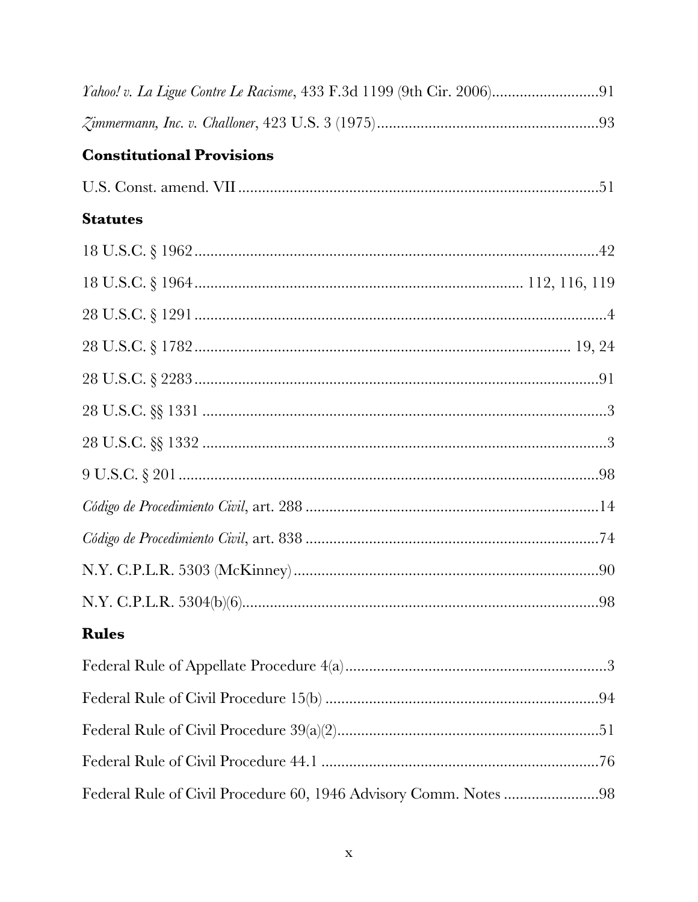*Yahoo! v. La Ligue Contre Le Racisme*, 433 F.3d 1199 (9th Cir. 2006)...........................91

*Zimmermann, Inc. v. Challoner*, 423 U.S. 3 (1975)........................................................93

**Constitutional Provisions**

U.S. Const. amend. VII..........................................................................................51

**Statutes**

18 U.S.C. § 1962......................................................................................................42

18 U.S.C. § 1964.................................................................................. 112, 116, 119

28 U.S.C. § 1291........................................................................................................4

28 U.S.C. § 1782............................................................................................ 19, 24

28 U.S.C. § 2283......................................................................................................91

28 U.S.C. §§ 1331 .....................................................................................................3

28 U.S.C. §§ 1332 .....................................................................................................3

9 U.S.C. § 201..........................................................................................................98

*Código de Procedimiento Civil*, art. 288 ..........................................................................14

*Código de Procedimiento Civil*, art. 838 ..........................................................................74

N.Y. C.P.L.R. 5303 (McKinney).............................................................................90

N.Y. C.P.L.R. 5304(b)(6)..........................................................................................98

**Rules**

Federal Rule of Appellate Procedure 4(a).................................................................3

Federal Rule of Civil Procedure 15(b) ....................................................................94

Federal Rule of Civil Procedure 39(a)(2).................................................................51

Federal Rule of Civil Procedure 44.1 ......................................................................76

Federal Rule of Civil Procedure 60, 1946 Advisory Comm. Notes ........................98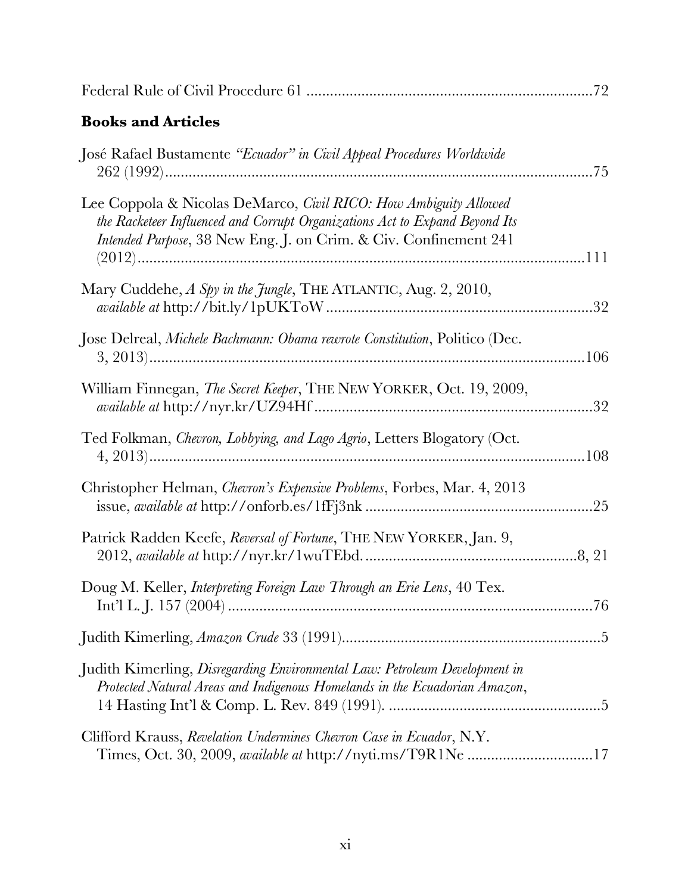Federal Rule of Civil Procedure 61 .......................................................................72

**Books and Articles**

José Rafael Bustamente *"Ecuador" in Civil Appeal Procedures Worldwide* 262 (1992).............................................................................................................75

Lee Coppola & Nicolas DeMarco, *Civil RICO: How Ambiguity Allowed the Racketeer Influenced and Corrupt Organizations Act to Expand Beyond Its Intended Purpose*, 38 New Eng. J. on Crim. & Civ. Confinement 241 (2012)....................................................................................................................111

Mary Cuddehe, *A Spy in the Jungle*, THE ATLANTIC, Aug. 2, 2010, *available at* http://bit.ly/1pUKToW....................................................................32

Jose Delreal, *Michele Bachmann: Obama rewrote Constitution*, Politico (Dec. 3, 2013)................................................................................................................106

William Finnegan, *The Secret Keeper*, THE NEW YORKER, Oct. 19, 2009, *available at* http://nyr.kr/UZ94Hf........................................................................32

Ted Folkman, *Chevron, Lobbying, and Lago Agrio*, Letters Blogatory (Oct. 4, 2013)................................................................................................................108

Christopher Helman, *Chevron's Expensive Problems*, Forbes, Mar. 4, 2013 issue, *available at* http://onforb.es/1fFj3nk ..........................................................25

Patrick Radden Keefe, *Reversal of Fortune*, THE NEW YORKER, Jan. 9, 2012, *available at* http://nyr.kr/1wuTEbd. ......................................................8, 21

Doug M. Keller, *Interpreting Foreign Law Through an Erie Lens*, 40 Tex. Int'l L. J. 157 (2004) ..............................................................................................76

Judith Kimerling, *Amazon Crude* 33 (1991).................................................................5

Judith Kimerling, *Disregarding Environmental Law: Petroleum Development in Protected Natural Areas and Indigenous Homelands in the Ecuadorian Amazon*, 14 Hasting Int'l & Comp. L. Rev. 849 (1991). ......................................................5

Clifford Krauss, *Revelation Undermines Chevron Case in Ecuador*, N.Y. Times, Oct. 30, 2009, *available at* http://nyti.ms/T9R1Ne ................................17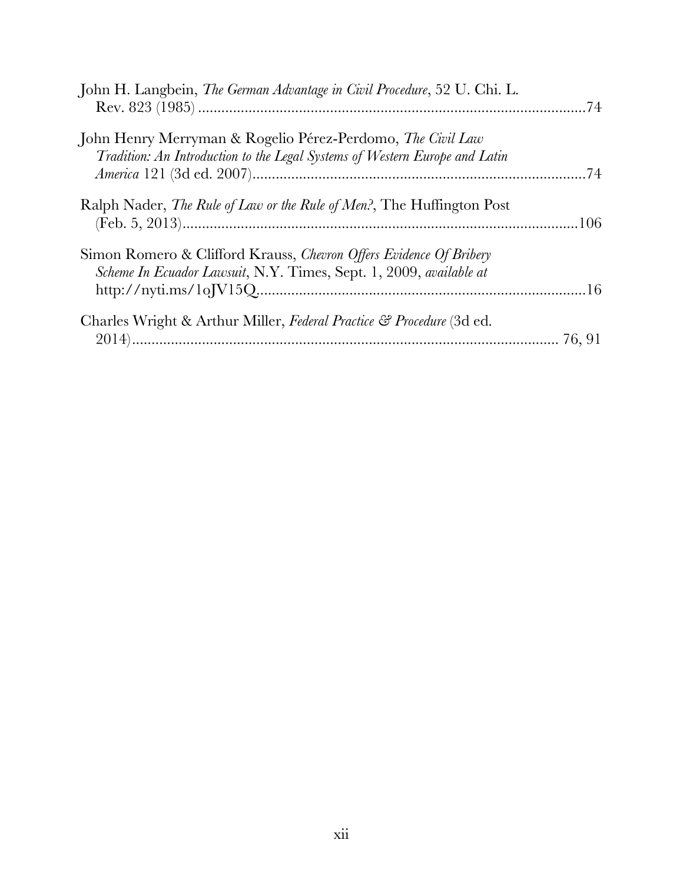John H. Langbein, *The German Advantage in Civil Procedure*, 52 U. Chi. L. Rev. 823 (1985) ....................................................................................................74

John Henry Merryman & Rogelio Pérez-Perdomo, *The Civil Law Tradition: An Introduction to the Legal Systems of Western Europe and Latin America* 121 (3d ed. 2007).....................................................................................74

Ralph Nader, *The Rule of Law or the Rule of Men?*, The Huffington Post (Feb. 5, 2013).....................................................................................................106

Simon Romero & Clifford Krauss, *Chevron Offers Evidence Of Bribery Scheme In Ecuador Lawsuit*, N.Y. Times, Sept. 1, 2009, *available at* http://nyti.ms/1oJV15Q....................................................................................16

Charles Wright & Arthur Miller, *Federal Practice & Procedure* (3d ed. 2014)............................................................................................................. 76, 91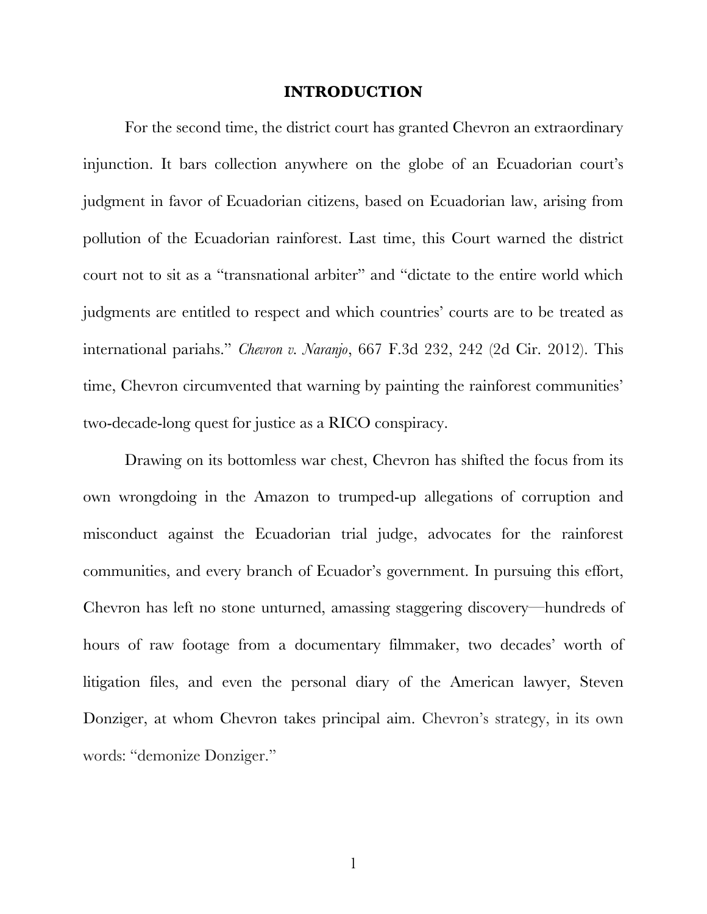# INTRODUCTION

For the second time, the district court has granted Chevron an extraordinary injunction. It bars collection anywhere on the globe of an Ecuadorian court's judgment in favor of Ecuadorian citizens, based on Ecuadorian law, arising from pollution of the Ecuadorian rainforest. Last time, this Court warned the district court not to sit as a "transnational arbiter" and "dictate to the entire world which judgments are entitled to respect and which countries' courts are to be treated as international pariahs." *Chevron v. Naranjo*, 667 F.3d 232, 242 (2d Cir. 2012). This time, Chevron circumvented that warning by painting the rainforest communities' two-decade-long quest for justice as a RICO conspiracy.

Drawing on its bottomless war chest, Chevron has shifted the focus from its own wrongdoing in the Amazon to trumped-up allegations of corruption and misconduct against the Ecuadorian trial judge, advocates for the rainforest communities, and every branch of Ecuador's government. In pursuing this effort, Chevron has left no stone unturned, amassing staggering discovery—hundreds of hours of raw footage from a documentary filmmaker, two decades' worth of litigation files, and even the personal diary of the American lawyer, Steven Donziger, at whom Chevron takes principal aim. Chevron's strategy, in its own words: "demonize Donziger."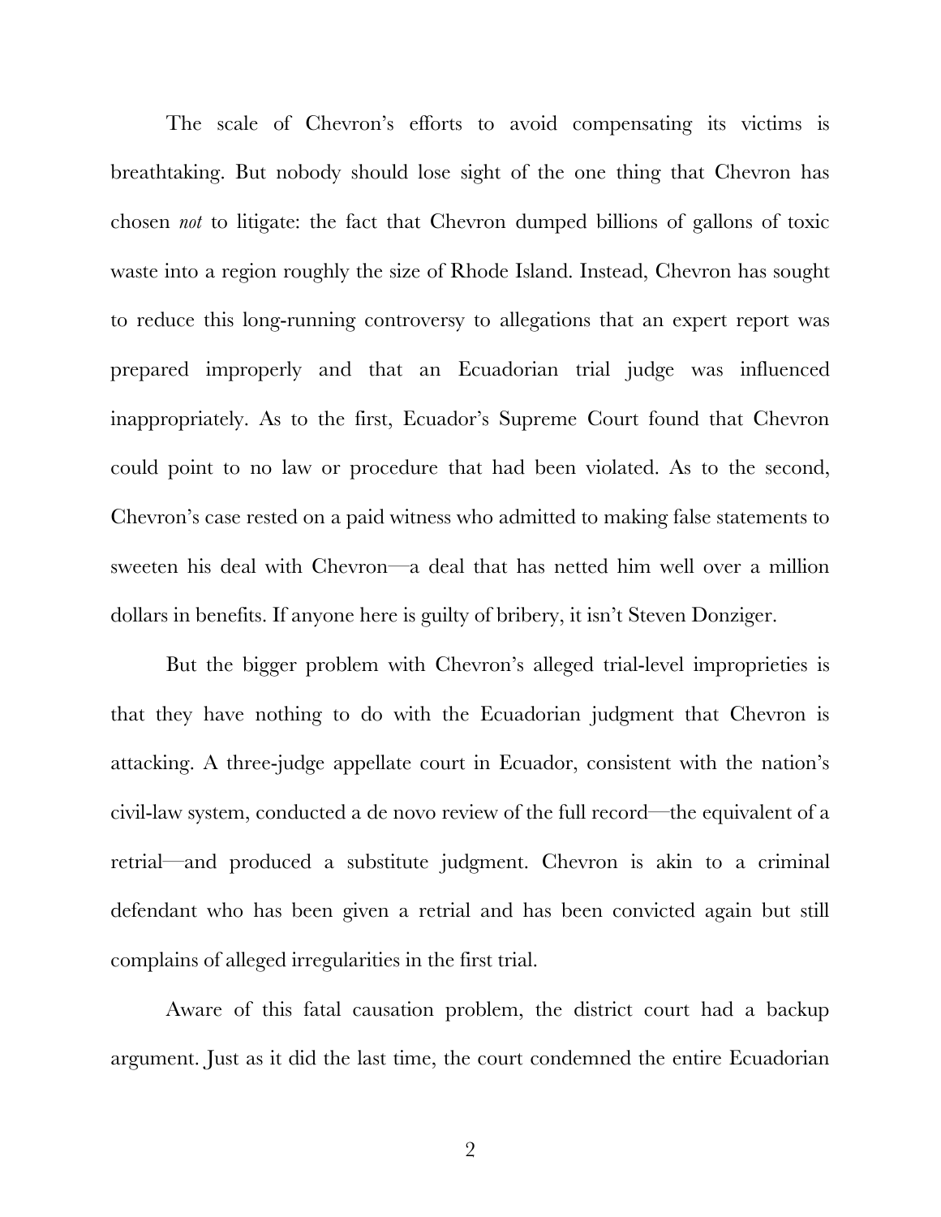The scale of Chevron's efforts to avoid compensating its victims is breathtaking. But nobody should lose sight of the one thing that Chevron has chosen *not* to litigate: the fact that Chevron dumped billions of gallons of toxic waste into a region roughly the size of Rhode Island. Instead, Chevron has sought to reduce this long-running controversy to allegations that an expert report was prepared improperly and that an Ecuadorian trial judge was influenced inappropriately. As to the first, Ecuador's Supreme Court found that Chevron could point to no law or procedure that had been violated. As to the second, Chevron's case rested on a paid witness who admitted to making false statements to sweeten his deal with Chevron—a deal that has netted him well over a million dollars in benefits. If anyone here is guilty of bribery, it isn't Steven Donziger.

But the bigger problem with Chevron's alleged trial-level improprieties is that they have nothing to do with the Ecuadorian judgment that Chevron is attacking. A three-judge appellate court in Ecuador, consistent with the nation's civil-law system, conducted a de novo review of the full record—the equivalent of a retrial—and produced a substitute judgment. Chevron is akin to a criminal defendant who has been given a retrial and has been convicted again but still complains of alleged irregularities in the first trial.

Aware of this fatal causation problem, the district court had a backup argument. Just as it did the last time, the court condemned the entire Ecuadorian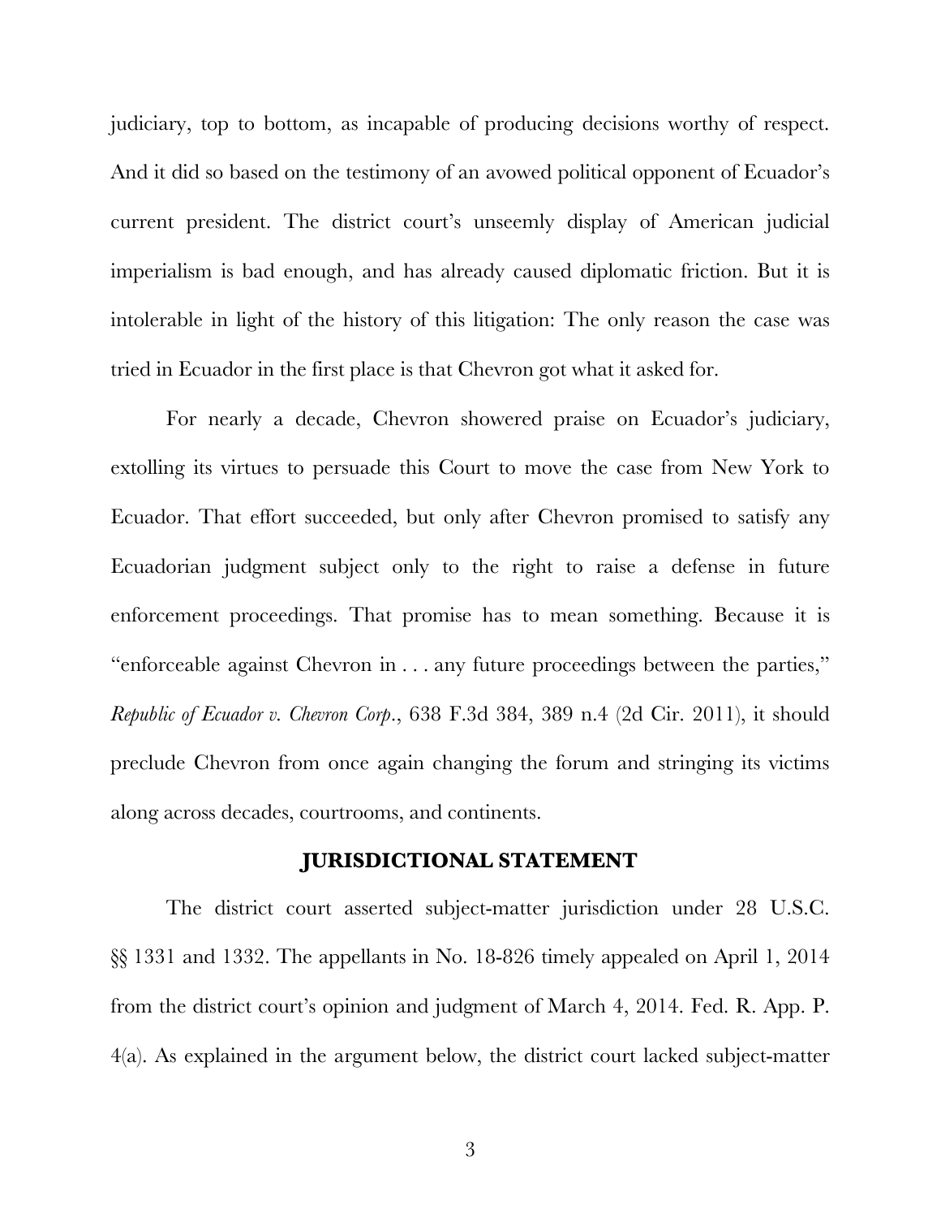judiciary, top to bottom, as incapable of producing decisions worthy of respect. And it did so based on the testimony of an avowed political opponent of Ecuador's current president. The district court's unseemly display of American judicial imperialism is bad enough, and has already caused diplomatic friction. But it is intolerable in light of the history of this litigation: The only reason the case was tried in Ecuador in the first place is that Chevron got what it asked for.

For nearly a decade, Chevron showered praise on Ecuador's judiciary, extolling its virtues to persuade this Court to move the case from New York to Ecuador. That effort succeeded, but only after Chevron promised to satisfy any Ecuadorian judgment subject only to the right to raise a defense in future enforcement proceedings. That promise has to mean something. Because it is "enforceable against Chevron in . . . any future proceedings between the parties," *Republic of Ecuador v. Chevron Corp.*, 638 F.3d 384, 389 n.4 (2d Cir. 2011), it should preclude Chevron from once again changing the forum and stringing its victims along across decades, courtrooms, and continents.

## JURISDICTIONAL STATEMENT

The district court asserted subject-matter jurisdiction under 28 U.S.C. §§ 1331 and 1332. The appellants in No. 18-826 timely appealed on April 1, 2014 from the district court's opinion and judgment of March 4, 2014. Fed. R. App. P. 4(a). As explained in the argument below, the district court lacked subject-matter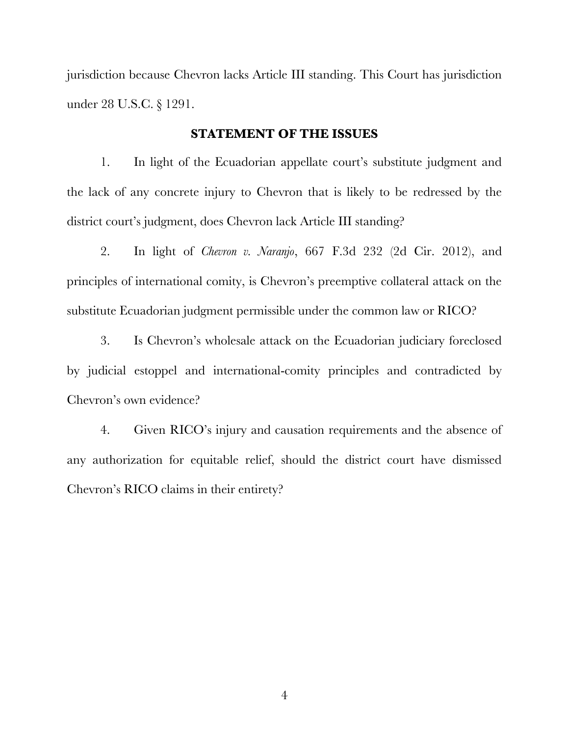jurisdiction because Chevron lacks Article III standing. This Court has jurisdiction under 28 U.S.C. § 1291.

## STATEMENT OF THE ISSUES

1. In light of the Ecuadorian appellate court's substitute judgment and the lack of any concrete injury to Chevron that is likely to be redressed by the district court's judgment, does Chevron lack Article III standing?

2. In light of *Chevron v. Naranjo*, 667 F.3d 232 (2d Cir. 2012), and principles of international comity, is Chevron's preemptive collateral attack on the substitute Ecuadorian judgment permissible under the common law or RICO?

3. Is Chevron's wholesale attack on the Ecuadorian judiciary foreclosed by judicial estoppel and international-comity principles and contradicted by Chevron's own evidence?

4. Given RICO's injury and causation requirements and the absence of any authorization for equitable relief, should the district court have dismissed Chevron's RICO claims in their entirety?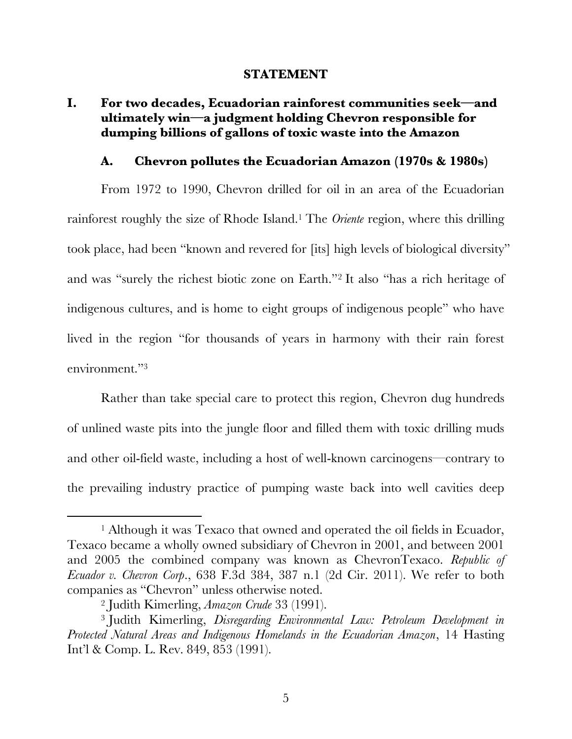# STATEMENT

## I. For two decades, Ecuadorian rainforest communities seek—and ultimately win—a judgment holding Chevron responsible for dumping billions of gallons of toxic waste into the Amazon

### A. Chevron pollutes the Ecuadorian Amazon (1970s & 1980s)

From 1972 to 1990, Chevron drilled for oil in an area of the Ecuadorian rainforest roughly the size of Rhode Island.[1] The *Oriente* region, where this drilling took place, had been "known and revered for [its] high levels of biological diversity" and was "surely the richest biotic zone on Earth."[2] It also "has a rich heritage of indigenous cultures, and is home to eight groups of indigenous people" who have lived in the region "for thousands of years in harmony with their rain forest environment."[3]

Rather than take special care to protect this region, Chevron dug hundreds of unlined waste pits into the jungle floor and filled them with toxic drilling muds and other oil-field waste, including a host of well-known carcinogens—contrary to the prevailing industry practice of pumping waste back into well cavities deep

---

[1] Although it was Texaco that owned and operated the oil fields in Ecuador, Texaco became a wholly owned subsidiary of Chevron in 2001, and between 2001 and 2005 the combined company was known as ChevronTexaco. *Republic of Ecuador v. Chevron Corp*., 638 F.3d 384, 387 n.1 (2d Cir. 2011). We refer to both companies as "Chevron" unless otherwise noted.

[2] Judith Kimerling, *Amazon Crude* 33 (1991).

[3] Judith Kimerling, *Disregarding Environmental Law: Petroleum Development in Protected Natural Areas and Indigenous Homelands in the Ecuadorian Amazon*, 14 Hasting Int'l & Comp. L. Rev. 849, 853 (1991).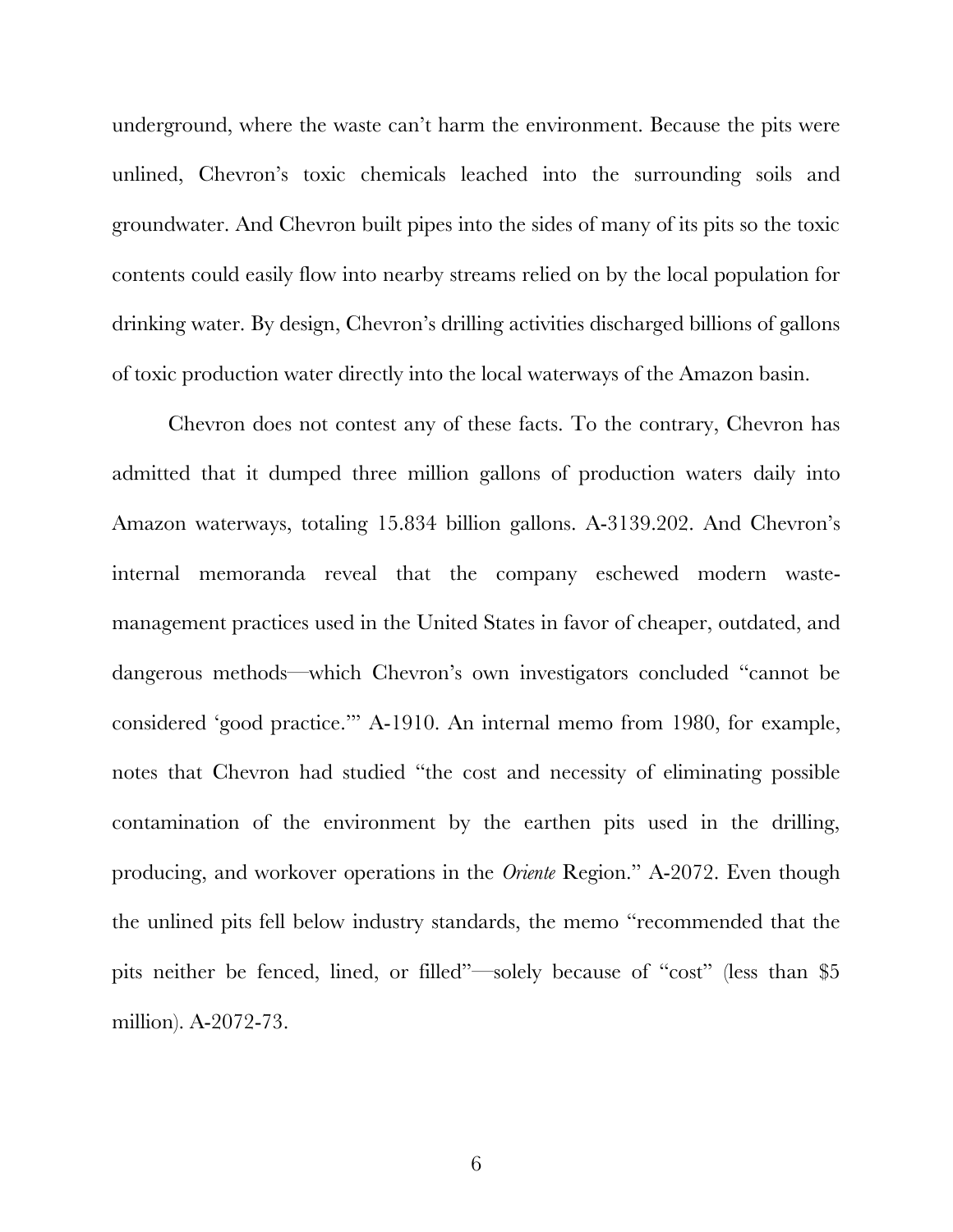underground, where the waste can't harm the environment. Because the pits were unlined, Chevron's toxic chemicals leached into the surrounding soils and groundwater. And Chevron built pipes into the sides of many of its pits so the toxic contents could easily flow into nearby streams relied on by the local population for drinking water. By design, Chevron's drilling activities discharged billions of gallons of toxic production water directly into the local waterways of the Amazon basin.

Chevron does not contest any of these facts. To the contrary, Chevron has admitted that it dumped three million gallons of production waters daily into Amazon waterways, totaling 15.834 billion gallons. A-3139.202. And Chevron's internal memoranda reveal that the company eschewed modern waste-management practices used in the United States in favor of cheaper, outdated, and dangerous methods—which Chevron's own investigators concluded "cannot be considered 'good practice.'" A-1910. An internal memo from 1980, for example, notes that Chevron had studied "the cost and necessity of eliminating possible contamination of the environment by the earthen pits used in the drilling, producing, and workover operations in the *Oriente* Region." A-2072. Even though the unlined pits fell below industry standards, the memo "recommended that the pits neither be fenced, lined, or filled"—solely because of "cost" (less than $5 million). A-2072-73.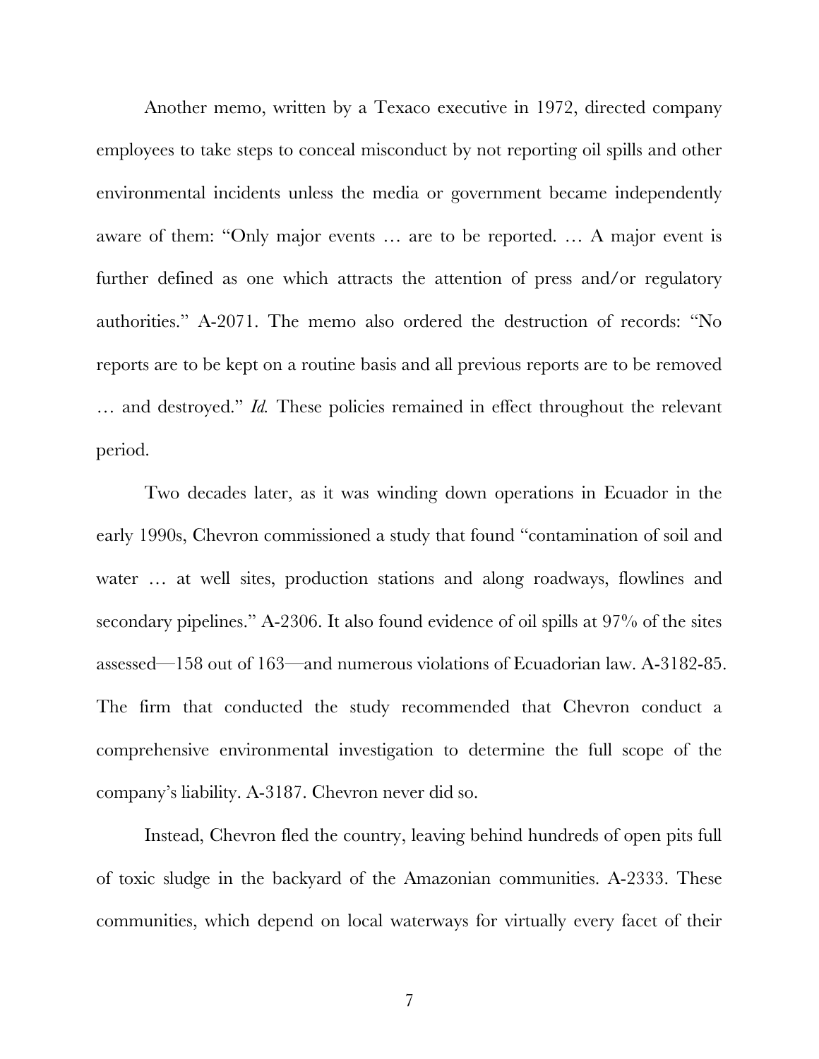Another memo, written by a Texaco executive in 1972, directed company employees to take steps to conceal misconduct by not reporting oil spills and other environmental incidents unless the media or government became independently aware of them: "Only major events … are to be reported. … A major event is further defined as one which attracts the attention of press and/or regulatory authorities." A-2071. The memo also ordered the destruction of records: "No reports are to be kept on a routine basis and all previous reports are to be removed … and destroyed." *Id.* These policies remained in effect throughout the relevant period.

Two decades later, as it was winding down operations in Ecuador in the early 1990s, Chevron commissioned a study that found "contamination of soil and water … at well sites, production stations and along roadways, flowlines and secondary pipelines." A-2306. It also found evidence of oil spills at 97% of the sites assessed—158 out of 163—and numerous violations of Ecuadorian law. A-3182-85. The firm that conducted the study recommended that Chevron conduct a comprehensive environmental investigation to determine the full scope of the company's liability. A-3187. Chevron never did so.

Instead, Chevron fled the country, leaving behind hundreds of open pits full of toxic sludge in the backyard of the Amazonian communities. A-2333. These communities, which depend on local waterways for virtually every facet of their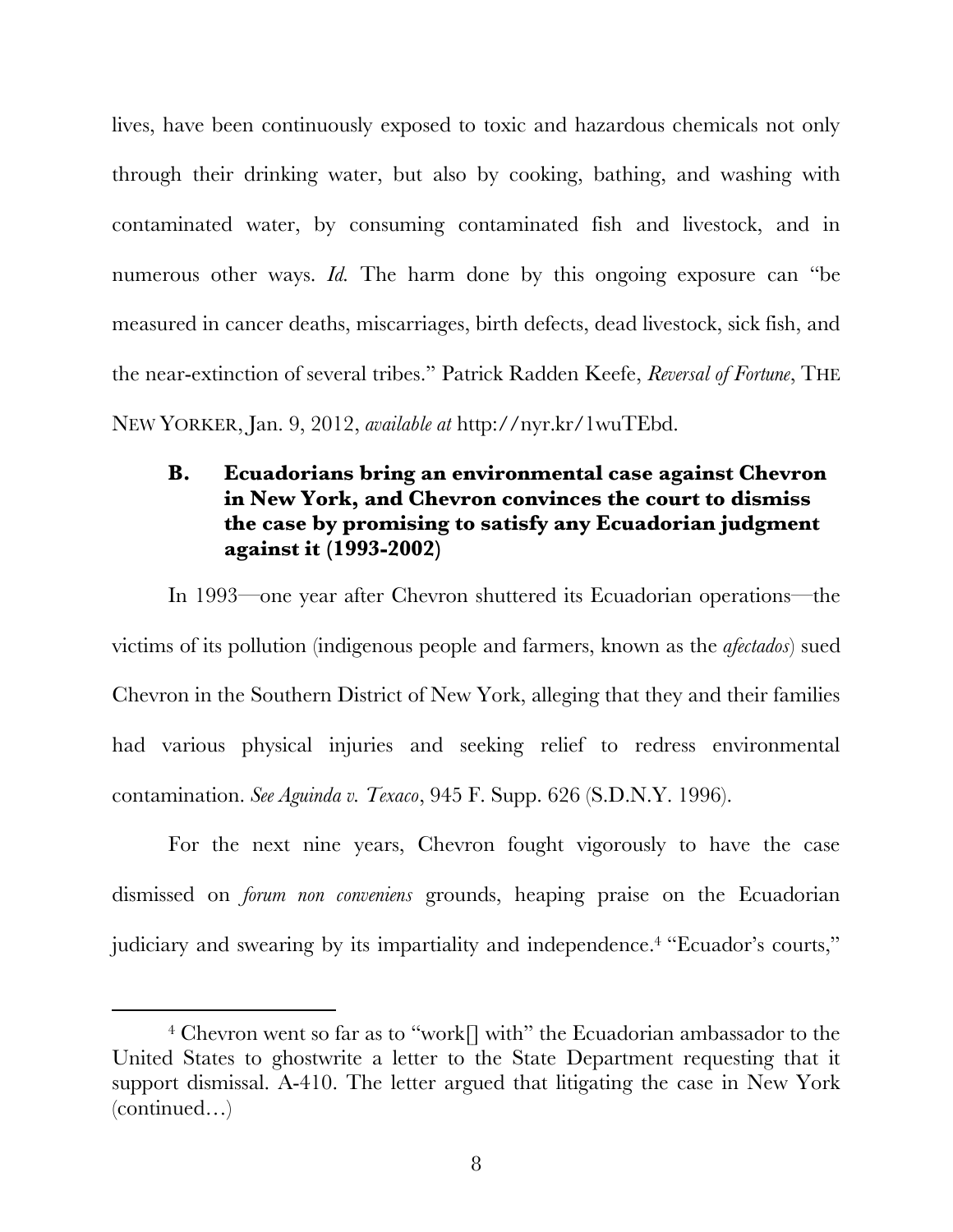lives, have been continuously exposed to toxic and hazardous chemicals not only through their drinking water, but also by cooking, bathing, and washing with contaminated water, by consuming contaminated fish and livestock, and in numerous other ways. *Id.* The harm done by this ongoing exposure can "be measured in cancer deaths, miscarriages, birth defects, dead livestock, sick fish, and the near-extinction of several tribes." Patrick Radden Keefe, *Reversal of Fortune*, THE NEW YORKER, Jan. 9, 2012, *available at* http://nyr.kr/1wuTEbd.

### B. Ecuadorians bring an environmental case against Chevron in New York, and Chevron convinces the court to dismiss the case by promising to satisfy any Ecuadorian judgment against it (1993-2002)

In 1993—one year after Chevron shuttered its Ecuadorian operations—the victims of its pollution (indigenous people and farmers, known as the *afectados*) sued Chevron in the Southern District of New York, alleging that they and their families had various physical injuries and seeking relief to redress environmental contamination. *See Aguinda v. Texaco*, 945 F. Supp. 626 (S.D.N.Y. 1996).

For the next nine years, Chevron fought vigorously to have the case dismissed on *forum non conveniens* grounds, heaping praise on the Ecuadorian judiciary and swearing by its impartiality and independence.[4] "Ecuador's courts,"

---

[4] Chevron went so far as to "work[] with" the Ecuadorian ambassador to the United States to ghostwrite a letter to the State Department requesting that it support dismissal. A-410. The letter argued that litigating the case in New York (continued…)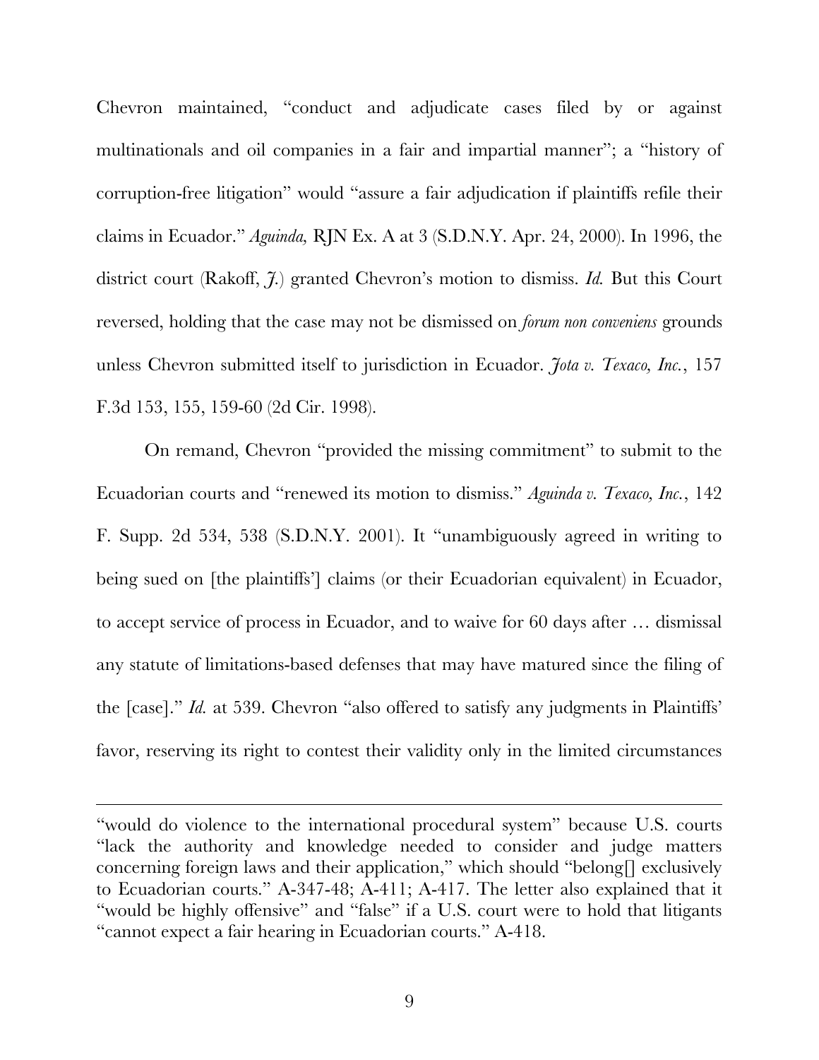Chevron maintained, "conduct and adjudicate cases filed by or against multinationals and oil companies in a fair and impartial manner"; a "history of corruption-free litigation" would "assure a fair adjudication if plaintiffs refile their claims in Ecuador." *Aguinda,* RJN Ex. A at 3 (S.D.N.Y. Apr. 24, 2000). In 1996, the district court (Rakoff, *J.*) granted Chevron's motion to dismiss. *Id.* But this Court reversed, holding that the case may not be dismissed on *forum non conveniens* grounds unless Chevron submitted itself to jurisdiction in Ecuador. *Jota v. Texaco, Inc.*, 157 F.3d 153, 155, 159-60 (2d Cir. 1998).

On remand, Chevron "provided the missing commitment" to submit to the Ecuadorian courts and "renewed its motion to dismiss." *Aguinda v. Texaco, Inc.*, 142 F. Supp. 2d 534, 538 (S.D.N.Y. 2001). It "unambiguously agreed in writing to being sued on [the plaintiffs'] claims (or their Ecuadorian equivalent) in Ecuador, to accept service of process in Ecuador, and to waive for 60 days after … dismissal any statute of limitations-based defenses that may have matured since the filing of the [case]." *Id.* at 539. Chevron "also offered to satisfy any judgments in Plaintiffs' favor, reserving its right to contest their validity only in the limited circumstances

---

"would do violence to the international procedural system" because U.S. courts "lack the authority and knowledge needed to consider and judge matters concerning foreign laws and their application," which should "belong[] exclusively to Ecuadorian courts." A-347-48; A-411; A-417. The letter also explained that it "would be highly offensive" and "false" if a U.S. court were to hold that litigants "cannot expect a fair hearing in Ecuadorian courts." A-418.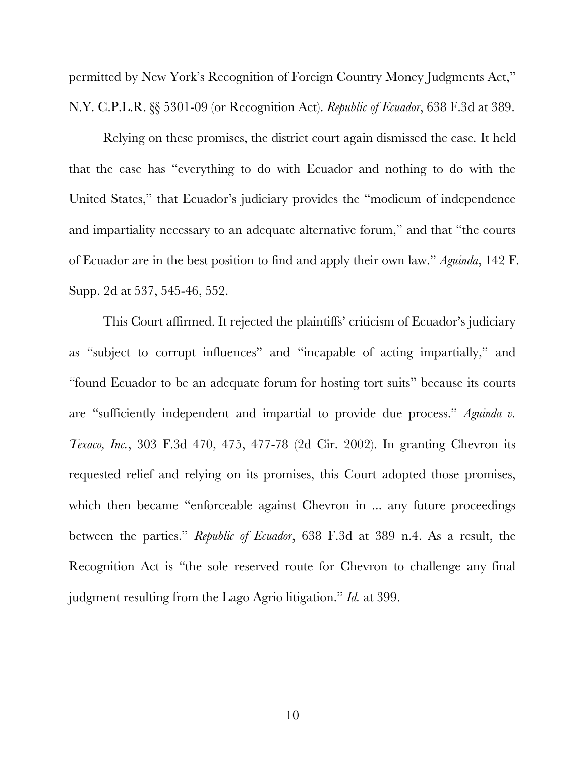permitted by New York's Recognition of Foreign Country Money Judgments Act," N.Y. C.P.L.R. §§ 5301-09 (or Recognition Act). *Republic of Ecuador*, 638 F.3d at 389.

Relying on these promises, the district court again dismissed the case. It held that the case has "everything to do with Ecuador and nothing to do with the United States," that Ecuador's judiciary provides the "modicum of independence and impartiality necessary to an adequate alternative forum," and that "the courts of Ecuador are in the best position to find and apply their own law." *Aguinda*, 142 F. Supp. 2d at 537, 545-46, 552.

This Court affirmed. It rejected the plaintiffs' criticism of Ecuador's judiciary as "subject to corrupt influences" and "incapable of acting impartially," and "found Ecuador to be an adequate forum for hosting tort suits" because its courts are "sufficiently independent and impartial to provide due process." *Aguinda v. Texaco, Inc.*, 303 F.3d 470, 475, 477-78 (2d Cir. 2002). In granting Chevron its requested relief and relying on its promises, this Court adopted those promises, which then became "enforceable against Chevron in ... any future proceedings between the parties." *Republic of Ecuador*, 638 F.3d at 389 n.4. As a result, the Recognition Act is "the sole reserved route for Chevron to challenge any final judgment resulting from the Lago Agrio litigation." *Id.* at 399.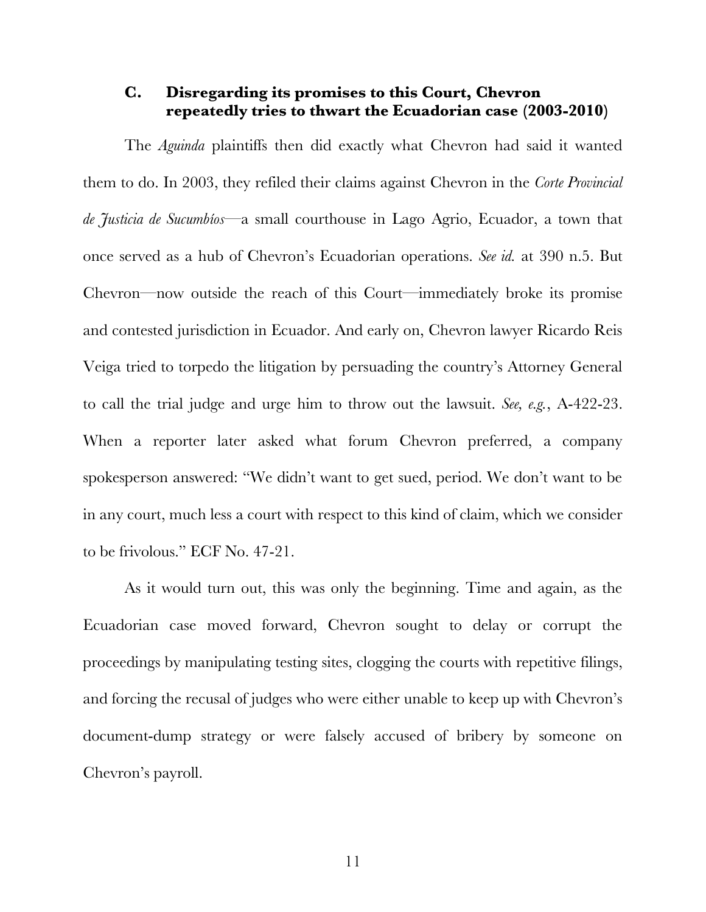### C. Disregarding its promises to this Court, Chevron repeatedly tries to thwart the Ecuadorian case (2003-2010)

The *Aguinda* plaintiffs then did exactly what Chevron had said it wanted them to do. In 2003, they refiled their claims against Chevron in the *Corte Provincial de Justicia de Sucumbíos*—a small courthouse in Lago Agrio, Ecuador, a town that once served as a hub of Chevron's Ecuadorian operations. *See id.* at 390 n.5. But Chevron—now outside the reach of this Court—immediately broke its promise and contested jurisdiction in Ecuador. And early on, Chevron lawyer Ricardo Reis Veiga tried to torpedo the litigation by persuading the country's Attorney General to call the trial judge and urge him to throw out the lawsuit. *See, e.g.*, A-422-23. When a reporter later asked what forum Chevron preferred, a company spokesperson answered: "We didn't want to get sued, period. We don't want to be in any court, much less a court with respect to this kind of claim, which we consider to be frivolous." ECF No. 47-21.

As it would turn out, this was only the beginning. Time and again, as the Ecuadorian case moved forward, Chevron sought to delay or corrupt the proceedings by manipulating testing sites, clogging the courts with repetitive filings, and forcing the recusal of judges who were either unable to keep up with Chevron's document-dump strategy or were falsely accused of bribery by someone on Chevron's payroll.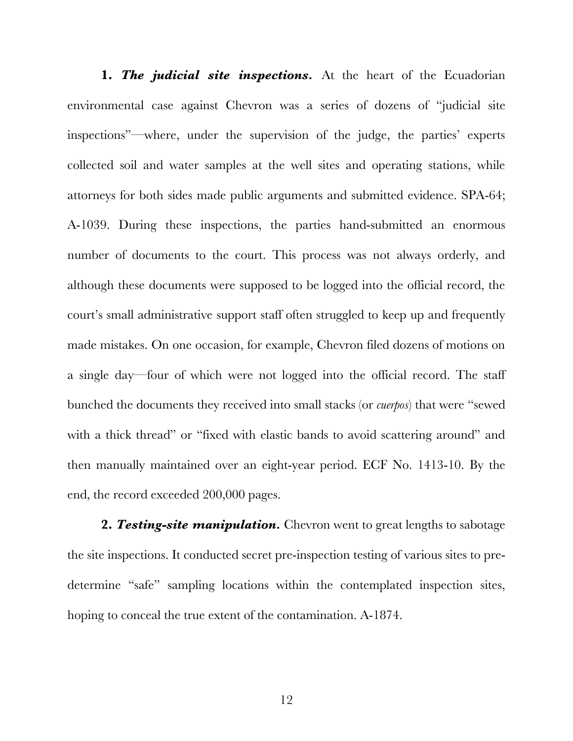**1. *The judicial site inspections*.** At the heart of the Ecuadorian environmental case against Chevron was a series of dozens of "judicial site inspections"—where, under the supervision of the judge, the parties' experts collected soil and water samples at the well sites and operating stations, while attorneys for both sides made public arguments and submitted evidence. SPA-64; A-1039. During these inspections, the parties hand-submitted an enormous number of documents to the court. This process was not always orderly, and although these documents were supposed to be logged into the official record, the court's small administrative support staff often struggled to keep up and frequently made mistakes. On one occasion, for example, Chevron filed dozens of motions on a single day—four of which were not logged into the official record. The staff bunched the documents they received into small stacks (or *cuerpos*) that were "sewed with a thick thread" or "fixed with elastic bands to avoid scattering around" and then manually maintained over an eight-year period. ECF No. 1413-10. By the end, the record exceeded 200,000 pages.

**2. *Testing-site manipulation*.** Chevron went to great lengths to sabotage the site inspections. It conducted secret pre-inspection testing of various sites to pre-determine "safe" sampling locations within the contemplated inspection sites, hoping to conceal the true extent of the contamination. A-1874.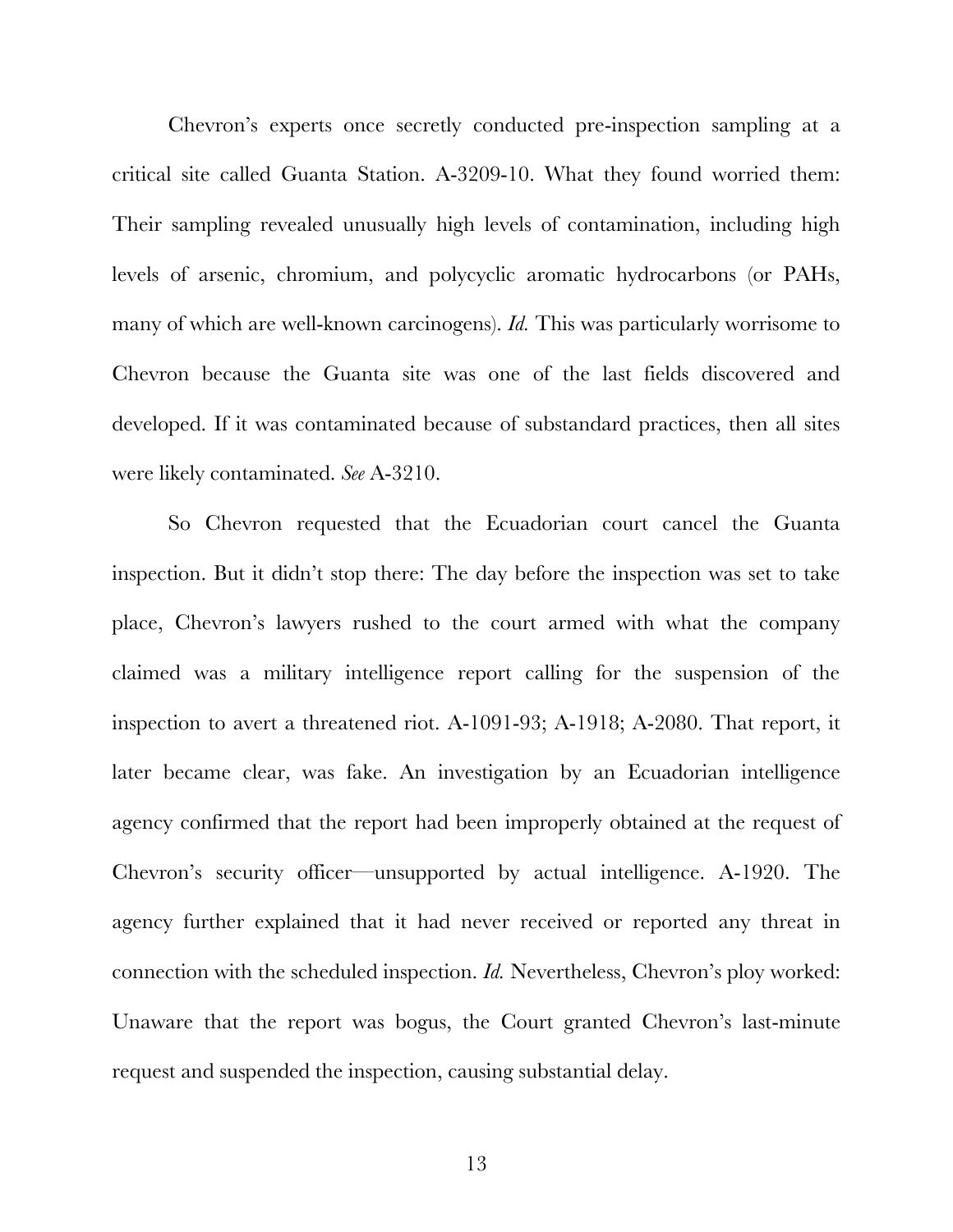Chevron's experts once secretly conducted pre-inspection sampling at a critical site called Guanta Station. A-3209-10. What they found worried them: Their sampling revealed unusually high levels of contamination, including high levels of arsenic, chromium, and polycyclic aromatic hydrocarbons (or PAHs, many of which are well-known carcinogens). *Id.* This was particularly worrisome to Chevron because the Guanta site was one of the last fields discovered and developed. If it was contaminated because of substandard practices, then all sites were likely contaminated. *See* A-3210.

So Chevron requested that the Ecuadorian court cancel the Guanta inspection. But it didn't stop there: The day before the inspection was set to take place, Chevron's lawyers rushed to the court armed with what the company claimed was a military intelligence report calling for the suspension of the inspection to avert a threatened riot. A-1091-93; A-1918; A-2080. That report, it later became clear, was fake. An investigation by an Ecuadorian intelligence agency confirmed that the report had been improperly obtained at the request of Chevron's security officer—unsupported by actual intelligence. A-1920. The agency further explained that it had never received or reported any threat in connection with the scheduled inspection. *Id.* Nevertheless, Chevron's ploy worked: Unaware that the report was bogus, the Court granted Chevron's last-minute request and suspended the inspection, causing substantial delay.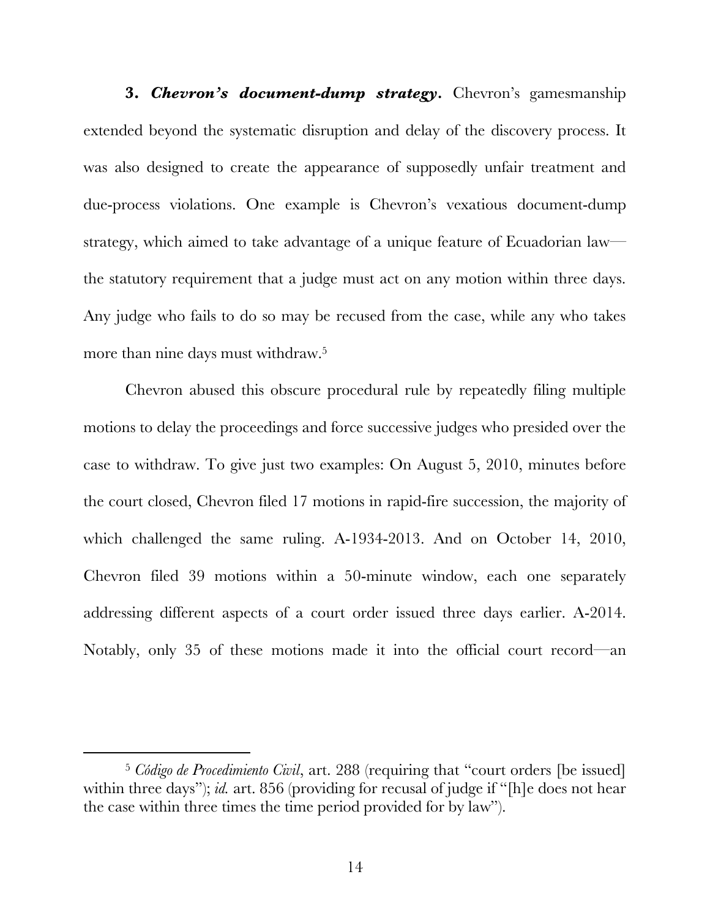**3.** ***Chevron's document-dump strategy*****.** Chevron's gamesmanship extended beyond the systematic disruption and delay of the discovery process. It was also designed to create the appearance of supposedly unfair treatment and due-process violations. One example is Chevron's vexatious document-dump strategy, which aimed to take advantage of a unique feature of Ecuadorian law—the statutory requirement that a judge must act on any motion within three days. Any judge who fails to do so may be recused from the case, while any who takes more than nine days must withdraw.[5]

Chevron abused this obscure procedural rule by repeatedly filing multiple motions to delay the proceedings and force successive judges who presided over the case to withdraw. To give just two examples: On August 5, 2010, minutes before the court closed, Chevron filed 17 motions in rapid-fire succession, the majority of which challenged the same ruling. A-1934-2013. And on October 14, 2010, Chevron filed 39 motions within a 50-minute window, each one separately addressing different aspects of a court order issued three days earlier. A-2014. Notably, only 35 of these motions made it into the official court record—an

---

[5] *Código de Procedimiento Civil*, art. 288 (requiring that "court orders [be issued] within three days"); *id.* art. 856 (providing for recusal of judge if "[h]e does not hear the case within three times the time period provided for by law").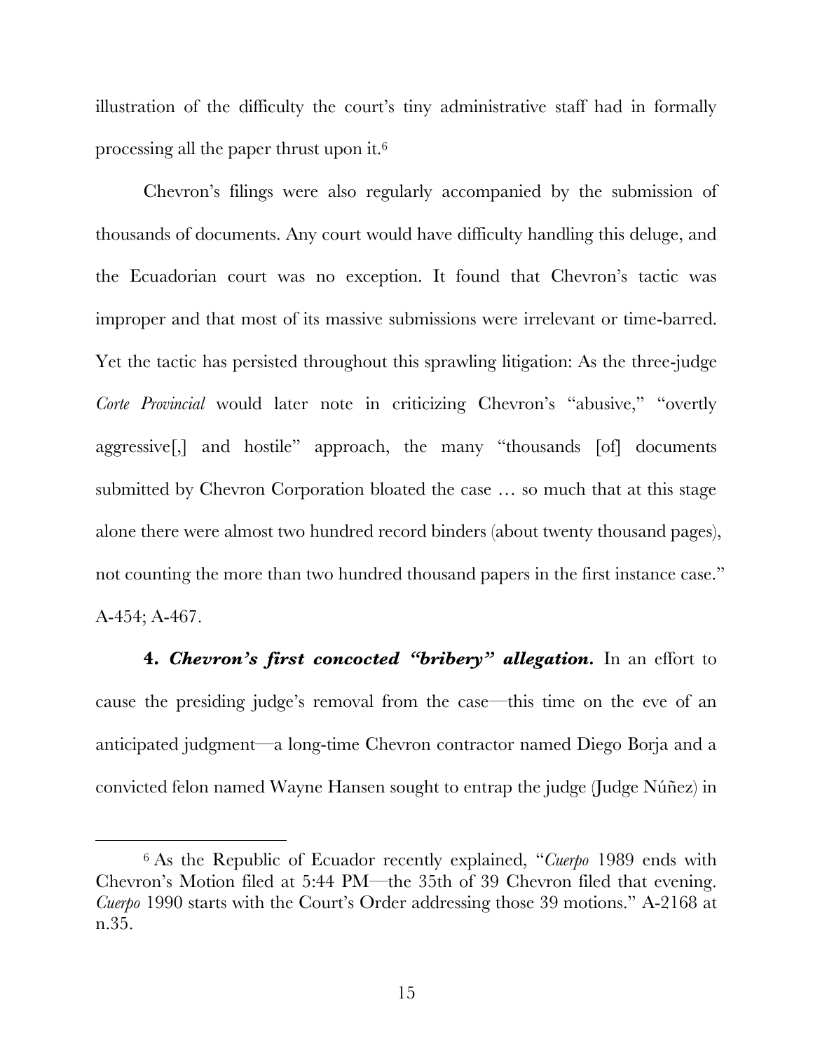illustration of the difficulty the court's tiny administrative staff had in formally processing all the paper thrust upon it.[6]

Chevron's filings were also regularly accompanied by the submission of thousands of documents. Any court would have difficulty handling this deluge, and the Ecuadorian court was no exception. It found that Chevron's tactic was improper and that most of its massive submissions were irrelevant or time-barred. Yet the tactic has persisted throughout this sprawling litigation: As the three-judge *Corte Provincial* would later note in criticizing Chevron's "abusive," "overtly aggressive[,] and hostile" approach, the many "thousands [of] documents submitted by Chevron Corporation bloated the case … so much that at this stage alone there were almost two hundred record binders (about twenty thousand pages), not counting the more than two hundred thousand papers in the first instance case." A-454; A-467.

**4. *Chevron's first concocted "bribery" allegation.*** In an effort to cause the presiding judge's removal from the case—this time on the eve of an anticipated judgment—a long-time Chevron contractor named Diego Borja and a convicted felon named Wayne Hansen sought to entrap the judge (Judge Núñez) in

[6] As the Republic of Ecuador recently explained, "*Cuerpo* 1989 ends with Chevron's Motion filed at 5:44 PM—the 35th of 39 Chevron filed that evening. *Cuerpo* 1990 starts with the Court's Order addressing those 39 motions." A-2168 at n.35.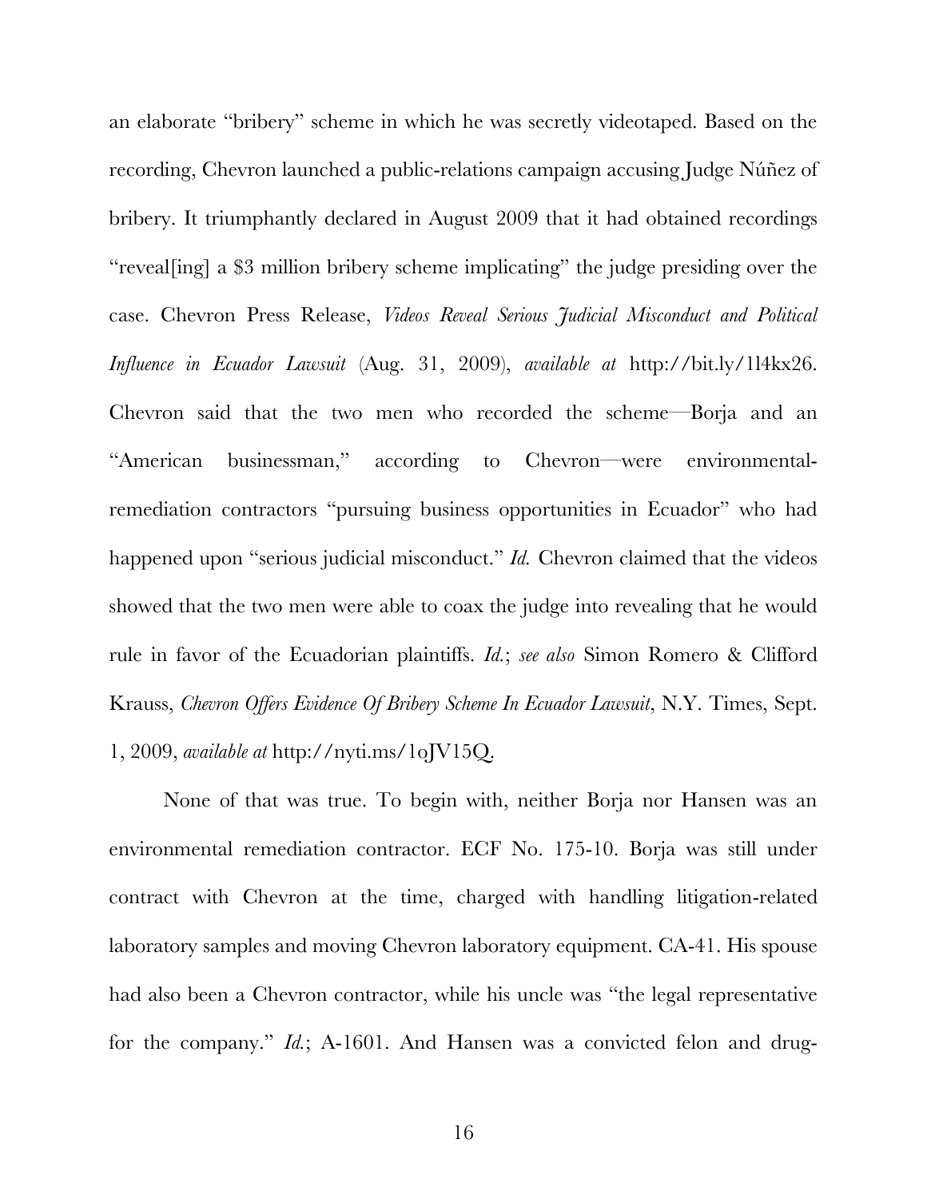an elaborate "bribery" scheme in which he was secretly videotaped. Based on the recording, Chevron launched a public-relations campaign accusing Judge Núñez of bribery. It triumphantly declared in August 2009 that it had obtained recordings "reveal[ing] a $3 million bribery scheme implicating" the judge presiding over the case. Chevron Press Release, *Videos Reveal Serious Judicial Misconduct and Political Influence in Ecuador Lawsuit* (Aug. 31, 2009), *available at* http://bit.ly/1l4kx26. Chevron said that the two men who recorded the scheme—Borja and an "American businessman," according to Chevron—were environmental-remediation contractors "pursuing business opportunities in Ecuador" who had happened upon "serious judicial misconduct." *Id.* Chevron claimed that the videos showed that the two men were able to coax the judge into revealing that he would rule in favor of the Ecuadorian plaintiffs. *Id.*; *see also* Simon Romero & Clifford Krauss, *Chevron Offers Evidence Of Bribery Scheme In Ecuador Lawsuit*, N.Y. Times, Sept. 1, 2009, *available at* http://nyti.ms/1oJV15Q.

None of that was true. To begin with, neither Borja nor Hansen was an environmental remediation contractor. ECF No. 175-10. Borja was still under contract with Chevron at the time, charged with handling litigation-related laboratory samples and moving Chevron laboratory equipment. CA-41. His spouse had also been a Chevron contractor, while his uncle was "the legal representative for the company." *Id.*; A-1601. And Hansen was a convicted felon and drug-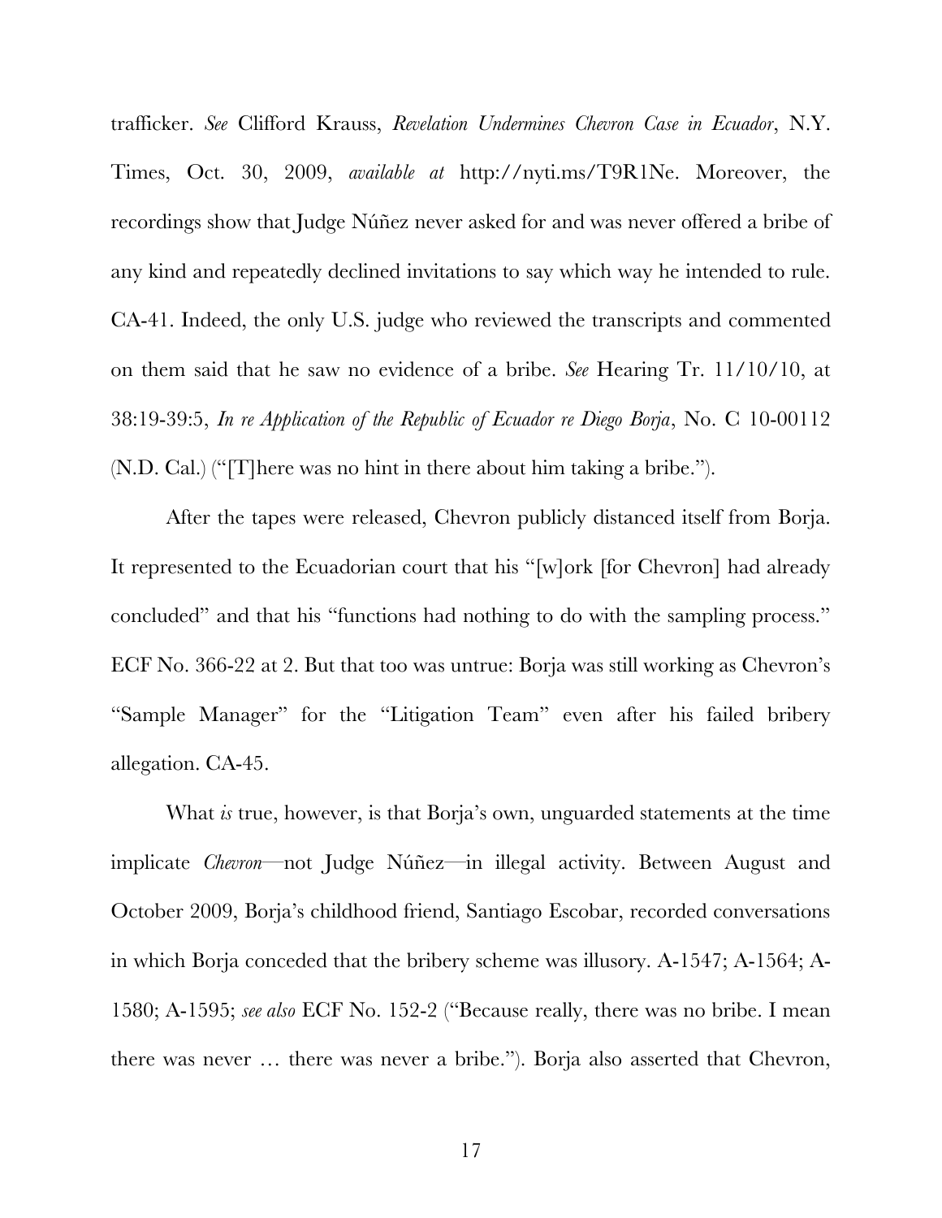trafficker. *See* Clifford Krauss, *Revelation Undermines Chevron Case in Ecuador*, N.Y. Times, Oct. 30, 2009, *available at* http://nyti.ms/T9R1Ne. Moreover, the recordings show that Judge Núñez never asked for and was never offered a bribe of any kind and repeatedly declined invitations to say which way he intended to rule. CA-41. Indeed, the only U.S. judge who reviewed the transcripts and commented on them said that he saw no evidence of a bribe. *See* Hearing Tr. 11/10/10, at 38:19-39:5, *In re Application of the Republic of Ecuador re Diego Borja*, No. C 10-00112 (N.D. Cal.) ("[T]here was no hint in there about him taking a bribe.").

After the tapes were released, Chevron publicly distanced itself from Borja. It represented to the Ecuadorian court that his "[w]ork [for Chevron] had already concluded" and that his "functions had nothing to do with the sampling process." ECF No. 366-22 at 2. But that too was untrue: Borja was still working as Chevron's "Sample Manager" for the "Litigation Team" even after his failed bribery allegation. CA-45.

What *is* true, however, is that Borja's own, unguarded statements at the time implicate *Chevron*—not Judge Núñez—in illegal activity. Between August and October 2009, Borja's childhood friend, Santiago Escobar, recorded conversations in which Borja conceded that the bribery scheme was illusory. A-1547; A-1564; A-1580; A-1595; *see also* ECF No. 152-2 ("Because really, there was no bribe. I mean there was never … there was never a bribe."). Borja also asserted that Chevron,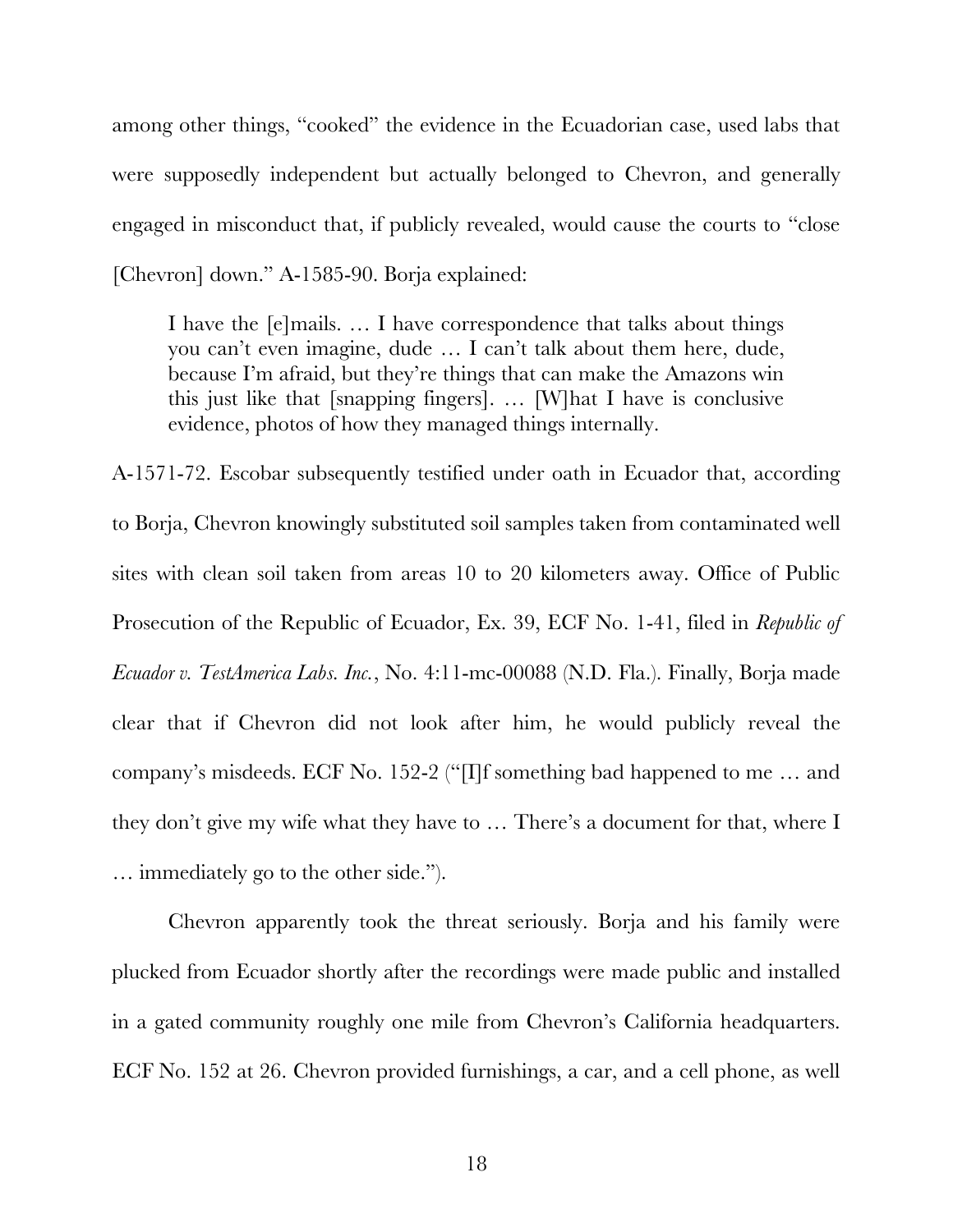among other things, "cooked" the evidence in the Ecuadorian case, used labs that were supposedly independent but actually belonged to Chevron, and generally engaged in misconduct that, if publicly revealed, would cause the courts to "close [Chevron] down." A-1585-90. Borja explained:

> I have the [e]mails. … I have correspondence that talks about things you can't even imagine, dude … I can't talk about them here, dude, because I'm afraid, but they're things that can make the Amazons win this just like that [snapping fingers]. … [W]hat I have is conclusive evidence, photos of how they managed things internally.

A-1571-72. Escobar subsequently testified under oath in Ecuador that, according to Borja, Chevron knowingly substituted soil samples taken from contaminated well sites with clean soil taken from areas 10 to 20 kilometers away. Office of Public Prosecution of the Republic of Ecuador, Ex. 39, ECF No. 1-41, filed in *Republic of Ecuador v. TestAmerica Labs. Inc.*, No. 4:11-mc-00088 (N.D. Fla.). Finally, Borja made clear that if Chevron did not look after him, he would publicly reveal the company's misdeeds. ECF No. 152-2 ("[I]f something bad happened to me … and they don't give my wife what they have to … There's a document for that, where I … immediately go to the other side.").

Chevron apparently took the threat seriously. Borja and his family were plucked from Ecuador shortly after the recordings were made public and installed in a gated community roughly one mile from Chevron's California headquarters. ECF No. 152 at 26. Chevron provided furnishings, a car, and a cell phone, as well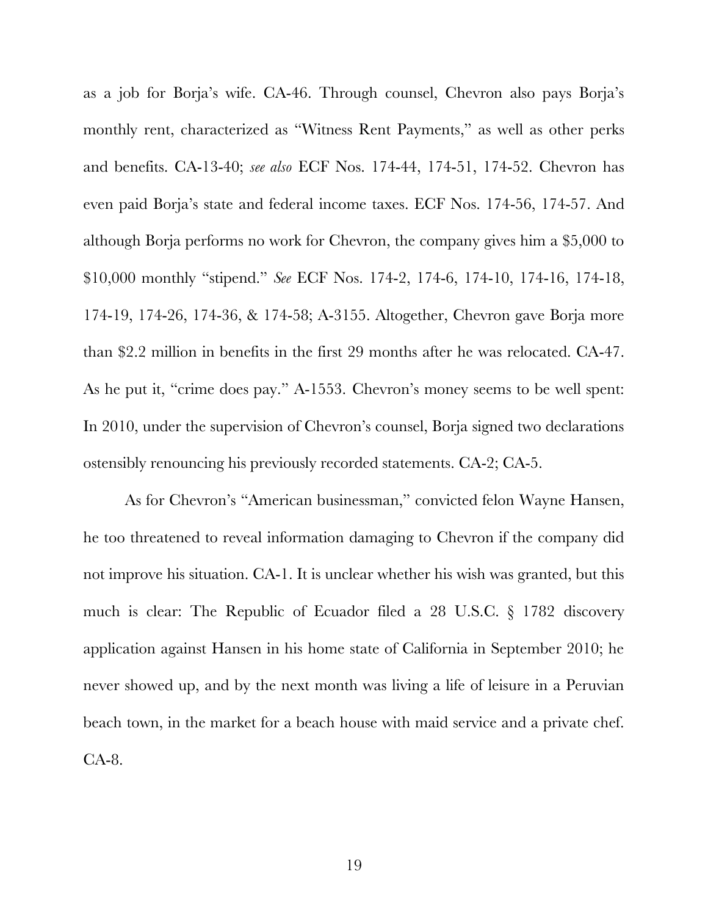as a job for Borja's wife. CA-46. Through counsel, Chevron also pays Borja's monthly rent, characterized as "Witness Rent Payments," as well as other perks and benefits. CA-13-40; *see also* ECF Nos. 174-44, 174-51, 174-52. Chevron has even paid Borja's state and federal income taxes. ECF Nos. 174-56, 174-57. And although Borja performs no work for Chevron, the company gives him a $5,000 to $10,000 monthly "stipend." *See* ECF Nos. 174-2, 174-6, 174-10, 174-16, 174-18, 174-19, 174-26, 174-36, & 174-58; A-3155. Altogether, Chevron gave Borja more than $2.2 million in benefits in the first 29 months after he was relocated. CA-47. As he put it, "crime does pay." A-1553. Chevron's money seems to be well spent: In 2010, under the supervision of Chevron's counsel, Borja signed two declarations ostensibly renouncing his previously recorded statements. CA-2; CA-5.

As for Chevron's "American businessman," convicted felon Wayne Hansen, he too threatened to reveal information damaging to Chevron if the company did not improve his situation. CA-1. It is unclear whether his wish was granted, but this much is clear: The Republic of Ecuador filed a 28 U.S.C. § 1782 discovery application against Hansen in his home state of California in September 2010; he never showed up, and by the next month was living a life of leisure in a Peruvian beach town, in the market for a beach house with maid service and a private chef. CA-8.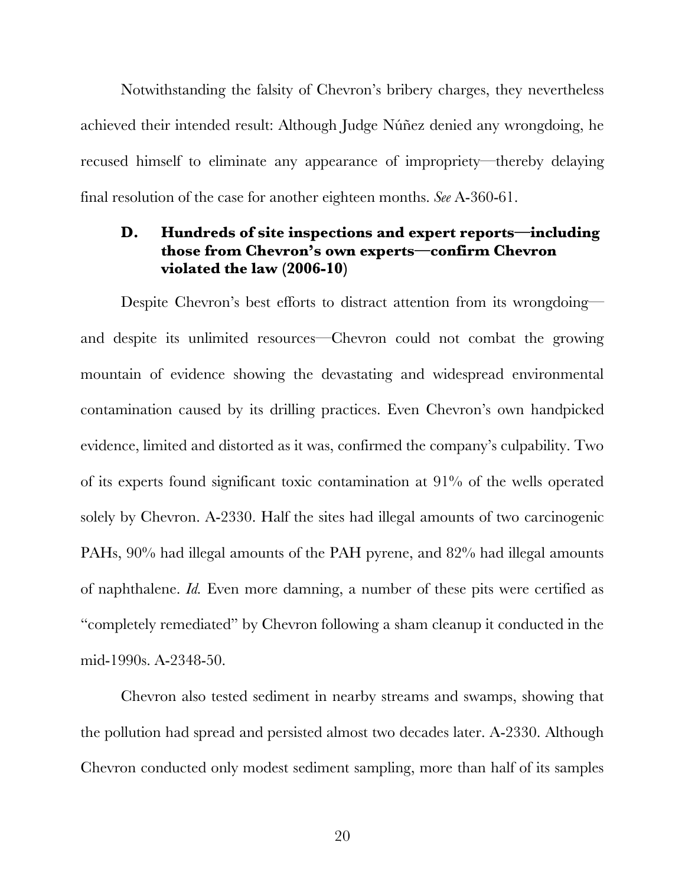Notwithstanding the falsity of Chevron's bribery charges, they nevertheless achieved their intended result: Although Judge Núñez denied any wrongdoing, he recused himself to eliminate any appearance of impropriety—thereby delaying final resolution of the case for another eighteen months. *See* A-360-61.

### D. Hundreds of site inspections and expert reports—including those from Chevron's own experts—confirm Chevron violated the law (2006-10)

Despite Chevron's best efforts to distract attention from its wrongdoing—and despite its unlimited resources—Chevron could not combat the growing mountain of evidence showing the devastating and widespread environmental contamination caused by its drilling practices. Even Chevron's own handpicked evidence, limited and distorted as it was, confirmed the company's culpability. Two of its experts found significant toxic contamination at 91% of the wells operated solely by Chevron. A-2330. Half the sites had illegal amounts of two carcinogenic PAHs, 90% had illegal amounts of the PAH pyrene, and 82% had illegal amounts of naphthalene. *Id.* Even more damning, a number of these pits were certified as "completely remediated" by Chevron following a sham cleanup it conducted in the mid-1990s. A-2348-50.

Chevron also tested sediment in nearby streams and swamps, showing that the pollution had spread and persisted almost two decades later. A-2330. Although Chevron conducted only modest sediment sampling, more than half of its samples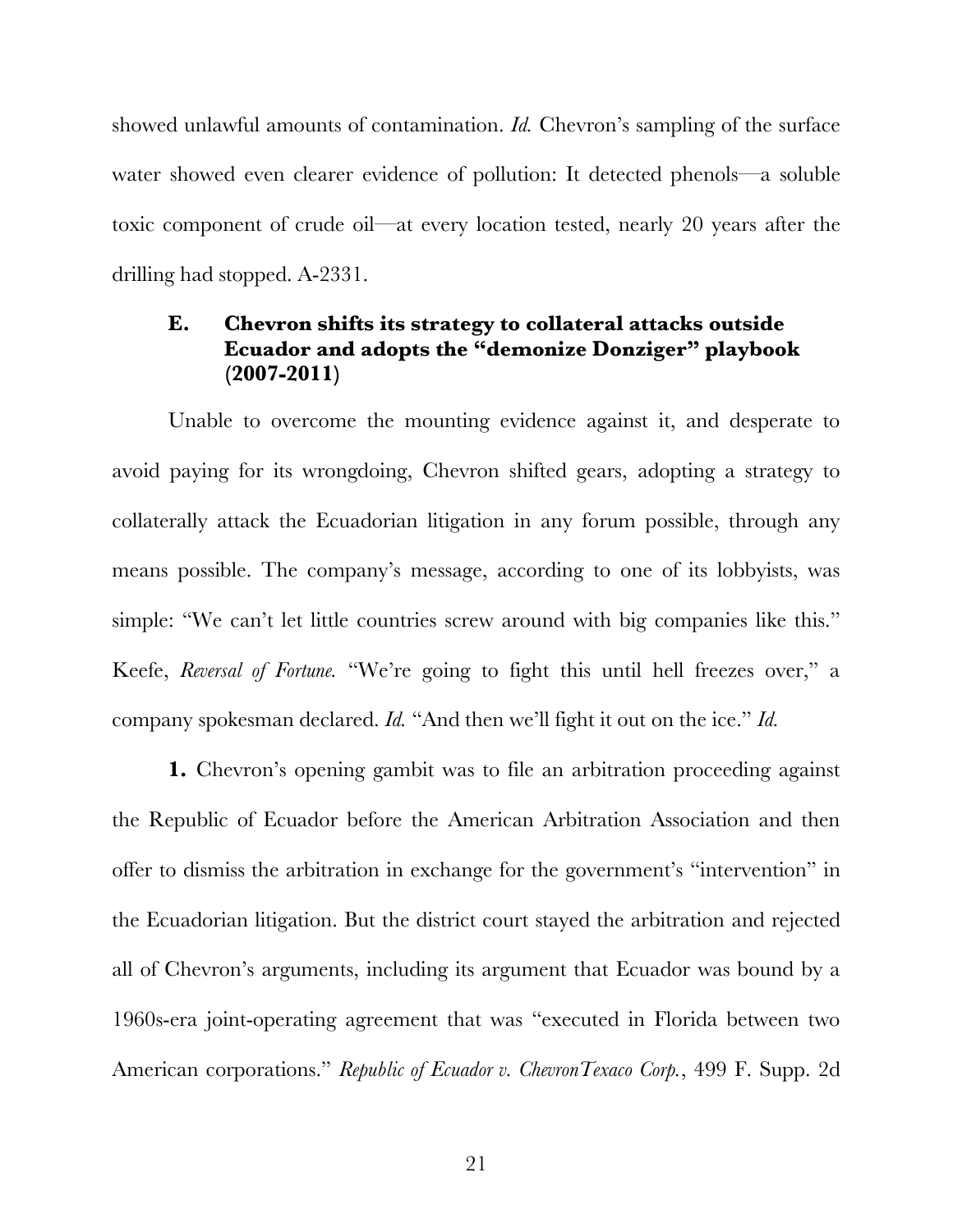showed unlawful amounts of contamination. *Id.* Chevron's sampling of the surface water showed even clearer evidence of pollution: It detected phenols—a soluble toxic component of crude oil—at every location tested, nearly 20 years after the drilling had stopped. A-2331.

### E. Chevron shifts its strategy to collateral attacks outside Ecuador and adopts the "demonize Donziger" playbook (2007-2011)

Unable to overcome the mounting evidence against it, and desperate to avoid paying for its wrongdoing, Chevron shifted gears, adopting a strategy to collaterally attack the Ecuadorian litigation in any forum possible, through any means possible. The company's message, according to one of its lobbyists, was simple: "We can't let little countries screw around with big companies like this." Keefe, *Reversal of Fortune.* "We're going to fight this until hell freezes over," a company spokesman declared. *Id.* "And then we'll fight it out on the ice." *Id.*

**1.** Chevron's opening gambit was to file an arbitration proceeding against the Republic of Ecuador before the American Arbitration Association and then offer to dismiss the arbitration in exchange for the government's "intervention" in the Ecuadorian litigation. But the district court stayed the arbitration and rejected all of Chevron's arguments, including its argument that Ecuador was bound by a 1960s-era joint-operating agreement that was "executed in Florida between two American corporations." *Republic of Ecuador v. ChevronTexaco Corp.*, 499 F. Supp. 2d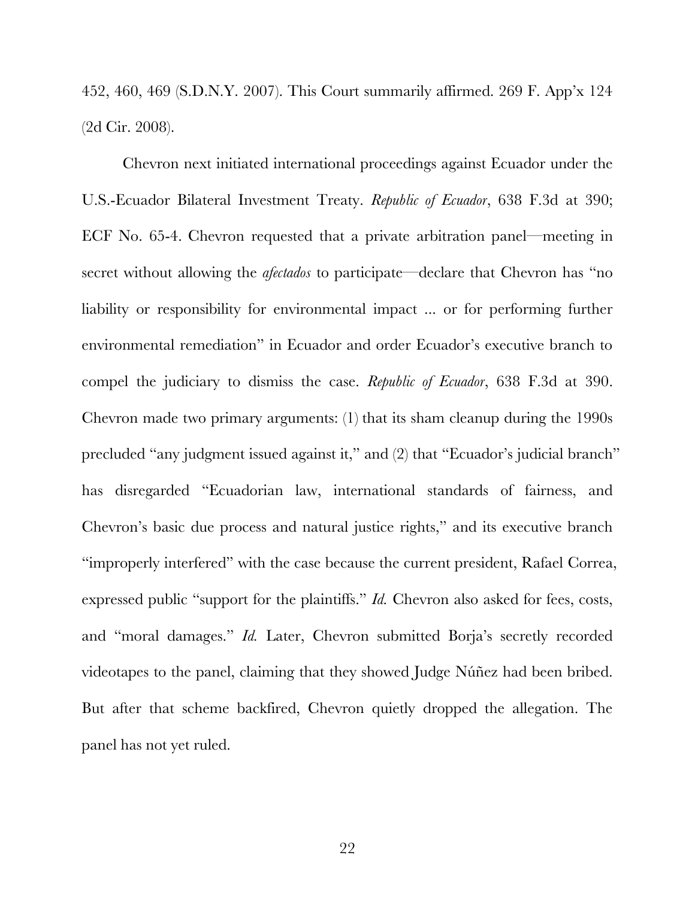452, 460, 469 (S.D.N.Y. 2007). This Court summarily affirmed. 269 F. App'x 124 (2d Cir. 2008).

Chevron next initiated international proceedings against Ecuador under the U.S.-Ecuador Bilateral Investment Treaty. *Republic of Ecuador*, 638 F.3d at 390; ECF No. 65-4. Chevron requested that a private arbitration panel—meeting in secret without allowing the *afectados* to participate—declare that Chevron has "no liability or responsibility for environmental impact ... or for performing further environmental remediation" in Ecuador and order Ecuador's executive branch to compel the judiciary to dismiss the case. *Republic of Ecuador*, 638 F.3d at 390. Chevron made two primary arguments: (1) that its sham cleanup during the 1990s precluded "any judgment issued against it," and (2) that "Ecuador's judicial branch" has disregarded "Ecuadorian law, international standards of fairness, and Chevron's basic due process and natural justice rights," and its executive branch "improperly interfered" with the case because the current president, Rafael Correa, expressed public "support for the plaintiffs." *Id.* Chevron also asked for fees, costs, and "moral damages." *Id.* Later, Chevron submitted Borja's secretly recorded videotapes to the panel, claiming that they showed Judge Núñez had been bribed. But after that scheme backfired, Chevron quietly dropped the allegation. The panel has not yet ruled.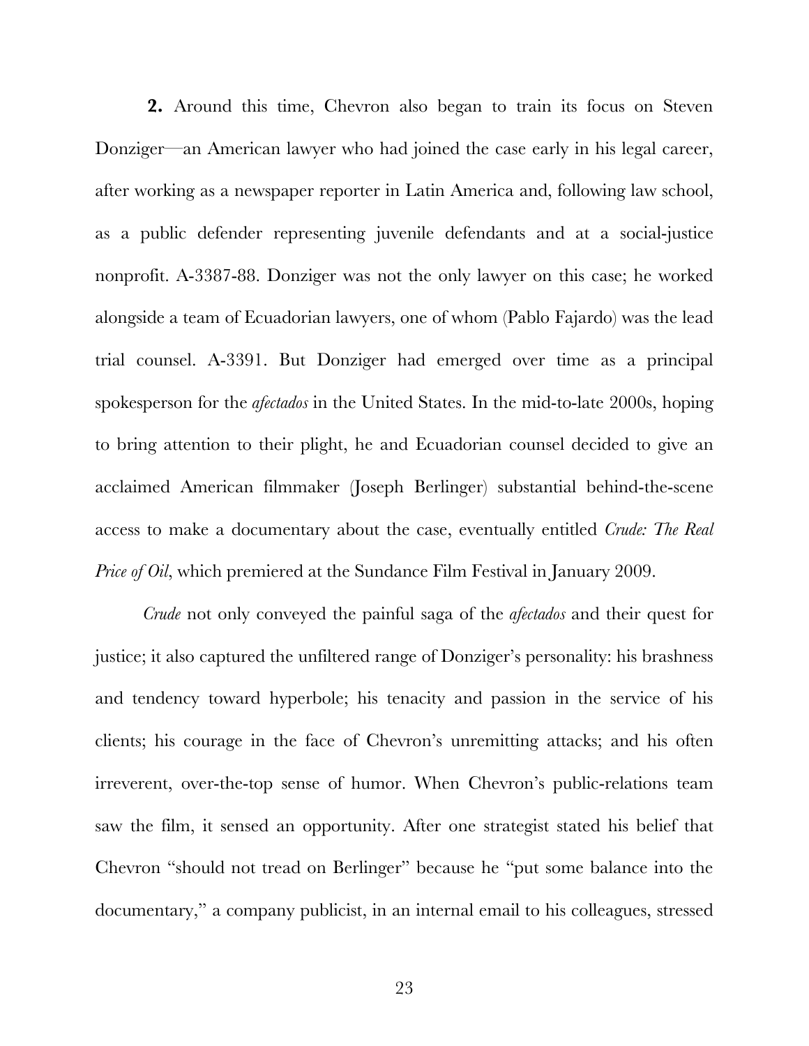**2.** Around this time, Chevron also began to train its focus on Steven Donziger—an American lawyer who had joined the case early in his legal career, after working as a newspaper reporter in Latin America and, following law school, as a public defender representing juvenile defendants and at a social-justice nonprofit. A-3387-88. Donziger was not the only lawyer on this case; he worked alongside a team of Ecuadorian lawyers, one of whom (Pablo Fajardo) was the lead trial counsel. A-3391. But Donziger had emerged over time as a principal spokesperson for the *afectados* in the United States. In the mid-to-late 2000s, hoping to bring attention to their plight, he and Ecuadorian counsel decided to give an acclaimed American filmmaker (Joseph Berlinger) substantial behind-the-scene access to make a documentary about the case, eventually entitled *Crude: The Real Price of Oil*, which premiered at the Sundance Film Festival in January 2009.

*Crude* not only conveyed the painful saga of the *afectados* and their quest for justice; it also captured the unfiltered range of Donziger's personality: his brashness and tendency toward hyperbole; his tenacity and passion in the service of his clients; his courage in the face of Chevron's unremitting attacks; and his often irreverent, over-the-top sense of humor. When Chevron's public-relations team saw the film, it sensed an opportunity. After one strategist stated his belief that Chevron "should not tread on Berlinger" because he "put some balance into the documentary," a company publicist, in an internal email to his colleagues, stressed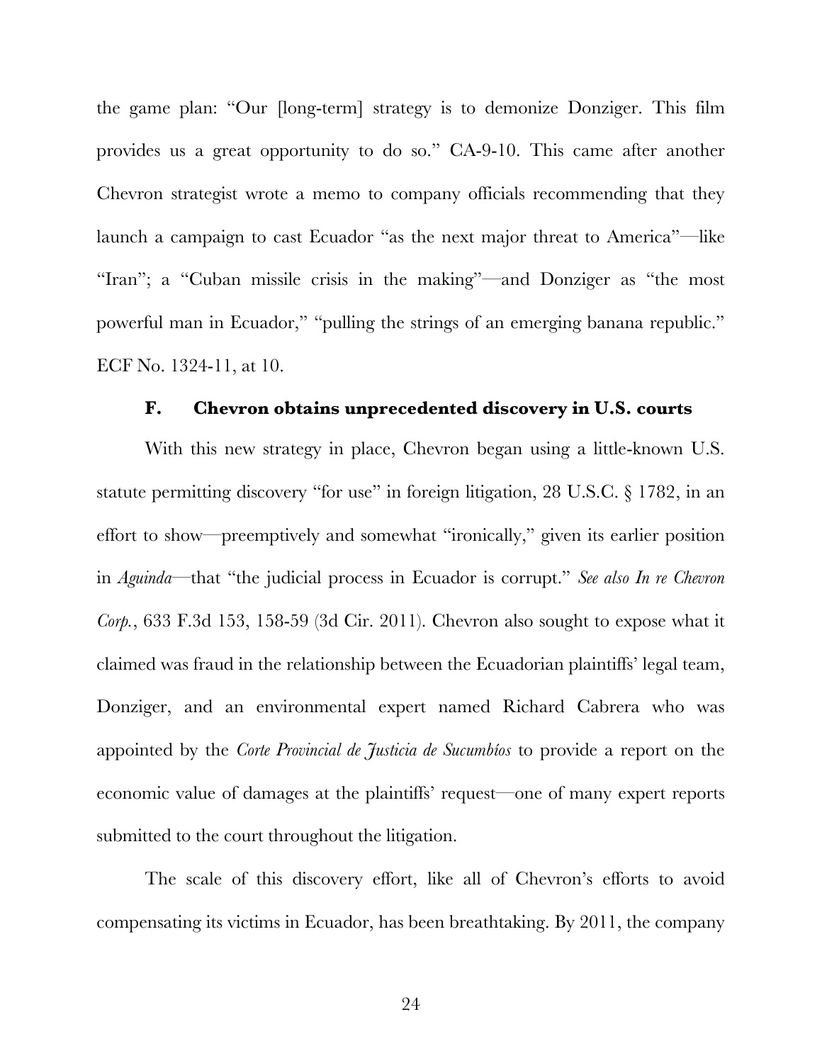the game plan: "Our [long-term] strategy is to demonize Donziger. This film provides us a great opportunity to do so." CA-9-10. This came after another Chevron strategist wrote a memo to company officials recommending that they launch a campaign to cast Ecuador "as the next major threat to America"—like "Iran"; a "Cuban missile crisis in the making"—and Donziger as "the most powerful man in Ecuador," "pulling the strings of an emerging banana republic." ECF No. 1324-11, at 10.

### F. Chevron obtains unprecedented discovery in U.S. courts

With this new strategy in place, Chevron began using a little-known U.S. statute permitting discovery "for use" in foreign litigation, 28 U.S.C. § 1782, in an effort to show—preemptively and somewhat "ironically," given its earlier position in *Aguinda*—that "the judicial process in Ecuador is corrupt." *See also In re Chevron Corp.*, 633 F.3d 153, 158-59 (3d Cir. 2011). Chevron also sought to expose what it claimed was fraud in the relationship between the Ecuadorian plaintiffs' legal team, Donziger, and an environmental expert named Richard Cabrera who was appointed by the *Corte Provincial de Justicia de Sucumbíos* to provide a report on the economic value of damages at the plaintiffs' request—one of many expert reports submitted to the court throughout the litigation.

The scale of this discovery effort, like all of Chevron's efforts to avoid compensating its victims in Ecuador, has been breathtaking. By 2011, the company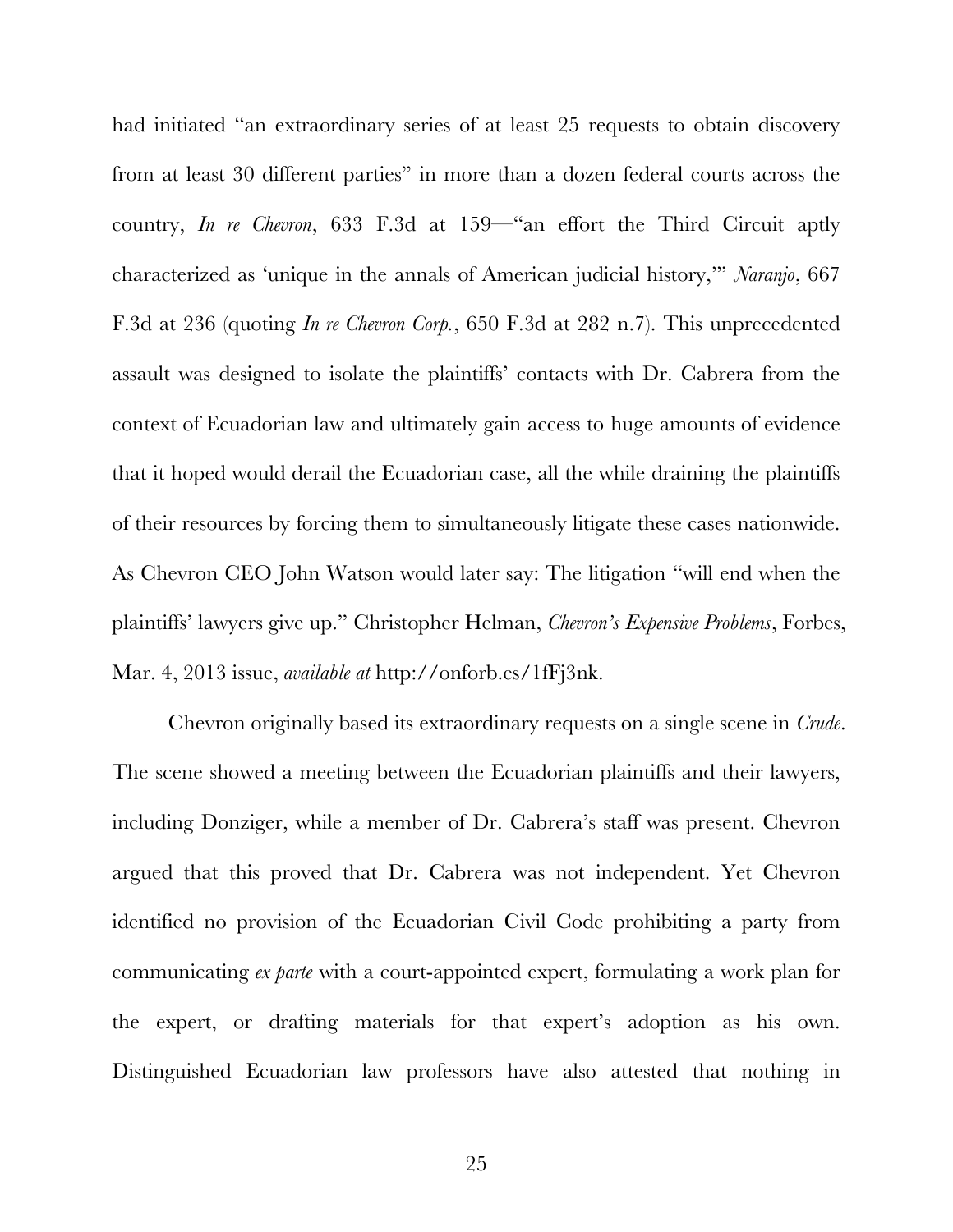had initiated "an extraordinary series of at least 25 requests to obtain discovery from at least 30 different parties" in more than a dozen federal courts across the country, *In re Chevron*, 633 F.3d at 159—"an effort the Third Circuit aptly characterized as 'unique in the annals of American judicial history,'" *Naranjo*, 667 F.3d at 236 (quoting *In re Chevron Corp.*, 650 F.3d at 282 n.7). This unprecedented assault was designed to isolate the plaintiffs' contacts with Dr. Cabrera from the context of Ecuadorian law and ultimately gain access to huge amounts of evidence that it hoped would derail the Ecuadorian case, all the while draining the plaintiffs of their resources by forcing them to simultaneously litigate these cases nationwide. As Chevron CEO John Watson would later say: The litigation "will end when the plaintiffs' lawyers give up." Christopher Helman, *Chevron's Expensive Problems*, Forbes, Mar. 4, 2013 issue, *available at* http://onforb.es/1fFj3nk.

Chevron originally based its extraordinary requests on a single scene in *Crude*. The scene showed a meeting between the Ecuadorian plaintiffs and their lawyers, including Donziger, while a member of Dr. Cabrera's staff was present. Chevron argued that this proved that Dr. Cabrera was not independent. Yet Chevron identified no provision of the Ecuadorian Civil Code prohibiting a party from communicating *ex parte* with a court-appointed expert, formulating a work plan for the expert, or drafting materials for that expert's adoption as his own. Distinguished Ecuadorian law professors have also attested that nothing in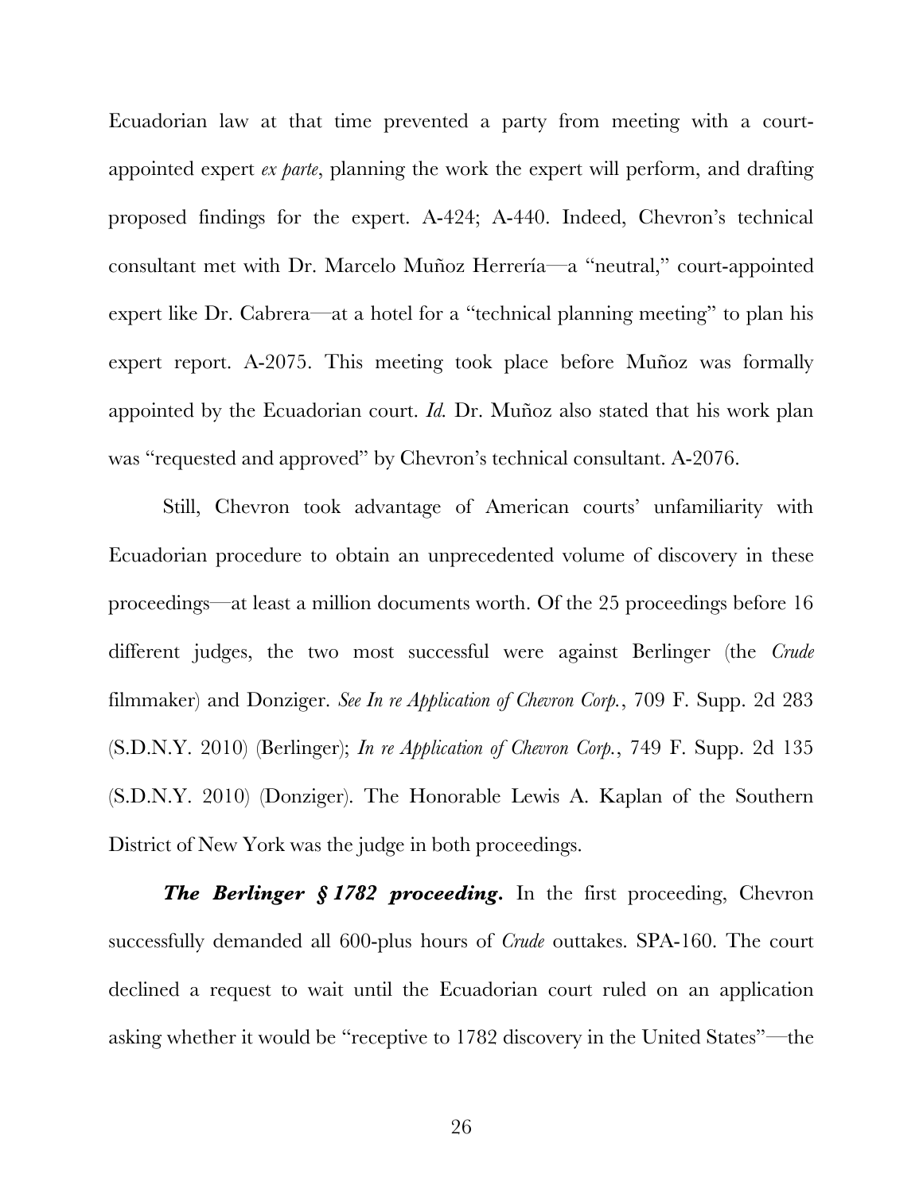Ecuadorian law at that time prevented a party from meeting with a court-appointed expert *ex parte*, planning the work the expert will perform, and drafting proposed findings for the expert. A-424; A-440. Indeed, Chevron's technical consultant met with Dr. Marcelo Muñoz Herrería—a "neutral," court-appointed expert like Dr. Cabrera—at a hotel for a "technical planning meeting" to plan his expert report. A-2075. This meeting took place before Muñoz was formally appointed by the Ecuadorian court. *Id.* Dr. Muñoz also stated that his work plan was "requested and approved" by Chevron's technical consultant. A-2076.

Still, Chevron took advantage of American courts' unfamiliarity with Ecuadorian procedure to obtain an unprecedented volume of discovery in these proceedings—at least a million documents worth. Of the 25 proceedings before 16 different judges, the two most successful were against Berlinger (the *Crude* filmmaker) and Donziger. *See In re Application of Chevron Corp.*, 709 F. Supp. 2d 283 (S.D.N.Y. 2010) (Berlinger); *In re Application of Chevron Corp.*, 749 F. Supp. 2d 135 (S.D.N.Y. 2010) (Donziger). The Honorable Lewis A. Kaplan of the Southern District of New York was the judge in both proceedings.

***The Berlinger § 1782 proceeding.*** In the first proceeding, Chevron successfully demanded all 600-plus hours of *Crude* outtakes. SPA-160. The court declined a request to wait until the Ecuadorian court ruled on an application asking whether it would be "receptive to 1782 discovery in the United States"—the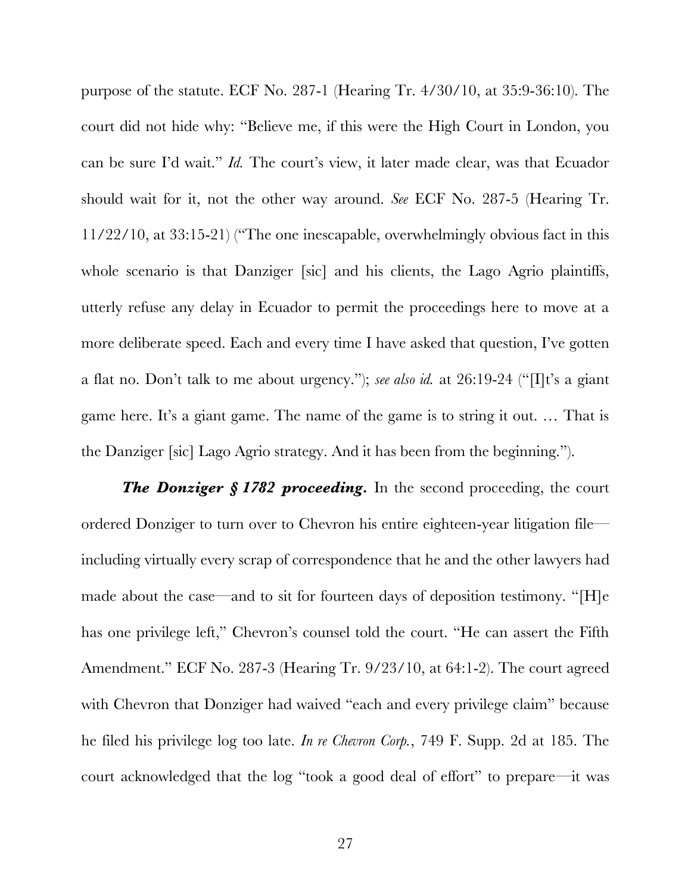purpose of the statute. ECF No. 287-1 (Hearing Tr. 4/30/10, at 35:9-36:10). The court did not hide why: "Believe me, if this were the High Court in London, you can be sure I'd wait." *Id.* The court's view, it later made clear, was that Ecuador should wait for it, not the other way around. *See* ECF No. 287-5 (Hearing Tr. 11/22/10, at 33:15-21) ("The one inescapable, overwhelmingly obvious fact in this whole scenario is that Danziger [sic] and his clients, the Lago Agrio plaintiffs, utterly refuse any delay in Ecuador to permit the proceedings here to move at a more deliberate speed. Each and every time I have asked that question, I've gotten a flat no. Don't talk to me about urgency."); *see also id.* at 26:19-24 ("[I]t's a giant game here. It's a giant game. The name of the game is to string it out. … That is the Danziger [sic] Lago Agrio strategy. And it has been from the beginning.").

***The Donziger § 1782 proceeding.*** In the second proceeding, the court ordered Donziger to turn over to Chevron his entire eighteen-year litigation file—including virtually every scrap of correspondence that he and the other lawyers had made about the case—and to sit for fourteen days of deposition testimony. "[H]e has one privilege left," Chevron's counsel told the court. "He can assert the Fifth Amendment." ECF No. 287-3 (Hearing Tr. 9/23/10, at 64:1-2). The court agreed with Chevron that Donziger had waived "each and every privilege claim" because he filed his privilege log too late. *In re Chevron Corp.*, 749 F. Supp. 2d at 185. The court acknowledged that the log "took a good deal of effort" to prepare—it was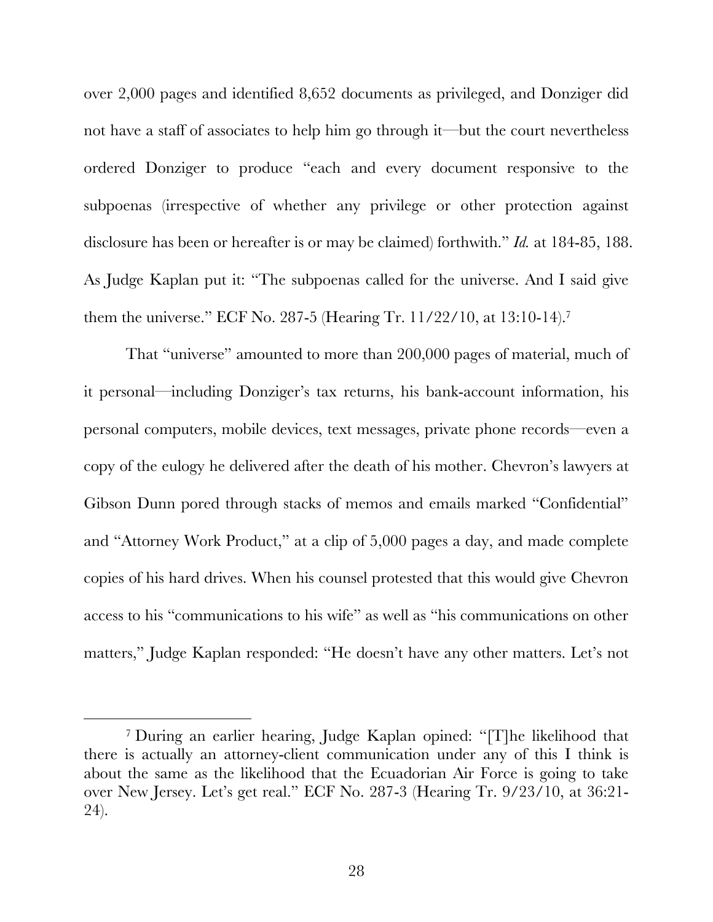over 2,000 pages and identified 8,652 documents as privileged, and Donziger did not have a staff of associates to help him go through it—but the court nevertheless ordered Donziger to produce "each and every document responsive to the subpoenas (irrespective of whether any privilege or other protection against disclosure has been or hereafter is or may be claimed) forthwith." *Id.* at 184-85, 188. As Judge Kaplan put it: "The subpoenas called for the universe. And I said give them the universe." ECF No. 287-5 (Hearing Tr. 11/22/10, at 13:10-14).[7]

That "universe" amounted to more than 200,000 pages of material, much of it personal—including Donziger's tax returns, his bank-account information, his personal computers, mobile devices, text messages, private phone records—even a copy of the eulogy he delivered after the death of his mother. Chevron's lawyers at Gibson Dunn pored through stacks of memos and emails marked "Confidential" and "Attorney Work Product," at a clip of 5,000 pages a day, and made complete copies of his hard drives. When his counsel protested that this would give Chevron access to his "communications to his wife" as well as "his communications on other matters," Judge Kaplan responded: "He doesn't have any other matters. Let's not

---

[7] During an earlier hearing, Judge Kaplan opined: "[T]he likelihood that there is actually an attorney-client communication under any of this I think is about the same as the likelihood that the Ecuadorian Air Force is going to take over New Jersey. Let's get real." ECF No. 287-3 (Hearing Tr. 9/23/10, at 36:21-24).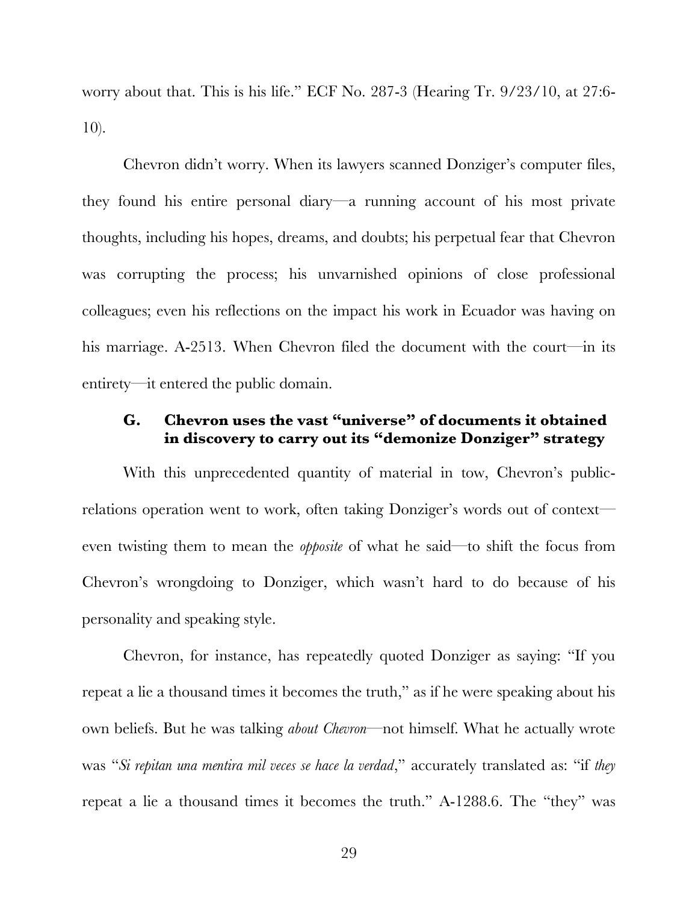worry about that. This is his life." ECF No. 287-3 (Hearing Tr. 9/23/10, at 27:6-10).

Chevron didn't worry. When its lawyers scanned Donziger's computer files, they found his entire personal diary—a running account of his most private thoughts, including his hopes, dreams, and doubts; his perpetual fear that Chevron was corrupting the process; his unvarnished opinions of close professional colleagues; even his reflections on the impact his work in Ecuador was having on his marriage. A-2513. When Chevron filed the document with the court—in its entirety—it entered the public domain.

### G. Chevron uses the vast "universe" of documents it obtained in discovery to carry out its "demonize Donziger" strategy

With this unprecedented quantity of material in tow, Chevron's public-relations operation went to work, often taking Donziger's words out of context—even twisting them to mean the *opposite* of what he said—to shift the focus from Chevron's wrongdoing to Donziger, which wasn't hard to do because of his personality and speaking style.

Chevron, for instance, has repeatedly quoted Donziger as saying: "If you repeat a lie a thousand times it becomes the truth," as if he were speaking about his own beliefs. But he was talking *about Chevron*—not himself. What he actually wrote was "*Si repitan una mentira mil veces se hace la verdad*," accurately translated as: "if *they* repeat a lie a thousand times it becomes the truth." A-1288.6. The "they" was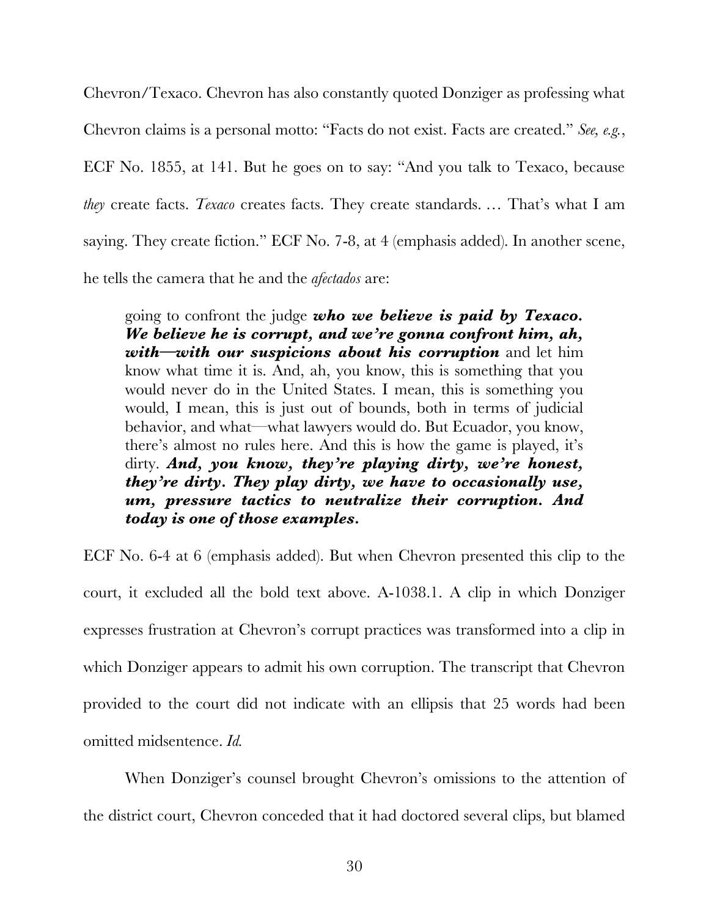Chevron/Texaco. Chevron has also constantly quoted Donziger as professing what Chevron claims is a personal motto: "Facts do not exist. Facts are created." *See, e.g.*, ECF No. 1855, at 141. But he goes on to say: "And you talk to Texaco, because *they* create facts. *Texaco* creates facts. They create standards. … That's what I am saying. They create fiction." ECF No. 7-8, at 4 (emphasis added). In another scene, he tells the camera that he and the *afectados* are:

> going to confront the judge ***who we believe is paid by Texaco. We believe he is corrupt, and we're gonna confront him, ah, with—with our suspicions about his corruption*** and let him know what time it is. And, ah, you know, this is something that you would never do in the United States. I mean, this is something you would, I mean, this is just out of bounds, both in terms of judicial behavior, and what—what lawyers would do. But Ecuador, you know, there's almost no rules here. And this is how the game is played, it's dirty. ***And, you know, they're playing dirty, we're honest, they're dirty. They play dirty, we have to occasionally use, um, pressure tactics to neutralize their corruption. And today is one of those examples.***

ECF No. 6-4 at 6 (emphasis added). But when Chevron presented this clip to the court, it excluded all the bold text above. A-1038.1. A clip in which Donziger expresses frustration at Chevron's corrupt practices was transformed into a clip in which Donziger appears to admit his own corruption. The transcript that Chevron provided to the court did not indicate with an ellipsis that 25 words had been omitted midsentence. *Id.*

When Donziger's counsel brought Chevron's omissions to the attention of the district court, Chevron conceded that it had doctored several clips, but blamed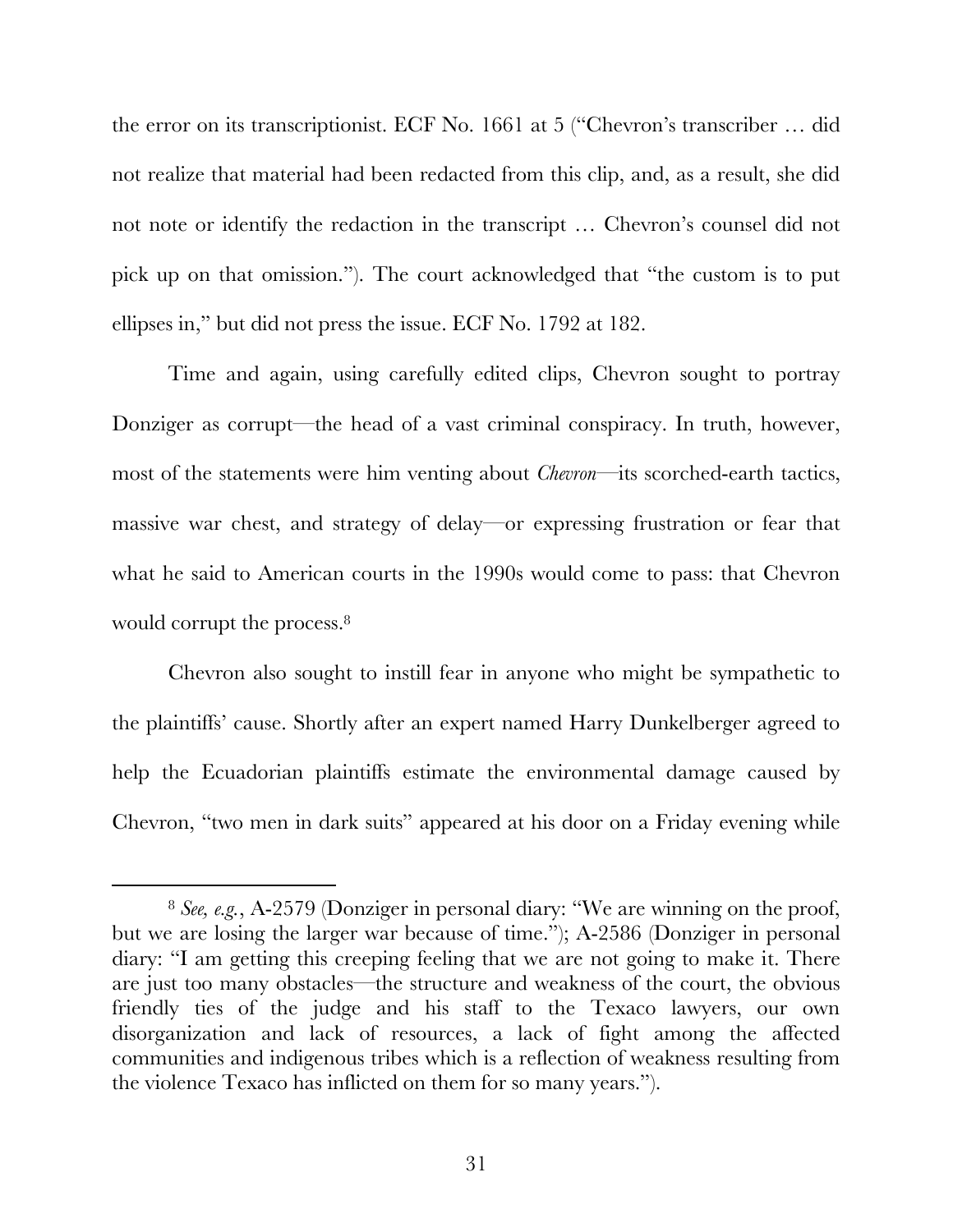the error on its transcriptionist. ECF No. 1661 at 5 ("Chevron's transcriber … did not realize that material had been redacted from this clip, and, as a result, she did not note or identify the redaction in the transcript … Chevron's counsel did not pick up on that omission."). The court acknowledged that "the custom is to put ellipses in," but did not press the issue. ECF No. 1792 at 182.

Time and again, using carefully edited clips, Chevron sought to portray Donziger as corrupt—the head of a vast criminal conspiracy. In truth, however, most of the statements were him venting about *Chevron*—its scorched-earth tactics, massive war chest, and strategy of delay—or expressing frustration or fear that what he said to American courts in the 1990s would come to pass: that Chevron would corrupt the process.[8]

Chevron also sought to instill fear in anyone who might be sympathetic to the plaintiffs' cause. Shortly after an expert named Harry Dunkelberger agreed to help the Ecuadorian plaintiffs estimate the environmental damage caused by Chevron, "two men in dark suits" appeared at his door on a Friday evening while

---

[8] *See, e.g.*, A-2579 (Donziger in personal diary: "We are winning on the proof, but we are losing the larger war because of time."); A-2586 (Donziger in personal diary: "I am getting this creeping feeling that we are not going to make it. There are just too many obstacles—the structure and weakness of the court, the obvious friendly ties of the judge and his staff to the Texaco lawyers, our own disorganization and lack of resources, a lack of fight among the affected communities and indigenous tribes which is a reflection of weakness resulting from the violence Texaco has inflicted on them for so many years.").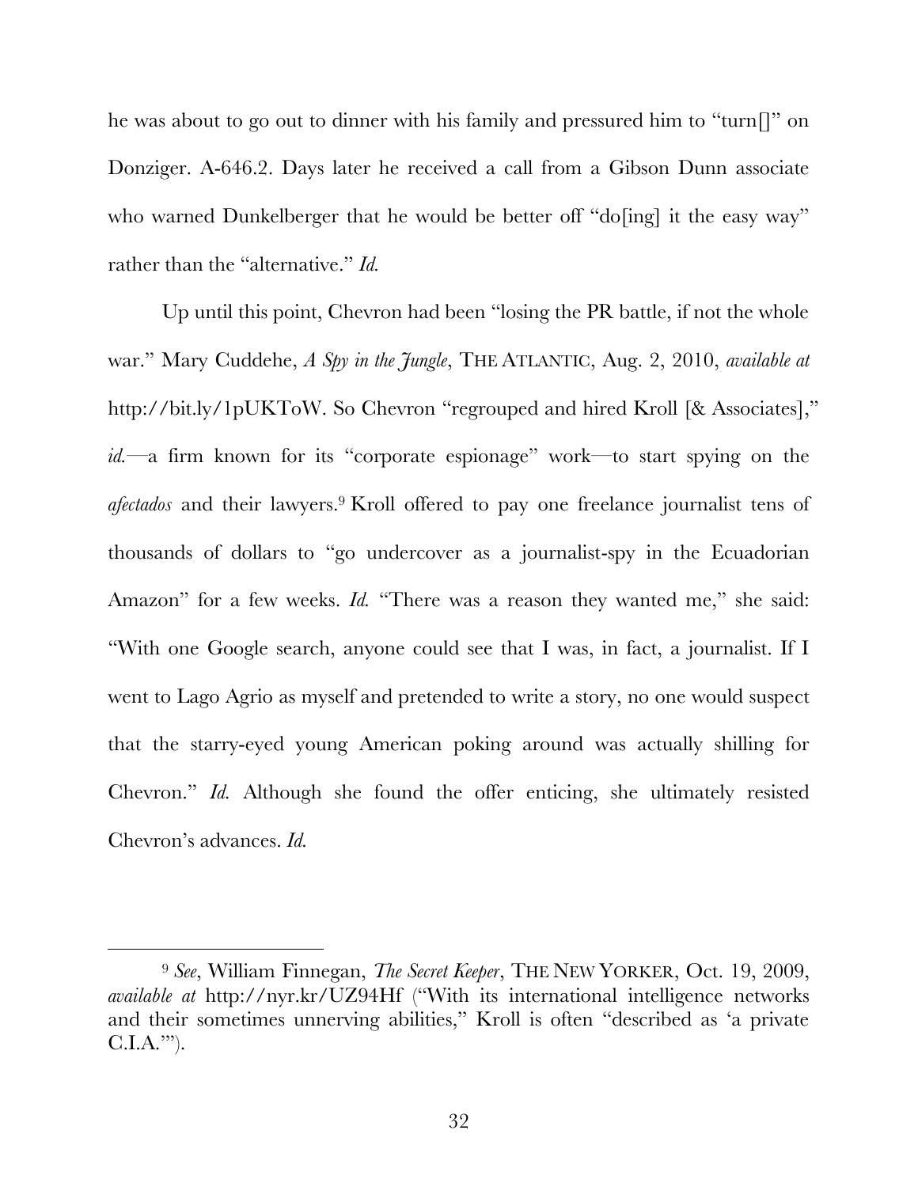he was about to go out to dinner with his family and pressured him to "turn[]" on Donziger. A-646.2. Days later he received a call from a Gibson Dunn associate who warned Dunkelberger that he would be better off "do[ing] it the easy way" rather than the "alternative." *Id.*

Up until this point, Chevron had been "losing the PR battle, if not the whole war." Mary Cuddehe, *A Spy in the Jungle*, THE ATLANTIC, Aug. 2, 2010, *available at* http://bit.ly/1pUKToW. So Chevron "regrouped and hired Kroll [& Associates]," *id.*—a firm known for its "corporate espionage" work—to start spying on the *afectados* and their lawyers.[9] Kroll offered to pay one freelance journalist tens of thousands of dollars to "go undercover as a journalist-spy in the Ecuadorian Amazon" for a few weeks. *Id.* "There was a reason they wanted me," she said: "With one Google search, anyone could see that I was, in fact, a journalist. If I went to Lago Agrio as myself and pretended to write a story, no one would suspect that the starry-eyed young American poking around was actually shilling for Chevron." *Id.* Although she found the offer enticing, she ultimately resisted Chevron's advances. *Id.*

---

[9] *See*, William Finnegan, *The Secret Keeper*, THE NEW YORKER, Oct. 19, 2009, *available at* http://nyr.kr/UZ94Hf ("With its international intelligence networks and their sometimes unnerving abilities," Kroll is often "described as 'a private C.I.A.'").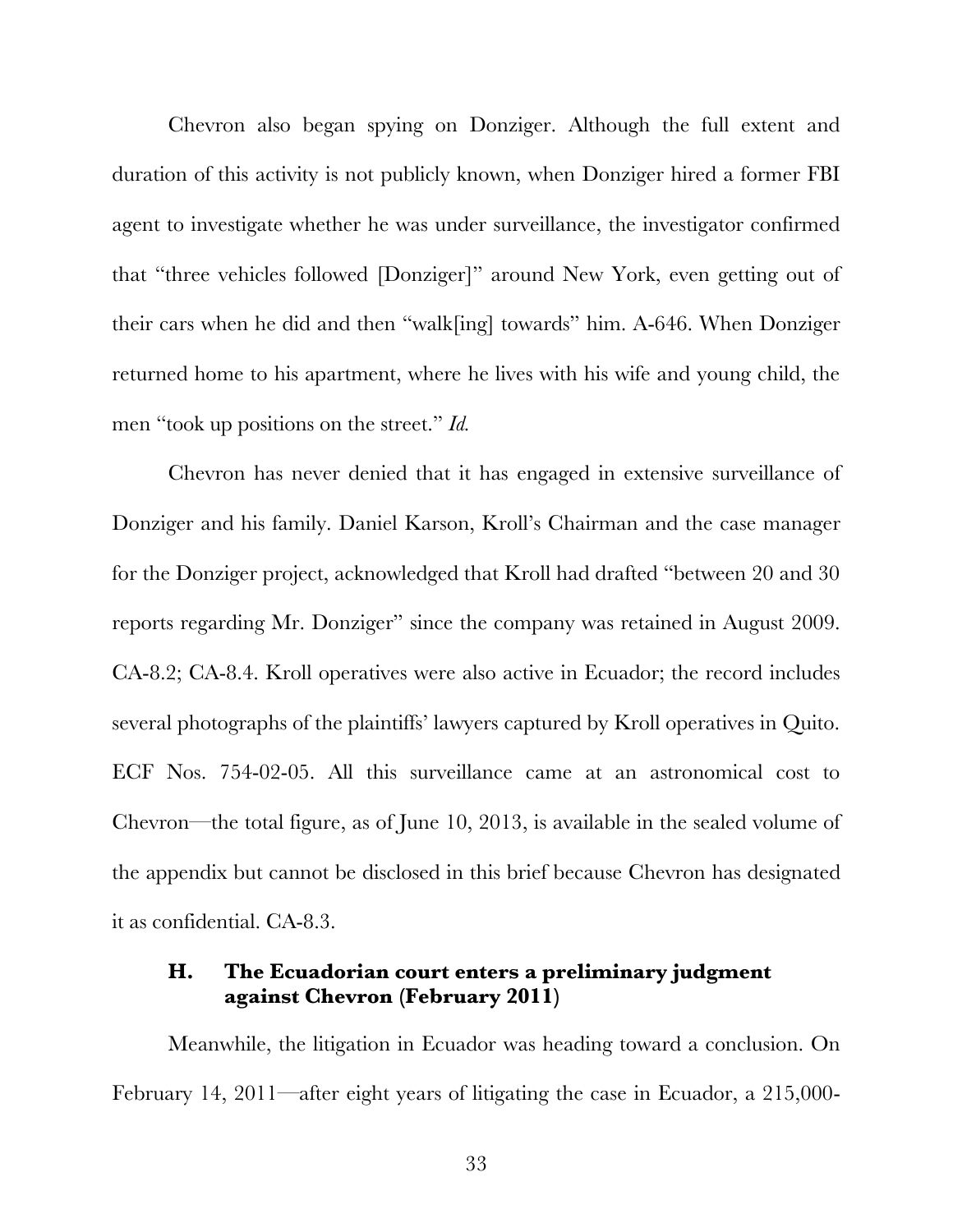Chevron also began spying on Donziger. Although the full extent and duration of this activity is not publicly known, when Donziger hired a former FBI agent to investigate whether he was under surveillance, the investigator confirmed that "three vehicles followed [Donziger]" around New York, even getting out of their cars when he did and then "walk[ing] towards" him. A-646. When Donziger returned home to his apartment, where he lives with his wife and young child, the men "took up positions on the street." *Id.*

Chevron has never denied that it has engaged in extensive surveillance of Donziger and his family. Daniel Karson, Kroll's Chairman and the case manager for the Donziger project, acknowledged that Kroll had drafted "between 20 and 30 reports regarding Mr. Donziger" since the company was retained in August 2009. CA-8.2; CA-8.4. Kroll operatives were also active in Ecuador; the record includes several photographs of the plaintiffs' lawyers captured by Kroll operatives in Quito. ECF Nos. 754-02-05. All this surveillance came at an astronomical cost to Chevron—the total figure, as of June 10, 2013, is available in the sealed volume of the appendix but cannot be disclosed in this brief because Chevron has designated it as confidential. CA-8.3.

### H. The Ecuadorian court enters a preliminary judgment against Chevron (February 2011)

Meanwhile, the litigation in Ecuador was heading toward a conclusion. On February 14, 2011—after eight years of litigating the case in Ecuador, a 215,000-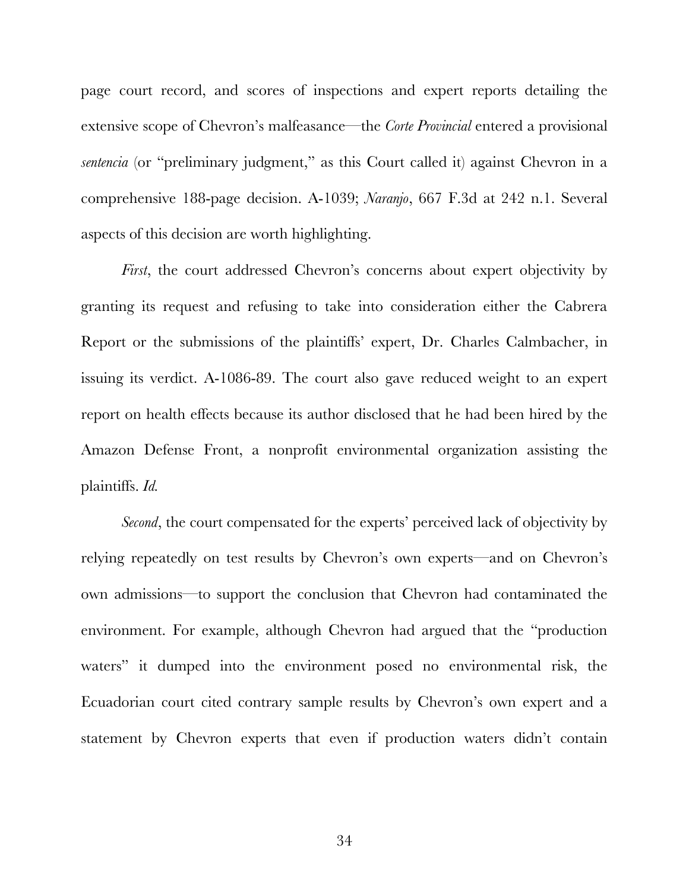page court record, and scores of inspections and expert reports detailing the extensive scope of Chevron's malfeasance—the *Corte Provincial* entered a provisional *sentencia* (or "preliminary judgment," as this Court called it) against Chevron in a comprehensive 188-page decision. A-1039; *Naranjo*, 667 F.3d at 242 n.1. Several aspects of this decision are worth highlighting.

*First*, the court addressed Chevron's concerns about expert objectivity by granting its request and refusing to take into consideration either the Cabrera Report or the submissions of the plaintiffs' expert, Dr. Charles Calmbacher, in issuing its verdict. A-1086-89. The court also gave reduced weight to an expert report on health effects because its author disclosed that he had been hired by the Amazon Defense Front, a nonprofit environmental organization assisting the plaintiffs. *Id.*

*Second*, the court compensated for the experts' perceived lack of objectivity by relying repeatedly on test results by Chevron's own experts—and on Chevron's own admissions—to support the conclusion that Chevron had contaminated the environment. For example, although Chevron had argued that the "production waters" it dumped into the environment posed no environmental risk, the Ecuadorian court cited contrary sample results by Chevron's own expert and a statement by Chevron experts that even if production waters didn't contain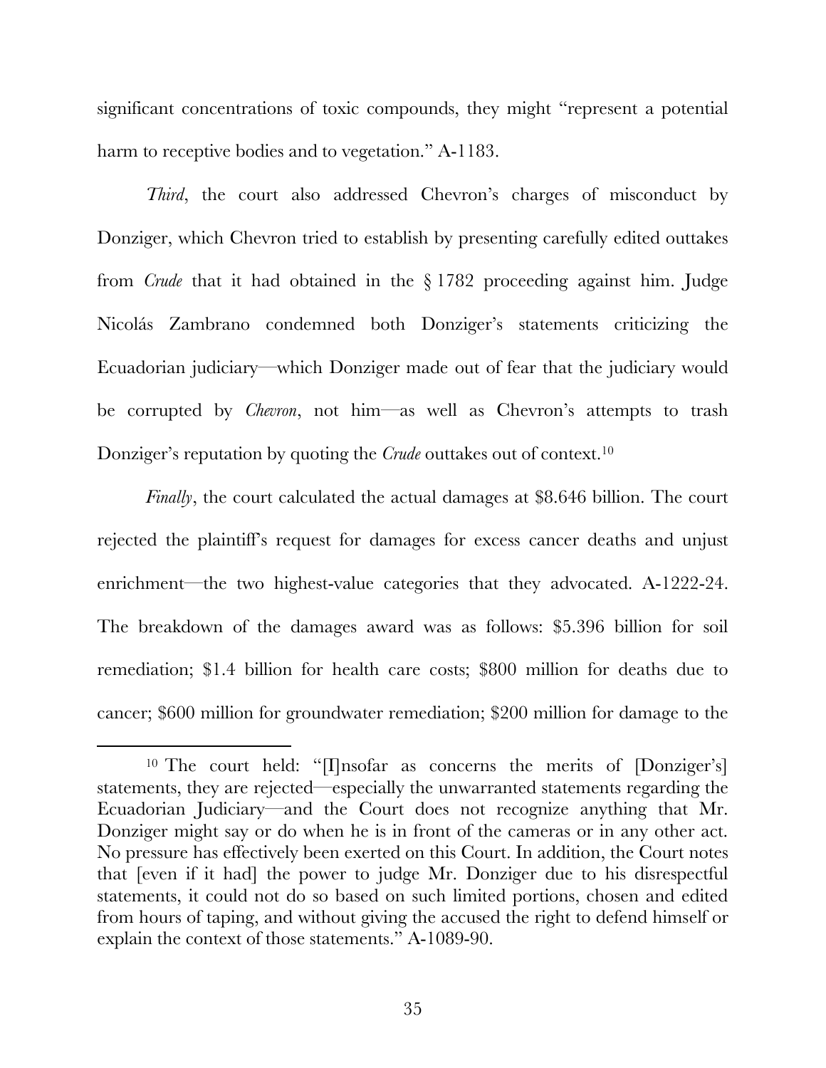significant concentrations of toxic compounds, they might "represent a potential harm to receptive bodies and to vegetation." A-1183.

*Third*, the court also addressed Chevron's charges of misconduct by Donziger, which Chevron tried to establish by presenting carefully edited outtakes from *Crude* that it had obtained in the § 1782 proceeding against him. Judge Nicolás Zambrano condemned both Donziger's statements criticizing the Ecuadorian judiciary—which Donziger made out of fear that the judiciary would be corrupted by *Chevron*, not him—as well as Chevron's attempts to trash Donziger's reputation by quoting the *Crude* outtakes out of context.[10]

*Finally*, the court calculated the actual damages at $8.646 billion. The court rejected the plaintiff's request for damages for excess cancer deaths and unjust enrichment—the two highest-value categories that they advocated. A-1222-24. The breakdown of the damages award was as follows: $5.396 billion for soil remediation; $1.4 billion for health care costs; $800 million for deaths due to cancer; $600 million for groundwater remediation; $200 million for damage to the

---

[10] The court held: "[I]nsofar as concerns the merits of [Donziger's] statements, they are rejected—especially the unwarranted statements regarding the Ecuadorian Judiciary—and the Court does not recognize anything that Mr. Donziger might say or do when he is in front of the cameras or in any other act. No pressure has effectively been exerted on this Court. In addition, the Court notes that [even if it had] the power to judge Mr. Donziger due to his disrespectful statements, it could not do so based on such limited portions, chosen and edited from hours of taping, and without giving the accused the right to defend himself or explain the context of those statements." A-1089-90.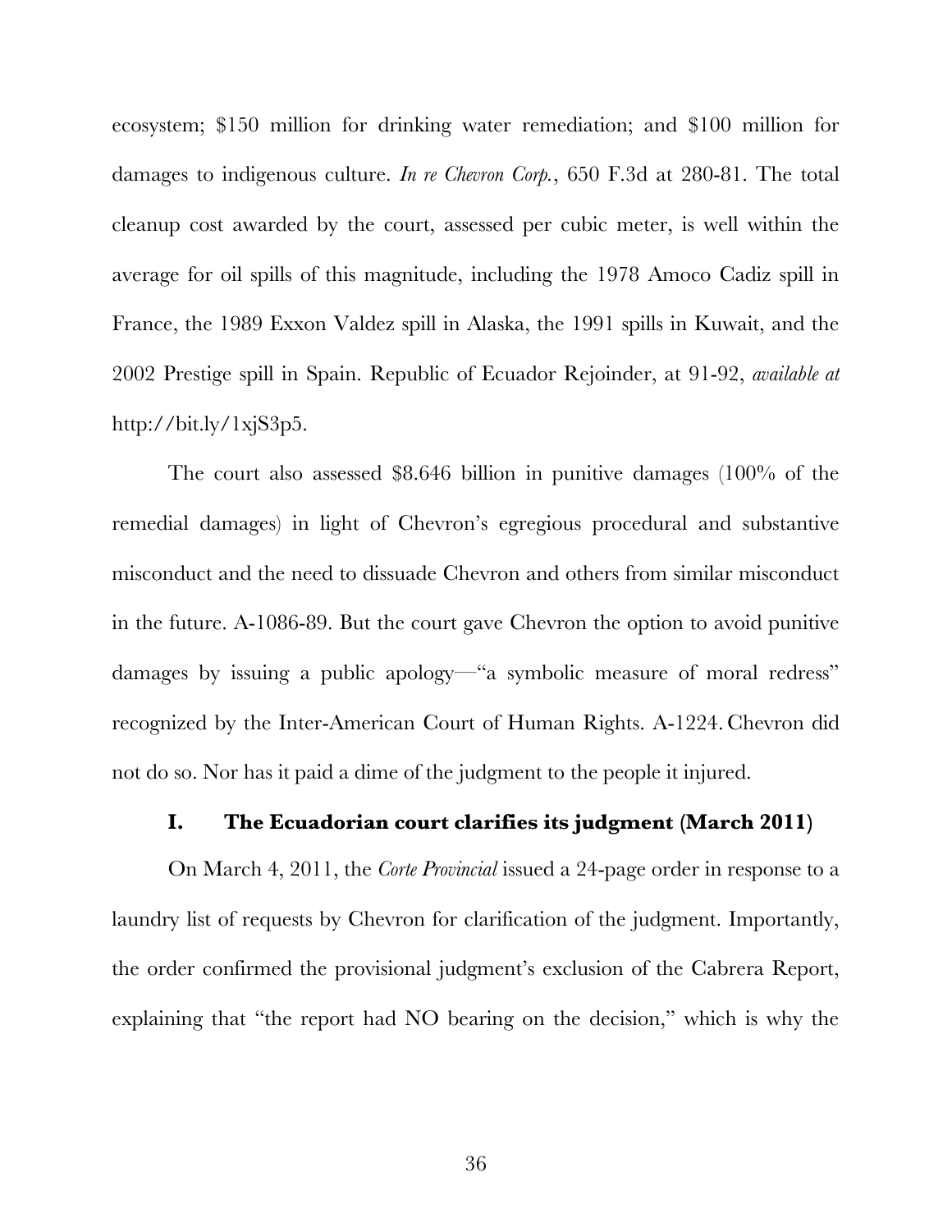ecosystem; $150 million for drinking water remediation; and $100 million for damages to indigenous culture. *In re Chevron Corp.*, 650 F.3d at 280-81. The total cleanup cost awarded by the court, assessed per cubic meter, is well within the average for oil spills of this magnitude, including the 1978 Amoco Cadiz spill in France, the 1989 Exxon Valdez spill in Alaska, the 1991 spills in Kuwait, and the 2002 Prestige spill in Spain. Republic of Ecuador Rejoinder, at 91-92, *available at* http://bit.ly/1xjS3p5.

The court also assessed $8.646 billion in punitive damages (100% of the remedial damages) in light of Chevron's egregious procedural and substantive misconduct and the need to dissuade Chevron and others from similar misconduct in the future. A-1086-89. But the court gave Chevron the option to avoid punitive damages by issuing a public apology—"a symbolic measure of moral redress" recognized by the Inter-American Court of Human Rights. A-1224. Chevron did not do so. Nor has it paid a dime of the judgment to the people it injured.

### I. The Ecuadorian court clarifies its judgment (March 2011)

On March 4, 2011, the *Corte Provincial* issued a 24-page order in response to a laundry list of requests by Chevron for clarification of the judgment. Importantly, the order confirmed the provisional judgment's exclusion of the Cabrera Report, explaining that "the report had NO bearing on the decision," which is why the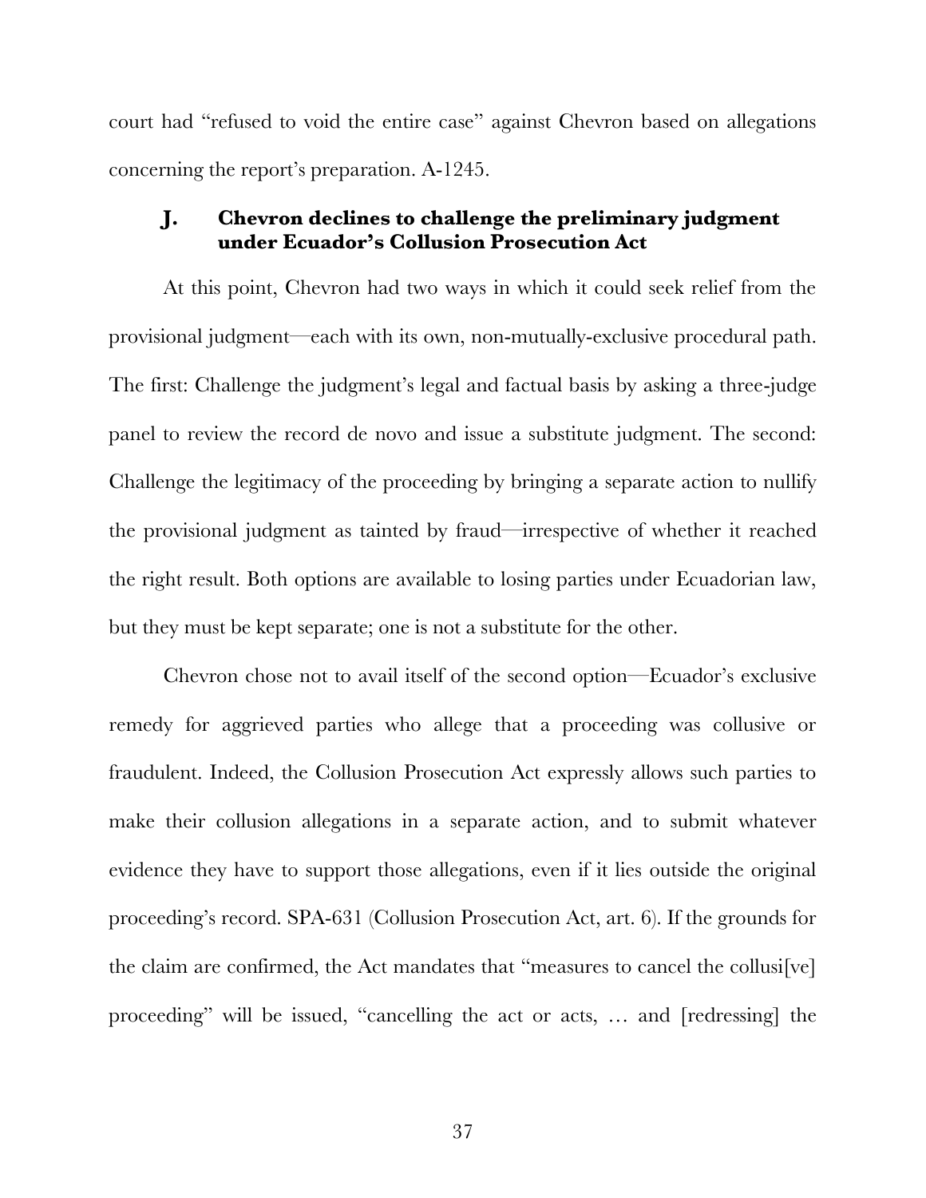court had "refused to void the entire case" against Chevron based on allegations concerning the report's preparation. A-1245.

### J. Chevron declines to challenge the preliminary judgment under Ecuador's Collusion Prosecution Act

At this point, Chevron had two ways in which it could seek relief from the provisional judgment—each with its own, non-mutually-exclusive procedural path. The first: Challenge the judgment's legal and factual basis by asking a three-judge panel to review the record de novo and issue a substitute judgment. The second: Challenge the legitimacy of the proceeding by bringing a separate action to nullify the provisional judgment as tainted by fraud—irrespective of whether it reached the right result. Both options are available to losing parties under Ecuadorian law, but they must be kept separate; one is not a substitute for the other.

Chevron chose not to avail itself of the second option—Ecuador's exclusive remedy for aggrieved parties who allege that a proceeding was collusive or fraudulent. Indeed, the Collusion Prosecution Act expressly allows such parties to make their collusion allegations in a separate action, and to submit whatever evidence they have to support those allegations, even if it lies outside the original proceeding's record. SPA-631 (Collusion Prosecution Act, art. 6). If the grounds for the claim are confirmed, the Act mandates that "measures to cancel the collusi[ve] proceeding" will be issued, "cancelling the act or acts, … and [redressing] the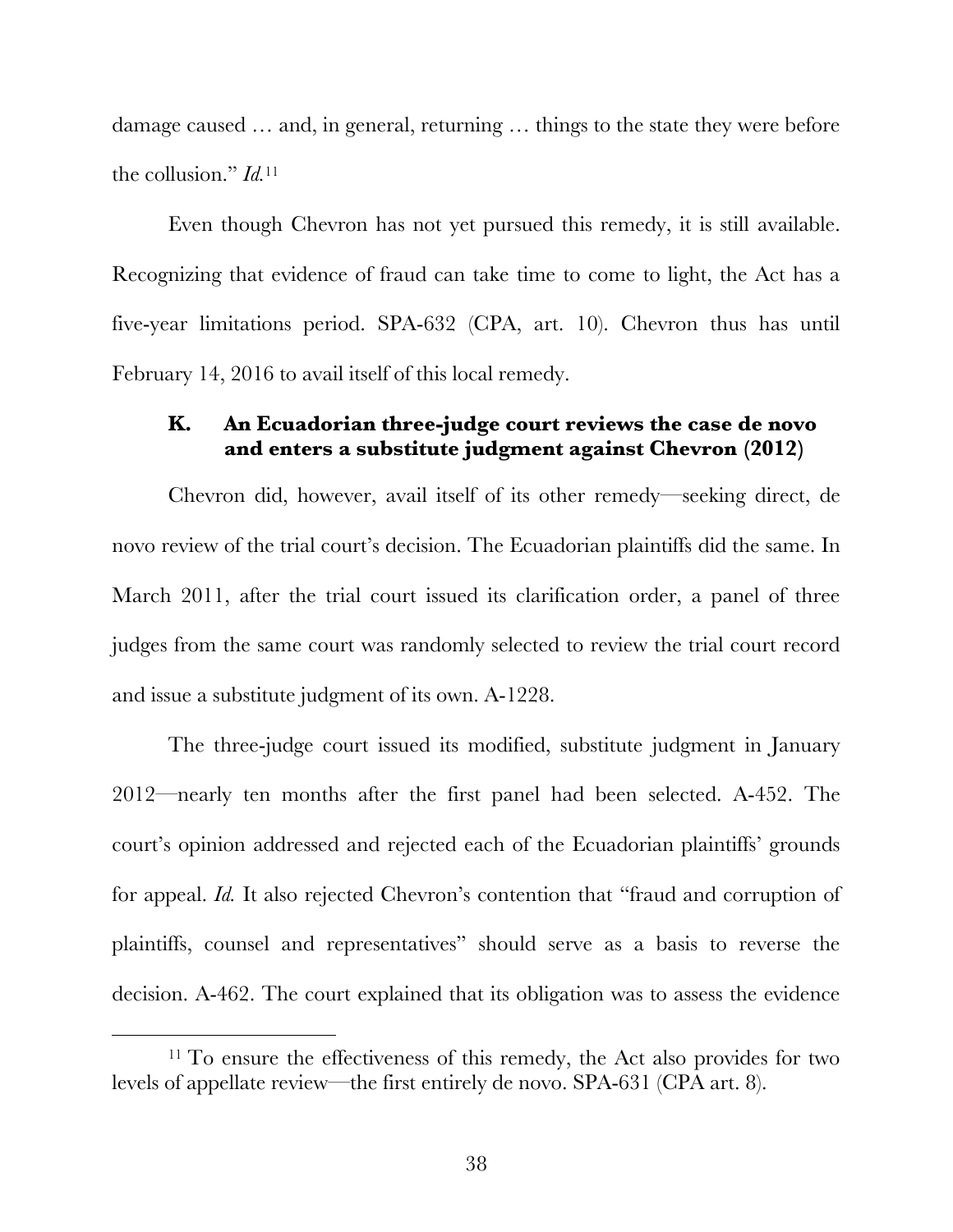damage caused … and, in general, returning … things to the state they were before the collusion." *Id.*[11]

Even though Chevron has not yet pursued this remedy, it is still available. Recognizing that evidence of fraud can take time to come to light, the Act has a five-year limitations period. SPA-632 (CPA, art. 10). Chevron thus has until February 14, 2016 to avail itself of this local remedy.

### K. An Ecuadorian three-judge court reviews the case de novo and enters a substitute judgment against Chevron (2012)

Chevron did, however, avail itself of its other remedy—seeking direct, de novo review of the trial court's decision. The Ecuadorian plaintiffs did the same. In March 2011, after the trial court issued its clarification order, a panel of three judges from the same court was randomly selected to review the trial court record and issue a substitute judgment of its own. A-1228.

The three-judge court issued its modified, substitute judgment in January 2012—nearly ten months after the first panel had been selected. A-452. The court's opinion addressed and rejected each of the Ecuadorian plaintiffs' grounds for appeal. *Id.* It also rejected Chevron's contention that "fraud and corruption of plaintiffs, counsel and representatives" should serve as a basis to reverse the decision. A-462. The court explained that its obligation was to assess the evidence

---

[11] To ensure the effectiveness of this remedy, the Act also provides for two levels of appellate review—the first entirely de novo. SPA-631 (CPA art. 8).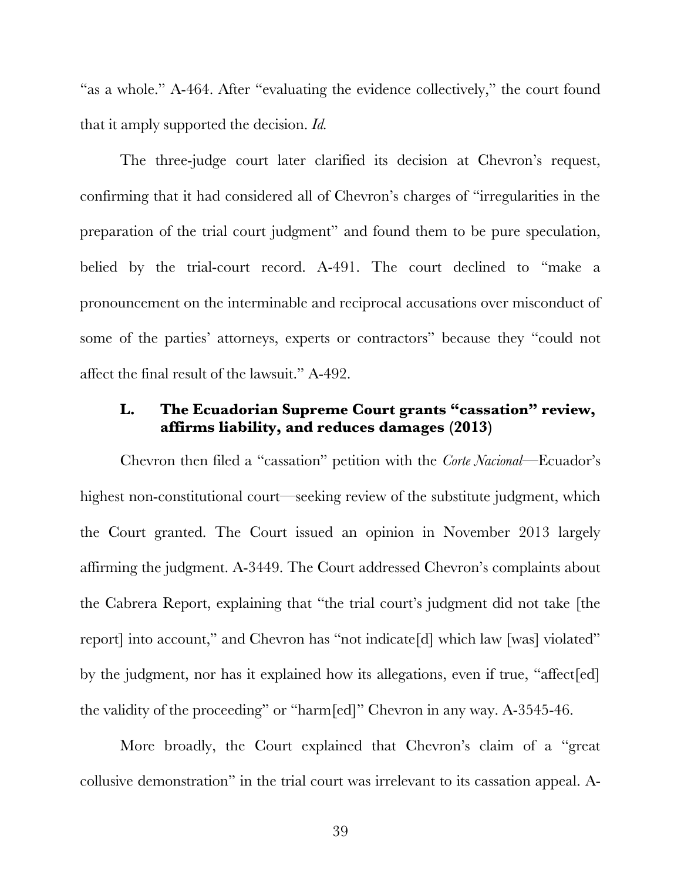"as a whole." A-464. After "evaluating the evidence collectively," the court found that it amply supported the decision. *Id.*

The three-judge court later clarified its decision at Chevron's request, confirming that it had considered all of Chevron's charges of "irregularities in the preparation of the trial court judgment" and found them to be pure speculation, belied by the trial-court record. A-491. The court declined to "make a pronouncement on the interminable and reciprocal accusations over misconduct of some of the parties' attorneys, experts or contractors" because they "could not affect the final result of the lawsuit." A-492.

### L. The Ecuadorian Supreme Court grants "cassation" review, affirms liability, and reduces damages (2013)

Chevron then filed a "cassation" petition with the *Corte Nacional*—Ecuador's highest non-constitutional court—seeking review of the substitute judgment, which the Court granted. The Court issued an opinion in November 2013 largely affirming the judgment. A-3449. The Court addressed Chevron's complaints about the Cabrera Report, explaining that "the trial court's judgment did not take [the report] into account," and Chevron has "not indicate[d] which law [was] violated" by the judgment, nor has it explained how its allegations, even if true, "affect[ed] the validity of the proceeding" or "harm[ed]" Chevron in any way. A-3545-46.

More broadly, the Court explained that Chevron's claim of a "great collusive demonstration" in the trial court was irrelevant to its cassation appeal. A-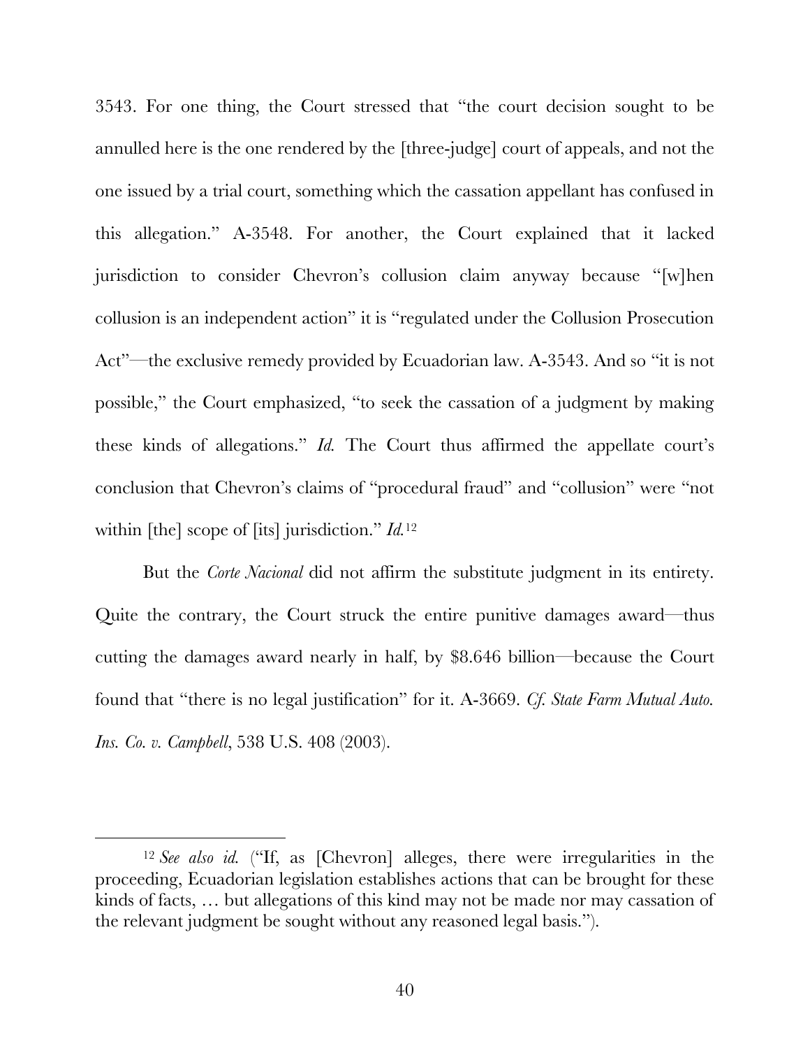3543. For one thing, the Court stressed that "the court decision sought to be annulled here is the one rendered by the [three-judge] court of appeals, and not the one issued by a trial court, something which the cassation appellant has confused in this allegation." A-3548. For another, the Court explained that it lacked jurisdiction to consider Chevron's collusion claim anyway because "[w]hen collusion is an independent action" it is "regulated under the Collusion Prosecution Act"—the exclusive remedy provided by Ecuadorian law. A-3543. And so "it is not possible," the Court emphasized, "to seek the cassation of a judgment by making these kinds of allegations." *Id.* The Court thus affirmed the appellate court's conclusion that Chevron's claims of "procedural fraud" and "collusion" were "not within [the] scope of [its] jurisdiction." *Id.*[12]

But the *Corte Nacional* did not affirm the substitute judgment in its entirety. Quite the contrary, the Court struck the entire punitive damages award—thus cutting the damages award nearly in half, by $8.646 billion—because the Court found that "there is no legal justification" for it. A-3669. *Cf. State Farm Mutual Auto. Ins. Co. v. Campbell*, 538 U.S. 408 (2003).

---

[12] *See also id.* ("If, as [Chevron] alleges, there were irregularities in the proceeding, Ecuadorian legislation establishes actions that can be brought for these kinds of facts, … but allegations of this kind may not be made nor may cassation of the relevant judgment be sought without any reasoned legal basis.").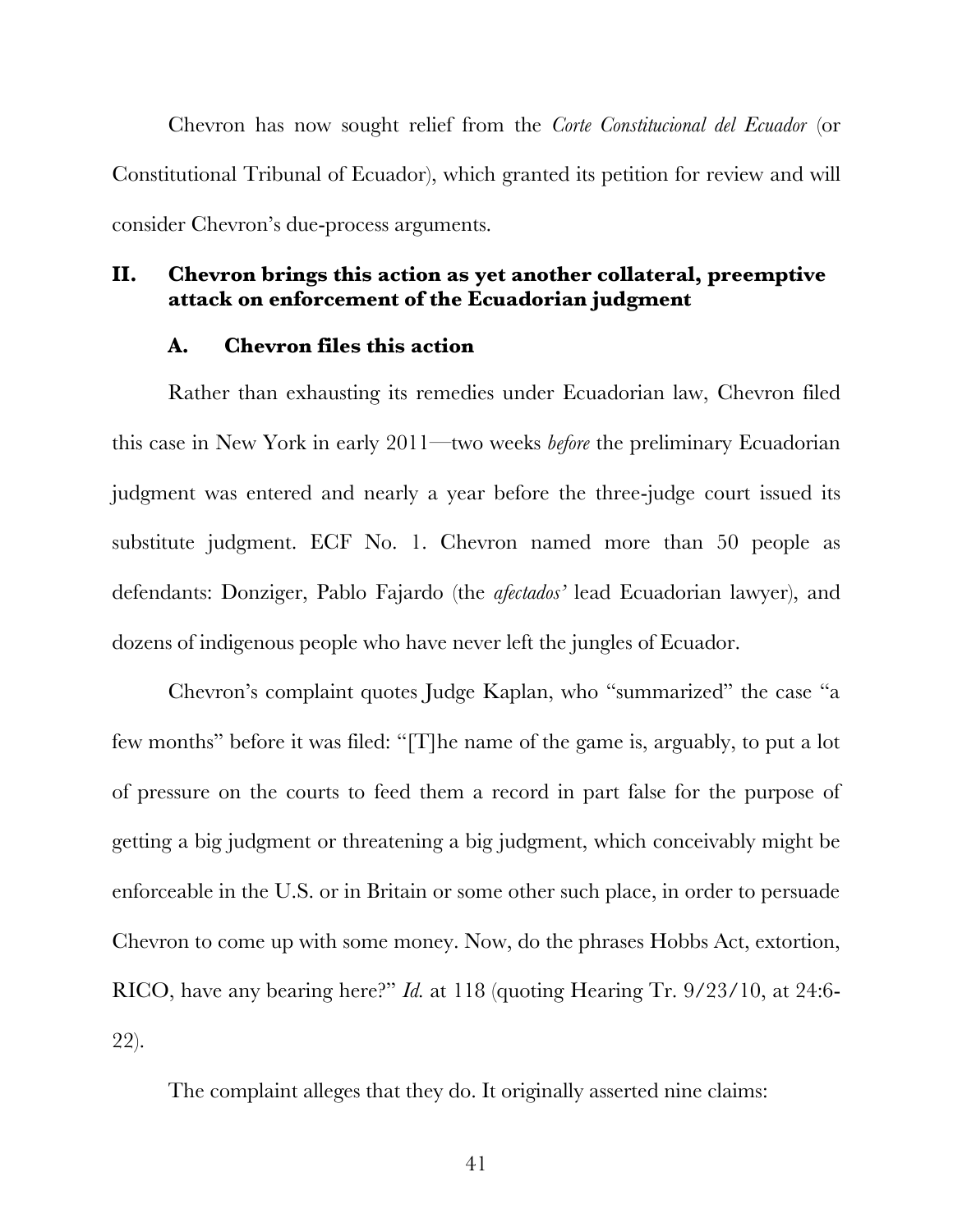Chevron has now sought relief from the *Corte Constitucional del Ecuador* (or Constitutional Tribunal of Ecuador), which granted its petition for review and will consider Chevron's due-process arguments.

## II. Chevron brings this action as yet another collateral, preemptive attack on enforcement of the Ecuadorian judgment

### A. Chevron files this action

Rather than exhausting its remedies under Ecuadorian law, Chevron filed this case in New York in early 2011—two weeks *before* the preliminary Ecuadorian judgment was entered and nearly a year before the three-judge court issued its substitute judgment. ECF No. 1. Chevron named more than 50 people as defendants: Donziger, Pablo Fajardo (the *afectados'* lead Ecuadorian lawyer), and dozens of indigenous people who have never left the jungles of Ecuador.

Chevron's complaint quotes Judge Kaplan, who "summarized" the case "a few months" before it was filed: "[T]he name of the game is, arguably, to put a lot of pressure on the courts to feed them a record in part false for the purpose of getting a big judgment or threatening a big judgment, which conceivably might be enforceable in the U.S. or in Britain or some other such place, in order to persuade Chevron to come up with some money. Now, do the phrases Hobbs Act, extortion, RICO, have any bearing here?" *Id.* at 118 (quoting Hearing Tr. 9/23/10, at 24:6-22).

The complaint alleges that they do. It originally asserted nine claims: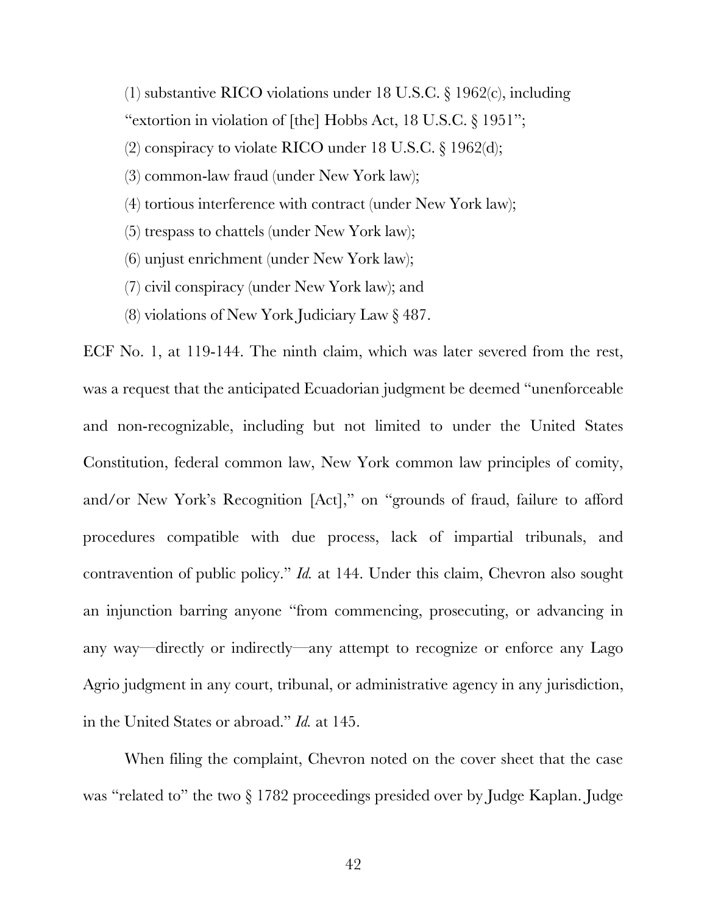(1) substantive RICO violations under 18 U.S.C. § 1962(c), including "extortion in violation of [the] Hobbs Act, 18 U.S.C. § 1951";

(2) conspiracy to violate RICO under 18 U.S.C. § 1962(d);

(3) common-law fraud (under New York law);

(4) tortious interference with contract (under New York law);

(5) trespass to chattels (under New York law);

(6) unjust enrichment (under New York law);

(7) civil conspiracy (under New York law); and

(8) violations of New York Judiciary Law § 487.

ECF No. 1, at 119-144. The ninth claim, which was later severed from the rest, was a request that the anticipated Ecuadorian judgment be deemed "unenforceable and non-recognizable, including but not limited to under the United States Constitution, federal common law, New York common law principles of comity, and/or New York's Recognition [Act]," on "grounds of fraud, failure to afford procedures compatible with due process, lack of impartial tribunals, and contravention of public policy." *Id.* at 144. Under this claim, Chevron also sought an injunction barring anyone "from commencing, prosecuting, or advancing in any way—directly or indirectly—any attempt to recognize or enforce any Lago Agrio judgment in any court, tribunal, or administrative agency in any jurisdiction, in the United States or abroad." *Id.* at 145.

When filing the complaint, Chevron noted on the cover sheet that the case was "related to" the two § 1782 proceedings presided over by Judge Kaplan. Judge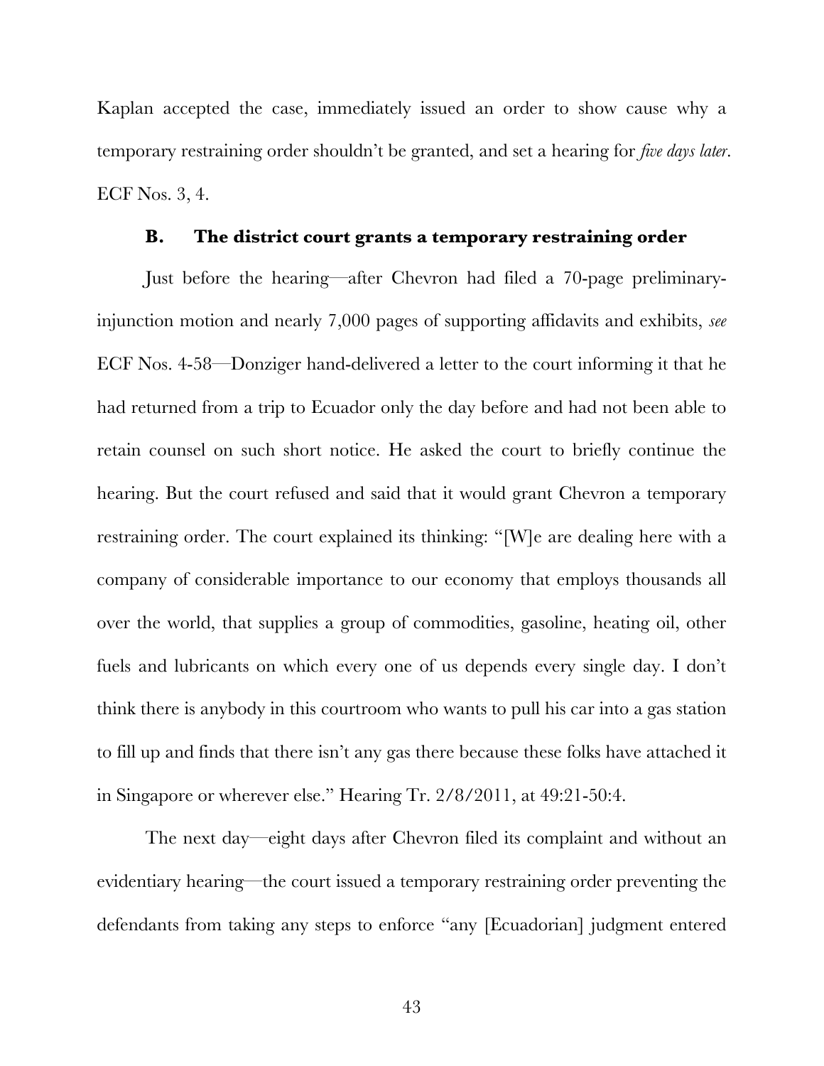Kaplan accepted the case, immediately issued an order to show cause why a temporary restraining order shouldn't be granted, and set a hearing for *five days later*. ECF Nos. 3, 4.

### B. The district court grants a temporary restraining order

Just before the hearing—after Chevron had filed a 70-page preliminary-injunction motion and nearly 7,000 pages of supporting affidavits and exhibits, *see* ECF Nos. 4-58—Donziger hand-delivered a letter to the court informing it that he had returned from a trip to Ecuador only the day before and had not been able to retain counsel on such short notice. He asked the court to briefly continue the hearing. But the court refused and said that it would grant Chevron a temporary restraining order. The court explained its thinking: "[W]e are dealing here with a company of considerable importance to our economy that employs thousands all over the world, that supplies a group of commodities, gasoline, heating oil, other fuels and lubricants on which every one of us depends every single day. I don't think there is anybody in this courtroom who wants to pull his car into a gas station to fill up and finds that there isn't any gas there because these folks have attached it in Singapore or wherever else." Hearing Tr. 2/8/2011, at 49:21-50:4.

The next day—eight days after Chevron filed its complaint and without an evidentiary hearing—the court issued a temporary restraining order preventing the defendants from taking any steps to enforce "any [Ecuadorian] judgment entered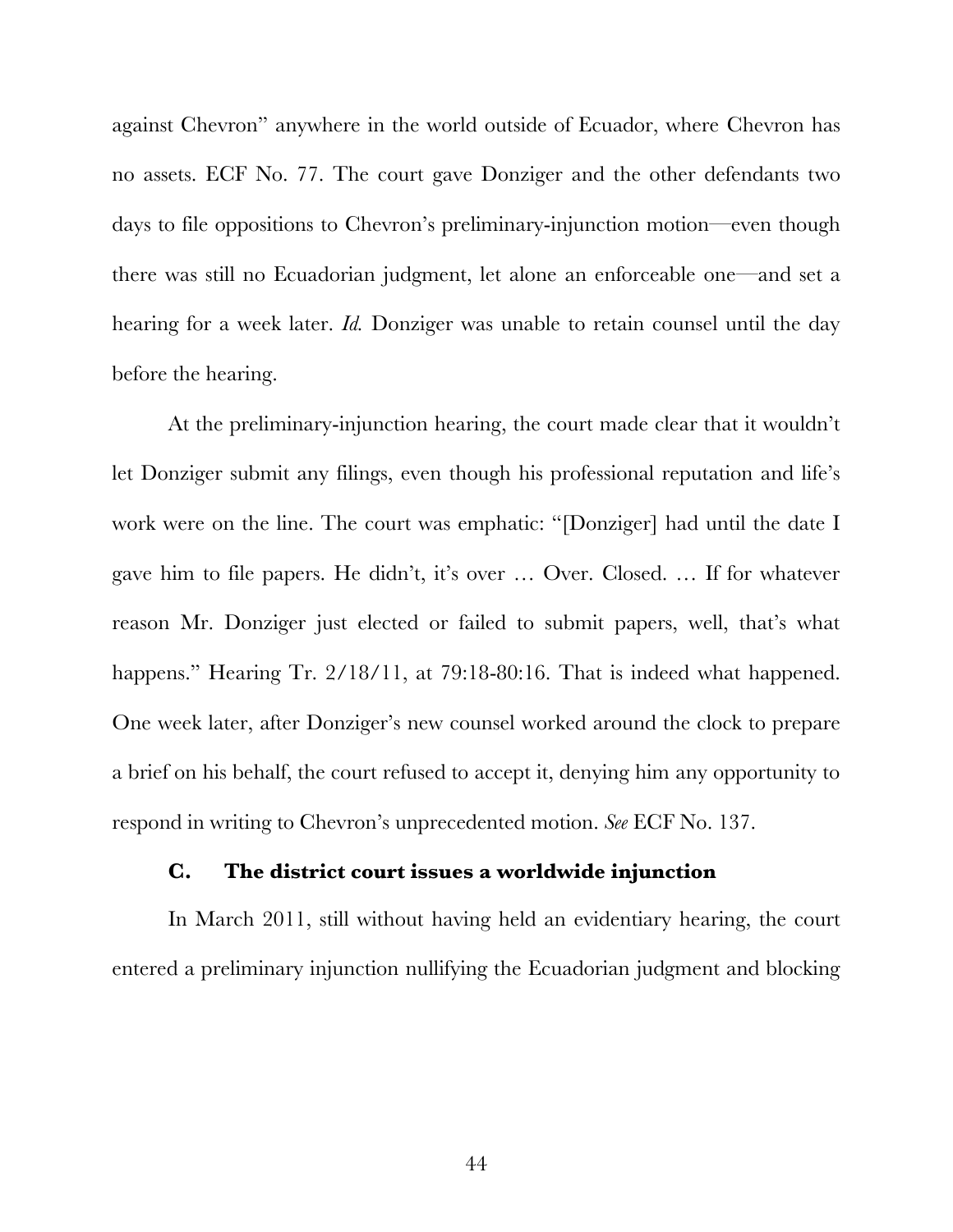against Chevron" anywhere in the world outside of Ecuador, where Chevron has no assets. ECF No. 77. The court gave Donziger and the other defendants two days to file oppositions to Chevron's preliminary-injunction motion—even though there was still no Ecuadorian judgment, let alone an enforceable one—and set a hearing for a week later. *Id.* Donziger was unable to retain counsel until the day before the hearing.

At the preliminary-injunction hearing, the court made clear that it wouldn't let Donziger submit any filings, even though his professional reputation and life's work were on the line. The court was emphatic: "[Donziger] had until the date I gave him to file papers. He didn't, it's over … Over. Closed. … If for whatever reason Mr. Donziger just elected or failed to submit papers, well, that's what happens." Hearing Tr. 2/18/11, at 79:18-80:16. That is indeed what happened. One week later, after Donziger's new counsel worked around the clock to prepare a brief on his behalf, the court refused to accept it, denying him any opportunity to respond in writing to Chevron's unprecedented motion. *See* ECF No. 137.

### C. The district court issues a worldwide injunction

In March 2011, still without having held an evidentiary hearing, the court entered a preliminary injunction nullifying the Ecuadorian judgment and blocking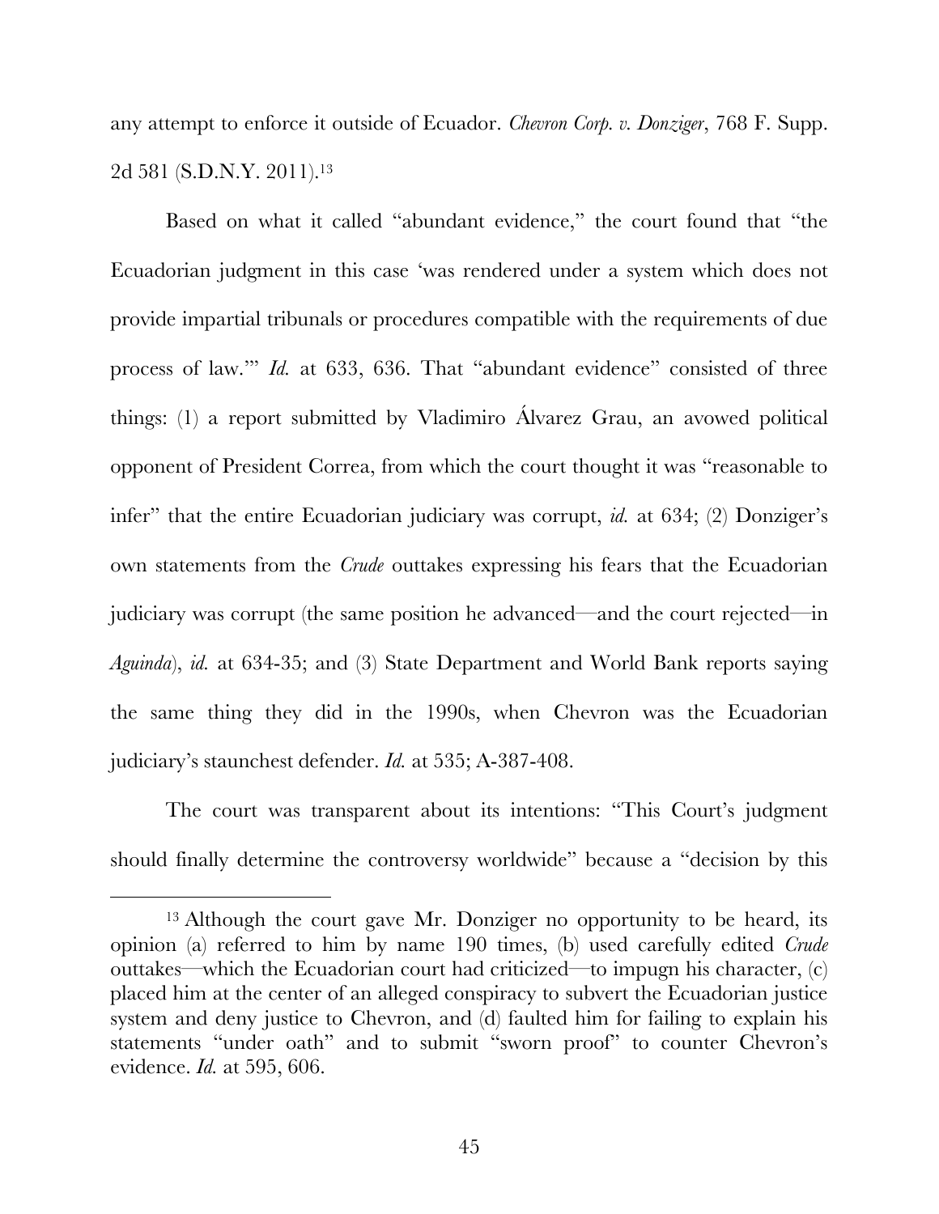any attempt to enforce it outside of Ecuador. *Chevron Corp. v. Donziger*, 768 F. Supp. 2d 581 (S.D.N.Y. 2011).[13]

Based on what it called "abundant evidence," the court found that "the Ecuadorian judgment in this case 'was rendered under a system which does not provide impartial tribunals or procedures compatible with the requirements of due process of law.'" *Id.* at 633, 636. That "abundant evidence" consisted of three things: (1) a report submitted by Vladimiro Álvarez Grau, an avowed political opponent of President Correa, from which the court thought it was "reasonable to infer" that the entire Ecuadorian judiciary was corrupt, *id.* at 634; (2) Donziger's own statements from the *Crude* outtakes expressing his fears that the Ecuadorian judiciary was corrupt (the same position he advanced—and the court rejected—in *Aguinda*), *id.* at 634-35; and (3) State Department and World Bank reports saying the same thing they did in the 1990s, when Chevron was the Ecuadorian judiciary's staunchest defender. *Id.* at 535; A-387-408.

The court was transparent about its intentions: "This Court's judgment should finally determine the controversy worldwide" because a "decision by this

---

[13] Although the court gave Mr. Donziger no opportunity to be heard, its opinion (a) referred to him by name 190 times, (b) used carefully edited *Crude* outtakes—which the Ecuadorian court had criticized—to impugn his character, (c) placed him at the center of an alleged conspiracy to subvert the Ecuadorian justice system and deny justice to Chevron, and (d) faulted him for failing to explain his statements "under oath" and to submit "sworn proof" to counter Chevron's evidence. *Id.* at 595, 606.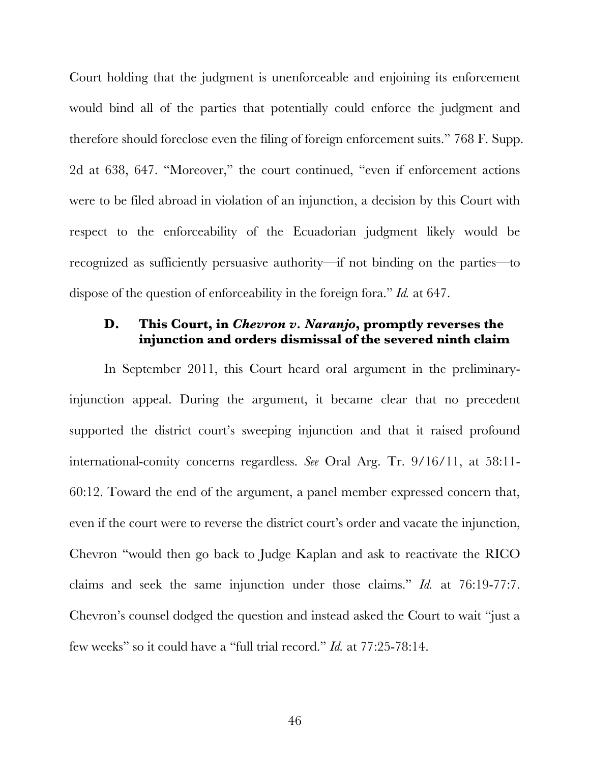Court holding that the judgment is unenforceable and enjoining its enforcement would bind all of the parties that potentially could enforce the judgment and therefore should foreclose even the filing of foreign enforcement suits." 768 F. Supp. 2d at 638, 647. "Moreover," the court continued, "even if enforcement actions were to be filed abroad in violation of an injunction, a decision by this Court with respect to the enforceability of the Ecuadorian judgment likely would be recognized as sufficiently persuasive authority—if not binding on the parties—to dispose of the question of enforceability in the foreign fora." *Id.* at 647.

### D. This Court, in *Chevron v. Naranjo*, promptly reverses the injunction and orders dismissal of the severed ninth claim

In September 2011, this Court heard oral argument in the preliminary-injunction appeal. During the argument, it became clear that no precedent supported the district court's sweeping injunction and that it raised profound international-comity concerns regardless. *See* Oral Arg. Tr. 9/16/11, at 58:11-60:12. Toward the end of the argument, a panel member expressed concern that, even if the court were to reverse the district court's order and vacate the injunction, Chevron "would then go back to Judge Kaplan and ask to reactivate the RICO claims and seek the same injunction under those claims." *Id.* at 76:19-77:7. Chevron's counsel dodged the question and instead asked the Court to wait "just a few weeks" so it could have a "full trial record." *Id.* at 77:25-78:14.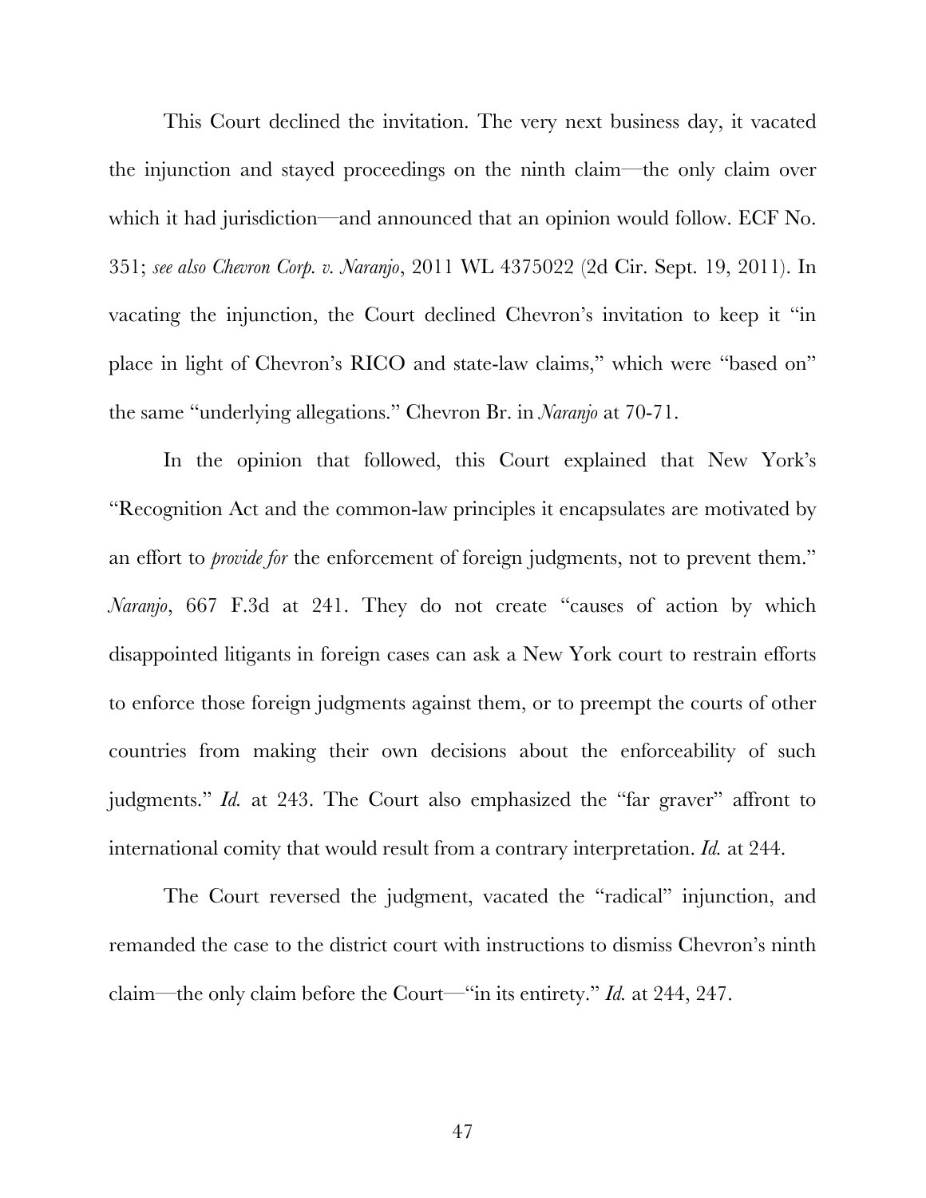This Court declined the invitation. The very next business day, it vacated the injunction and stayed proceedings on the ninth claim—the only claim over which it had jurisdiction—and announced that an opinion would follow. ECF No. 351; *see also Chevron Corp. v. Naranjo*, 2011 WL 4375022 (2d Cir. Sept. 19, 2011). In vacating the injunction, the Court declined Chevron's invitation to keep it "in place in light of Chevron's RICO and state-law claims," which were "based on" the same "underlying allegations." Chevron Br. in *Naranjo* at 70-71.

In the opinion that followed, this Court explained that New York's "Recognition Act and the common-law principles it encapsulates are motivated by an effort to *provide for* the enforcement of foreign judgments, not to prevent them." *Naranjo*, 667 F.3d at 241. They do not create "causes of action by which disappointed litigants in foreign cases can ask a New York court to restrain efforts to enforce those foreign judgments against them, or to preempt the courts of other countries from making their own decisions about the enforceability of such judgments." *Id.* at 243. The Court also emphasized the "far graver" affront to international comity that would result from a contrary interpretation. *Id.* at 244.

The Court reversed the judgment, vacated the "radical" injunction, and remanded the case to the district court with instructions to dismiss Chevron's ninth claim—the only claim before the Court—"in its entirety." *Id.* at 244, 247.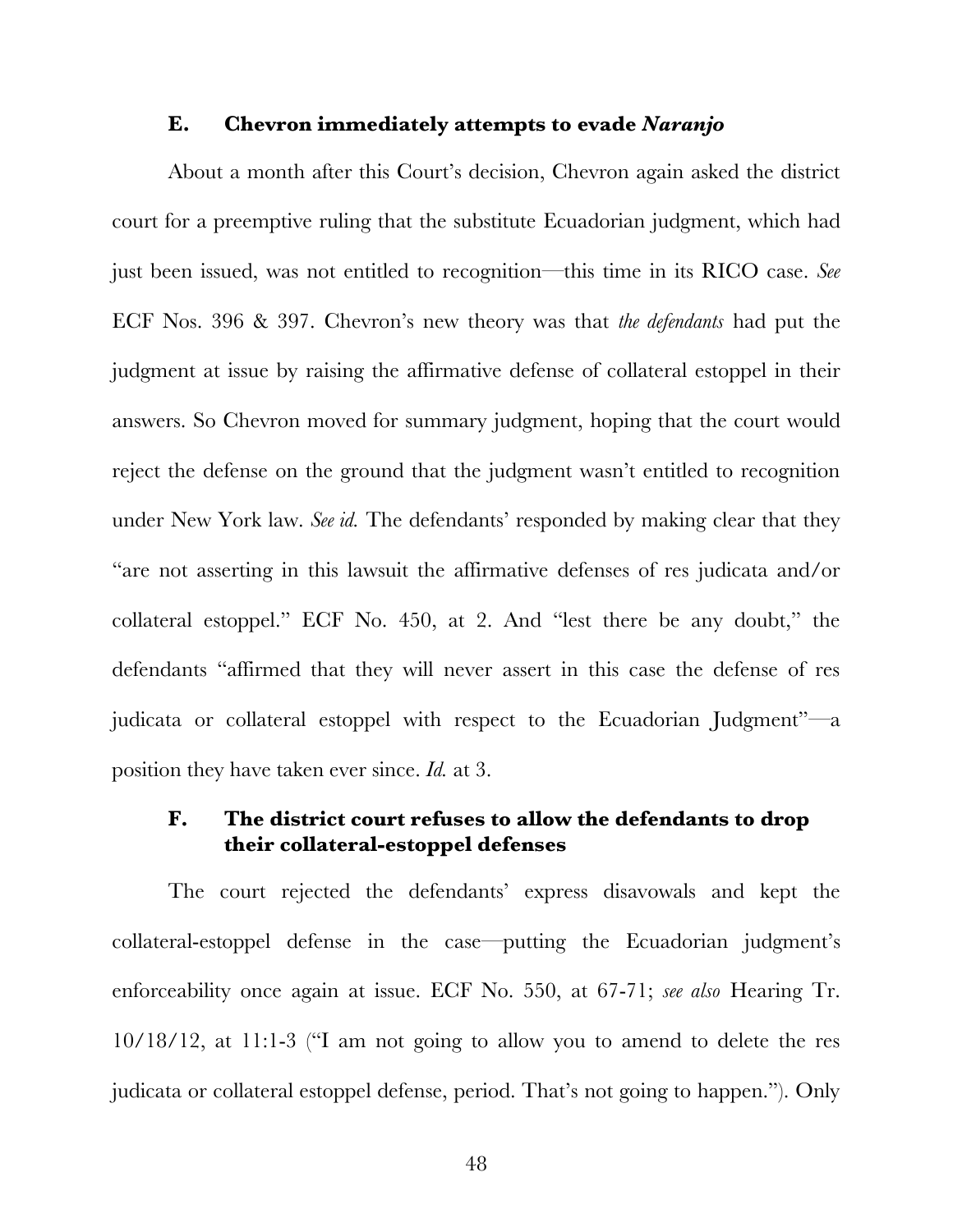### E. Chevron immediately attempts to evade *Naranjo*

About a month after this Court's decision, Chevron again asked the district court for a preemptive ruling that the substitute Ecuadorian judgment, which had just been issued, was not entitled to recognition—this time in its RICO case. *See* ECF Nos. 396 & 397. Chevron's new theory was that *the defendants* had put the judgment at issue by raising the affirmative defense of collateral estoppel in their answers. So Chevron moved for summary judgment, hoping that the court would reject the defense on the ground that the judgment wasn't entitled to recognition under New York law. *See id.* The defendants' responded by making clear that they "are not asserting in this lawsuit the affirmative defenses of res judicata and/or collateral estoppel." ECF No. 450, at 2. And "lest there be any doubt," the defendants "affirmed that they will never assert in this case the defense of res judicata or collateral estoppel with respect to the Ecuadorian Judgment"—a position they have taken ever since. *Id.* at 3.

### F. The district court refuses to allow the defendants to drop their collateral-estoppel defenses

The court rejected the defendants' express disavowals and kept the collateral-estoppel defense in the case—putting the Ecuadorian judgment's enforceability once again at issue. ECF No. 550, at 67-71; *see also* Hearing Tr. 10/18/12, at 11:1-3 ("I am not going to allow you to amend to delete the res judicata or collateral estoppel defense, period. That's not going to happen."). Only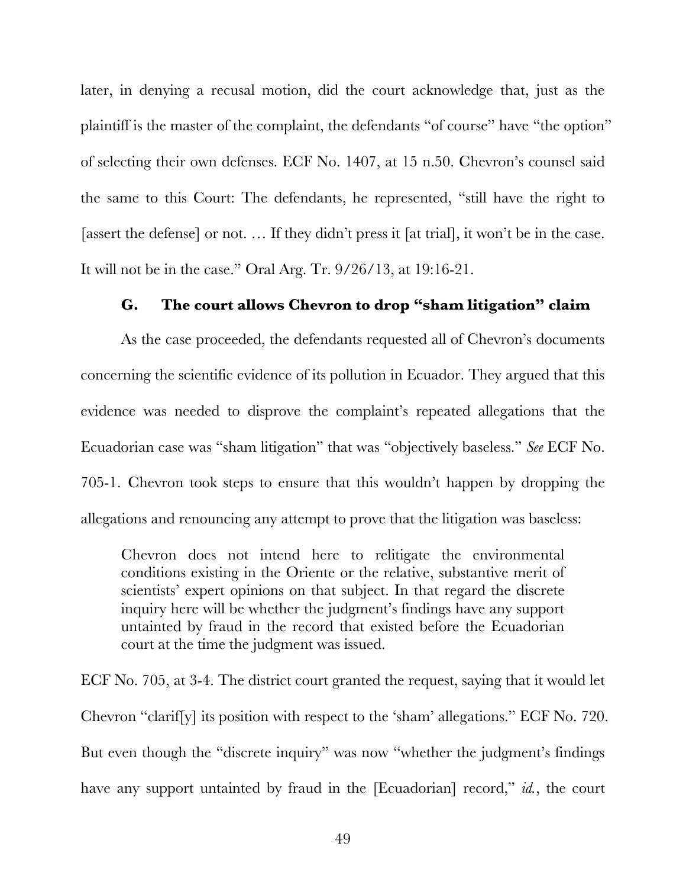later, in denying a recusal motion, did the court acknowledge that, just as the plaintiff is the master of the complaint, the defendants "of course" have "the option" of selecting their own defenses. ECF No. 1407, at 15 n.50. Chevron's counsel said the same to this Court: The defendants, he represented, "still have the right to [assert the defense] or not. … If they didn't press it [at trial], it won't be in the case. It will not be in the case." Oral Arg. Tr. 9/26/13, at 19:16-21.

### G. The court allows Chevron to drop "sham litigation" claim

As the case proceeded, the defendants requested all of Chevron's documents concerning the scientific evidence of its pollution in Ecuador. They argued that this evidence was needed to disprove the complaint's repeated allegations that the Ecuadorian case was "sham litigation" that was "objectively baseless." *See* ECF No. 705-1. Chevron took steps to ensure that this wouldn't happen by dropping the allegations and renouncing any attempt to prove that the litigation was baseless:

> Chevron does not intend here to relitigate the environmental conditions existing in the Oriente or the relative, substantive merit of scientists' expert opinions on that subject. In that regard the discrete inquiry here will be whether the judgment's findings have any support untainted by fraud in the record that existed before the Ecuadorian court at the time the judgment was issued.

ECF No. 705, at 3-4. The district court granted the request, saying that it would let Chevron "clarif[y] its position with respect to the 'sham' allegations." ECF No. 720. But even though the "discrete inquiry" was now "whether the judgment's findings have any support untainted by fraud in the [Ecuadorian] record," *id.*, the court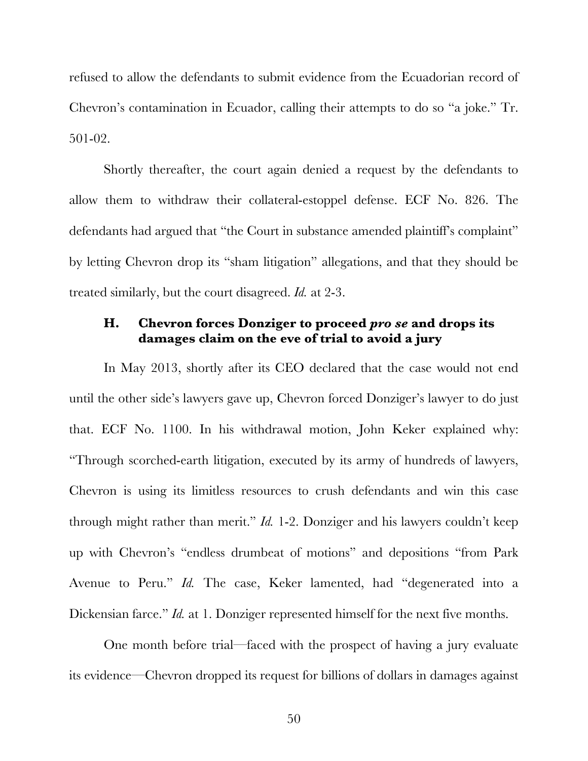refused to allow the defendants to submit evidence from the Ecuadorian record of Chevron's contamination in Ecuador, calling their attempts to do so "a joke." Tr. 501-02.

Shortly thereafter, the court again denied a request by the defendants to allow them to withdraw their collateral-estoppel defense. ECF No. 826. The defendants had argued that "the Court in substance amended plaintiff's complaint" by letting Chevron drop its "sham litigation" allegations, and that they should be treated similarly, but the court disagreed. *Id.* at 2-3.

### H. Chevron forces Donziger to proceed *pro se* and drops its damages claim on the eve of trial to avoid a jury

In May 2013, shortly after its CEO declared that the case would not end until the other side's lawyers gave up, Chevron forced Donziger's lawyer to do just that. ECF No. 1100. In his withdrawal motion, John Keker explained why: "Through scorched-earth litigation, executed by its army of hundreds of lawyers, Chevron is using its limitless resources to crush defendants and win this case through might rather than merit." *Id.* 1-2. Donziger and his lawyers couldn't keep up with Chevron's "endless drumbeat of motions" and depositions "from Park Avenue to Peru." *Id.* The case, Keker lamented, had "degenerated into a Dickensian farce." *Id.* at 1. Donziger represented himself for the next five months.

One month before trial—faced with the prospect of having a jury evaluate its evidence—Chevron dropped its request for billions of dollars in damages against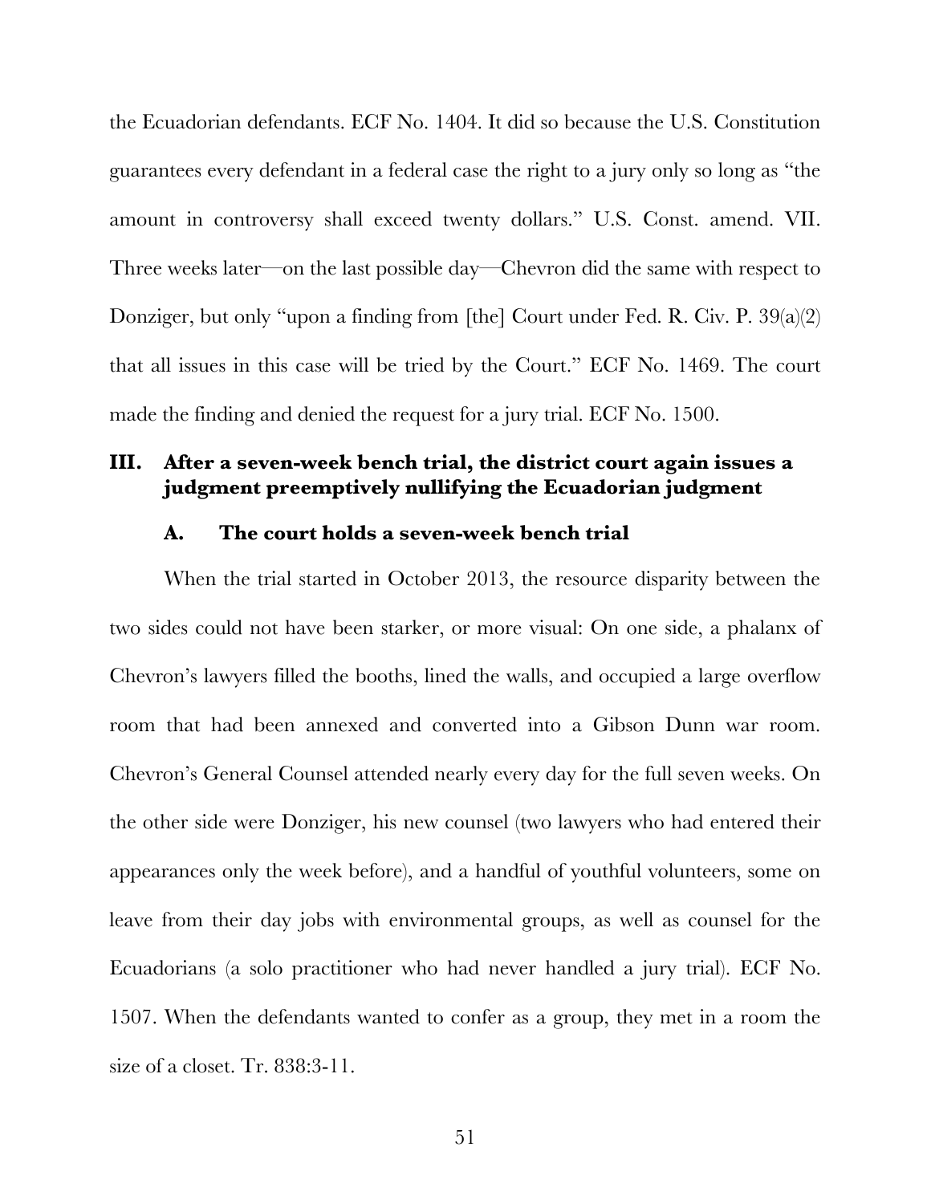the Ecuadorian defendants. ECF No. 1404. It did so because the U.S. Constitution guarantees every defendant in a federal case the right to a jury only so long as "the amount in controversy shall exceed twenty dollars." U.S. Const. amend. VII. Three weeks later—on the last possible day—Chevron did the same with respect to Donziger, but only "upon a finding from [the] Court under Fed. R. Civ. P. 39(a)(2) that all issues in this case will be tried by the Court." ECF No. 1469. The court made the finding and denied the request for a jury trial. ECF No. 1500.

## III. After a seven-week bench trial, the district court again issues a judgment preemptively nullifying the Ecuadorian judgment

### A. The court holds a seven-week bench trial

When the trial started in October 2013, the resource disparity between the two sides could not have been starker, or more visual: On one side, a phalanx of Chevron's lawyers filled the booths, lined the walls, and occupied a large overflow room that had been annexed and converted into a Gibson Dunn war room. Chevron's General Counsel attended nearly every day for the full seven weeks. On the other side were Donziger, his new counsel (two lawyers who had entered their appearances only the week before), and a handful of youthful volunteers, some on leave from their day jobs with environmental groups, as well as counsel for the Ecuadorians (a solo practitioner who had never handled a jury trial). ECF No. 1507. When the defendants wanted to confer as a group, they met in a room the size of a closet. Tr. 838:3-11.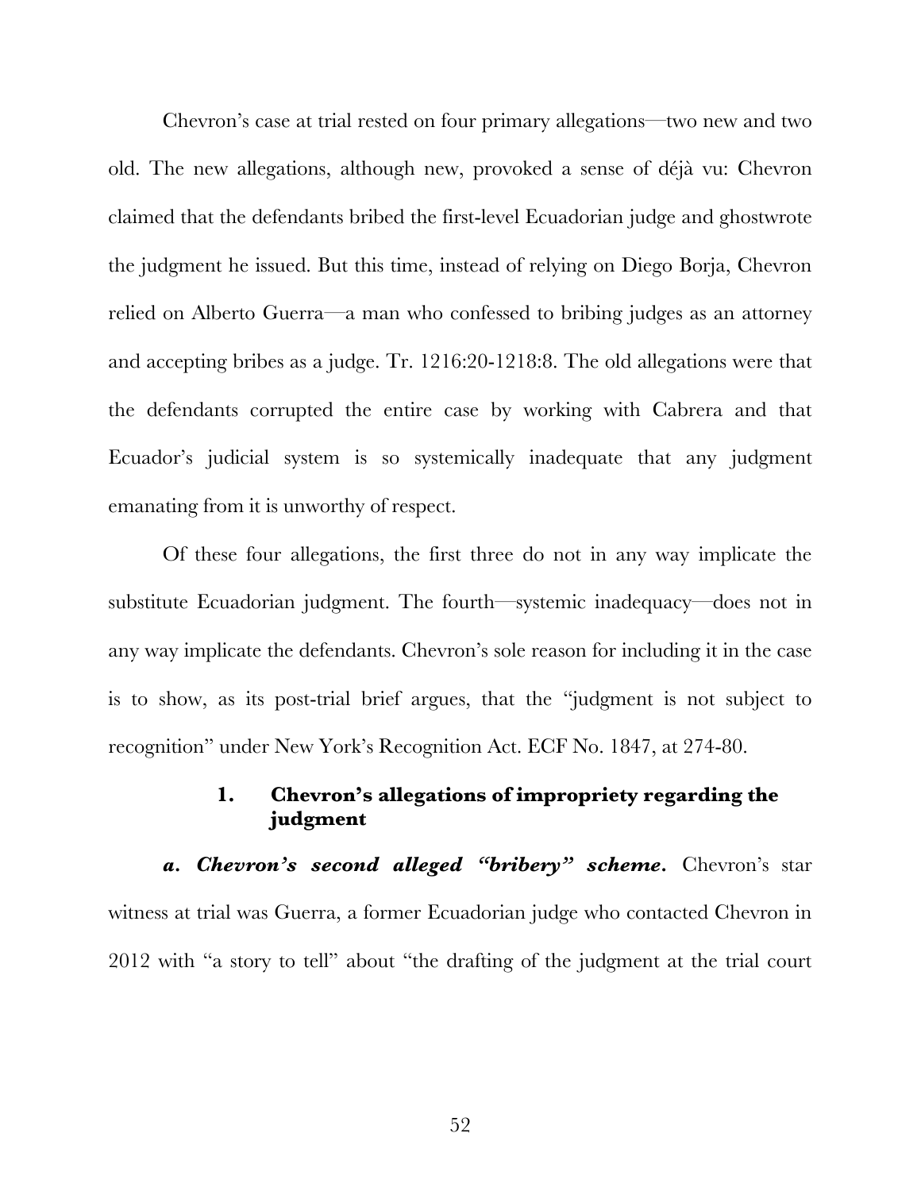Chevron's case at trial rested on four primary allegations—two new and two old. The new allegations, although new, provoked a sense of déjà vu: Chevron claimed that the defendants bribed the first-level Ecuadorian judge and ghostwrote the judgment he issued. But this time, instead of relying on Diego Borja, Chevron relied on Alberto Guerra—a man who confessed to bribing judges as an attorney and accepting bribes as a judge. Tr. 1216:20-1218:8. The old allegations were that the defendants corrupted the entire case by working with Cabrera and that Ecuador's judicial system is so systemically inadequate that any judgment emanating from it is unworthy of respect.

Of these four allegations, the first three do not in any way implicate the substitute Ecuadorian judgment. The fourth—systemic inadequacy—does not in any way implicate the defendants. Chevron's sole reason for including it in the case is to show, as its post-trial brief argues, that the "judgment is not subject to recognition" under New York's Recognition Act. ECF No. 1847, at 274-80.

### 1. Chevron's allegations of impropriety regarding the judgment

***a. Chevron's second alleged "bribery" scheme.*** Chevron's star witness at trial was Guerra, a former Ecuadorian judge who contacted Chevron in 2012 with "a story to tell" about "the drafting of the judgment at the trial court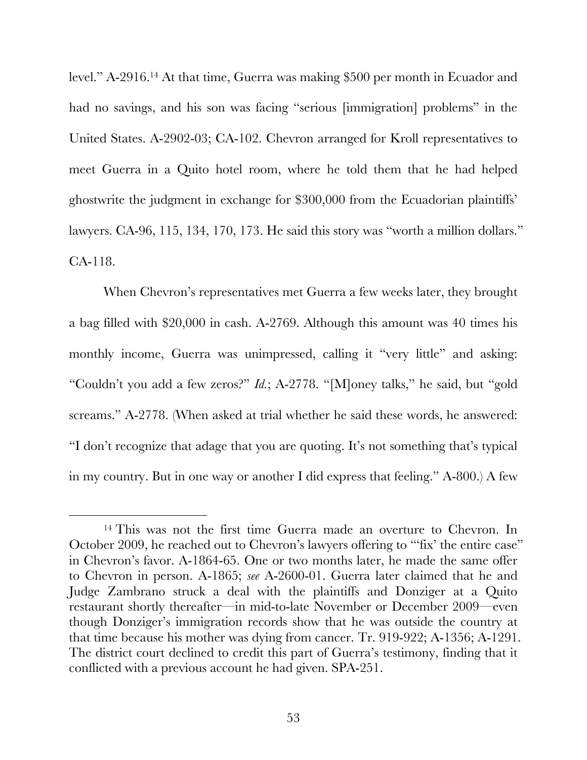level." A-2916.[14] At that time, Guerra was making $500 per month in Ecuador and had no savings, and his son was facing "serious [immigration] problems" in the United States. A-2902-03; CA-102. Chevron arranged for Kroll representatives to meet Guerra in a Quito hotel room, where he told them that he had helped ghostwrite the judgment in exchange for $300,000 from the Ecuadorian plaintiffs' lawyers. CA-96, 115, 134, 170, 173. He said this story was "worth a million dollars." CA-118.

When Chevron's representatives met Guerra a few weeks later, they brought a bag filled with $20,000 in cash. A-2769. Although this amount was 40 times his monthly income, Guerra was unimpressed, calling it "very little" and asking: "Couldn't you add a few zeros?" *Id.*; A-2778. "[M]oney talks," he said, but "gold screams." A-2778. (When asked at trial whether he said these words, he answered: "I don't recognize that adage that you are quoting. It's not something that's typical in my country. But in one way or another I did express that feeling." A-800.) A few

[14] This was not the first time Guerra made an overture to Chevron. In October 2009, he reached out to Chevron's lawyers offering to "'fix' the entire case" in Chevron's favor. A-1864-65. One or two months later, he made the same offer to Chevron in person. A-1865; *see* A-2600-01. Guerra later claimed that he and Judge Zambrano struck a deal with the plaintiffs and Donziger at a Quito restaurant shortly thereafter—in mid-to-late November or December 2009—even though Donziger's immigration records show that he was outside the country at that time because his mother was dying from cancer. Tr. 919-922; A-1356; A-1291. The district court declined to credit this part of Guerra's testimony, finding that it conflicted with a previous account he had given. SPA-251.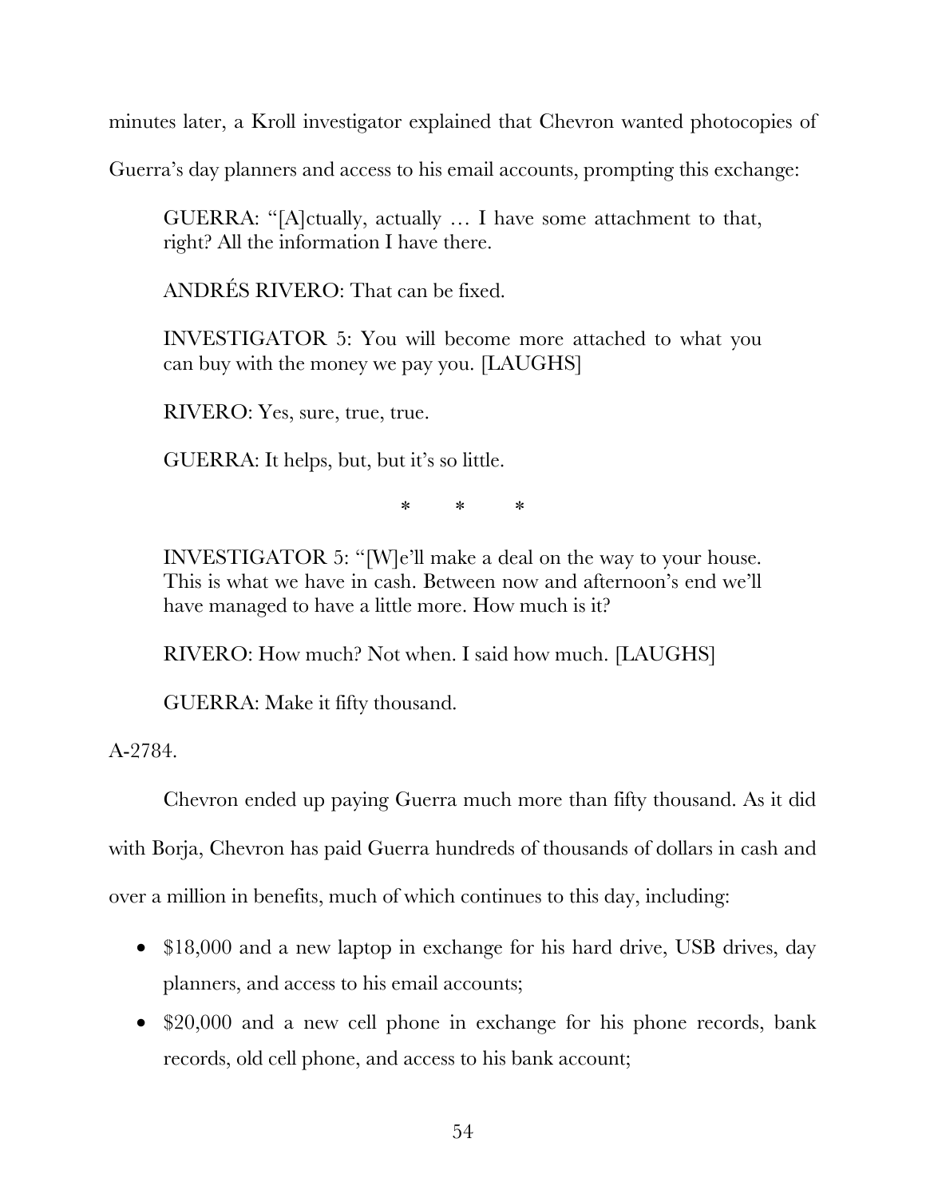minutes later, a Kroll investigator explained that Chevron wanted photocopies of Guerra's day planners and access to his email accounts, prompting this exchange:

> GUERRA: "[A]ctually, actually … I have some attachment to that, right? All the information I have there.
>
> ANDRÉS RIVERO: That can be fixed.
>
> INVESTIGATOR 5: You will become more attached to what you can buy with the money we pay you. [LAUGHS]
>
> RIVERO: Yes, sure, true, true.
>
> GUERRA: It helps, but, but it's so little.
>
> \* \* \*
>
> INVESTIGATOR 5: "[W]e'll make a deal on the way to your house. This is what we have in cash. Between now and afternoon's end we'll have managed to have a little more. How much is it?
>
> RIVERO: How much? Not when. I said how much. [LAUGHS]
>
> GUERRA: Make it fifty thousand.

A-2784.

Chevron ended up paying Guerra much more than fifty thousand. As it did with Borja, Chevron has paid Guerra hundreds of thousands of dollars in cash and over a million in benefits, much of which continues to this day, including:

- $18,000 and a new laptop in exchange for his hard drive, USB drives, day planners, and access to his email accounts;
- $20,000 and a new cell phone in exchange for his phone records, bank records, old cell phone, and access to his bank account;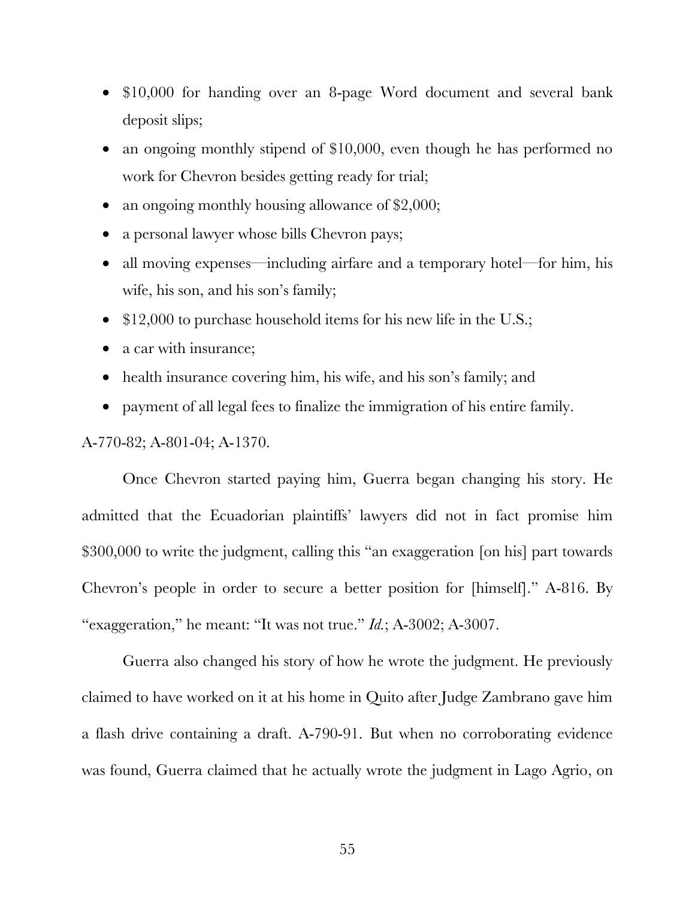- $10,000 for handing over an 8-page Word document and several bank deposit slips;
- an ongoing monthly stipend of $10,000, even though he has performed no work for Chevron besides getting ready for trial;
- an ongoing monthly housing allowance of $2,000;
- a personal lawyer whose bills Chevron pays;
- all moving expenses—including airfare and a temporary hotel—for him, his wife, his son, and his son's family;
- $12,000 to purchase household items for his new life in the U.S.;
- a car with insurance;
- health insurance covering him, his wife, and his son's family; and
- payment of all legal fees to finalize the immigration of his entire family.

A-770-82; A-801-04; A-1370.

Once Chevron started paying him, Guerra began changing his story. He admitted that the Ecuadorian plaintiffs' lawyers did not in fact promise him $300,000 to write the judgment, calling this "an exaggeration [on his] part towards Chevron's people in order to secure a better position for [himself]." A-816. By "exaggeration," he meant: "It was not true." *Id.*; A-3002; A-3007.

Guerra also changed his story of how he wrote the judgment. He previously claimed to have worked on it at his home in Quito after Judge Zambrano gave him a flash drive containing a draft. A-790-91. But when no corroborating evidence was found, Guerra claimed that he actually wrote the judgment in Lago Agrio, on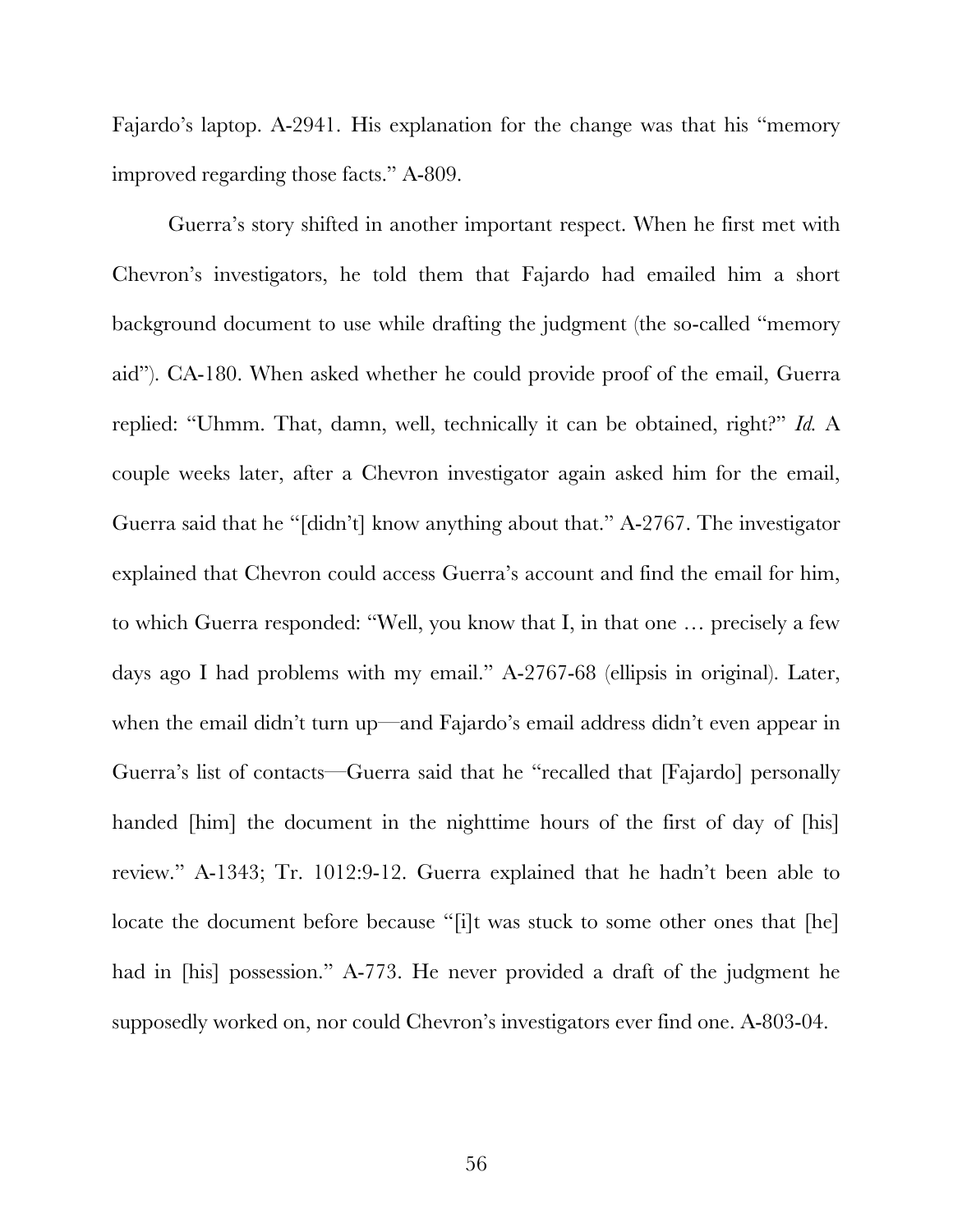Fajardo's laptop. A-2941. His explanation for the change was that his "memory improved regarding those facts." A-809.

Guerra's story shifted in another important respect. When he first met with Chevron's investigators, he told them that Fajardo had emailed him a short background document to use while drafting the judgment (the so-called "memory aid"). CA-180. When asked whether he could provide proof of the email, Guerra replied: "Uhmm. That, damn, well, technically it can be obtained, right?" *Id.* A couple weeks later, after a Chevron investigator again asked him for the email, Guerra said that he "[didn't] know anything about that." A-2767. The investigator explained that Chevron could access Guerra's account and find the email for him, to which Guerra responded: "Well, you know that I, in that one … precisely a few days ago I had problems with my email." A-2767-68 (ellipsis in original). Later, when the email didn't turn up—and Fajardo's email address didn't even appear in Guerra's list of contacts—Guerra said that he "recalled that [Fajardo] personally handed [him] the document in the nighttime hours of the first of day of [his] review." A-1343; Tr. 1012:9-12. Guerra explained that he hadn't been able to locate the document before because "[i]t was stuck to some other ones that [he] had in [his] possession." A-773. He never provided a draft of the judgment he supposedly worked on, nor could Chevron's investigators ever find one. A-803-04.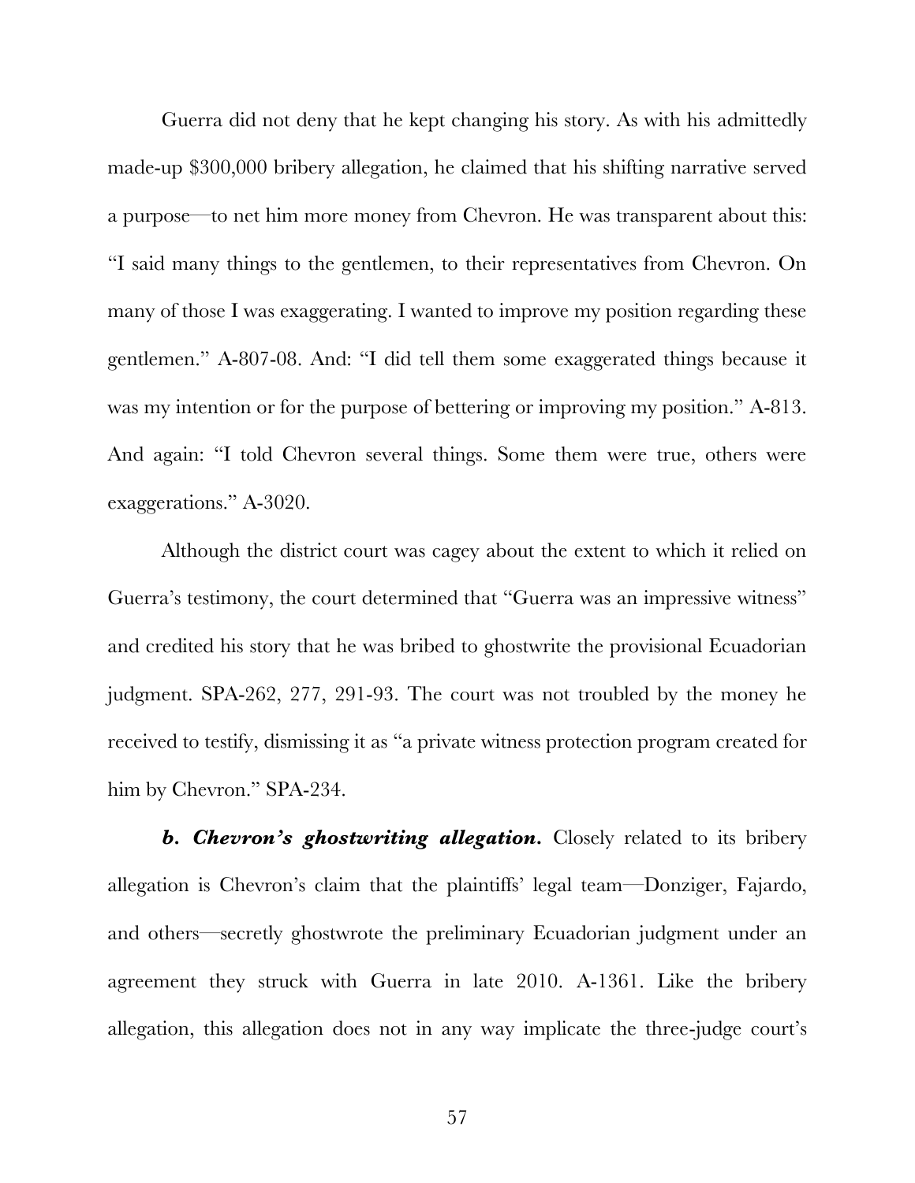Guerra did not deny that he kept changing his story. As with his admittedly made-up $300,000 bribery allegation, he claimed that his shifting narrative served a purpose—to net him more money from Chevron. He was transparent about this: "I said many things to the gentlemen, to their representatives from Chevron. On many of those I was exaggerating. I wanted to improve my position regarding these gentlemen." A-807-08. And: "I did tell them some exaggerated things because it was my intention or for the purpose of bettering or improving my position." A-813. And again: "I told Chevron several things. Some them were true, others were exaggerations." A-3020.

Although the district court was cagey about the extent to which it relied on Guerra's testimony, the court determined that "Guerra was an impressive witness" and credited his story that he was bribed to ghostwrite the provisional Ecuadorian judgment. SPA-262, 277, 291-93. The court was not troubled by the money he received to testify, dismissing it as "a private witness protection program created for him by Chevron." SPA-234.

***b. Chevron's ghostwriting allegation.*** Closely related to its bribery allegation is Chevron's claim that the plaintiffs' legal team—Donziger, Fajardo, and others—secretly ghostwrote the preliminary Ecuadorian judgment under an agreement they struck with Guerra in late 2010. A-1361. Like the bribery allegation, this allegation does not in any way implicate the three-judge court's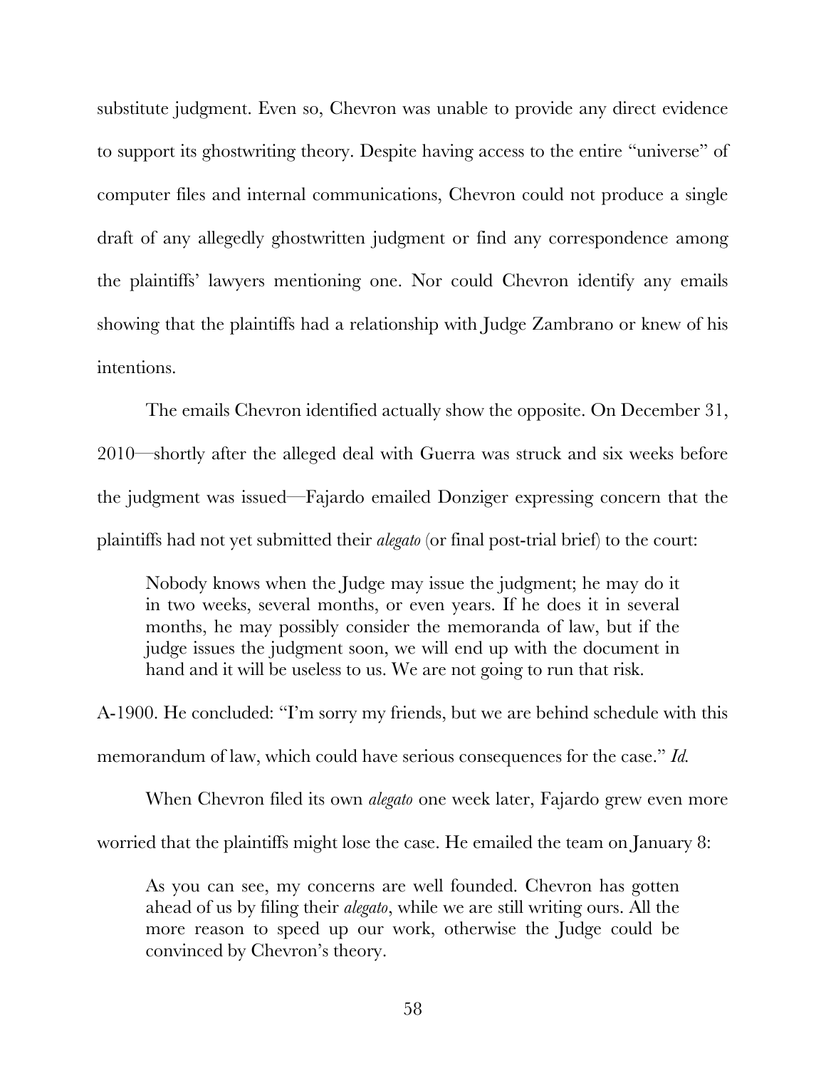substitute judgment. Even so, Chevron was unable to provide any direct evidence to support its ghostwriting theory. Despite having access to the entire "universe" of computer files and internal communications, Chevron could not produce a single draft of any allegedly ghostwritten judgment or find any correspondence among the plaintiffs' lawyers mentioning one. Nor could Chevron identify any emails showing that the plaintiffs had a relationship with Judge Zambrano or knew of his intentions.

The emails Chevron identified actually show the opposite. On December 31, 2010—shortly after the alleged deal with Guerra was struck and six weeks before the judgment was issued—Fajardo emailed Donziger expressing concern that the plaintiffs had not yet submitted their *alegato* (or final post-trial brief) to the court:

> Nobody knows when the Judge may issue the judgment; he may do it in two weeks, several months, or even years. If he does it in several months, he may possibly consider the memoranda of law, but if the judge issues the judgment soon, we will end up with the document in hand and it will be useless to us. We are not going to run that risk.

A-1900. He concluded: "I'm sorry my friends, but we are behind schedule with this memorandum of law, which could have serious consequences for the case." *Id.*

When Chevron filed its own *alegato* one week later, Fajardo grew even more worried that the plaintiffs might lose the case. He emailed the team on January 8:

> As you can see, my concerns are well founded. Chevron has gotten ahead of us by filing their *alegato*, while we are still writing ours. All the more reason to speed up our work, otherwise the Judge could be convinced by Chevron's theory.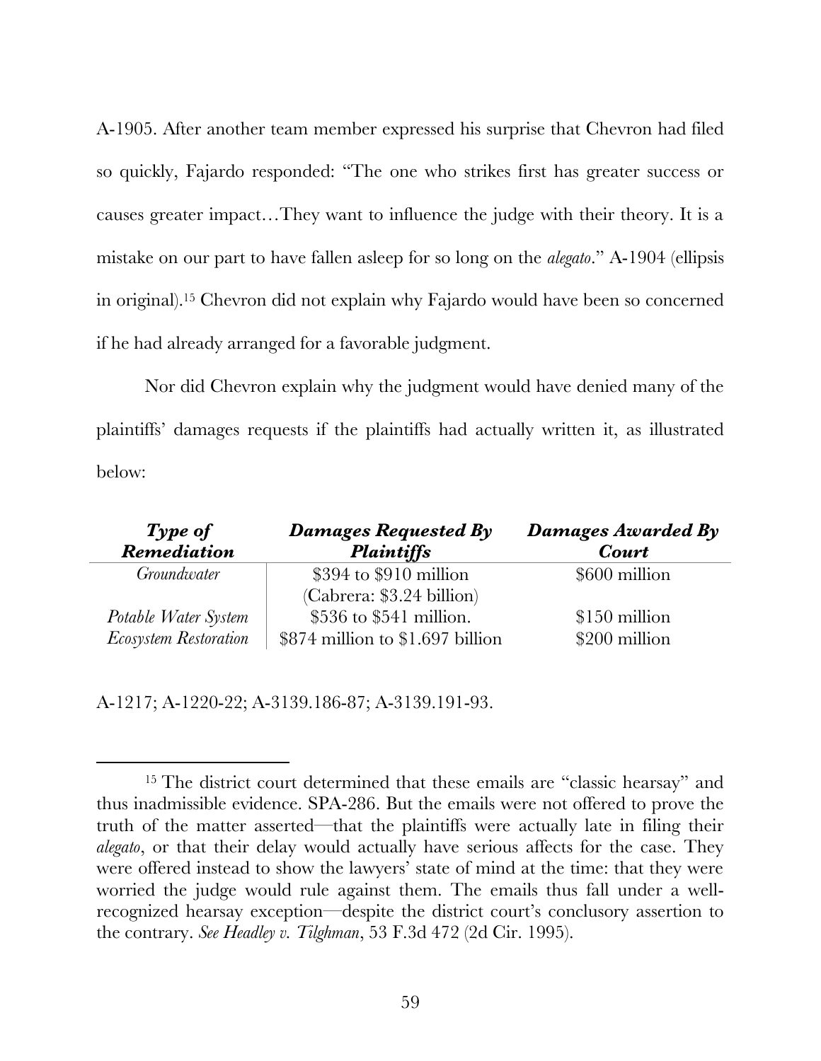A-1905. After another team member expressed his surprise that Chevron had filed so quickly, Fajardo responded: "The one who strikes first has greater success or causes greater impact…They want to influence the judge with their theory. It is a mistake on our part to have fallen asleep for so long on the *alegato*." A-1904 (ellipsis in original).[15] Chevron did not explain why Fajardo would have been so concerned if he had already arranged for a favorable judgment.

Nor did Chevron explain why the judgment would have denied many of the plaintiffs' damages requests if the plaintiffs had actually written it, as illustrated below:

| ***Type of Remediation*** | ***Damages Requested By Plaintiffs*** | ***Damages Awarded By Court*** |
|---|---|---|
| *Groundwater* | \$394 to \$910 million (Cabrera: \$3.24 billion) | \$600 million |
| *Potable Water System* | \$536 to \$541 million. | \$150 million |
| *Ecosystem Restoration* | \$874 million to \$1.697 billion | \$200 million |

A-1217; A-1220-22; A-3139.186-87; A-3139.191-93.

---

[15] The district court determined that these emails are "classic hearsay" and thus inadmissible evidence. SPA-286. But the emails were not offered to prove the truth of the matter asserted—that the plaintiffs were actually late in filing their *alegato*, or that their delay would actually have serious affects for the case. They were offered instead to show the lawyers' state of mind at the time: that they were worried the judge would rule against them. The emails thus fall under a well-recognized hearsay exception—despite the district court's conclusory assertion to the contrary. *See Headley v. Tilghman*, 53 F.3d 472 (2d Cir. 1995).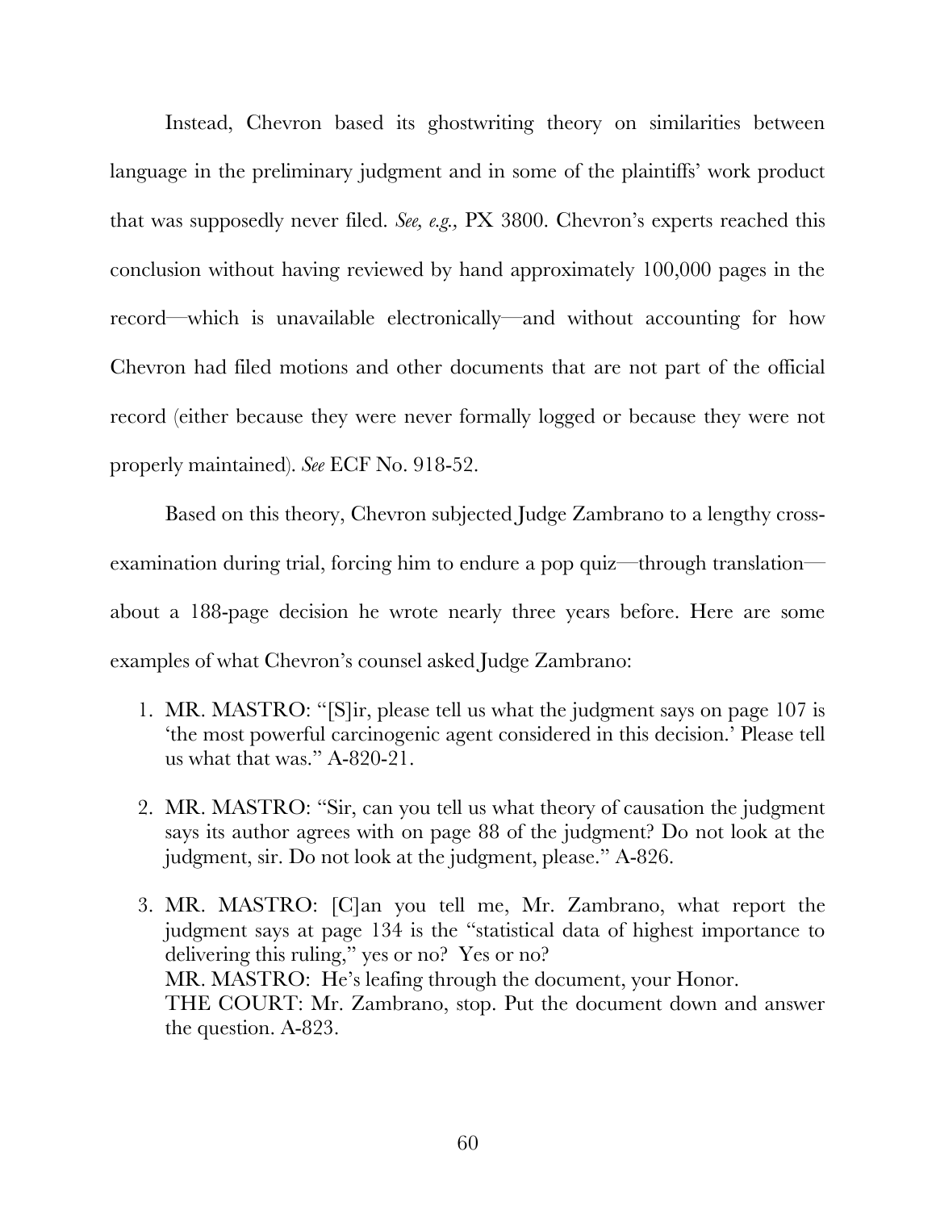Instead, Chevron based its ghostwriting theory on similarities between language in the preliminary judgment and in some of the plaintiffs' work product that was supposedly never filed. *See, e.g.,* PX 3800. Chevron's experts reached this conclusion without having reviewed by hand approximately 100,000 pages in the record—which is unavailable electronically—and without accounting for how Chevron had filed motions and other documents that are not part of the official record (either because they were never formally logged or because they were not properly maintained). *See* ECF No. 918-52.

Based on this theory, Chevron subjected Judge Zambrano to a lengthy cross-examination during trial, forcing him to endure a pop quiz—through translation—about a 188-page decision he wrote nearly three years before. Here are some examples of what Chevron's counsel asked Judge Zambrano:

1. MR. MASTRO: "[S]ir, please tell us what the judgment says on page 107 is 'the most powerful carcinogenic agent considered in this decision.' Please tell us what that was." A-820-21.

2. MR. MASTRO: "Sir, can you tell us what theory of causation the judgment says its author agrees with on page 88 of the judgment? Do not look at the judgment, sir. Do not look at the judgment, please." A-826.

3. MR. MASTRO: [C]an you tell me, Mr. Zambrano, what report the judgment says at page 134 is the "statistical data of highest importance to delivering this ruling," yes or no? Yes or no?
   MR. MASTRO: He's leafing through the document, your Honor.
   THE COURT: Mr. Zambrano, stop. Put the document down and answer the question. A-823.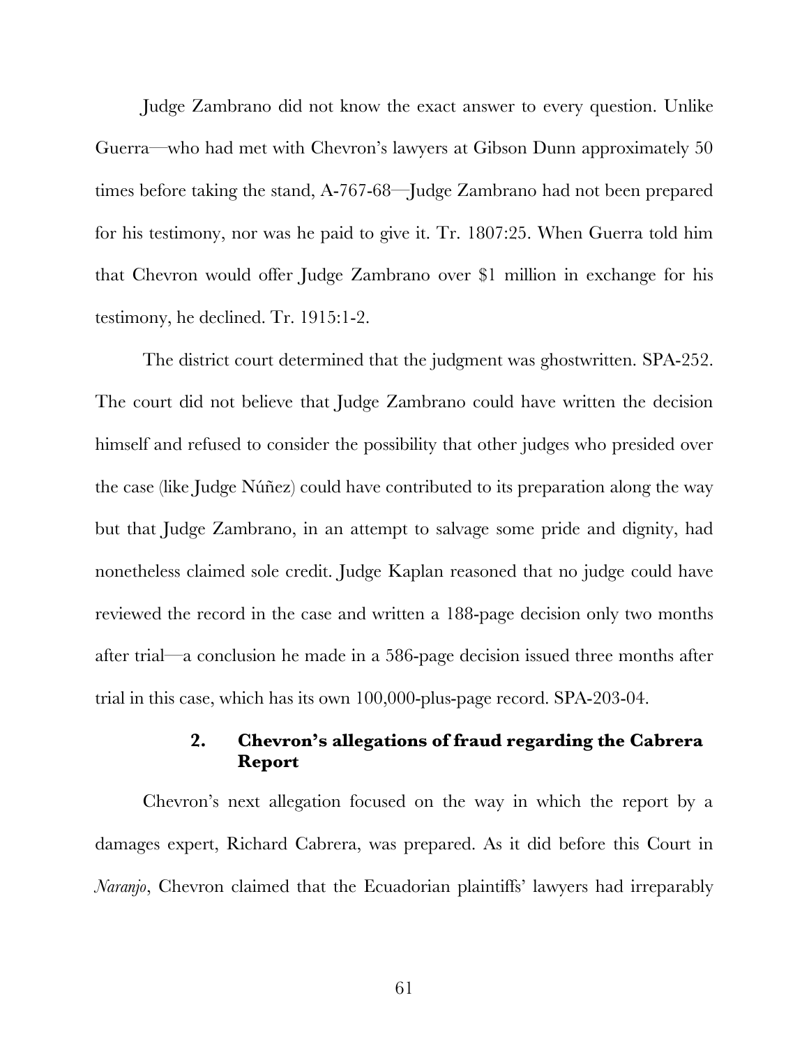Judge Zambrano did not know the exact answer to every question. Unlike Guerra—who had met with Chevron's lawyers at Gibson Dunn approximately 50 times before taking the stand, A-767-68—Judge Zambrano had not been prepared for his testimony, nor was he paid to give it. Tr. 1807:25. When Guerra told him that Chevron would offer Judge Zambrano over $1 million in exchange for his testimony, he declined. Tr. 1915:1-2.

The district court determined that the judgment was ghostwritten. SPA-252. The court did not believe that Judge Zambrano could have written the decision himself and refused to consider the possibility that other judges who presided over the case (like Judge Núñez) could have contributed to its preparation along the way but that Judge Zambrano, in an attempt to salvage some pride and dignity, had nonetheless claimed sole credit. Judge Kaplan reasoned that no judge could have reviewed the record in the case and written a 188-page decision only two months after trial—a conclusion he made in a 586-page decision issued three months after trial in this case, which has its own 100,000-plus-page record. SPA-203-04.

#### 2. Chevron's allegations of fraud regarding the Cabrera Report

Chevron's next allegation focused on the way in which the report by a damages expert, Richard Cabrera, was prepared. As it did before this Court in *Naranjo*, Chevron claimed that the Ecuadorian plaintiffs' lawyers had irreparably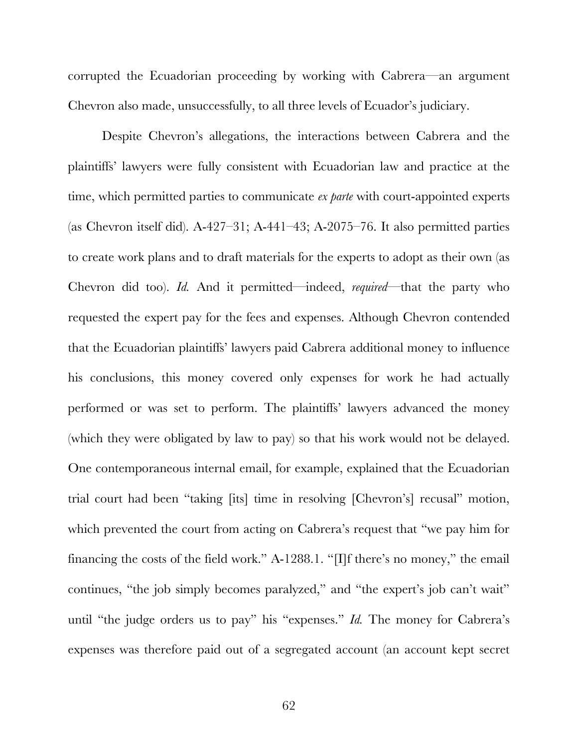corrupted the Ecuadorian proceeding by working with Cabrera—an argument Chevron also made, unsuccessfully, to all three levels of Ecuador's judiciary.

Despite Chevron's allegations, the interactions between Cabrera and the plaintiffs' lawyers were fully consistent with Ecuadorian law and practice at the time, which permitted parties to communicate *ex parte* with court-appointed experts (as Chevron itself did). A-427–31; A-441–43; A-2075–76. It also permitted parties to create work plans and to draft materials for the experts to adopt as their own (as Chevron did too). *Id.* And it permitted—indeed, *required*—that the party who requested the expert pay for the fees and expenses. Although Chevron contended that the Ecuadorian plaintiffs' lawyers paid Cabrera additional money to influence his conclusions, this money covered only expenses for work he had actually performed or was set to perform. The plaintiffs' lawyers advanced the money (which they were obligated by law to pay) so that his work would not be delayed. One contemporaneous internal email, for example, explained that the Ecuadorian trial court had been "taking [its] time in resolving [Chevron's] recusal" motion, which prevented the court from acting on Cabrera's request that "we pay him for financing the costs of the field work." A-1288.1. "[I]f there's no money," the email continues, "the job simply becomes paralyzed," and "the expert's job can't wait" until "the judge orders us to pay" his "expenses." *Id.* The money for Cabrera's expenses was therefore paid out of a segregated account (an account kept secret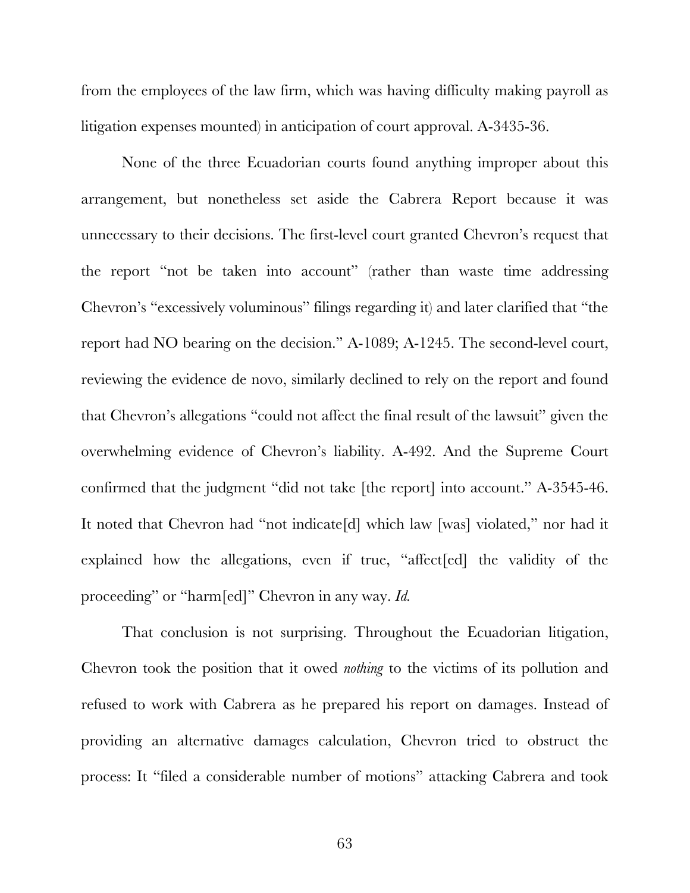from the employees of the law firm, which was having difficulty making payroll as litigation expenses mounted) in anticipation of court approval. A-3435-36.

None of the three Ecuadorian courts found anything improper about this arrangement, but nonetheless set aside the Cabrera Report because it was unnecessary to their decisions. The first-level court granted Chevron's request that the report "not be taken into account" (rather than waste time addressing Chevron's "excessively voluminous" filings regarding it) and later clarified that "the report had NO bearing on the decision." A-1089; A-1245. The second-level court, reviewing the evidence de novo, similarly declined to rely on the report and found that Chevron's allegations "could not affect the final result of the lawsuit" given the overwhelming evidence of Chevron's liability. A-492. And the Supreme Court confirmed that the judgment "did not take [the report] into account." A-3545-46. It noted that Chevron had "not indicate[d] which law [was] violated," nor had it explained how the allegations, even if true, "affect[ed] the validity of the proceeding" or "harm[ed]" Chevron in any way. *Id.*

That conclusion is not surprising. Throughout the Ecuadorian litigation, Chevron took the position that it owed *nothing* to the victims of its pollution and refused to work with Cabrera as he prepared his report on damages. Instead of providing an alternative damages calculation, Chevron tried to obstruct the process: It "filed a considerable number of motions" attacking Cabrera and took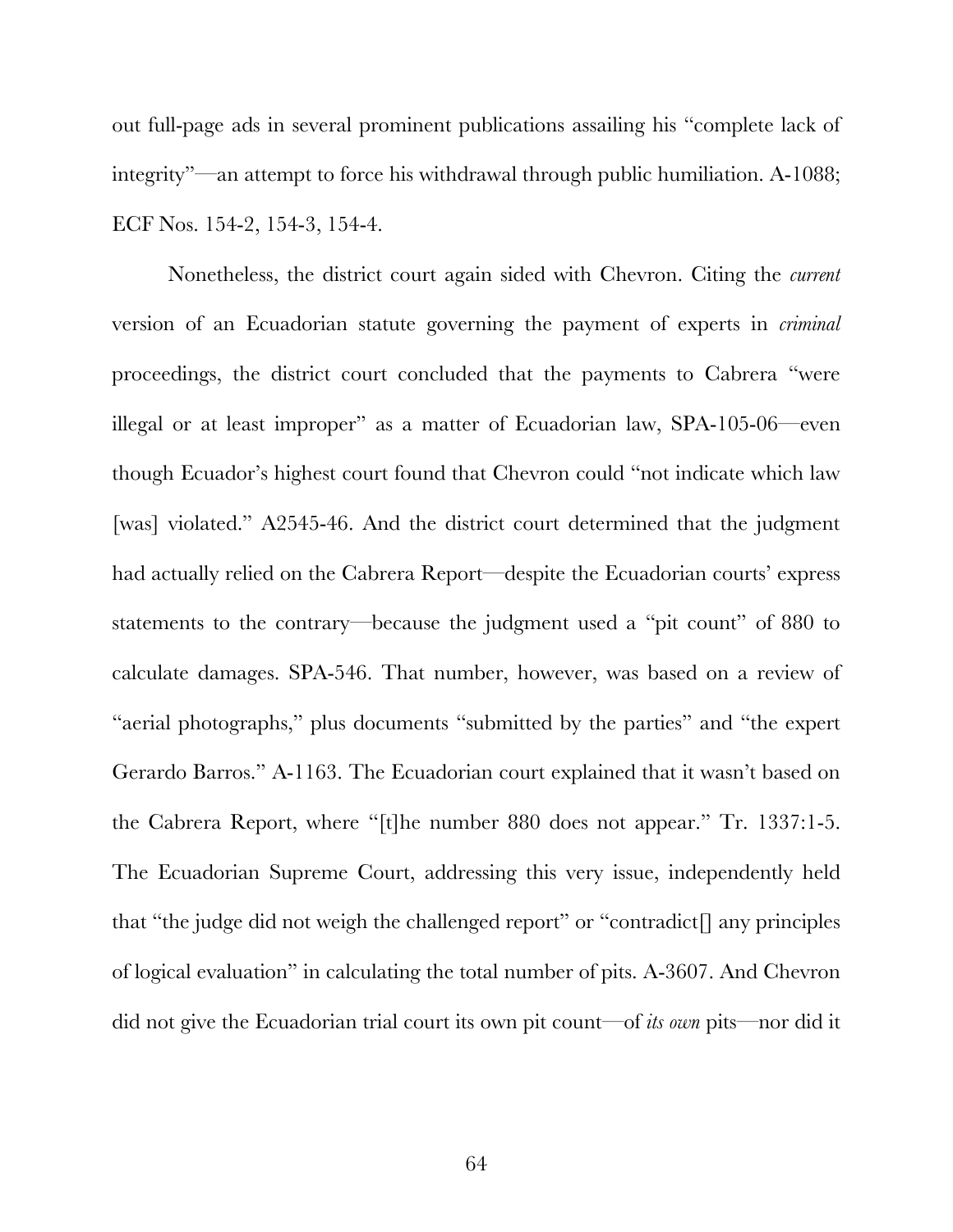out full-page ads in several prominent publications assailing his "complete lack of integrity"—an attempt to force his withdrawal through public humiliation. A-1088; ECF Nos. 154-2, 154-3, 154-4.

Nonetheless, the district court again sided with Chevron. Citing the *current* version of an Ecuadorian statute governing the payment of experts in *criminal* proceedings, the district court concluded that the payments to Cabrera "were illegal or at least improper" as a matter of Ecuadorian law, SPA-105-06—even though Ecuador's highest court found that Chevron could "not indicate which law [was] violated." A2545-46. And the district court determined that the judgment had actually relied on the Cabrera Report—despite the Ecuadorian courts' express statements to the contrary—because the judgment used a "pit count" of 880 to calculate damages. SPA-546. That number, however, was based on a review of "aerial photographs," plus documents "submitted by the parties" and "the expert Gerardo Barros." A-1163. The Ecuadorian court explained that it wasn't based on the Cabrera Report, where "[t]he number 880 does not appear." Tr. 1337:1-5. The Ecuadorian Supreme Court, addressing this very issue, independently held that "the judge did not weigh the challenged report" or "contradict[] any principles of logical evaluation" in calculating the total number of pits. A-3607. And Chevron did not give the Ecuadorian trial court its own pit count—of *its own* pits—nor did it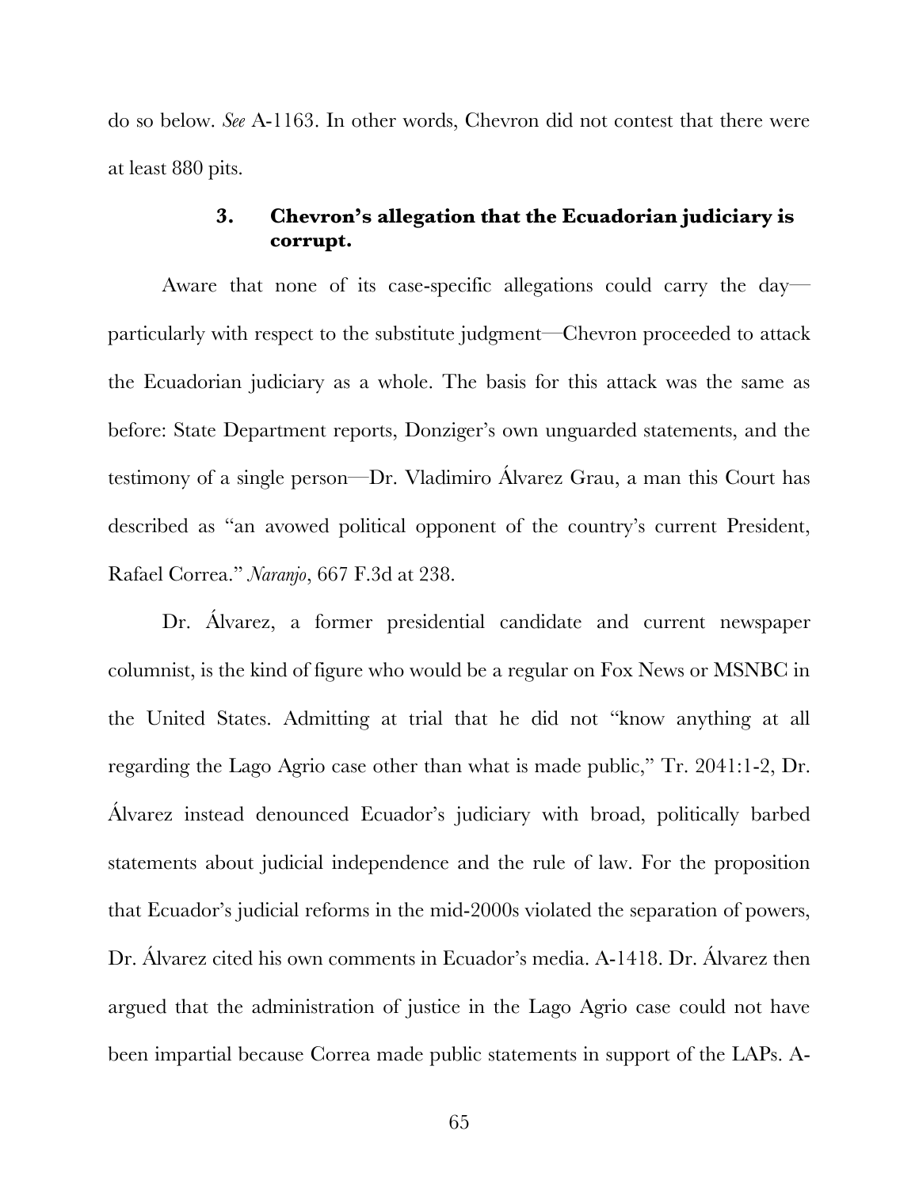do so below. *See* A-1163. In other words, Chevron did not contest that there were at least 880 pits.

### 3. Chevron's allegation that the Ecuadorian judiciary is corrupt.

Aware that none of its case-specific allegations could carry the day—particularly with respect to the substitute judgment—Chevron proceeded to attack the Ecuadorian judiciary as a whole. The basis for this attack was the same as before: State Department reports, Donziger's own unguarded statements, and the testimony of a single person—Dr. Vladimiro Álvarez Grau, a man this Court has described as "an avowed political opponent of the country's current President, Rafael Correa." *Naranjo*, 667 F.3d at 238.

Dr. Álvarez, a former presidential candidate and current newspaper columnist, is the kind of figure who would be a regular on Fox News or MSNBC in the United States. Admitting at trial that he did not "know anything at all regarding the Lago Agrio case other than what is made public," Tr. 2041:1-2, Dr. Álvarez instead denounced Ecuador's judiciary with broad, politically barbed statements about judicial independence and the rule of law. For the proposition that Ecuador's judicial reforms in the mid-2000s violated the separation of powers, Dr. Álvarez cited his own comments in Ecuador's media. A-1418. Dr. Álvarez then argued that the administration of justice in the Lago Agrio case could not have been impartial because Correa made public statements in support of the LAPs. A-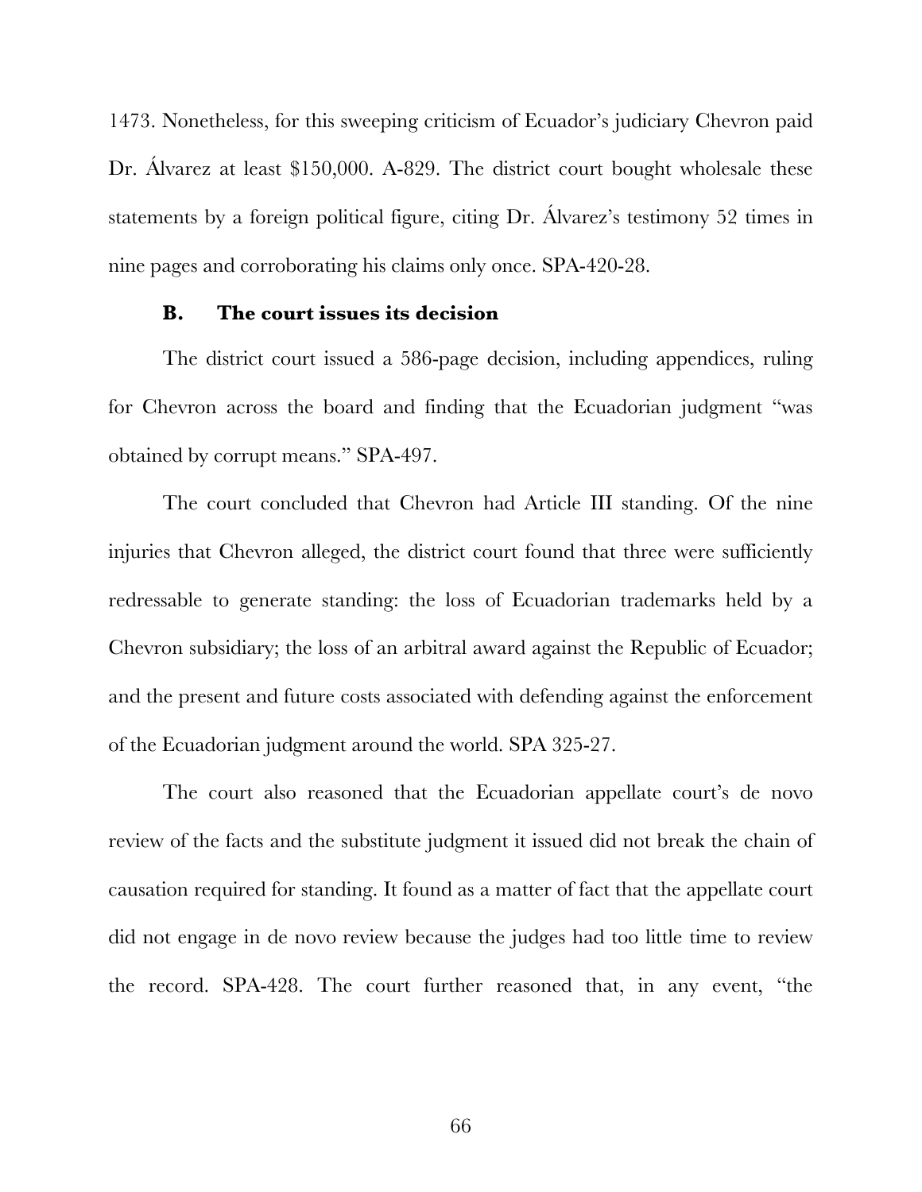1473. Nonetheless, for this sweeping criticism of Ecuador's judiciary Chevron paid Dr. Álvarez at least $150,000. A-829. The district court bought wholesale these statements by a foreign political figure, citing Dr. Álvarez's testimony 52 times in nine pages and corroborating his claims only once. SPA-420-28.

### B. The court issues its decision

The district court issued a 586-page decision, including appendices, ruling for Chevron across the board and finding that the Ecuadorian judgment "was obtained by corrupt means." SPA-497.

The court concluded that Chevron had Article III standing. Of the nine injuries that Chevron alleged, the district court found that three were sufficiently redressable to generate standing: the loss of Ecuadorian trademarks held by a Chevron subsidiary; the loss of an arbitral award against the Republic of Ecuador; and the present and future costs associated with defending against the enforcement of the Ecuadorian judgment around the world. SPA 325-27.

The court also reasoned that the Ecuadorian appellate court's de novo review of the facts and the substitute judgment it issued did not break the chain of causation required for standing. It found as a matter of fact that the appellate court did not engage in de novo review because the judges had too little time to review the record. SPA-428. The court further reasoned that, in any event, "the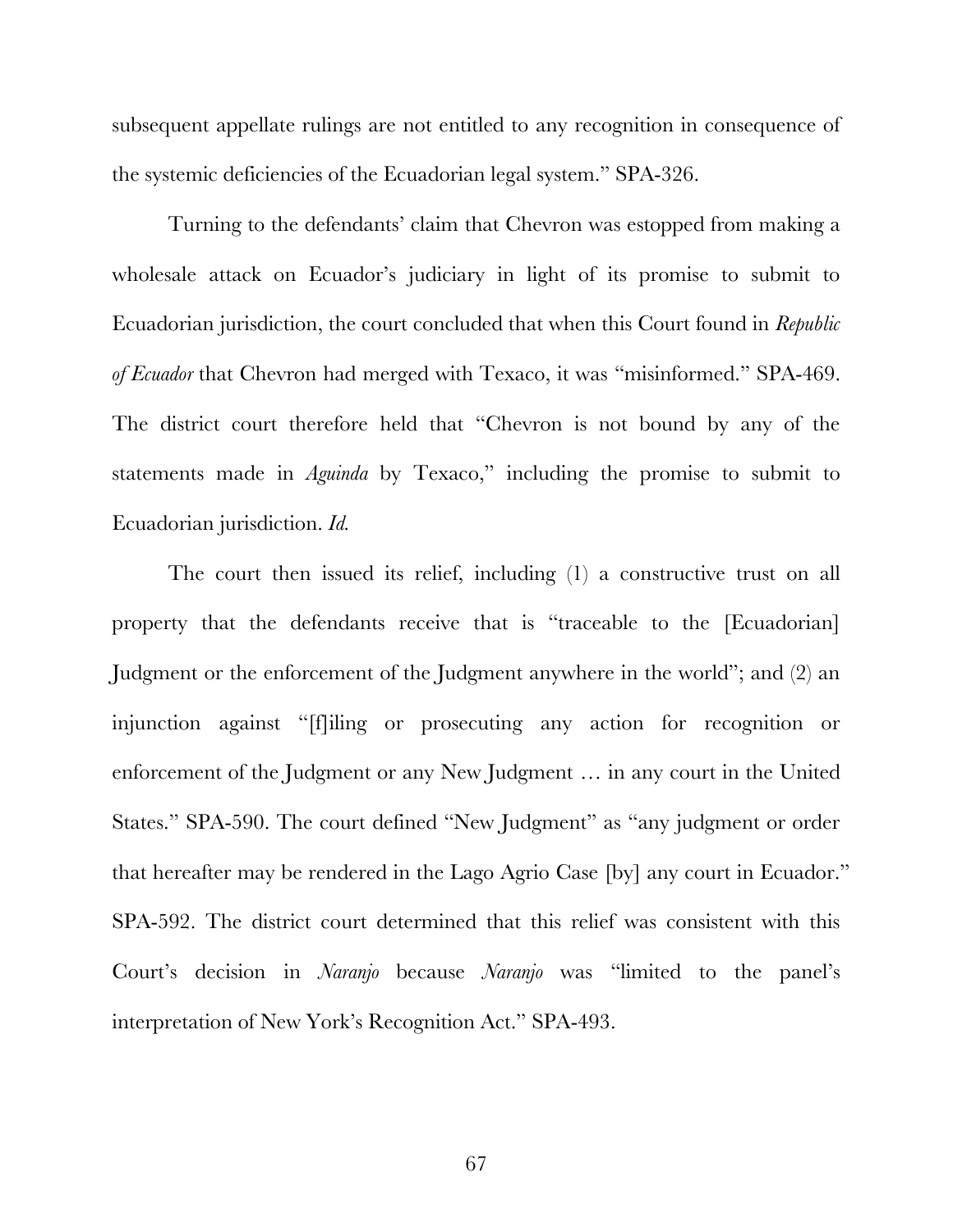subsequent appellate rulings are not entitled to any recognition in consequence of the systemic deficiencies of the Ecuadorian legal system." SPA-326.

Turning to the defendants' claim that Chevron was estopped from making a wholesale attack on Ecuador's judiciary in light of its promise to submit to Ecuadorian jurisdiction, the court concluded that when this Court found in *Republic of Ecuador* that Chevron had merged with Texaco, it was "misinformed." SPA-469. The district court therefore held that "Chevron is not bound by any of the statements made in *Aguinda* by Texaco," including the promise to submit to Ecuadorian jurisdiction. *Id.*

The court then issued its relief, including (1) a constructive trust on all property that the defendants receive that is "traceable to the [Ecuadorian] Judgment or the enforcement of the Judgment anywhere in the world"; and (2) an injunction against "[f]iling or prosecuting any action for recognition or enforcement of the Judgment or any New Judgment … in any court in the United States." SPA-590. The court defined "New Judgment" as "any judgment or order that hereafter may be rendered in the Lago Agrio Case [by] any court in Ecuador." SPA-592. The district court determined that this relief was consistent with this Court's decision in *Naranjo* because *Naranjo* was "limited to the panel's interpretation of New York's Recognition Act." SPA-493.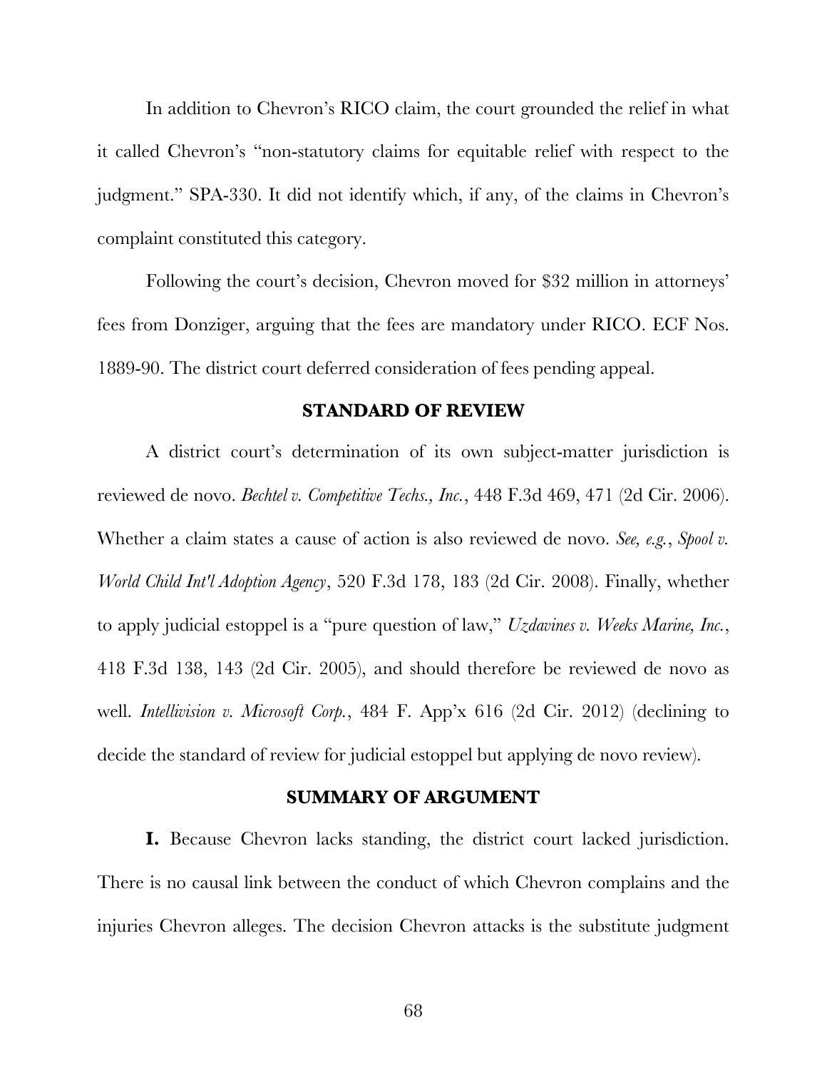In addition to Chevron's RICO claim, the court grounded the relief in what it called Chevron's "non-statutory claims for equitable relief with respect to the judgment." SPA-330. It did not identify which, if any, of the claims in Chevron's complaint constituted this category.

Following the court's decision, Chevron moved for $32 million in attorneys' fees from Donziger, arguing that the fees are mandatory under RICO. ECF Nos. 1889-90. The district court deferred consideration of fees pending appeal.

## STANDARD OF REVIEW

A district court's determination of its own subject-matter jurisdiction is reviewed de novo. *Bechtel v. Competitive Techs., Inc.*, 448 F.3d 469, 471 (2d Cir. 2006). Whether a claim states a cause of action is also reviewed de novo. *See, e.g.*, *Spool v. World Child Int'l Adoption Agency*, 520 F.3d 178, 183 (2d Cir. 2008). Finally, whether to apply judicial estoppel is a "pure question of law," *Uzdavines v. Weeks Marine, Inc.*, 418 F.3d 138, 143 (2d Cir. 2005), and should therefore be reviewed de novo as well. *Intellivision v. Microsoft Corp.*, 484 F. App'x 616 (2d Cir. 2012) (declining to decide the standard of review for judicial estoppel but applying de novo review).

## SUMMARY OF ARGUMENT

**I.** Because Chevron lacks standing, the district court lacked jurisdiction. There is no causal link between the conduct of which Chevron complains and the injuries Chevron alleges. The decision Chevron attacks is the substitute judgment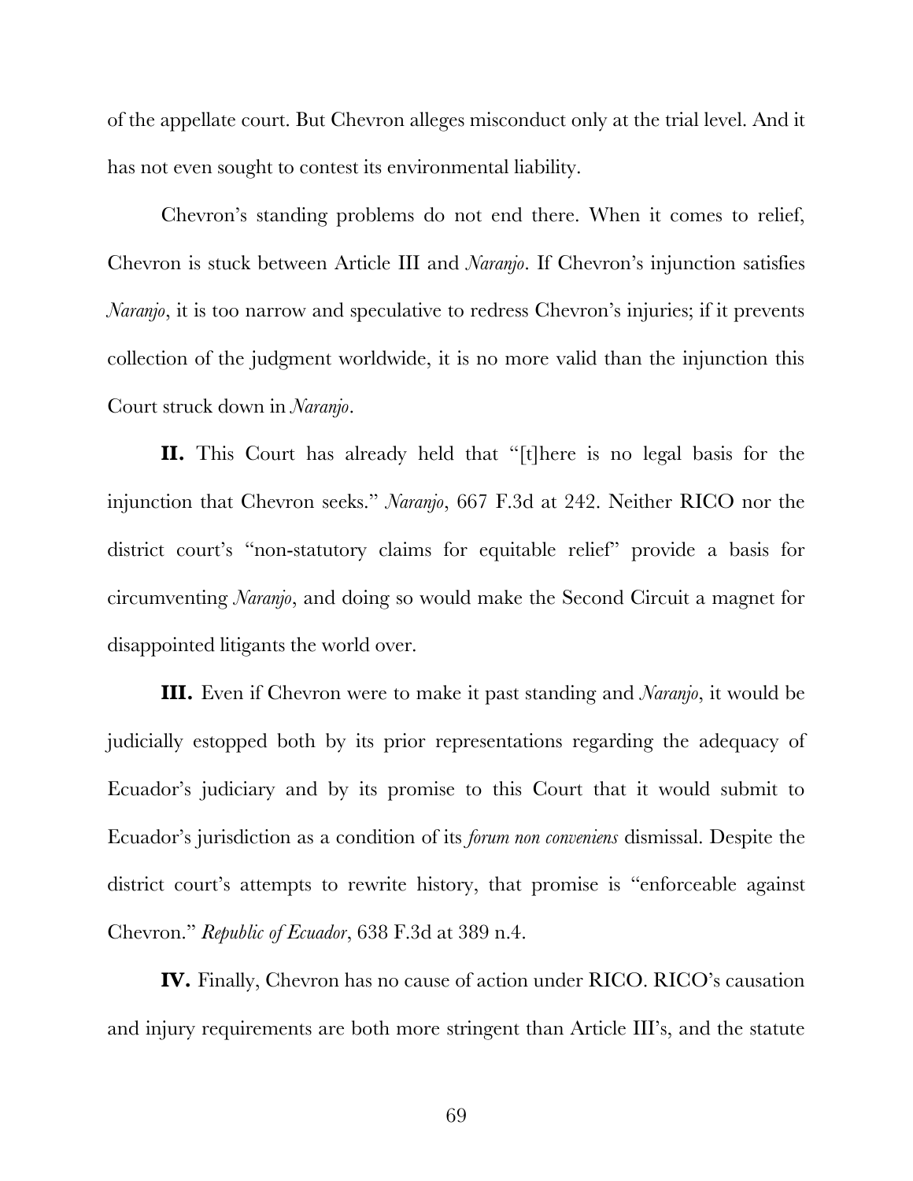of the appellate court. But Chevron alleges misconduct only at the trial level. And it has not even sought to contest its environmental liability.

Chevron's standing problems do not end there. When it comes to relief, Chevron is stuck between Article III and *Naranjo*. If Chevron's injunction satisfies *Naranjo*, it is too narrow and speculative to redress Chevron's injuries; if it prevents collection of the judgment worldwide, it is no more valid than the injunction this Court struck down in *Naranjo*.

**II.** This Court has already held that "[t]here is no legal basis for the injunction that Chevron seeks." *Naranjo*, 667 F.3d at 242. Neither RICO nor the district court's "non-statutory claims for equitable relief" provide a basis for circumventing *Naranjo*, and doing so would make the Second Circuit a magnet for disappointed litigants the world over.

**III.** Even if Chevron were to make it past standing and *Naranjo*, it would be judicially estopped both by its prior representations regarding the adequacy of Ecuador's judiciary and by its promise to this Court that it would submit to Ecuador's jurisdiction as a condition of its *forum non conveniens* dismissal. Despite the district court's attempts to rewrite history, that promise is "enforceable against Chevron." *Republic of Ecuador*, 638 F.3d at 389 n.4.

**IV.** Finally, Chevron has no cause of action under RICO. RICO's causation and injury requirements are both more stringent than Article III's, and the statute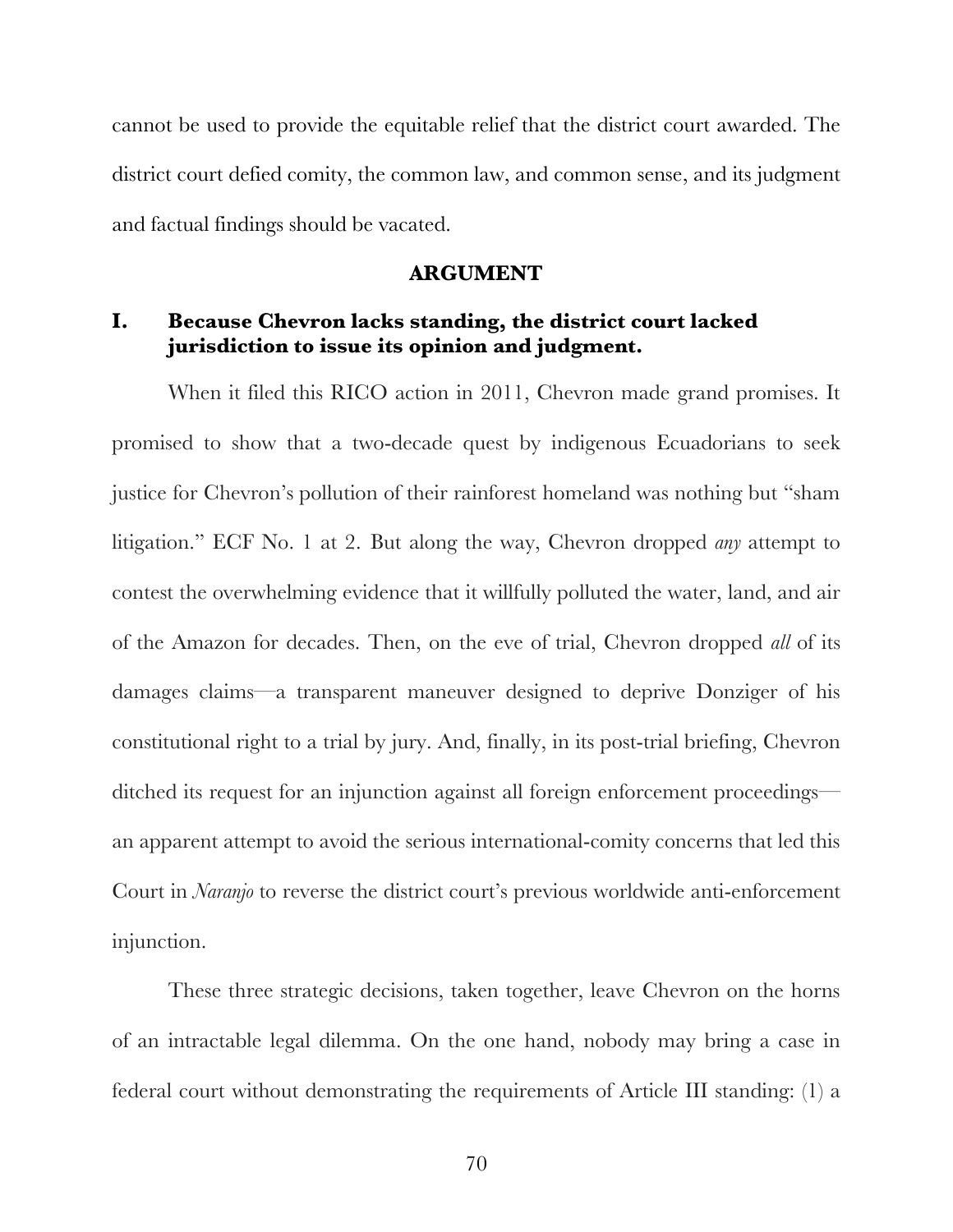cannot be used to provide the equitable relief that the district court awarded. The district court defied comity, the common law, and common sense, and its judgment and factual findings should be vacated.

## ARGUMENT

### I. Because Chevron lacks standing, the district court lacked jurisdiction to issue its opinion and judgment.

When it filed this RICO action in 2011, Chevron made grand promises. It promised to show that a two-decade quest by indigenous Ecuadorians to seek justice for Chevron's pollution of their rainforest homeland was nothing but "sham litigation." ECF No. 1 at 2. But along the way, Chevron dropped *any* attempt to contest the overwhelming evidence that it willfully polluted the water, land, and air of the Amazon for decades. Then, on the eve of trial, Chevron dropped *all* of its damages claims—a transparent maneuver designed to deprive Donziger of his constitutional right to a trial by jury. And, finally, in its post-trial briefing, Chevron ditched its request for an injunction against all foreign enforcement proceedings—an apparent attempt to avoid the serious international-comity concerns that led this Court in *Naranjo* to reverse the district court's previous worldwide anti-enforcement injunction.

These three strategic decisions, taken together, leave Chevron on the horns of an intractable legal dilemma. On the one hand, nobody may bring a case in federal court without demonstrating the requirements of Article III standing: (1) a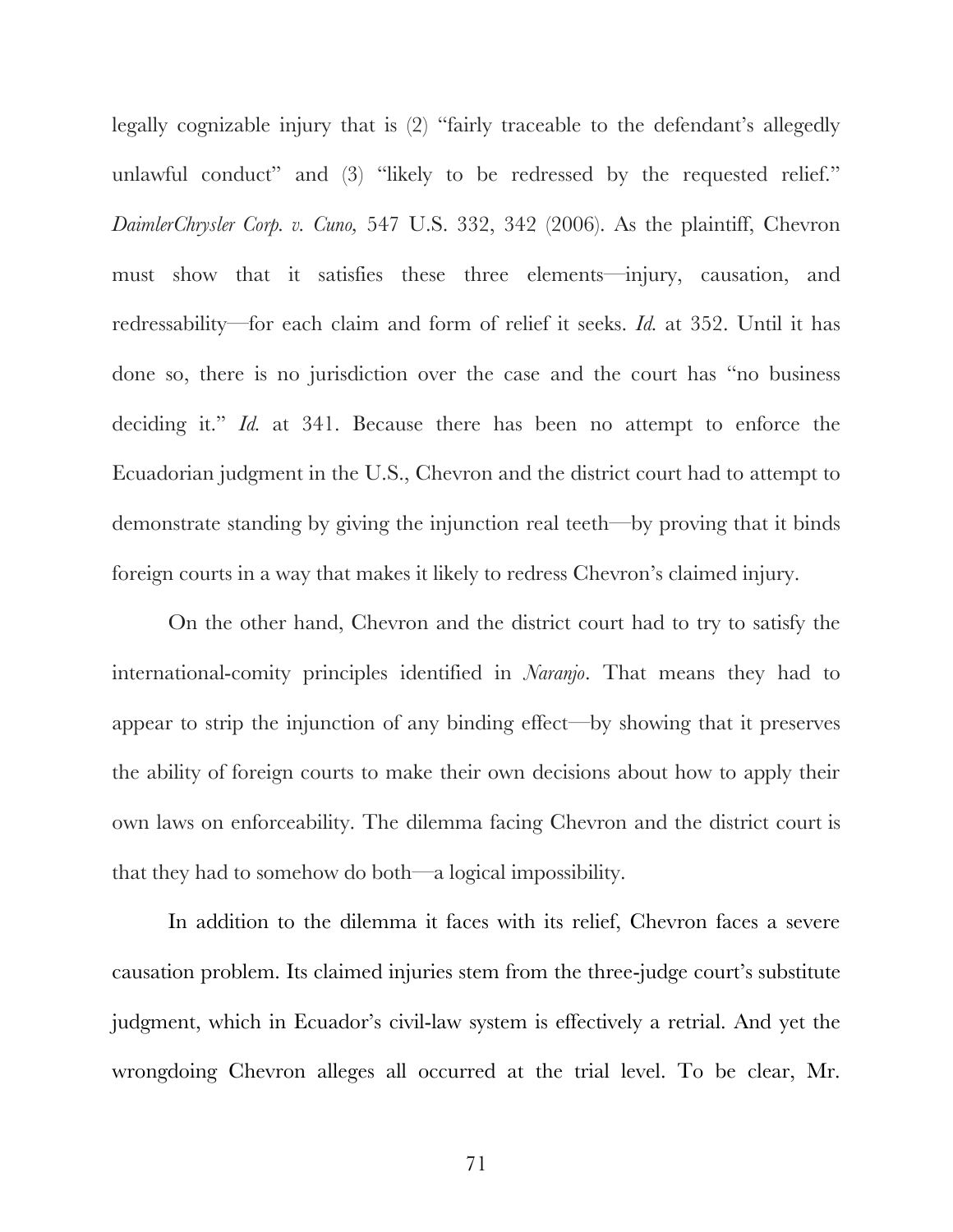legally cognizable injury that is (2) "fairly traceable to the defendant's allegedly unlawful conduct" and (3) "likely to be redressed by the requested relief." *DaimlerChrysler Corp. v. Cuno,* 547 U.S. 332, 342 (2006). As the plaintiff, Chevron must show that it satisfies these three elements—injury, causation, and redressability—for each claim and form of relief it seeks. *Id.* at 352. Until it has done so, there is no jurisdiction over the case and the court has "no business deciding it." *Id.* at 341. Because there has been no attempt to enforce the Ecuadorian judgment in the U.S., Chevron and the district court had to attempt to demonstrate standing by giving the injunction real teeth—by proving that it binds foreign courts in a way that makes it likely to redress Chevron's claimed injury.

On the other hand, Chevron and the district court had to try to satisfy the international-comity principles identified in *Naranjo*. That means they had to appear to strip the injunction of any binding effect—by showing that it preserves the ability of foreign courts to make their own decisions about how to apply their own laws on enforceability. The dilemma facing Chevron and the district court is that they had to somehow do both—a logical impossibility.

In addition to the dilemma it faces with its relief, Chevron faces a severe causation problem. Its claimed injuries stem from the three-judge court's substitute judgment, which in Ecuador's civil-law system is effectively a retrial. And yet the wrongdoing Chevron alleges all occurred at the trial level. To be clear, Mr.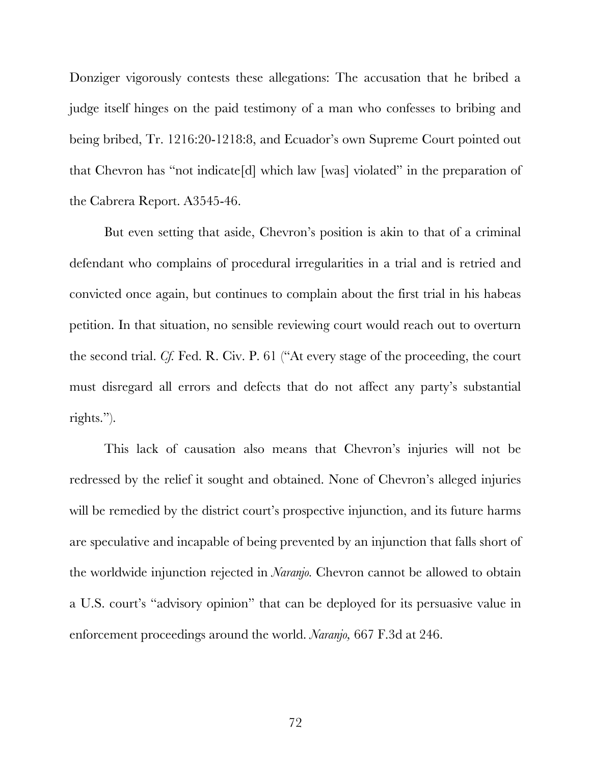Donziger vigorously contests these allegations: The accusation that he bribed a judge itself hinges on the paid testimony of a man who confesses to bribing and being bribed, Tr. 1216:20-1218:8, and Ecuador's own Supreme Court pointed out that Chevron has "not indicate[d] which law [was] violated" in the preparation of the Cabrera Report. A3545-46.

But even setting that aside, Chevron's position is akin to that of a criminal defendant who complains of procedural irregularities in a trial and is retried and convicted once again, but continues to complain about the first trial in his habeas petition. In that situation, no sensible reviewing court would reach out to overturn the second trial. *Cf.* Fed. R. Civ. P. 61 ("At every stage of the proceeding, the court must disregard all errors and defects that do not affect any party's substantial rights.").

This lack of causation also means that Chevron's injuries will not be redressed by the relief it sought and obtained. None of Chevron's alleged injuries will be remedied by the district court's prospective injunction, and its future harms are speculative and incapable of being prevented by an injunction that falls short of the worldwide injunction rejected in *Naranjo.* Chevron cannot be allowed to obtain a U.S. court's "advisory opinion" that can be deployed for its persuasive value in enforcement proceedings around the world. *Naranjo,* 667 F.3d at 246.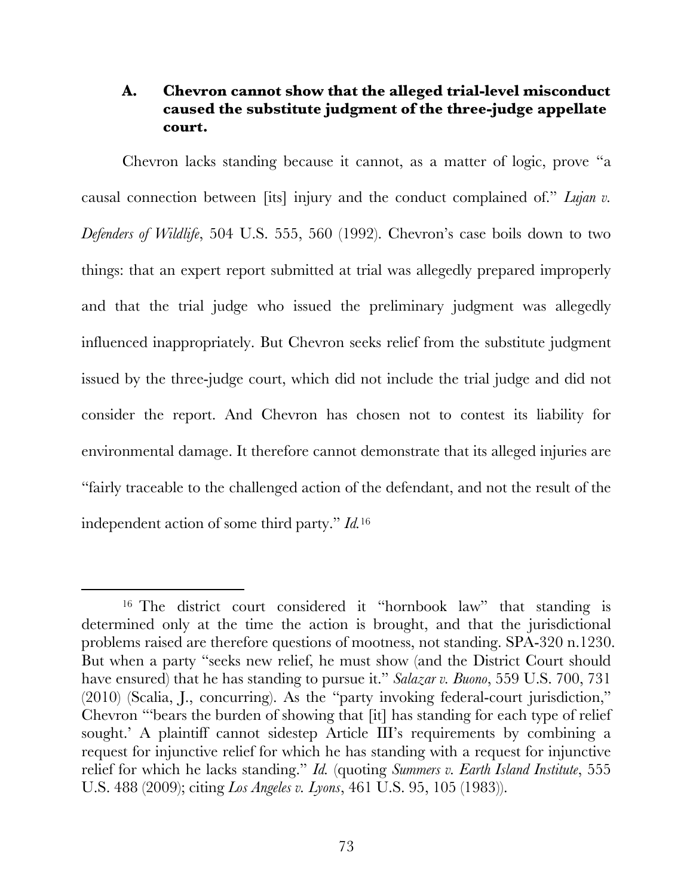### A. Chevron cannot show that the alleged trial-level misconduct caused the substitute judgment of the three-judge appellate court.

Chevron lacks standing because it cannot, as a matter of logic, prove "a causal connection between [its] injury and the conduct complained of." *Lujan v. Defenders of Wildlife*, 504 U.S. 555, 560 (1992). Chevron's case boils down to two things: that an expert report submitted at trial was allegedly prepared improperly and that the trial judge who issued the preliminary judgment was allegedly influenced inappropriately. But Chevron seeks relief from the substitute judgment issued by the three-judge court, which did not include the trial judge and did not consider the report. And Chevron has chosen not to contest its liability for environmental damage. It therefore cannot demonstrate that its alleged injuries are "fairly traceable to the challenged action of the defendant, and not the result of the independent action of some third party." *Id.*[16]

---

[16] The district court considered it "hornbook law" that standing is determined only at the time the action is brought, and that the jurisdictional problems raised are therefore questions of mootness, not standing. SPA-320 n.1230. But when a party "seeks new relief, he must show (and the District Court should have ensured) that he has standing to pursue it." *Salazar v. Buono*, 559 U.S. 700, 731 (2010) (Scalia, J., concurring). As the "party invoking federal-court jurisdiction," Chevron "'bears the burden of showing that [it] has standing for each type of relief sought.' A plaintiff cannot sidestep Article III's requirements by combining a request for injunctive relief for which he has standing with a request for injunctive relief for which he lacks standing." *Id.* (quoting *Summers v. Earth Island Institute*, 555 U.S. 488 (2009); citing *Los Angeles v. Lyons*, 461 U.S. 95, 105 (1983)).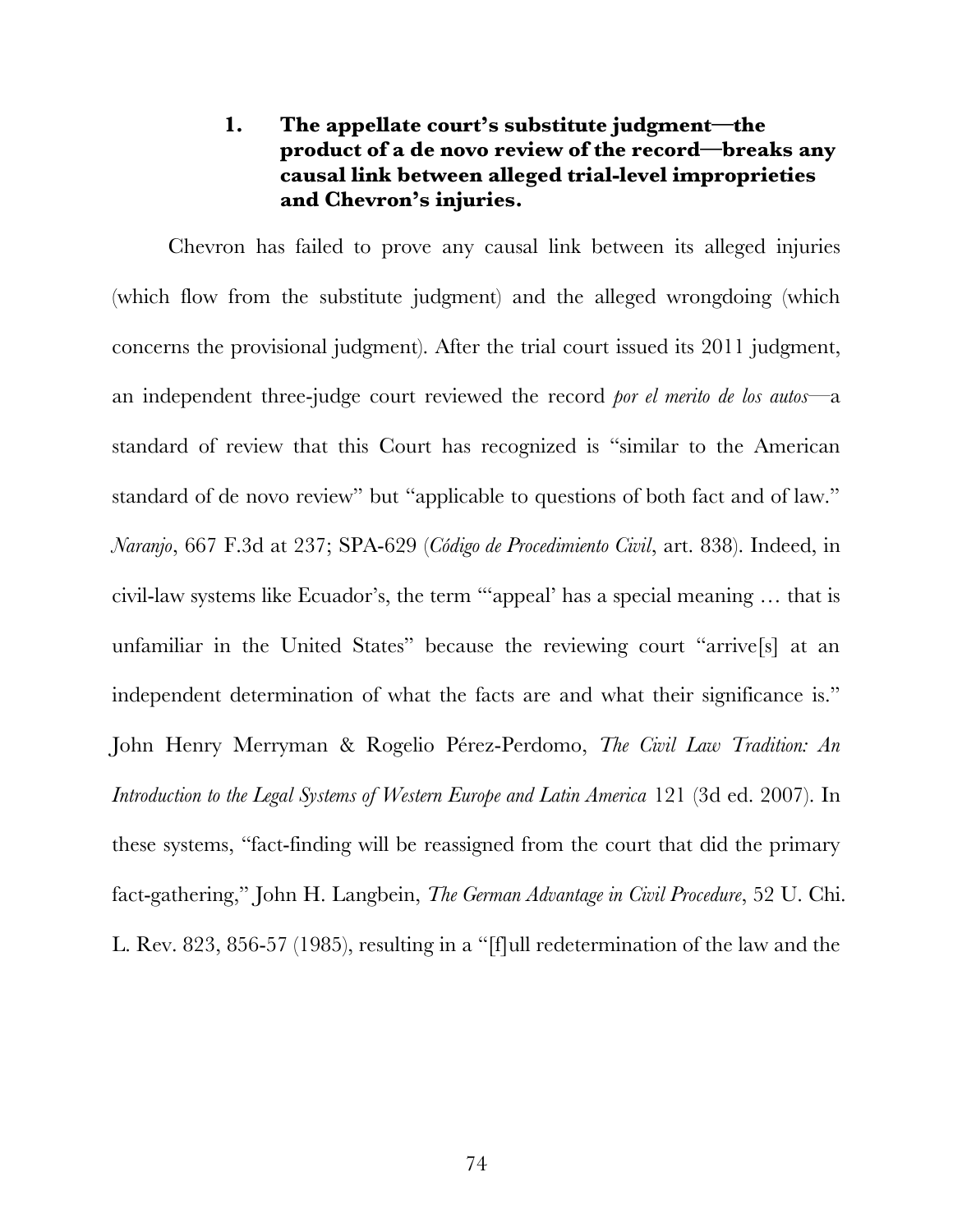### 1. The appellate court's substitute judgment—the product of a de novo review of the record—breaks any causal link between alleged trial-level improprieties and Chevron's injuries.

Chevron has failed to prove any causal link between its alleged injuries (which flow from the substitute judgment) and the alleged wrongdoing (which concerns the provisional judgment). After the trial court issued its 2011 judgment, an independent three-judge court reviewed the record *por el merito de los autos*—a standard of review that this Court has recognized is "similar to the American standard of de novo review" but "applicable to questions of both fact and of law." *Naranjo*, 667 F.3d at 237; SPA-629 (*Código de Procedimiento Civil*, art. 838). Indeed, in civil-law systems like Ecuador's, the term "'appeal' has a special meaning … that is unfamiliar in the United States" because the reviewing court "arrive[s] at an independent determination of what the facts are and what their significance is." John Henry Merryman & Rogelio Pérez-Perdomo, *The Civil Law Tradition: An Introduction to the Legal Systems of Western Europe and Latin America* 121 (3d ed. 2007). In these systems, "fact-finding will be reassigned from the court that did the primary fact-gathering," John H. Langbein, *The German Advantage in Civil Procedure*, 52 U. Chi. L. Rev. 823, 856-57 (1985), resulting in a "[f]ull redetermination of the law and the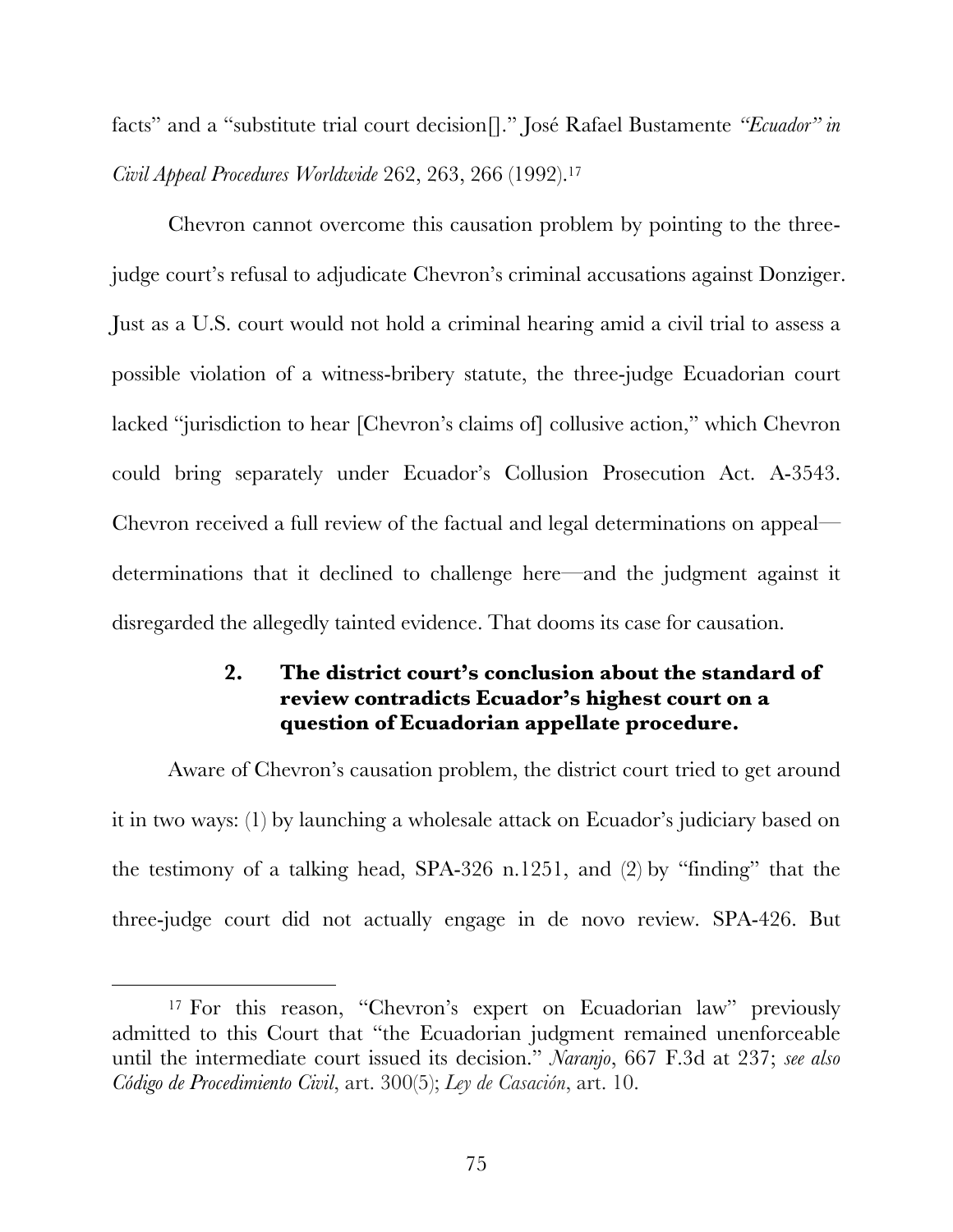facts" and a "substitute trial court decision[]." José Rafael Bustamente *"Ecuador" in Civil Appeal Procedures Worldwide* 262, 263, 266 (1992).[17]

Chevron cannot overcome this causation problem by pointing to the three-judge court's refusal to adjudicate Chevron's criminal accusations against Donziger. Just as a U.S. court would not hold a criminal hearing amid a civil trial to assess a possible violation of a witness-bribery statute, the three-judge Ecuadorian court lacked "jurisdiction to hear [Chevron's claims of] collusive action," which Chevron could bring separately under Ecuador's Collusion Prosecution Act. A-3543. Chevron received a full review of the factual and legal determinations on appeal—determinations that it declined to challenge here—and the judgment against it disregarded the allegedly tainted evidence. That dooms its case for causation.

### 2. The district court's conclusion about the standard of review contradicts Ecuador's highest court on a question of Ecuadorian appellate procedure.

Aware of Chevron's causation problem, the district court tried to get around it in two ways: (1) by launching a wholesale attack on Ecuador's judiciary based on the testimony of a talking head, SPA-326 n.1251, and (2) by "finding" that the three-judge court did not actually engage in de novo review. SPA-426. But

[17] For this reason, "Chevron's expert on Ecuadorian law" previously admitted to this Court that "the Ecuadorian judgment remained unenforceable until the intermediate court issued its decision." *Naranjo*, 667 F.3d at 237; *see also Código de Procedimiento Civil*, art. 300(5); *Ley de Casación*, art. 10.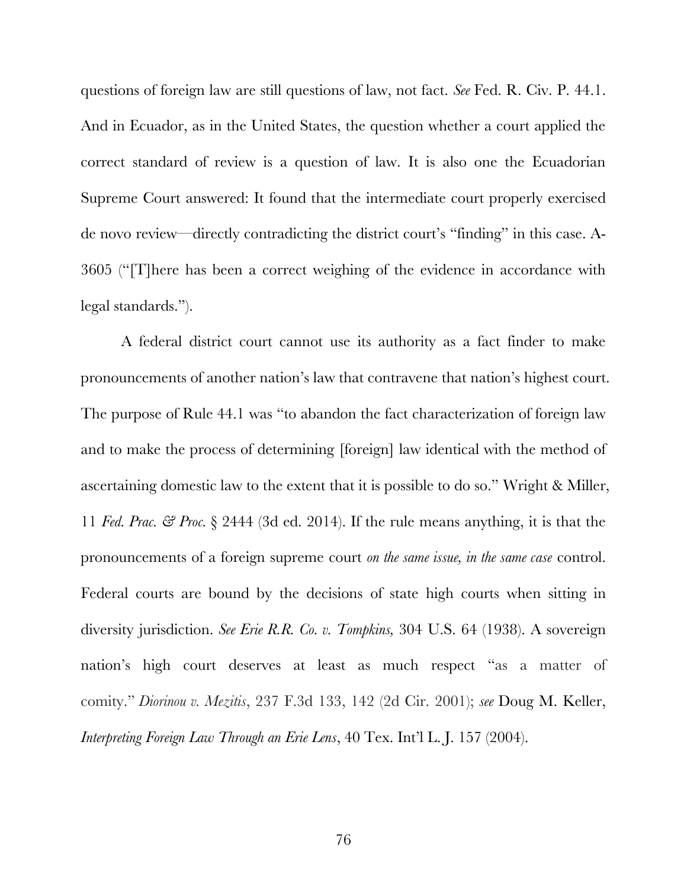questions of foreign law are still questions of law, not fact. *See* Fed. R. Civ. P. 44.1. And in Ecuador, as in the United States, the question whether a court applied the correct standard of review is a question of law. It is also one the Ecuadorian Supreme Court answered: It found that the intermediate court properly exercised de novo review—directly contradicting the district court's "finding" in this case. A-3605 ("[T]here has been a correct weighing of the evidence in accordance with legal standards.").

A federal district court cannot use its authority as a fact finder to make pronouncements of another nation's law that contravene that nation's highest court. The purpose of Rule 44.1 was "to abandon the fact characterization of foreign law and to make the process of determining [foreign] law identical with the method of ascertaining domestic law to the extent that it is possible to do so." Wright & Miller, 11 *Fed. Prac. & Proc.* § 2444 (3d ed. 2014). If the rule means anything, it is that the pronouncements of a foreign supreme court *on the same issue, in the same case* control. Federal courts are bound by the decisions of state high courts when sitting in diversity jurisdiction. *See Erie R.R. Co. v. Tompkins,* 304 U.S. 64 (1938). A sovereign nation's high court deserves at least as much respect "as a matter of comity." *Diorinou v. Mezitis*, 237 F.3d 133, 142 (2d Cir. 2001); *see* Doug M. Keller, *Interpreting Foreign Law Through an Erie Lens*, 40 Tex. Int'l L. J. 157 (2004).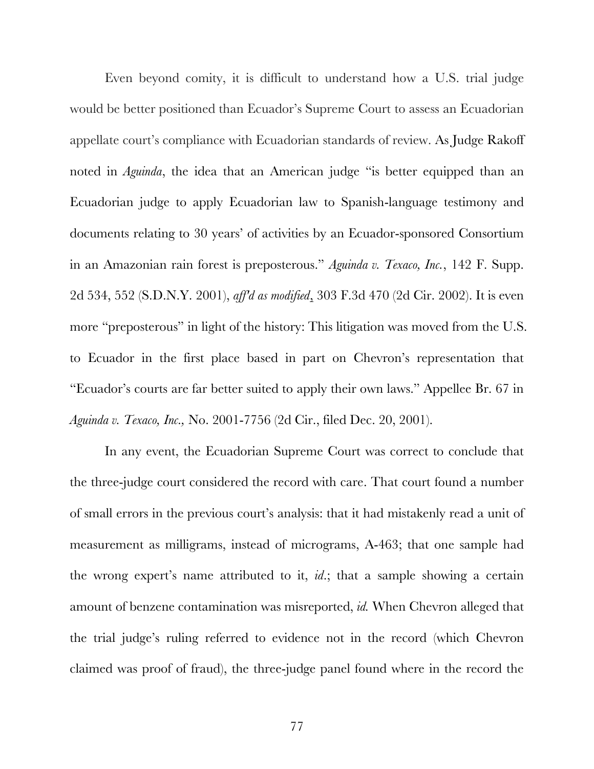Even beyond comity, it is difficult to understand how a U.S. trial judge would be better positioned than Ecuador's Supreme Court to assess an Ecuadorian appellate court's compliance with Ecuadorian standards of review. As Judge Rakoff noted in *Aguinda*, the idea that an American judge "is better equipped than an Ecuadorian judge to apply Ecuadorian law to Spanish-language testimony and documents relating to 30 years' of activities by an Ecuador-sponsored Consortium in an Amazonian rain forest is preposterous." *Aguinda v. Texaco, Inc.*, 142 F. Supp. 2d 534, 552 (S.D.N.Y. 2001), *aff'd as modified*, 303 F.3d 470 (2d Cir. 2002). It is even more "preposterous" in light of the history: This litigation was moved from the U.S. to Ecuador in the first place based in part on Chevron's representation that "Ecuador's courts are far better suited to apply their own laws." Appellee Br. 67 in *Aguinda v. Texaco, Inc.,* No. 2001-7756 (2d Cir., filed Dec. 20, 2001).

In any event, the Ecuadorian Supreme Court was correct to conclude that the three-judge court considered the record with care. That court found a number of small errors in the previous court's analysis: that it had mistakenly read a unit of measurement as milligrams, instead of micrograms, A-463; that one sample had the wrong expert's name attributed to it, *id.*; that a sample showing a certain amount of benzene contamination was misreported, *id.* When Chevron alleged that the trial judge's ruling referred to evidence not in the record (which Chevron claimed was proof of fraud), the three-judge panel found where in the record the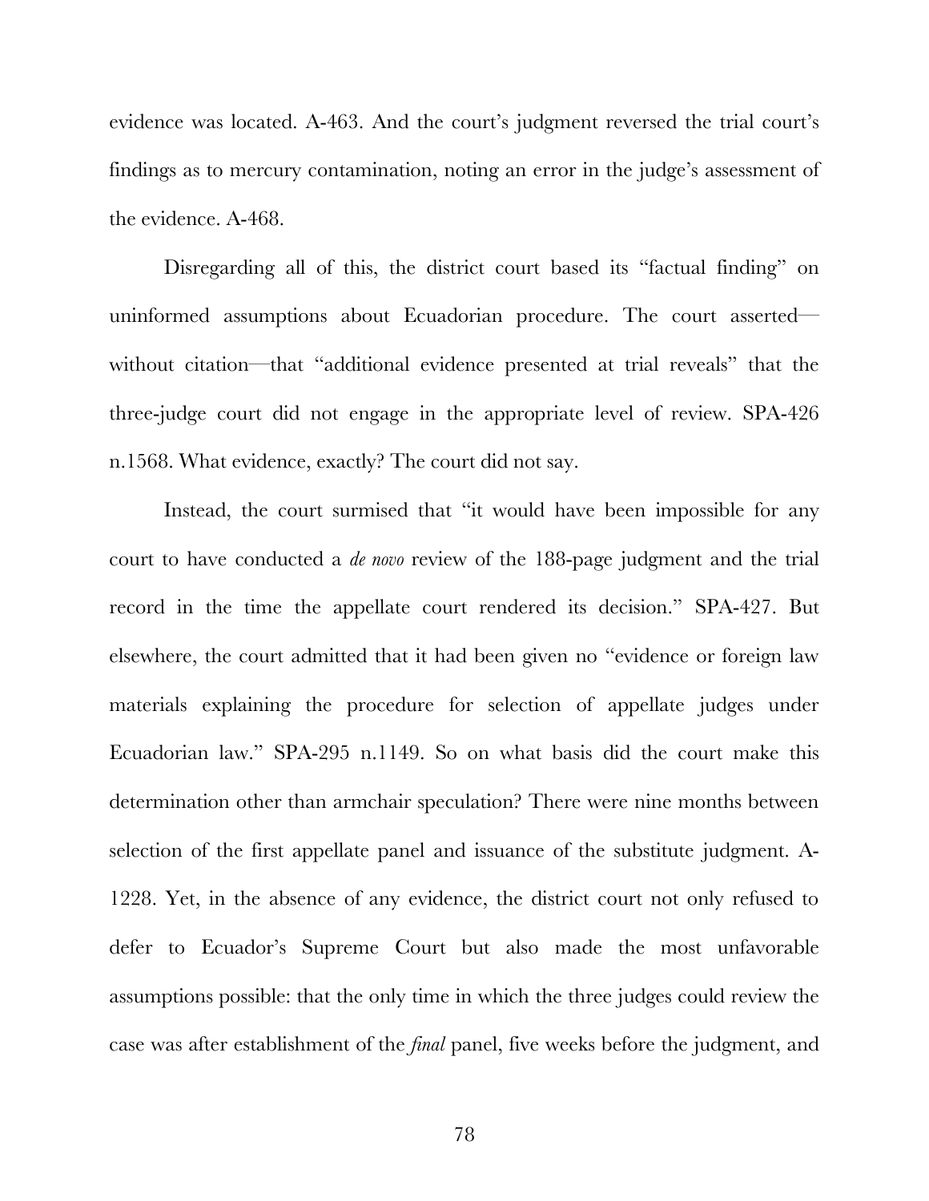evidence was located. A-463. And the court's judgment reversed the trial court's findings as to mercury contamination, noting an error in the judge's assessment of the evidence. A-468.

Disregarding all of this, the district court based its "factual finding" on uninformed assumptions about Ecuadorian procedure. The court asserted—without citation—that "additional evidence presented at trial reveals" that the three-judge court did not engage in the appropriate level of review. SPA-426 n.1568. What evidence, exactly? The court did not say.

Instead, the court surmised that "it would have been impossible for any court to have conducted a *de novo* review of the 188-page judgment and the trial record in the time the appellate court rendered its decision." SPA-427. But elsewhere, the court admitted that it had been given no "evidence or foreign law materials explaining the procedure for selection of appellate judges under Ecuadorian law." SPA-295 n.1149. So on what basis did the court make this determination other than armchair speculation? There were nine months between selection of the first appellate panel and issuance of the substitute judgment. A-1228. Yet, in the absence of any evidence, the district court not only refused to defer to Ecuador's Supreme Court but also made the most unfavorable assumptions possible: that the only time in which the three judges could review the case was after establishment of the *final* panel, five weeks before the judgment, and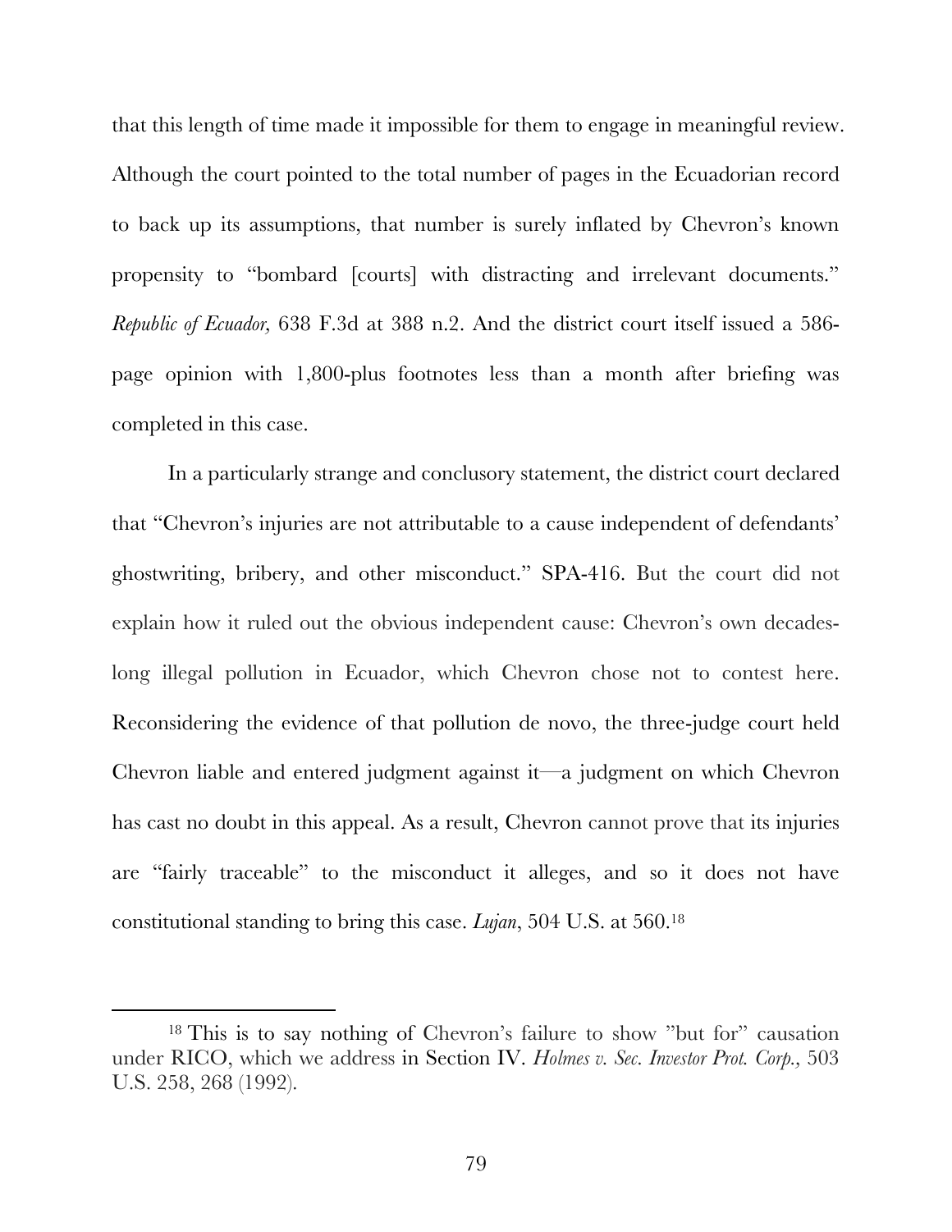that this length of time made it impossible for them to engage in meaningful review. Although the court pointed to the total number of pages in the Ecuadorian record to back up its assumptions, that number is surely inflated by Chevron's known propensity to "bombard [courts] with distracting and irrelevant documents." *Republic of Ecuador,* 638 F.3d at 388 n.2. And the district court itself issued a 586-page opinion with 1,800-plus footnotes less than a month after briefing was completed in this case.

In a particularly strange and conclusory statement, the district court declared that "Chevron's injuries are not attributable to a cause independent of defendants' ghostwriting, bribery, and other misconduct." SPA-416. But the court did not explain how it ruled out the obvious independent cause: Chevron's own decades-long illegal pollution in Ecuador, which Chevron chose not to contest here. Reconsidering the evidence of that pollution de novo, the three-judge court held Chevron liable and entered judgment against it—a judgment on which Chevron has cast no doubt in this appeal. As a result, Chevron cannot prove that its injuries are "fairly traceable" to the misconduct it alleges, and so it does not have constitutional standing to bring this case. *Lujan*, 504 U.S. at 560.[18]

[18] This is to say nothing of Chevron's failure to show "but for" causation under RICO, which we address in Section IV. *Holmes v. Sec. Investor Prot. Corp.,* 503 U.S. 258, 268 (1992).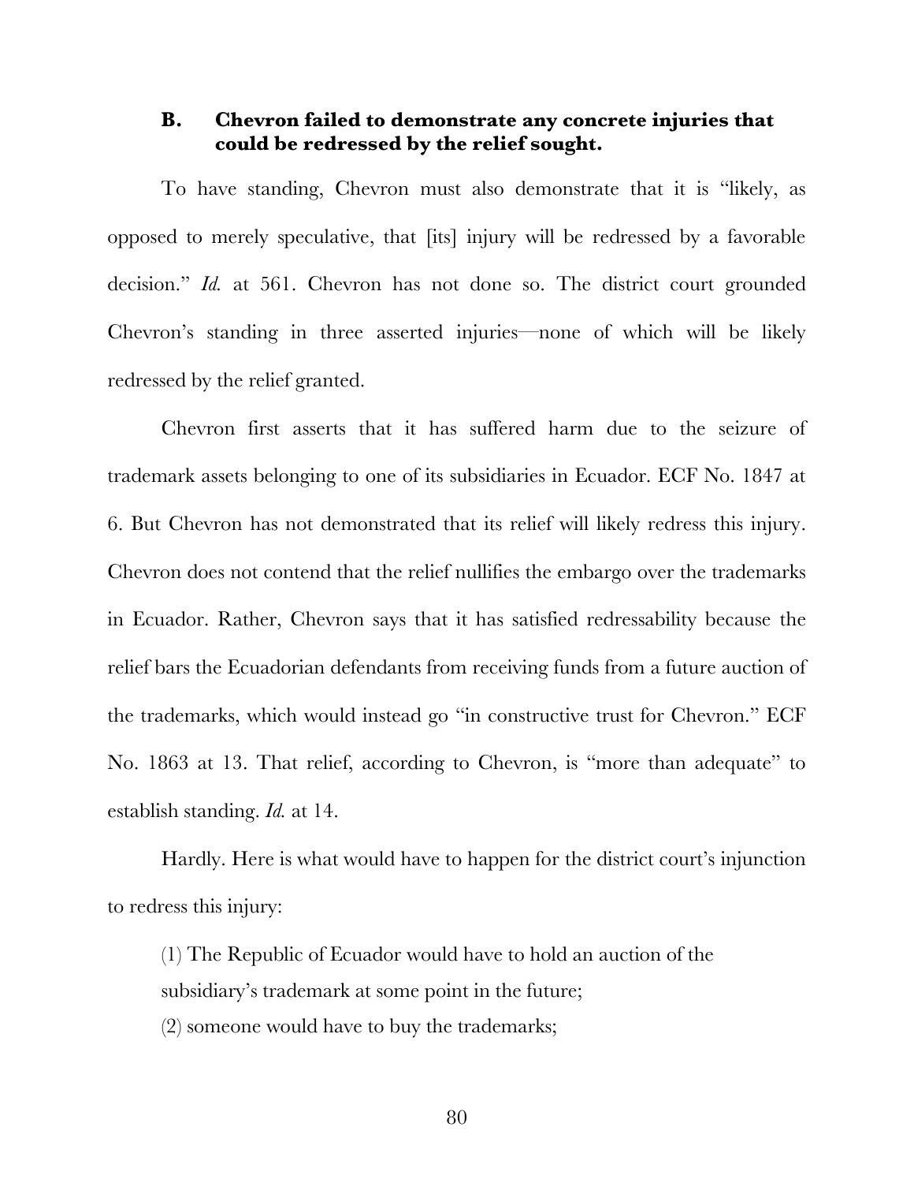### B. Chevron failed to demonstrate any concrete injuries that could be redressed by the relief sought.

To have standing, Chevron must also demonstrate that it is "likely, as opposed to merely speculative, that [its] injury will be redressed by a favorable decision." *Id.* at 561. Chevron has not done so. The district court grounded Chevron's standing in three asserted injuries—none of which will be likely redressed by the relief granted.

Chevron first asserts that it has suffered harm due to the seizure of trademark assets belonging to one of its subsidiaries in Ecuador. ECF No. 1847 at 6. But Chevron has not demonstrated that its relief will likely redress this injury. Chevron does not contend that the relief nullifies the embargo over the trademarks in Ecuador. Rather, Chevron says that it has satisfied redressability because the relief bars the Ecuadorian defendants from receiving funds from a future auction of the trademarks, which would instead go "in constructive trust for Chevron." ECF No. 1863 at 13. That relief, according to Chevron, is "more than adequate" to establish standing. *Id.* at 14.

Hardly. Here is what would have to happen for the district court's injunction to redress this injury:

(1) The Republic of Ecuador would have to hold an auction of the subsidiary's trademark at some point in the future;
(2) someone would have to buy the trademarks;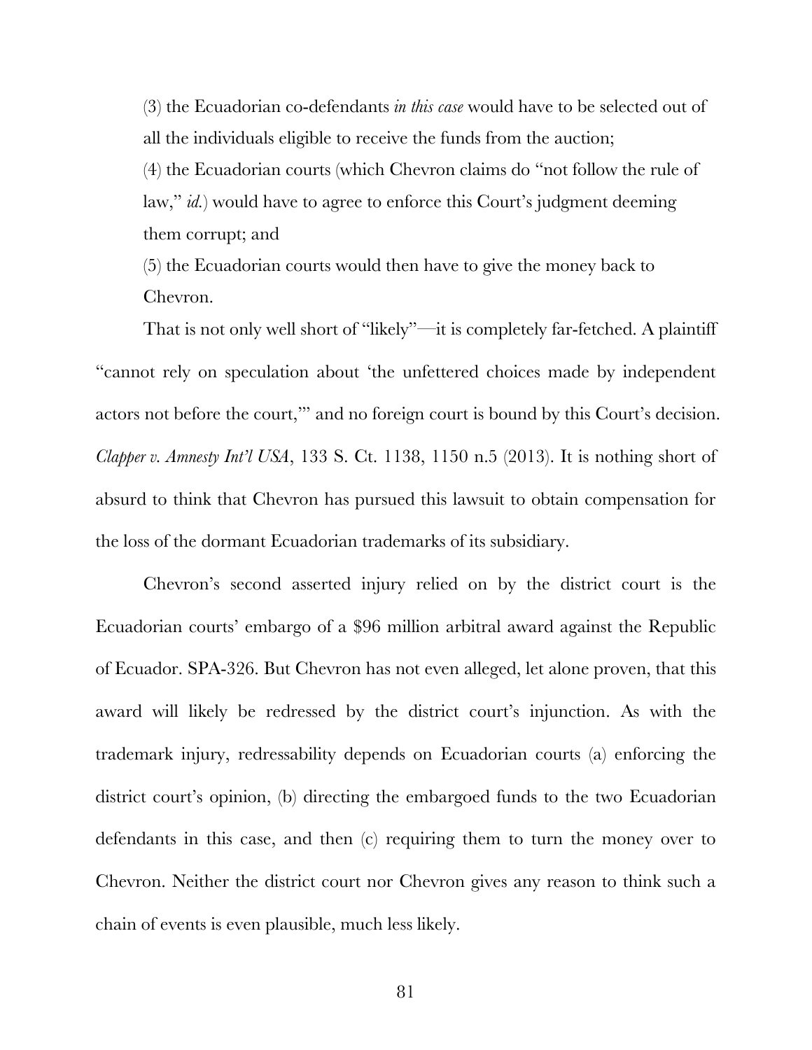(3) the Ecuadorian co-defendants *in this case* would have to be selected out of all the individuals eligible to receive the funds from the auction;

(4) the Ecuadorian courts (which Chevron claims do "not follow the rule of law," *id.*) would have to agree to enforce this Court's judgment deeming them corrupt; and

(5) the Ecuadorian courts would then have to give the money back to Chevron.

That is not only well short of "likely"—it is completely far-fetched. A plaintiff "cannot rely on speculation about 'the unfettered choices made by independent actors not before the court,'" and no foreign court is bound by this Court's decision. *Clapper v. Amnesty Int'l USA*, 133 S. Ct. 1138, 1150 n.5 (2013). It is nothing short of absurd to think that Chevron has pursued this lawsuit to obtain compensation for the loss of the dormant Ecuadorian trademarks of its subsidiary.

Chevron's second asserted injury relied on by the district court is the Ecuadorian courts' embargo of a $96 million arbitral award against the Republic of Ecuador. SPA-326. But Chevron has not even alleged, let alone proven, that this award will likely be redressed by the district court's injunction. As with the trademark injury, redressability depends on Ecuadorian courts (a) enforcing the district court's opinion, (b) directing the embargoed funds to the two Ecuadorian defendants in this case, and then (c) requiring them to turn the money over to Chevron. Neither the district court nor Chevron gives any reason to think such a chain of events is even plausible, much less likely.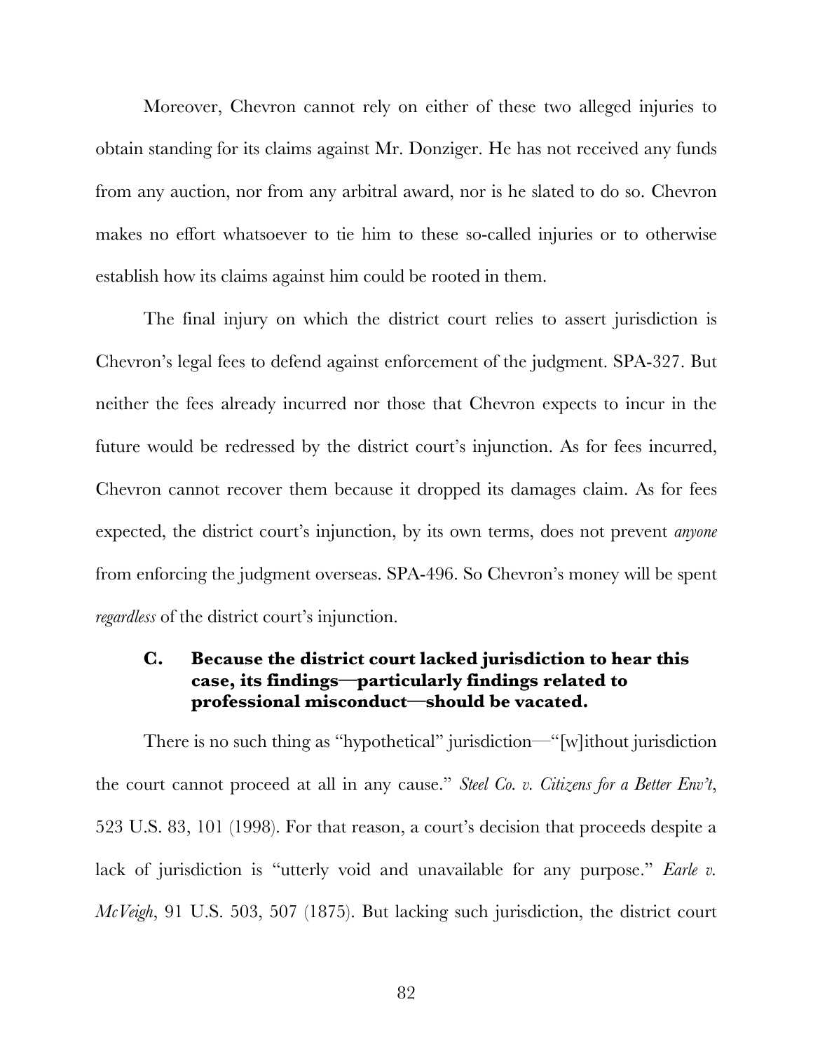Moreover, Chevron cannot rely on either of these two alleged injuries to obtain standing for its claims against Mr. Donziger. He has not received any funds from any auction, nor from any arbitral award, nor is he slated to do so. Chevron makes no effort whatsoever to tie him to these so-called injuries or to otherwise establish how its claims against him could be rooted in them.

The final injury on which the district court relies to assert jurisdiction is Chevron's legal fees to defend against enforcement of the judgment. SPA-327. But neither the fees already incurred nor those that Chevron expects to incur in the future would be redressed by the district court's injunction. As for fees incurred, Chevron cannot recover them because it dropped its damages claim. As for fees expected, the district court's injunction, by its own terms, does not prevent *anyone* from enforcing the judgment overseas. SPA-496. So Chevron's money will be spent *regardless* of the district court's injunction.

### C. Because the district court lacked jurisdiction to hear this case, its findings—particularly findings related to professional misconduct—should be vacated.

There is no such thing as "hypothetical" jurisdiction—"[w]ithout jurisdiction the court cannot proceed at all in any cause." *Steel Co. v. Citizens for a Better Env't*, 523 U.S. 83, 101 (1998). For that reason, a court's decision that proceeds despite a lack of jurisdiction is "utterly void and unavailable for any purpose." *Earle v. McVeigh*, 91 U.S. 503, 507 (1875). But lacking such jurisdiction, the district court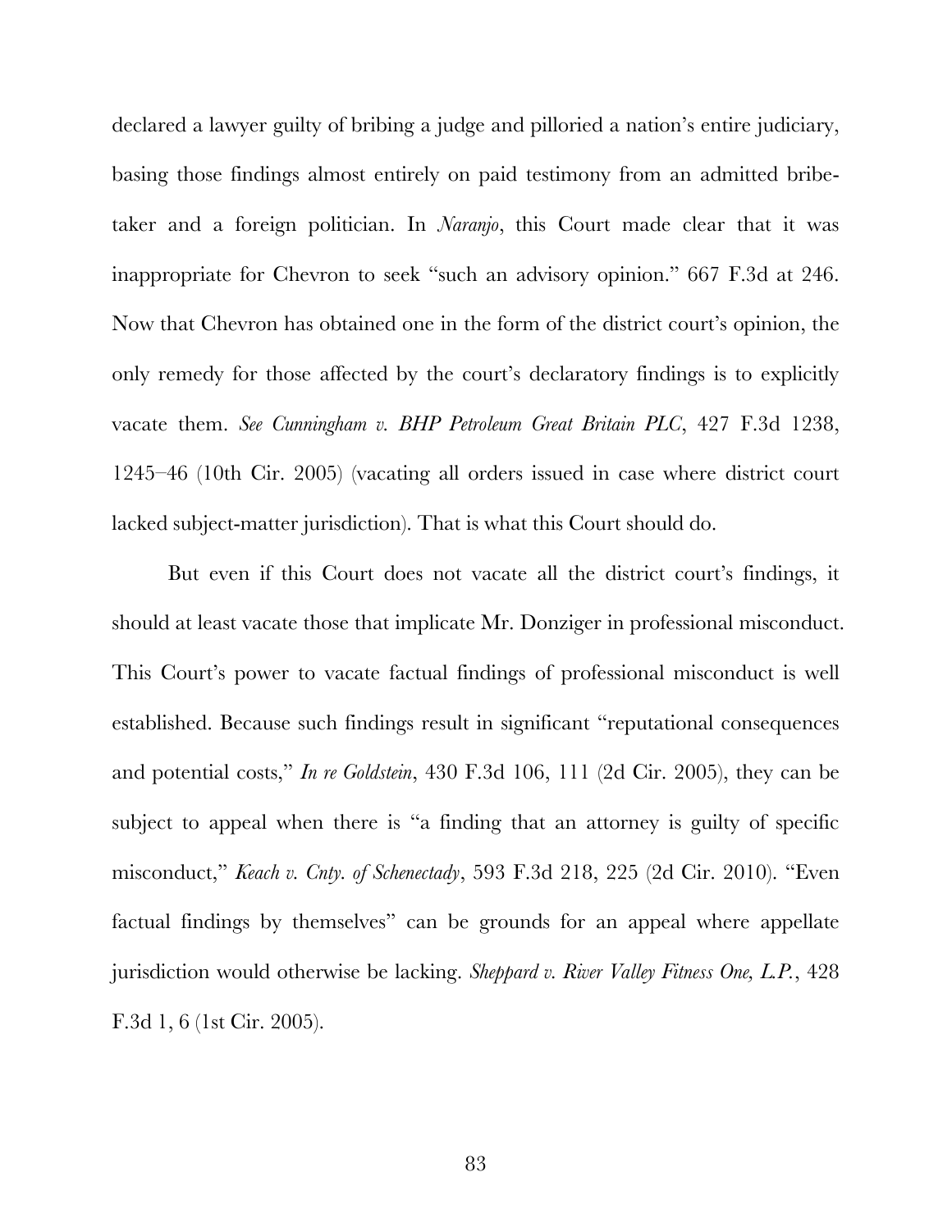declared a lawyer guilty of bribing a judge and pilloried a nation's entire judiciary, basing those findings almost entirely on paid testimony from an admitted bribe-taker and a foreign politician. In *Naranjo*, this Court made clear that it was inappropriate for Chevron to seek "such an advisory opinion." 667 F.3d at 246. Now that Chevron has obtained one in the form of the district court's opinion, the only remedy for those affected by the court's declaratory findings is to explicitly vacate them. *See Cunningham v. BHP Petroleum Great Britain PLC*, 427 F.3d 1238, 1245–46 (10th Cir. 2005) (vacating all orders issued in case where district court lacked subject-matter jurisdiction). That is what this Court should do.

But even if this Court does not vacate all the district court's findings, it should at least vacate those that implicate Mr. Donziger in professional misconduct. This Court's power to vacate factual findings of professional misconduct is well established. Because such findings result in significant "reputational consequences and potential costs," *In re Goldstein*, 430 F.3d 106, 111 (2d Cir. 2005), they can be subject to appeal when there is "a finding that an attorney is guilty of specific misconduct," *Keach v. Cnty. of Schenectady*, 593 F.3d 218, 225 (2d Cir. 2010). "Even factual findings by themselves" can be grounds for an appeal where appellate jurisdiction would otherwise be lacking. *Sheppard v. River Valley Fitness One, L.P.*, 428 F.3d 1, 6 (1st Cir. 2005).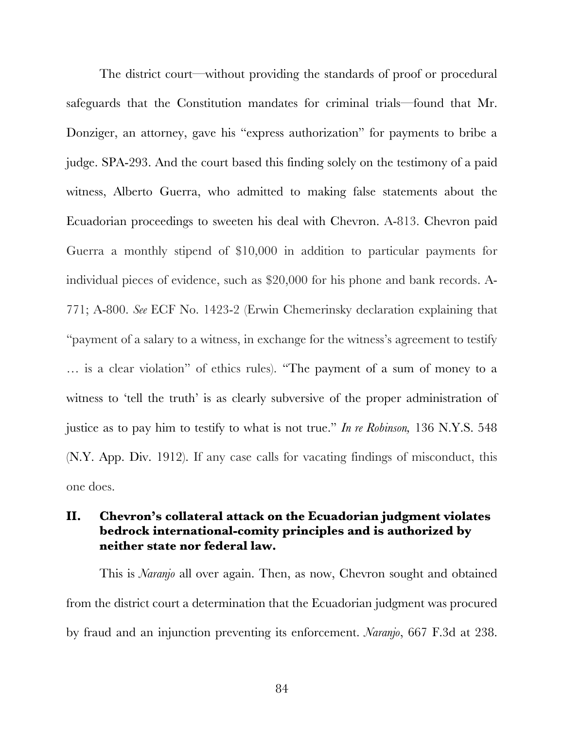The district court—without providing the standards of proof or procedural safeguards that the Constitution mandates for criminal trials—found that Mr. Donziger, an attorney, gave his "express authorization" for payments to bribe a judge. SPA-293. And the court based this finding solely on the testimony of a paid witness, Alberto Guerra, who admitted to making false statements about the Ecuadorian proceedings to sweeten his deal with Chevron. A-813. Chevron paid Guerra a monthly stipend of $10,000 in addition to particular payments for individual pieces of evidence, such as $20,000 for his phone and bank records. A-771; A-800. *See* ECF No. 1423-2 (Erwin Chemerinsky declaration explaining that "payment of a salary to a witness, in exchange for the witness's agreement to testify … is a clear violation" of ethics rules). "The payment of a sum of money to a witness to 'tell the truth' is as clearly subversive of the proper administration of justice as to pay him to testify to what is not true." *In re Robinson,* 136 N.Y.S. 548 (N.Y. App. Div. 1912). If any case calls for vacating findings of misconduct, this one does.

## II. Chevron's collateral attack on the Ecuadorian judgment violates bedrock international-comity principles and is authorized by neither state nor federal law.

This is *Naranjo* all over again. Then, as now, Chevron sought and obtained from the district court a determination that the Ecuadorian judgment was procured by fraud and an injunction preventing its enforcement. *Naranjo*, 667 F.3d at 238.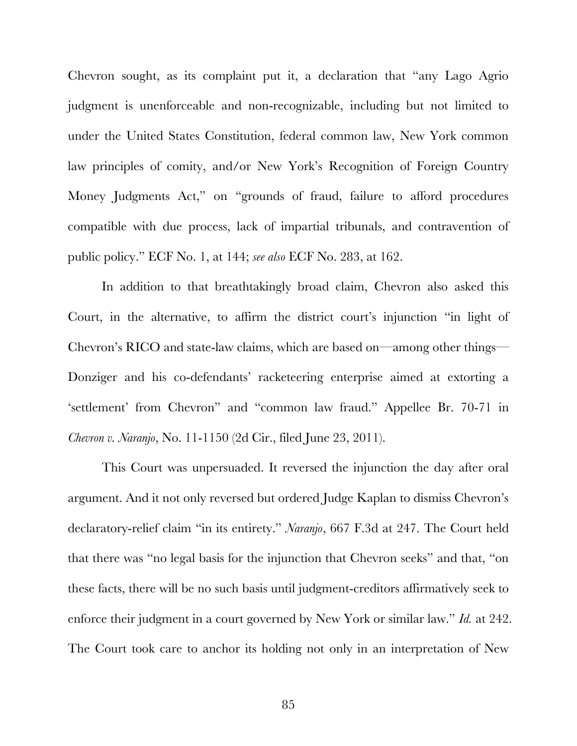Chevron sought, as its complaint put it, a declaration that "any Lago Agrio judgment is unenforceable and non-recognizable, including but not limited to under the United States Constitution, federal common law, New York common law principles of comity, and/or New York's Recognition of Foreign Country Money Judgments Act," on "grounds of fraud, failure to afford procedures compatible with due process, lack of impartial tribunals, and contravention of public policy." ECF No. 1, at 144; *see also* ECF No. 283, at 162.

In addition to that breathtakingly broad claim, Chevron also asked this Court, in the alternative, to affirm the district court's injunction "in light of Chevron's RICO and state-law claims, which are based on—among other things—Donziger and his co-defendants' racketeering enterprise aimed at extorting a 'settlement' from Chevron" and "common law fraud." Appellee Br. 70-71 in *Chevron v. Naranjo*, No. 11-1150 (2d Cir., filed June 23, 2011).

This Court was unpersuaded. It reversed the injunction the day after oral argument. And it not only reversed but ordered Judge Kaplan to dismiss Chevron's declaratory-relief claim "in its entirety." *Naranjo*, 667 F.3d at 247. The Court held that there was "no legal basis for the injunction that Chevron seeks" and that, "on these facts, there will be no such basis until judgment-creditors affirmatively seek to enforce their judgment in a court governed by New York or similar law." *Id.* at 242. The Court took care to anchor its holding not only in an interpretation of New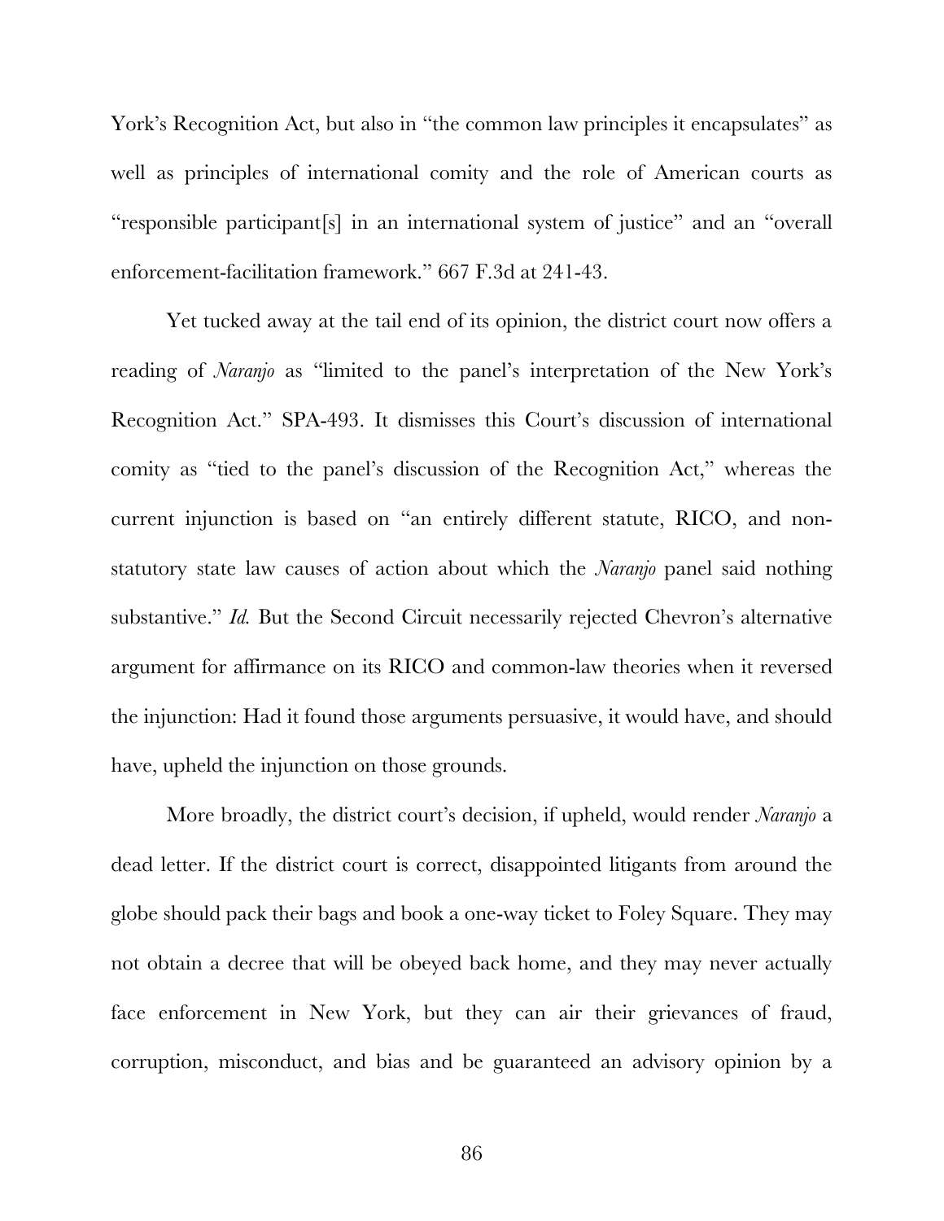York's Recognition Act, but also in "the common law principles it encapsulates" as well as principles of international comity and the role of American courts as "responsible participant[s] in an international system of justice" and an "overall enforcement-facilitation framework." 667 F.3d at 241-43.

Yet tucked away at the tail end of its opinion, the district court now offers a reading of *Naranjo* as "limited to the panel's interpretation of the New York's Recognition Act." SPA-493. It dismisses this Court's discussion of international comity as "tied to the panel's discussion of the Recognition Act," whereas the current injunction is based on "an entirely different statute, RICO, and non-statutory state law causes of action about which the *Naranjo* panel said nothing substantive." *Id.* But the Second Circuit necessarily rejected Chevron's alternative argument for affirmance on its RICO and common-law theories when it reversed the injunction: Had it found those arguments persuasive, it would have, and should have, upheld the injunction on those grounds.

More broadly, the district court's decision, if upheld, would render *Naranjo* a dead letter. If the district court is correct, disappointed litigants from around the globe should pack their bags and book a one-way ticket to Foley Square. They may not obtain a decree that will be obeyed back home, and they may never actually face enforcement in New York, but they can air their grievances of fraud, corruption, misconduct, and bias and be guaranteed an advisory opinion by a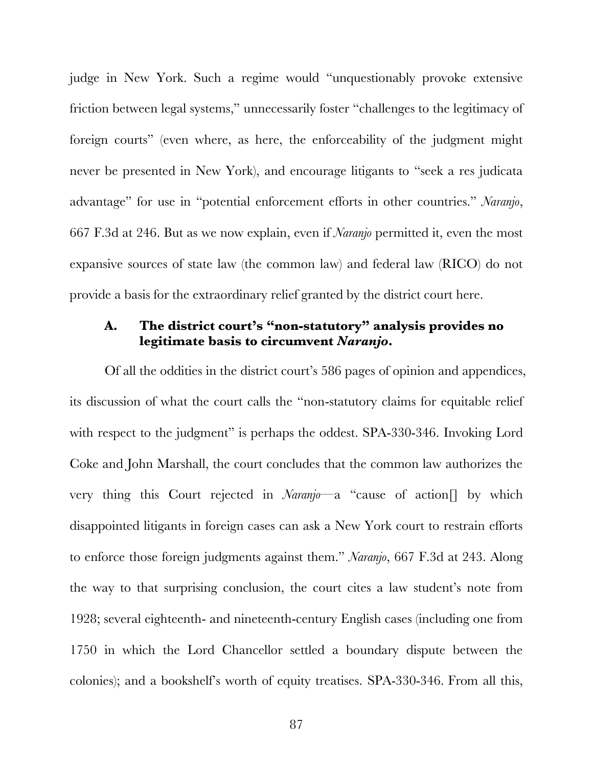judge in New York. Such a regime would "unquestionably provoke extensive friction between legal systems," unnecessarily foster "challenges to the legitimacy of foreign courts" (even where, as here, the enforceability of the judgment might never be presented in New York), and encourage litigants to "seek a res judicata advantage" for use in "potential enforcement efforts in other countries." *Naranjo*, 667 F.3d at 246. But as we now explain, even if *Naranjo* permitted it, even the most expansive sources of state law (the common law) and federal law (RICO) do not provide a basis for the extraordinary relief granted by the district court here.

### A. The district court's "non-statutory" analysis provides no legitimate basis to circumvent *Naranjo*.

Of all the oddities in the district court's 586 pages of opinion and appendices, its discussion of what the court calls the "non-statutory claims for equitable relief with respect to the judgment" is perhaps the oddest. SPA-330-346. Invoking Lord Coke and John Marshall, the court concludes that the common law authorizes the very thing this Court rejected in *Naranjo*—a "cause of action[] by which disappointed litigants in foreign cases can ask a New York court to restrain efforts to enforce those foreign judgments against them." *Naranjo*, 667 F.3d at 243. Along the way to that surprising conclusion, the court cites a law student's note from 1928; several eighteenth- and nineteenth-century English cases (including one from 1750 in which the Lord Chancellor settled a boundary dispute between the colonies); and a bookshelf's worth of equity treatises. SPA-330-346. From all this,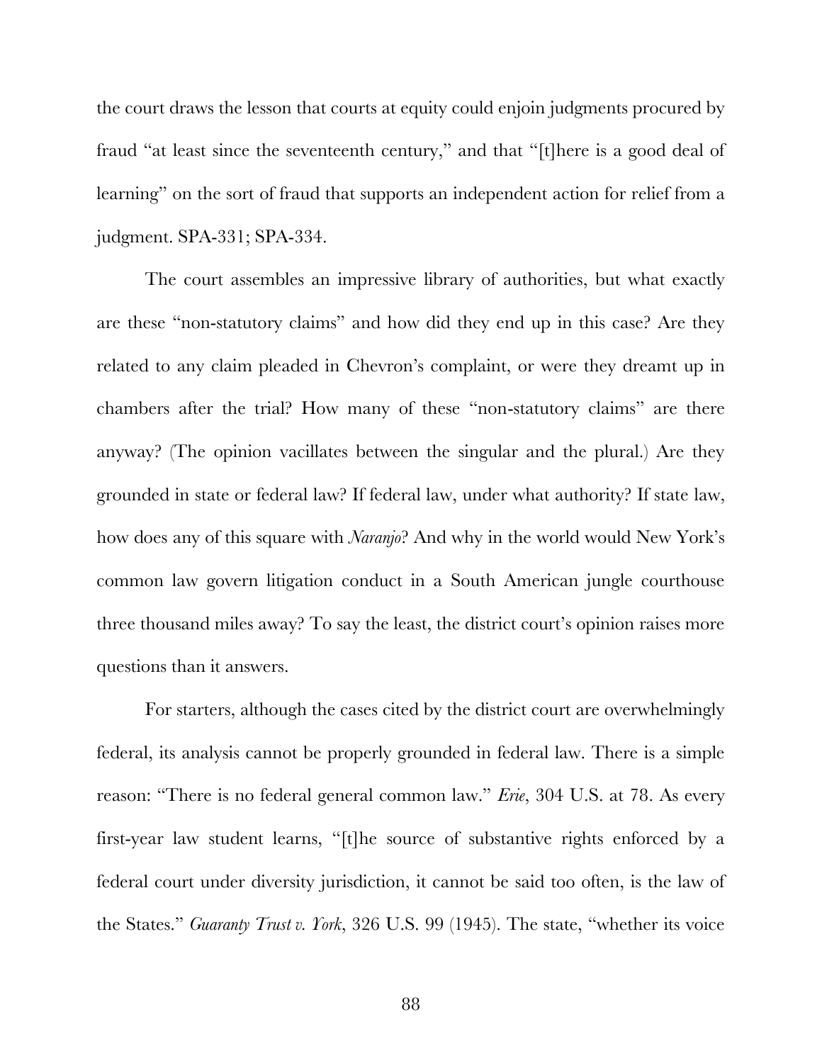the court draws the lesson that courts at equity could enjoin judgments procured by fraud "at least since the seventeenth century," and that "[t]here is a good deal of learning" on the sort of fraud that supports an independent action for relief from a judgment. SPA-331; SPA-334.

The court assembles an impressive library of authorities, but what exactly are these "non-statutory claims" and how did they end up in this case? Are they related to any claim pleaded in Chevron's complaint, or were they dreamt up in chambers after the trial? How many of these "non-statutory claims" are there anyway? (The opinion vacillates between the singular and the plural.) Are they grounded in state or federal law? If federal law, under what authority? If state law, how does any of this square with *Naranjo*? And why in the world would New York's common law govern litigation conduct in a South American jungle courthouse three thousand miles away? To say the least, the district court's opinion raises more questions than it answers.

For starters, although the cases cited by the district court are overwhelmingly federal, its analysis cannot be properly grounded in federal law. There is a simple reason: "There is no federal general common law." *Erie*, 304 U.S. at 78. As every first-year law student learns, "[t]he source of substantive rights enforced by a federal court under diversity jurisdiction, it cannot be said too often, is the law of the States." *Guaranty Trust v. York*, 326 U.S. 99 (1945). The state, "whether its voice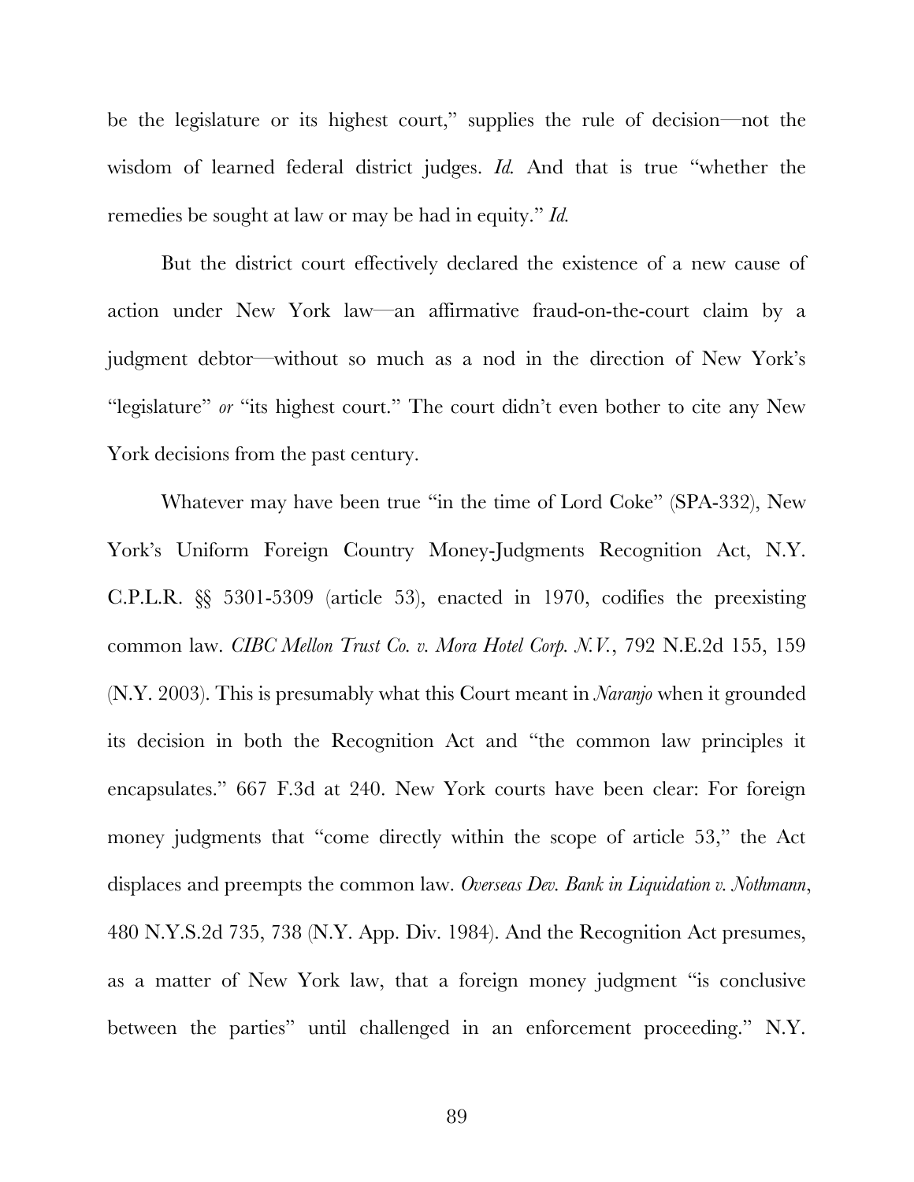be the legislature or its highest court," supplies the rule of decision—not the wisdom of learned federal district judges. *Id.* And that is true "whether the remedies be sought at law or may be had in equity." *Id.*

But the district court effectively declared the existence of a new cause of action under New York law—an affirmative fraud-on-the-court claim by a judgment debtor—without so much as a nod in the direction of New York's "legislature" *or* "its highest court." The court didn't even bother to cite any New York decisions from the past century.

Whatever may have been true "in the time of Lord Coke" (SPA-332), New York's Uniform Foreign Country Money-Judgments Recognition Act, N.Y. C.P.L.R. §§ 5301-5309 (article 53), enacted in 1970, codifies the preexisting common law. *CIBC Mellon Trust Co. v. Mora Hotel Corp. N.V.*, 792 N.E.2d 155, 159 (N.Y. 2003). This is presumably what this Court meant in *Naranjo* when it grounded its decision in both the Recognition Act and "the common law principles it encapsulates." 667 F.3d at 240. New York courts have been clear: For foreign money judgments that "come directly within the scope of article 53," the Act displaces and preempts the common law. *Overseas Dev. Bank in Liquidation v. Nothmann*, 480 N.Y.S.2d 735, 738 (N.Y. App. Div. 1984). And the Recognition Act presumes, as a matter of New York law, that a foreign money judgment "is conclusive between the parties" until challenged in an enforcement proceeding." N.Y.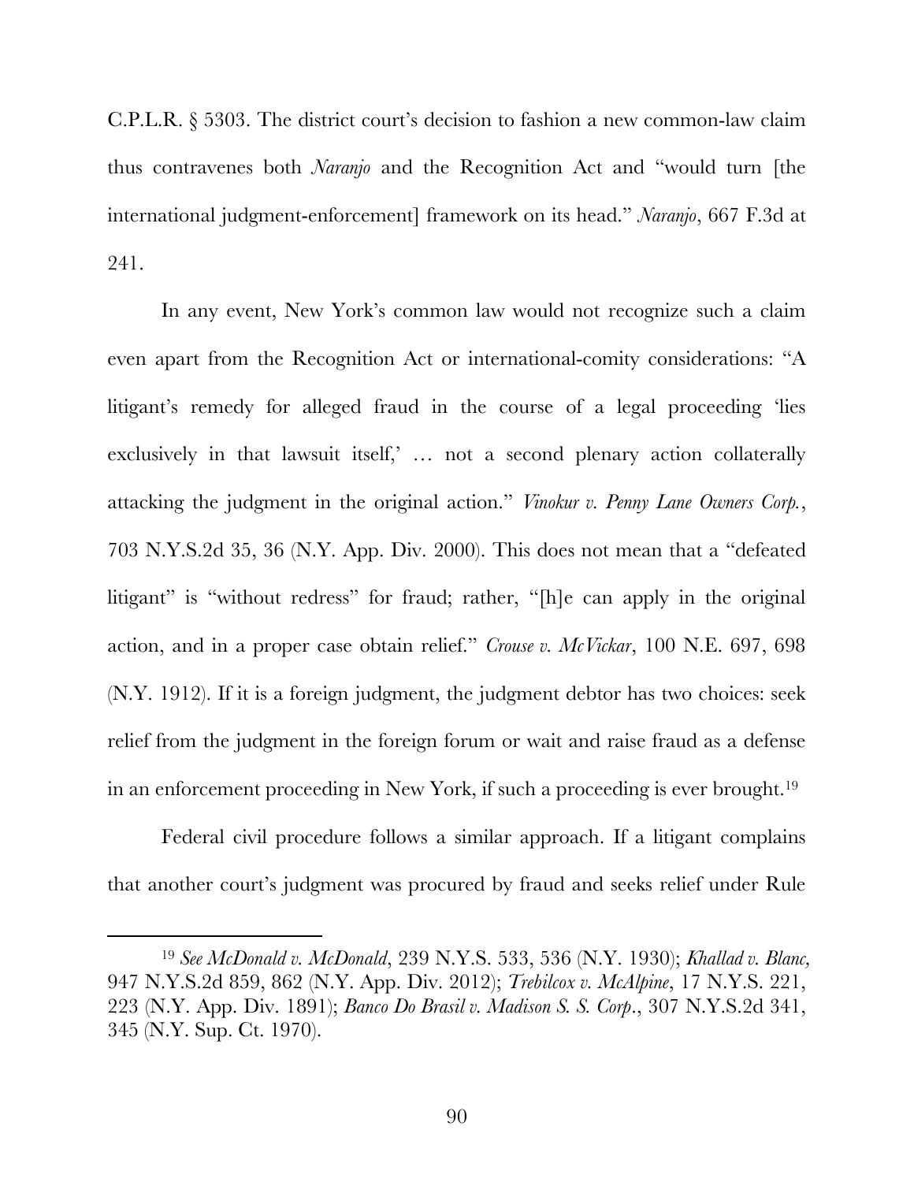C.P.L.R. § 5303. The district court's decision to fashion a new common-law claim thus contravenes both *Naranjo* and the Recognition Act and "would turn [the international judgment-enforcement] framework on its head." *Naranjo*, 667 F.3d at 241.

In any event, New York's common law would not recognize such a claim even apart from the Recognition Act or international-comity considerations: "A litigant's remedy for alleged fraud in the course of a legal proceeding 'lies exclusively in that lawsuit itself,' … not a second plenary action collaterally attacking the judgment in the original action." *Vinokur v. Penny Lane Owners Corp.*, 703 N.Y.S.2d 35, 36 (N.Y. App. Div. 2000). This does not mean that a "defeated litigant" is "without redress" for fraud; rather, "[h]e can apply in the original action, and in a proper case obtain relief." *Crouse v. McVickar*, 100 N.E. 697, 698 (N.Y. 1912). If it is a foreign judgment, the judgment debtor has two choices: seek relief from the judgment in the foreign forum or wait and raise fraud as a defense in an enforcement proceeding in New York, if such a proceeding is ever brought.[19]

Federal civil procedure follows a similar approach. If a litigant complains that another court's judgment was procured by fraud and seeks relief under Rule

---

[19] *See McDonald v. McDonald*, 239 N.Y.S. 533, 536 (N.Y. 1930); *Khallad v. Blanc,* 947 N.Y.S.2d 859, 862 (N.Y. App. Div. 2012); *Trebilcox v. McAlpine*, 17 N.Y.S. 221, 223 (N.Y. App. Div. 1891); *Banco Do Brasil v. Madison S. S. Corp.*, 307 N.Y.S.2d 341, 345 (N.Y. Sup. Ct. 1970).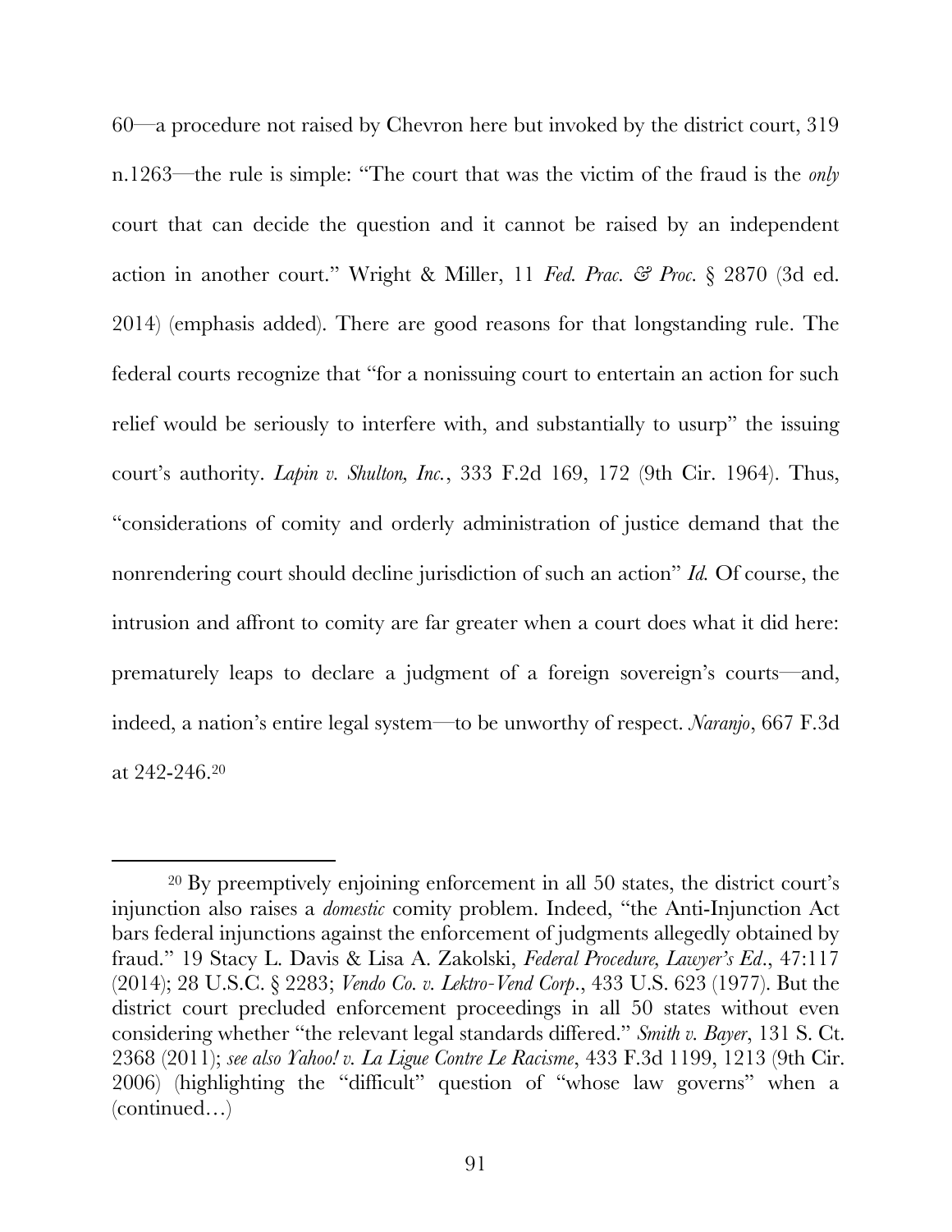60—a procedure not raised by Chevron here but invoked by the district court, 319 n.1263—the rule is simple: "The court that was the victim of the fraud is the *only* court that can decide the question and it cannot be raised by an independent action in another court." Wright & Miller, 11 *Fed. Prac. & Proc.* § 2870 (3d ed. 2014) (emphasis added). There are good reasons for that longstanding rule. The federal courts recognize that "for a nonissuing court to entertain an action for such relief would be seriously to interfere with, and substantially to usurp" the issuing court's authority. *Lapin v. Shulton, Inc.*, 333 F.2d 169, 172 (9th Cir. 1964). Thus, "considerations of comity and orderly administration of justice demand that the nonrendering court should decline jurisdiction of such an action" *Id.* Of course, the intrusion and affront to comity are far greater when a court does what it did here: prematurely leaps to declare a judgment of a foreign sovereign's courts—and, indeed, a nation's entire legal system—to be unworthy of respect. *Naranjo*, 667 F.3d at 242-246.[20]

---

[20] By preemptively enjoining enforcement in all 50 states, the district court's injunction also raises a *domestic* comity problem. Indeed, "the Anti-Injunction Act bars federal injunctions against the enforcement of judgments allegedly obtained by fraud." 19 Stacy L. Davis & Lisa A. Zakolski, *Federal Procedure, Lawyer's Ed*., 47:117 (2014); 28 U.S.C. § 2283; *Vendo Co. v. Lektro-Vend Corp*., 433 U.S. 623 (1977). But the district court precluded enforcement proceedings in all 50 states without even considering whether "the relevant legal standards differed." *Smith v. Bayer*, 131 S. Ct. 2368 (2011); *see also Yahoo! v. La Ligue Contre Le Racisme*, 433 F.3d 1199, 1213 (9th Cir. 2006) (highlighting the "difficult" question of "whose law governs" when a (continued…)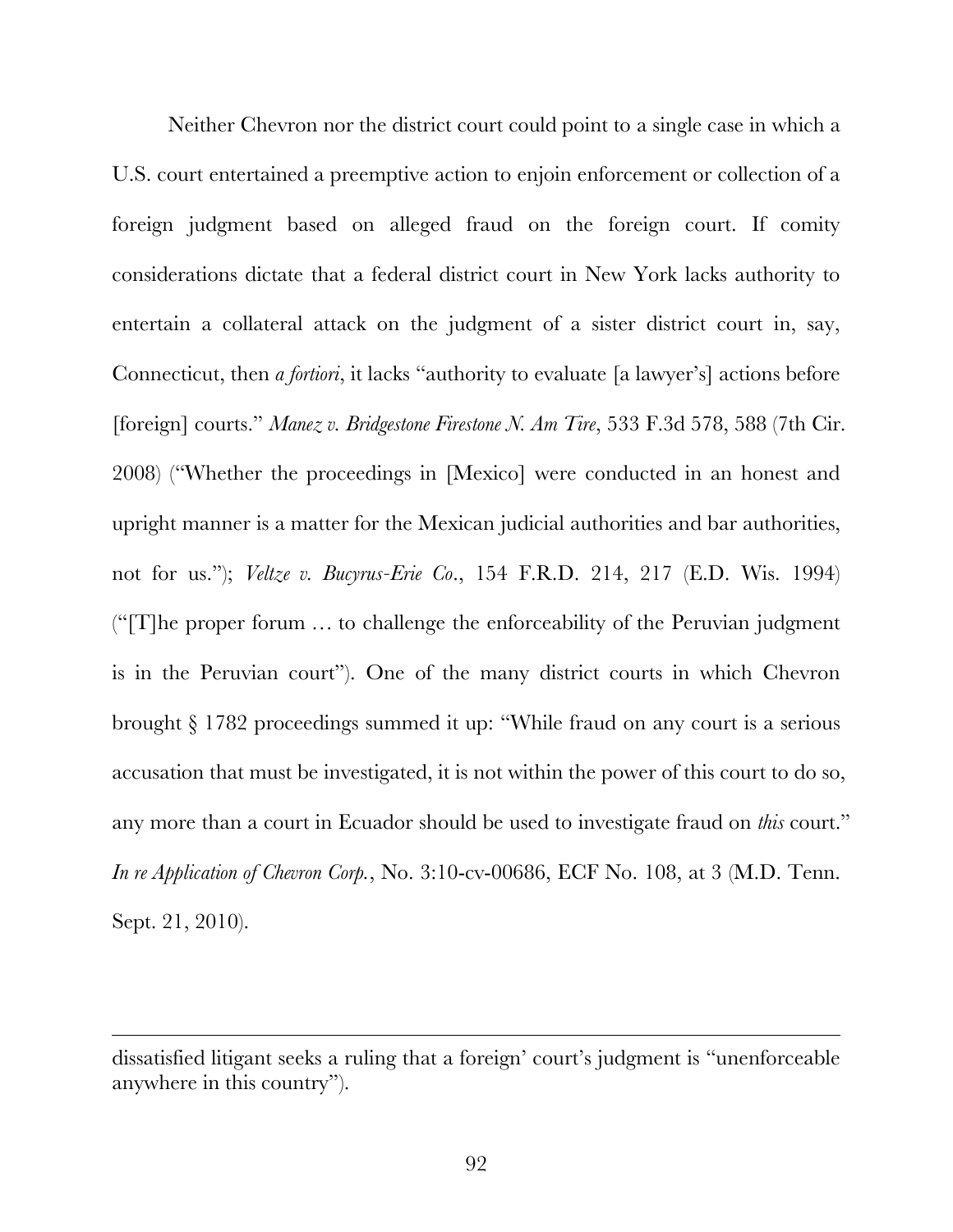Neither Chevron nor the district court could point to a single case in which a U.S. court entertained a preemptive action to enjoin enforcement or collection of a foreign judgment based on alleged fraud on the foreign court. If comity considerations dictate that a federal district court in New York lacks authority to entertain a collateral attack on the judgment of a sister district court in, say, Connecticut, then *a fortiori*, it lacks "authority to evaluate [a lawyer's] actions before [foreign] courts." *Manez v. Bridgestone Firestone N. Am Tire*, 533 F.3d 578, 588 (7th Cir. 2008) ("Whether the proceedings in [Mexico] were conducted in an honest and upright manner is a matter for the Mexican judicial authorities and bar authorities, not for us."); *Veltze v. Bucyrus-Erie Co*., 154 F.R.D. 214, 217 (E.D. Wis. 1994) ("[T]he proper forum … to challenge the enforceability of the Peruvian judgment is in the Peruvian court"). One of the many district courts in which Chevron brought § 1782 proceedings summed it up: "While fraud on any court is a serious accusation that must be investigated, it is not within the power of this court to do so, any more than a court in Ecuador should be used to investigate fraud on *this* court." *In re Application of Chevron Corp.*, No. 3:10-cv-00686, ECF No. 108, at 3 (M.D. Tenn. Sept. 21, 2010).

---

dissatisfied litigant seeks a ruling that a foreign' court's judgment is "unenforceable anywhere in this country").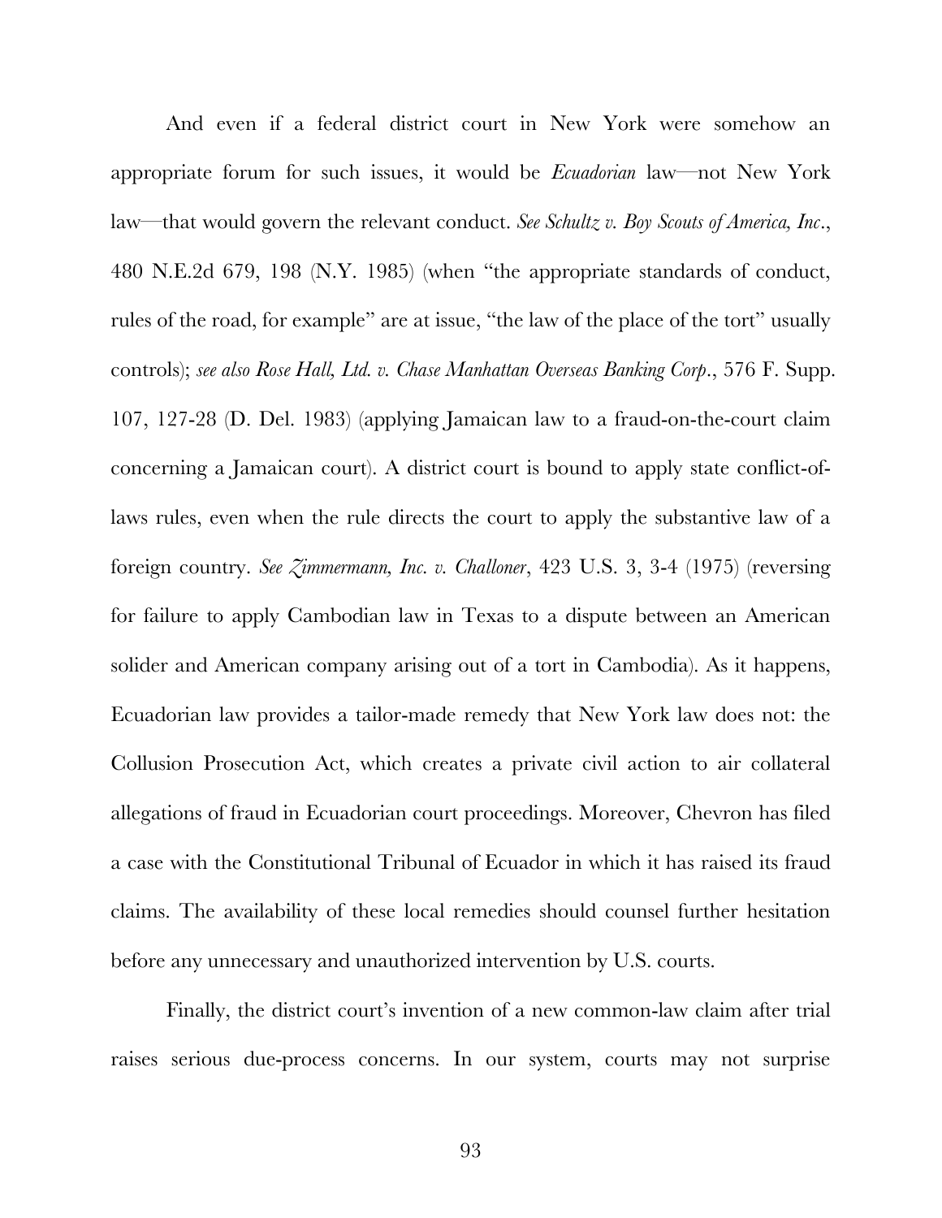And even if a federal district court in New York were somehow an appropriate forum for such issues, it would be *Ecuadorian* law—not New York law—that would govern the relevant conduct. *See Schultz v. Boy Scouts of America, Inc.*, 480 N.E.2d 679, 198 (N.Y. 1985) (when "the appropriate standards of conduct, rules of the road, for example" are at issue, "the law of the place of the tort" usually controls); *see also Rose Hall, Ltd. v. Chase Manhattan Overseas Banking Corp.*, 576 F. Supp. 107, 127-28 (D. Del. 1983) (applying Jamaican law to a fraud-on-the-court claim concerning a Jamaican court). A district court is bound to apply state conflict-of-laws rules, even when the rule directs the court to apply the substantive law of a foreign country. *See Zimmermann, Inc. v. Challoner*, 423 U.S. 3, 3-4 (1975) (reversing for failure to apply Cambodian law in Texas to a dispute between an American solider and American company arising out of a tort in Cambodia). As it happens, Ecuadorian law provides a tailor-made remedy that New York law does not: the Collusion Prosecution Act, which creates a private civil action to air collateral allegations of fraud in Ecuadorian court proceedings. Moreover, Chevron has filed a case with the Constitutional Tribunal of Ecuador in which it has raised its fraud claims. The availability of these local remedies should counsel further hesitation before any unnecessary and unauthorized intervention by U.S. courts.

Finally, the district court's invention of a new common-law claim after trial raises serious due-process concerns. In our system, courts may not surprise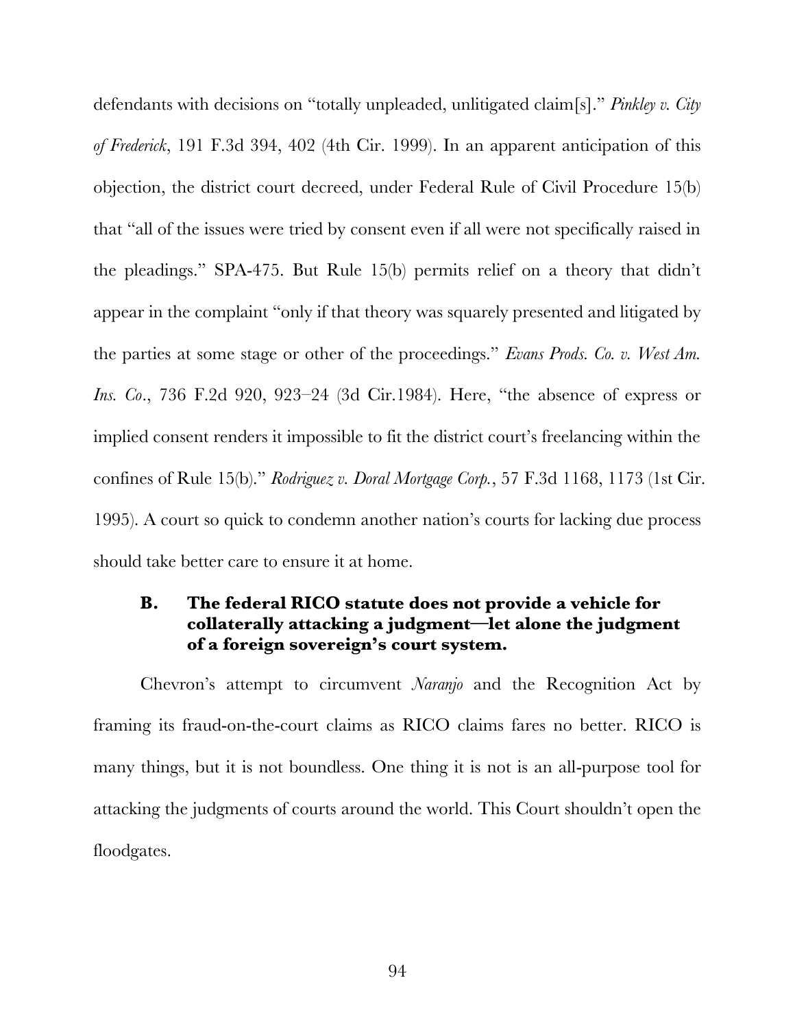defendants with decisions on "totally unpleaded, unlitigated claim[s]." *Pinkley v. City of Frederick*, 191 F.3d 394, 402 (4th Cir. 1999). In an apparent anticipation of this objection, the district court decreed, under Federal Rule of Civil Procedure 15(b) that "all of the issues were tried by consent even if all were not specifically raised in the pleadings." SPA-475. But Rule 15(b) permits relief on a theory that didn't appear in the complaint "only if that theory was squarely presented and litigated by the parties at some stage or other of the proceedings." *Evans Prods. Co. v. West Am. Ins. Co*., 736 F.2d 920, 923–24 (3d Cir.1984). Here, "the absence of express or implied consent renders it impossible to fit the district court's freelancing within the confines of Rule 15(b)." *Rodriguez v. Doral Mortgage Corp.*, 57 F.3d 1168, 1173 (1st Cir. 1995). A court so quick to condemn another nation's courts for lacking due process should take better care to ensure it at home.

### B. The federal RICO statute does not provide a vehicle for collaterally attacking a judgment—let alone the judgment of a foreign sovereign's court system.

Chevron's attempt to circumvent *Naranjo* and the Recognition Act by framing its fraud-on-the-court claims as RICO claims fares no better. RICO is many things, but it is not boundless. One thing it is not is an all-purpose tool for attacking the judgments of courts around the world. This Court shouldn't open the floodgates.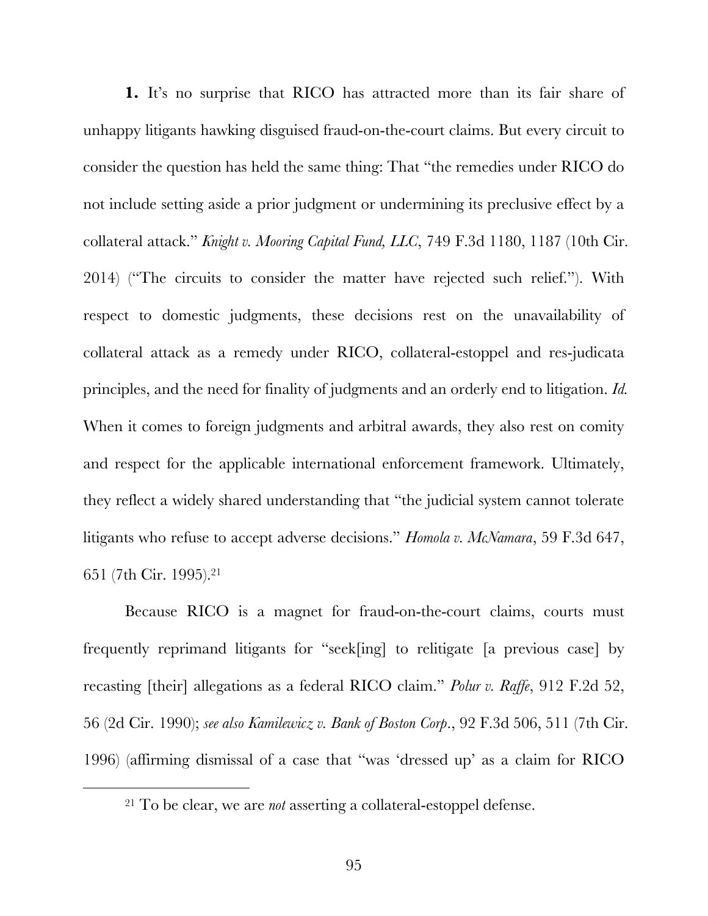**1.** It's no surprise that RICO has attracted more than its fair share of unhappy litigants hawking disguised fraud-on-the-court claims. But every circuit to consider the question has held the same thing: That "the remedies under RICO do not include setting aside a prior judgment or undermining its preclusive effect by a collateral attack." *Knight v. Mooring Capital Fund, LLC*, 749 F.3d 1180, 1187 (10th Cir. 2014) ("The circuits to consider the matter have rejected such relief."). With respect to domestic judgments, these decisions rest on the unavailability of collateral attack as a remedy under RICO, collateral-estoppel and res-judicata principles, and the need for finality of judgments and an orderly end to litigation. *Id.* When it comes to foreign judgments and arbitral awards, they also rest on comity and respect for the applicable international enforcement framework. Ultimately, they reflect a widely shared understanding that "the judicial system cannot tolerate litigants who refuse to accept adverse decisions." *Homola v. McNamara*, 59 F.3d 647, 651 (7th Cir. 1995).[21]

Because RICO is a magnet for fraud-on-the-court claims, courts must frequently reprimand litigants for "seek[ing] to relitigate [a previous case] by recasting [their] allegations as a federal RICO claim." *Polur v. Raffe*, 912 F.2d 52, 56 (2d Cir. 1990); *see also Kamilewicz v. Bank of Boston Corp.*, 92 F.3d 506, 511 (7th Cir. 1996) (affirming dismissal of a case that "was 'dressed up' as a claim for RICO

[21] To be clear, we are *not* asserting a collateral-estoppel defense.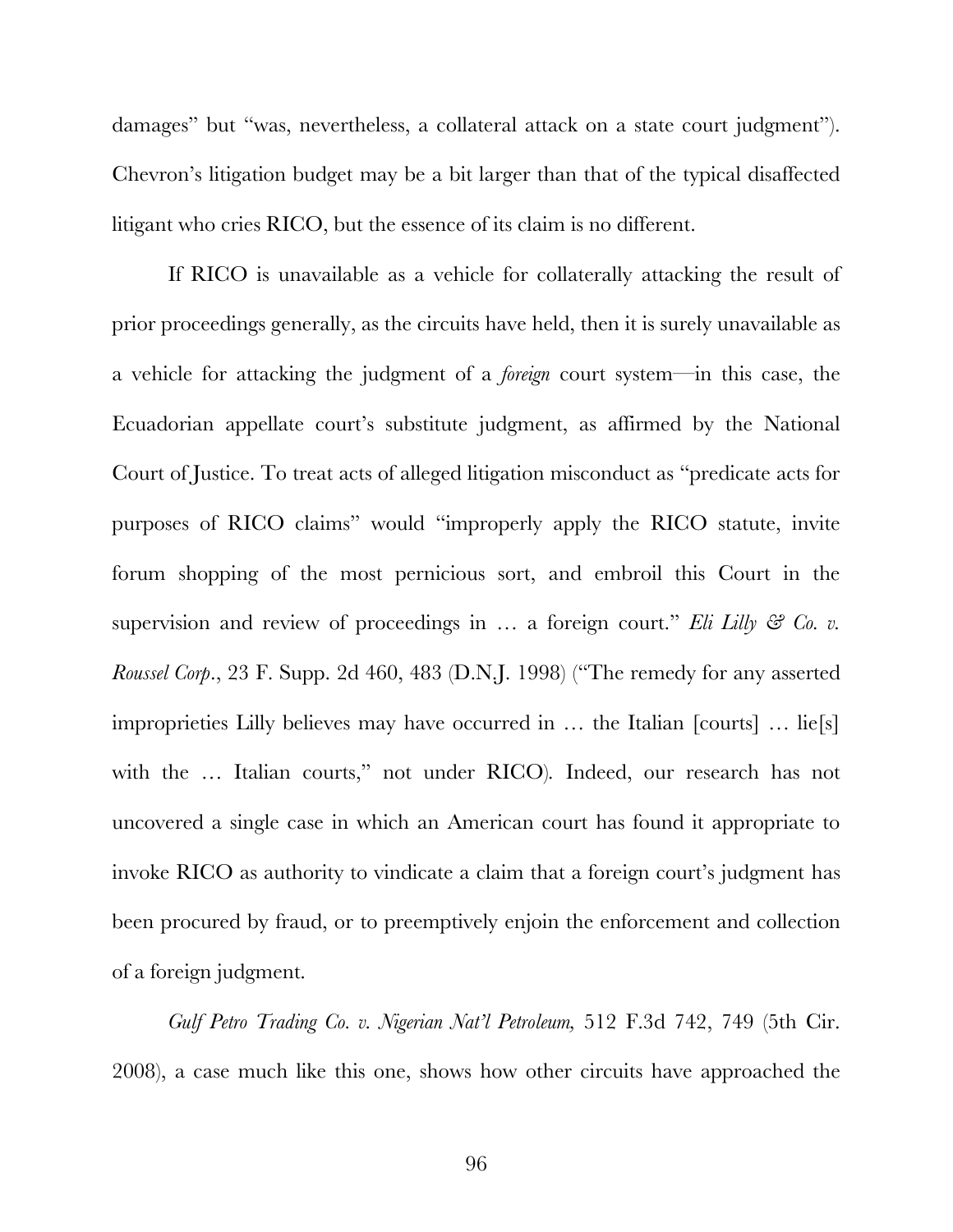damages" but "was, nevertheless, a collateral attack on a state court judgment"). Chevron's litigation budget may be a bit larger than that of the typical disaffected litigant who cries RICO, but the essence of its claim is no different.

If RICO is unavailable as a vehicle for collaterally attacking the result of prior proceedings generally, as the circuits have held, then it is surely unavailable as a vehicle for attacking the judgment of a *foreign* court system—in this case, the Ecuadorian appellate court's substitute judgment, as affirmed by the National Court of Justice. To treat acts of alleged litigation misconduct as "predicate acts for purposes of RICO claims" would "improperly apply the RICO statute, invite forum shopping of the most pernicious sort, and embroil this Court in the supervision and review of proceedings in … a foreign court." *Eli Lilly & Co. v. Roussel Corp*., 23 F. Supp. 2d 460, 483 (D.N.J. 1998) ("The remedy for any asserted improprieties Lilly believes may have occurred in … the Italian [courts] … lie[s] with the … Italian courts," not under RICO). Indeed, our research has not uncovered a single case in which an American court has found it appropriate to invoke RICO as authority to vindicate a claim that a foreign court's judgment has been procured by fraud, or to preemptively enjoin the enforcement and collection of a foreign judgment.

*Gulf Petro Trading Co. v. Nigerian Nat'l Petroleum,* 512 F.3d 742, 749 (5th Cir. 2008), a case much like this one, shows how other circuits have approached the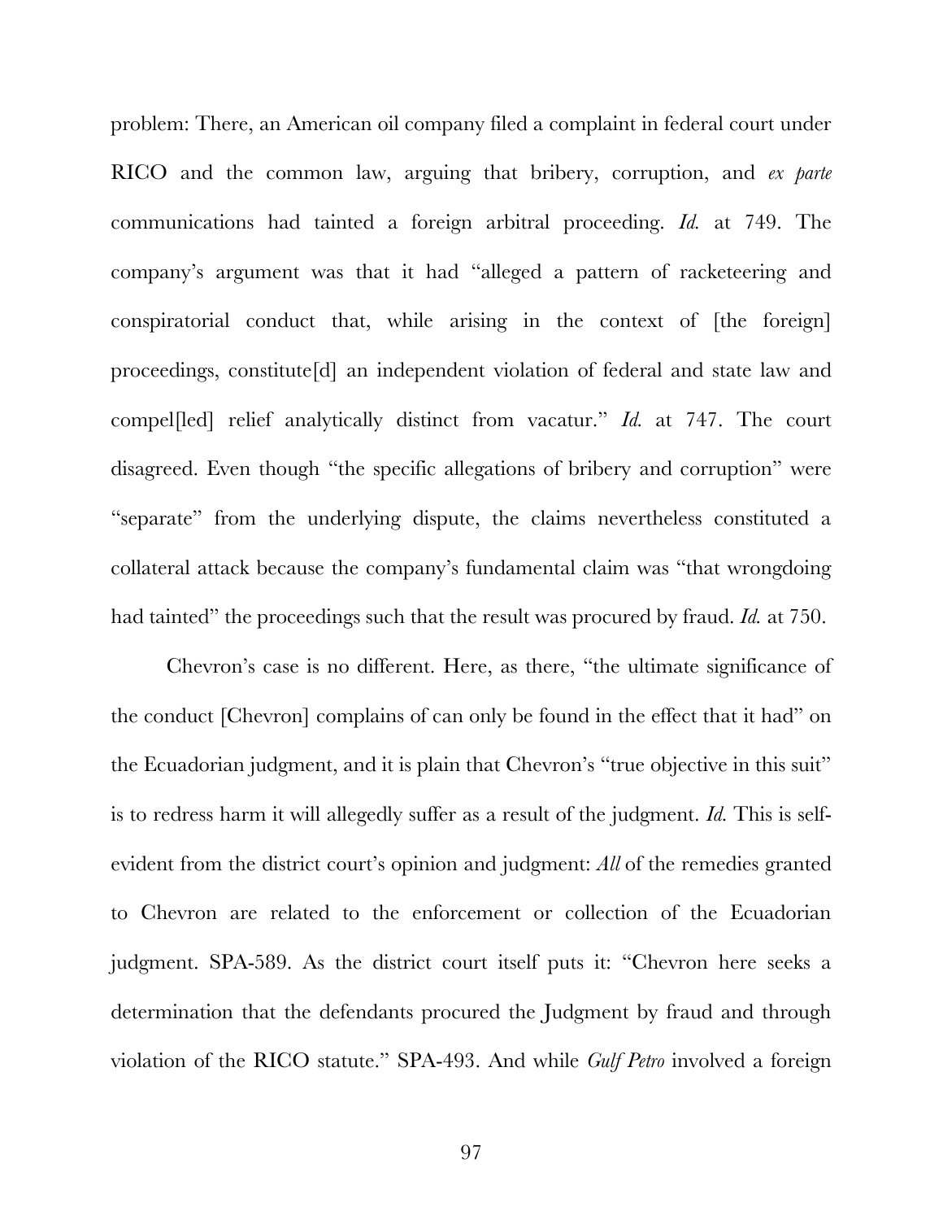problem: There, an American oil company filed a complaint in federal court under RICO and the common law, arguing that bribery, corruption, and *ex parte* communications had tainted a foreign arbitral proceeding. *Id.* at 749. The company's argument was that it had "alleged a pattern of racketeering and conspiratorial conduct that, while arising in the context of [the foreign] proceedings, constitute[d] an independent violation of federal and state law and compel[led] relief analytically distinct from vacatur." *Id.* at 747. The court disagreed. Even though "the specific allegations of bribery and corruption" were "separate" from the underlying dispute, the claims nevertheless constituted a collateral attack because the company's fundamental claim was "that wrongdoing had tainted" the proceedings such that the result was procured by fraud. *Id.* at 750.

Chevron's case is no different. Here, as there, "the ultimate significance of the conduct [Chevron] complains of can only be found in the effect that it had" on the Ecuadorian judgment, and it is plain that Chevron's "true objective in this suit" is to redress harm it will allegedly suffer as a result of the judgment. *Id.* This is self-evident from the district court's opinion and judgment: *All* of the remedies granted to Chevron are related to the enforcement or collection of the Ecuadorian judgment. SPA-589. As the district court itself puts it: "Chevron here seeks a determination that the defendants procured the Judgment by fraud and through violation of the RICO statute." SPA-493. And while *Gulf Petro* involved a foreign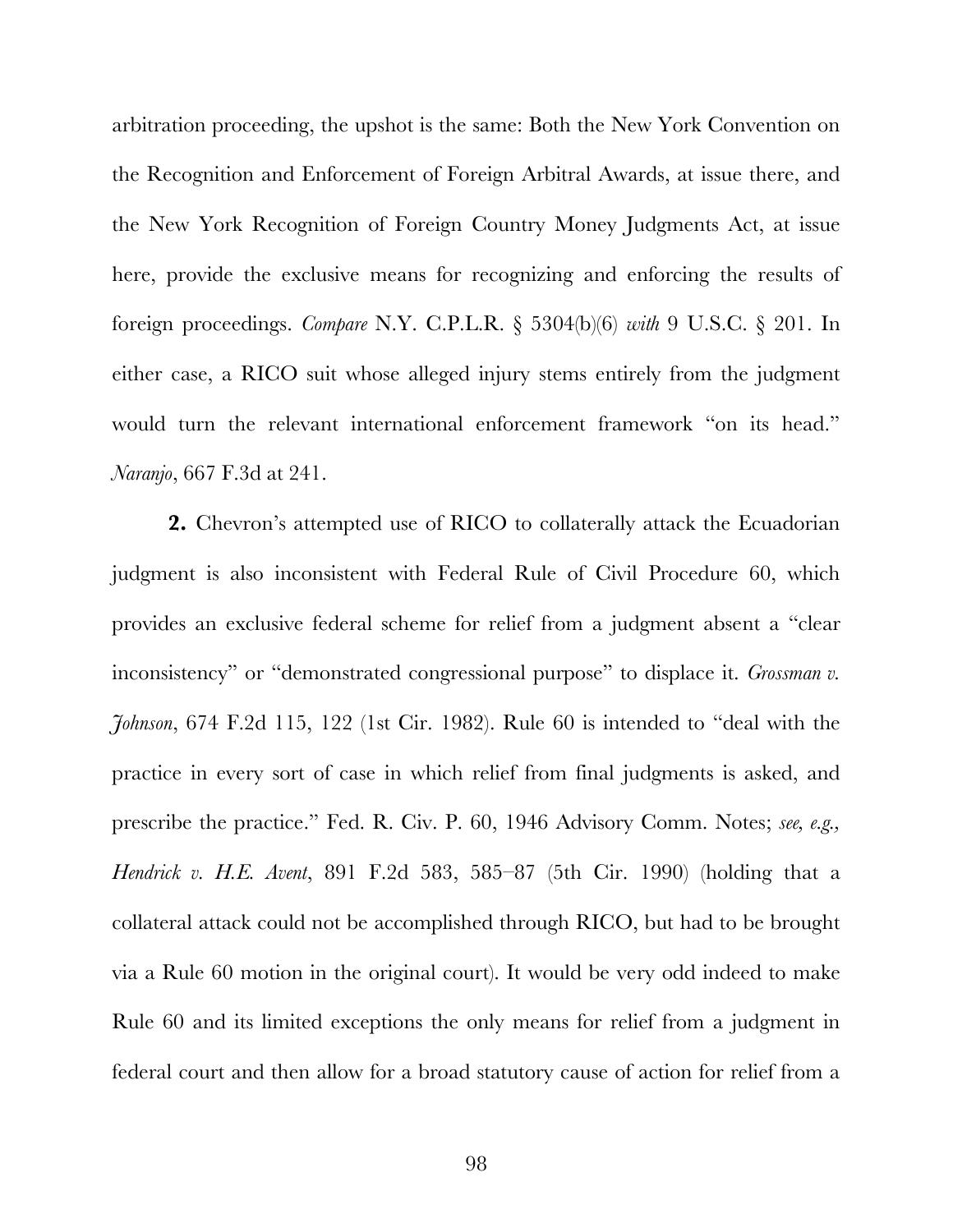arbitration proceeding, the upshot is the same: Both the New York Convention on the Recognition and Enforcement of Foreign Arbitral Awards, at issue there, and the New York Recognition of Foreign Country Money Judgments Act, at issue here, provide the exclusive means for recognizing and enforcing the results of foreign proceedings. *Compare* N.Y. C.P.L.R. § 5304(b)(6) *with* 9 U.S.C. § 201. In either case, a RICO suit whose alleged injury stems entirely from the judgment would turn the relevant international enforcement framework "on its head." *Naranjo*, 667 F.3d at 241.

**2.** Chevron's attempted use of RICO to collaterally attack the Ecuadorian judgment is also inconsistent with Federal Rule of Civil Procedure 60, which provides an exclusive federal scheme for relief from a judgment absent a "clear inconsistency" or "demonstrated congressional purpose" to displace it. *Grossman v. Johnson*, 674 F.2d 115, 122 (1st Cir. 1982). Rule 60 is intended to "deal with the practice in every sort of case in which relief from final judgments is asked, and prescribe the practice." Fed. R. Civ. P. 60, 1946 Advisory Comm. Notes; *see, e.g., Hendrick v. H.E. Avent*, 891 F.2d 583, 585–87 (5th Cir. 1990) (holding that a collateral attack could not be accomplished through RICO, but had to be brought via a Rule 60 motion in the original court). It would be very odd indeed to make Rule 60 and its limited exceptions the only means for relief from a judgment in federal court and then allow for a broad statutory cause of action for relief from a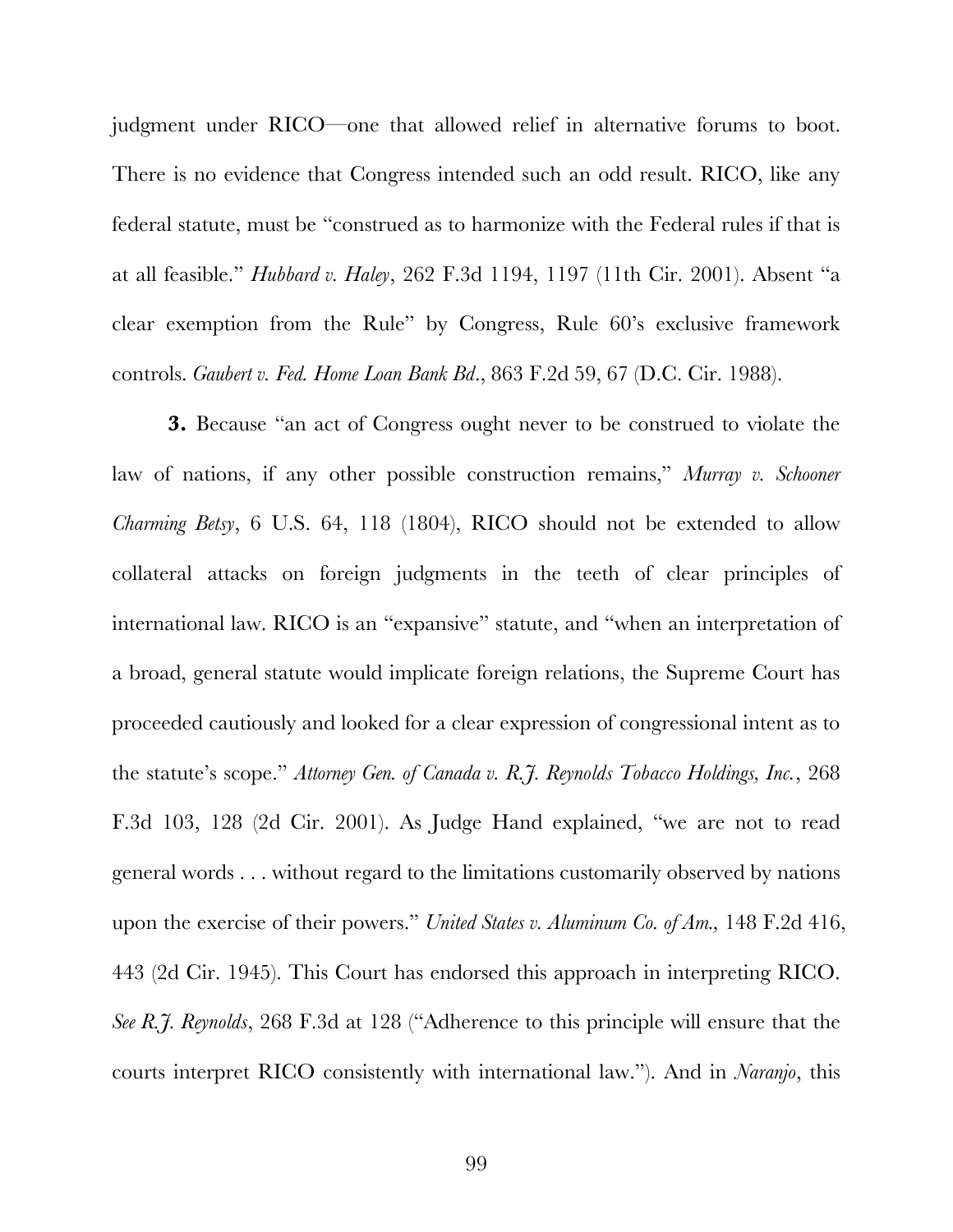judgment under RICO—one that allowed relief in alternative forums to boot. There is no evidence that Congress intended such an odd result. RICO, like any federal statute, must be "construed as to harmonize with the Federal rules if that is at all feasible." *Hubbard v. Haley*, 262 F.3d 1194, 1197 (11th Cir. 2001). Absent "a clear exemption from the Rule" by Congress, Rule 60's exclusive framework controls. *Gaubert v. Fed. Home Loan Bank Bd.*, 863 F.2d 59, 67 (D.C. Cir. 1988).

**3.** Because "an act of Congress ought never to be construed to violate the law of nations, if any other possible construction remains," *Murray v. Schooner Charming Betsy*, 6 U.S. 64, 118 (1804), RICO should not be extended to allow collateral attacks on foreign judgments in the teeth of clear principles of international law. RICO is an "expansive" statute, and "when an interpretation of a broad, general statute would implicate foreign relations, the Supreme Court has proceeded cautiously and looked for a clear expression of congressional intent as to the statute's scope." *Attorney Gen. of Canada v. R.J. Reynolds Tobacco Holdings, Inc.*, 268 F.3d 103, 128 (2d Cir. 2001). As Judge Hand explained, "we are not to read general words . . . without regard to the limitations customarily observed by nations upon the exercise of their powers." *United States v. Aluminum Co. of Am.*, 148 F.2d 416, 443 (2d Cir. 1945). This Court has endorsed this approach in interpreting RICO. *See R.J. Reynolds*, 268 F.3d at 128 ("Adherence to this principle will ensure that the courts interpret RICO consistently with international law."). And in *Naranjo*, this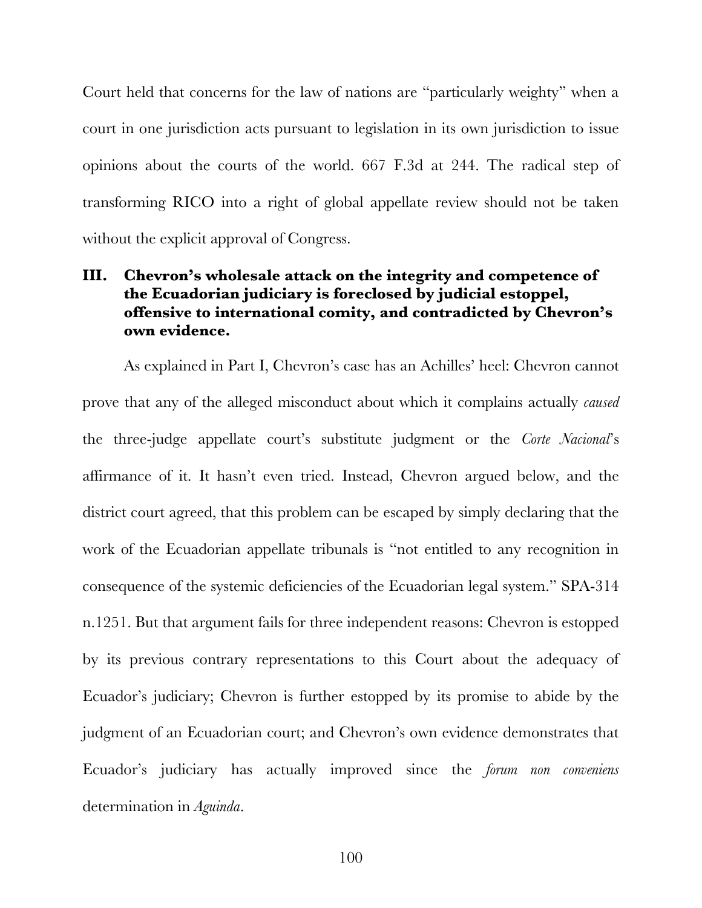Court held that concerns for the law of nations are "particularly weighty" when a court in one jurisdiction acts pursuant to legislation in its own jurisdiction to issue opinions about the courts of the world. 667 F.3d at 244. The radical step of transforming RICO into a right of global appellate review should not be taken without the explicit approval of Congress.

## III. Chevron's wholesale attack on the integrity and competence of the Ecuadorian judiciary is foreclosed by judicial estoppel, offensive to international comity, and contradicted by Chevron's own evidence.

As explained in Part I, Chevron's case has an Achilles' heel: Chevron cannot prove that any of the alleged misconduct about which it complains actually *caused* the three-judge appellate court's substitute judgment or the *Corte Nacional*'s affirmance of it. It hasn't even tried. Instead, Chevron argued below, and the district court agreed, that this problem can be escaped by simply declaring that the work of the Ecuadorian appellate tribunals is "not entitled to any recognition in consequence of the systemic deficiencies of the Ecuadorian legal system." SPA-314 n.1251. But that argument fails for three independent reasons: Chevron is estopped by its previous contrary representations to this Court about the adequacy of Ecuador's judiciary; Chevron is further estopped by its promise to abide by the judgment of an Ecuadorian court; and Chevron's own evidence demonstrates that Ecuador's judiciary has actually improved since the *forum non conveniens* determination in *Aguinda*.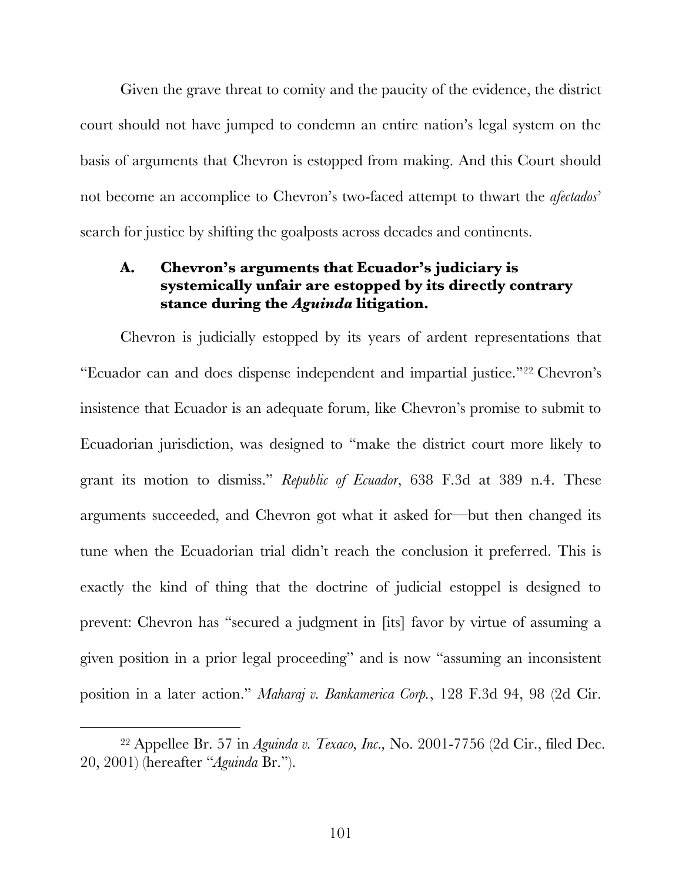Given the grave threat to comity and the paucity of the evidence, the district court should not have jumped to condemn an entire nation's legal system on the basis of arguments that Chevron is estopped from making. And this Court should not become an accomplice to Chevron's two-faced attempt to thwart the *afectados*' search for justice by shifting the goalposts across decades and continents.

### A. Chevron's arguments that Ecuador's judiciary is systemically unfair are estopped by its directly contrary stance during the *Aguinda* litigation.

Chevron is judicially estopped by its years of ardent representations that "Ecuador can and does dispense independent and impartial justice."[22] Chevron's insistence that Ecuador is an adequate forum, like Chevron's promise to submit to Ecuadorian jurisdiction, was designed to "make the district court more likely to grant its motion to dismiss." *Republic of Ecuador*, 638 F.3d at 389 n.4. These arguments succeeded, and Chevron got what it asked for—but then changed its tune when the Ecuadorian trial didn't reach the conclusion it preferred. This is exactly the kind of thing that the doctrine of judicial estoppel is designed to prevent: Chevron has "secured a judgment in [its] favor by virtue of assuming a given position in a prior legal proceeding" and is now "assuming an inconsistent position in a later action." *Maharaj v. Bankamerica Corp.*, 128 F.3d 94, 98 (2d Cir.

[22] Appellee Br. 57 in *Aguinda v. Texaco, Inc.,* No. 2001-7756 (2d Cir., filed Dec. 20, 2001) (hereafter "*Aguinda* Br.").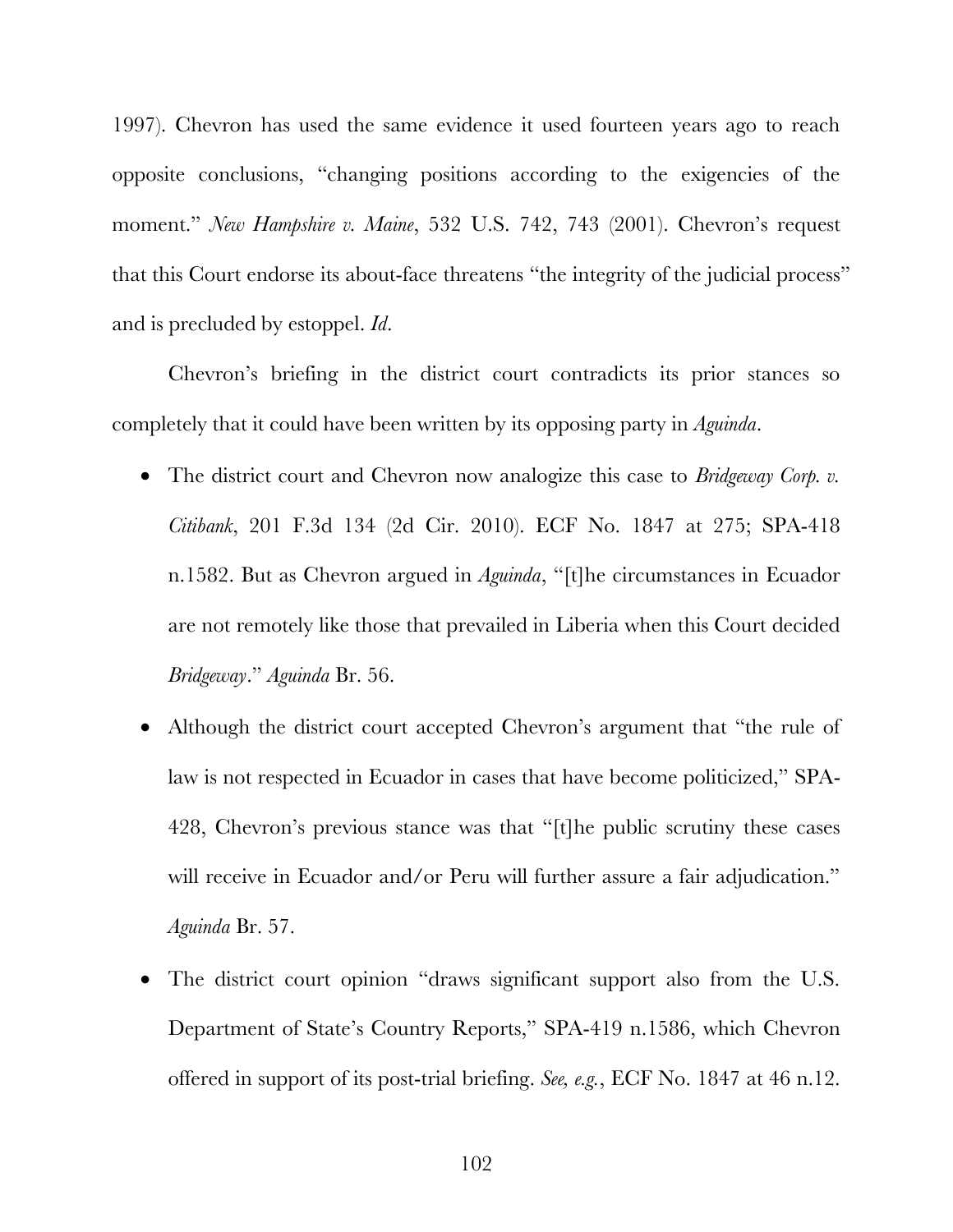1997). Chevron has used the same evidence it used fourteen years ago to reach opposite conclusions, "changing positions according to the exigencies of the moment." *New Hampshire v. Maine*, 532 U.S. 742, 743 (2001). Chevron's request that this Court endorse its about-face threatens "the integrity of the judicial process" and is precluded by estoppel. *Id.*

Chevron's briefing in the district court contradicts its prior stances so completely that it could have been written by its opposing party in *Aguinda*.

- The district court and Chevron now analogize this case to *Bridgeway Corp. v. Citibank*, 201 F.3d 134 (2d Cir. 2010). ECF No. 1847 at 275; SPA-418 n.1582. But as Chevron argued in *Aguinda*, "[t]he circumstances in Ecuador are not remotely like those that prevailed in Liberia when this Court decided *Bridgeway*." *Aguinda* Br. 56.

- Although the district court accepted Chevron's argument that "the rule of law is not respected in Ecuador in cases that have become politicized," SPA-428, Chevron's previous stance was that "[t]he public scrutiny these cases will receive in Ecuador and/or Peru will further assure a fair adjudication." *Aguinda* Br. 57.

- The district court opinion "draws significant support also from the U.S. Department of State's Country Reports," SPA-419 n.1586, which Chevron offered in support of its post-trial briefing. *See, e.g.*, ECF No. 1847 at 46 n.12.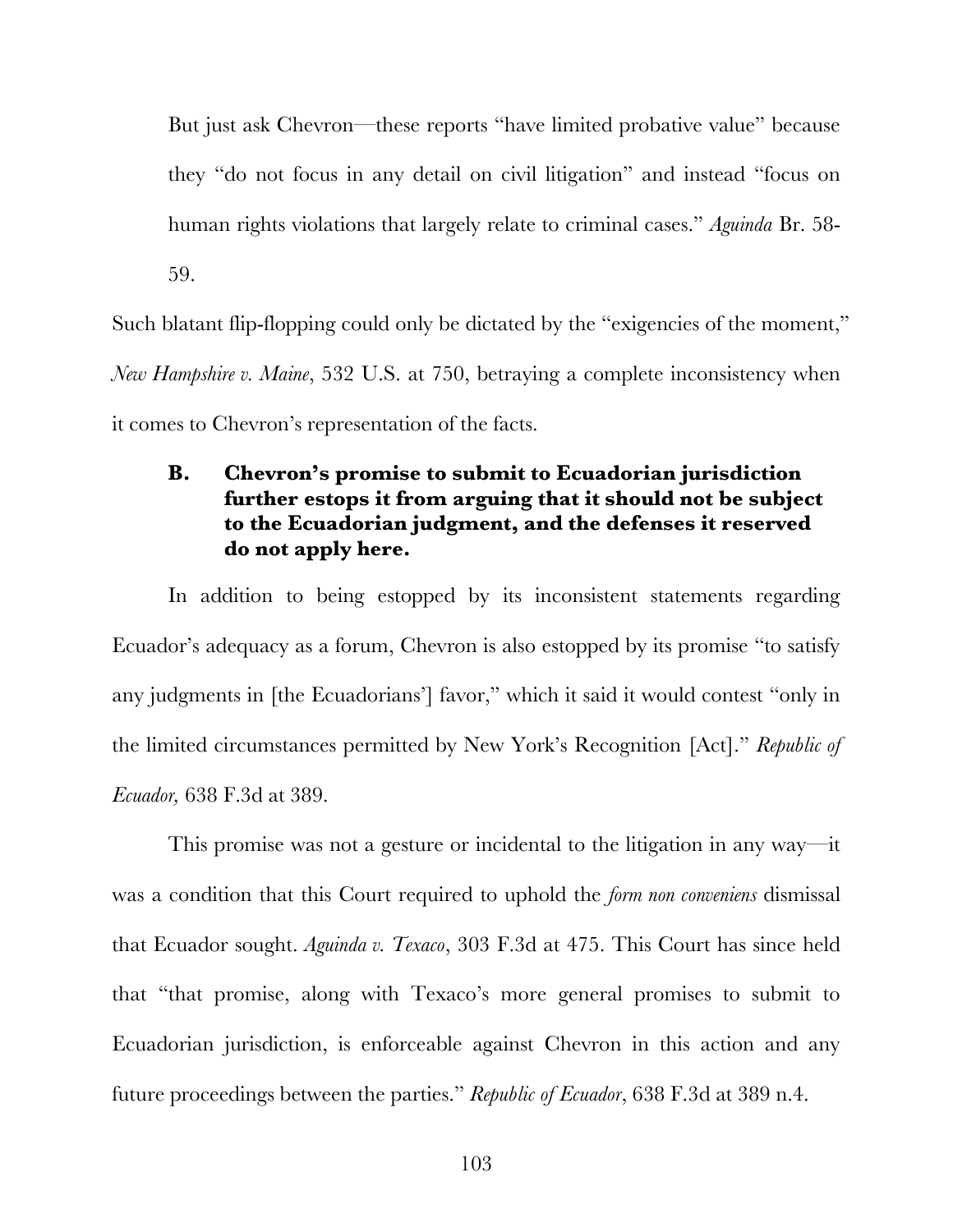But just ask Chevron—these reports "have limited probative value" because they "do not focus in any detail on civil litigation" and instead "focus on human rights violations that largely relate to criminal cases." *Aguinda* Br. 58-59.

Such blatant flip-flopping could only be dictated by the "exigencies of the moment," *New Hampshire v. Maine*, 532 U.S. at 750, betraying a complete inconsistency when it comes to Chevron's representation of the facts.

### B. Chevron's promise to submit to Ecuadorian jurisdiction further estops it from arguing that it should not be subject to the Ecuadorian judgment, and the defenses it reserved do not apply here.

In addition to being estopped by its inconsistent statements regarding Ecuador's adequacy as a forum, Chevron is also estopped by its promise "to satisfy any judgments in [the Ecuadorians'] favor," which it said it would contest "only in the limited circumstances permitted by New York's Recognition [Act]." *Republic of Ecuador,* 638 F.3d at 389.

This promise was not a gesture or incidental to the litigation in any way—it was a condition that this Court required to uphold the *form non conveniens* dismissal that Ecuador sought. *Aguinda v. Texaco*, 303 F.3d at 475. This Court has since held that "that promise, along with Texaco's more general promises to submit to Ecuadorian jurisdiction, is enforceable against Chevron in this action and any future proceedings between the parties." *Republic of Ecuador*, 638 F.3d at 389 n.4.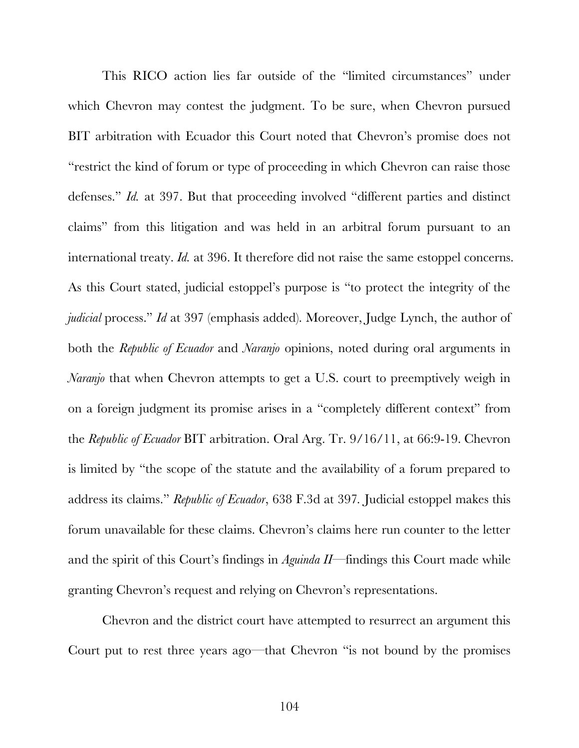This RICO action lies far outside of the "limited circumstances" under which Chevron may contest the judgment. To be sure, when Chevron pursued BIT arbitration with Ecuador this Court noted that Chevron's promise does not "restrict the kind of forum or type of proceeding in which Chevron can raise those defenses." *Id.* at 397. But that proceeding involved "different parties and distinct claims" from this litigation and was held in an arbitral forum pursuant to an international treaty. *Id.* at 396. It therefore did not raise the same estoppel concerns. As this Court stated, judicial estoppel's purpose is "to protect the integrity of the *judicial* process." *Id* at 397 (emphasis added). Moreover, Judge Lynch, the author of both the *Republic of Ecuador* and *Naranjo* opinions, noted during oral arguments in *Naranjo* that when Chevron attempts to get a U.S. court to preemptively weigh in on a foreign judgment its promise arises in a "completely different context" from the *Republic of Ecuador* BIT arbitration. Oral Arg. Tr. 9/16/11, at 66:9-19. Chevron is limited by "the scope of the statute and the availability of a forum prepared to address its claims." *Republic of Ecuador*, 638 F.3d at 397. Judicial estoppel makes this forum unavailable for these claims. Chevron's claims here run counter to the letter and the spirit of this Court's findings in *Aguinda II*—findings this Court made while granting Chevron's request and relying on Chevron's representations.

Chevron and the district court have attempted to resurrect an argument this Court put to rest three years ago—that Chevron "is not bound by the promises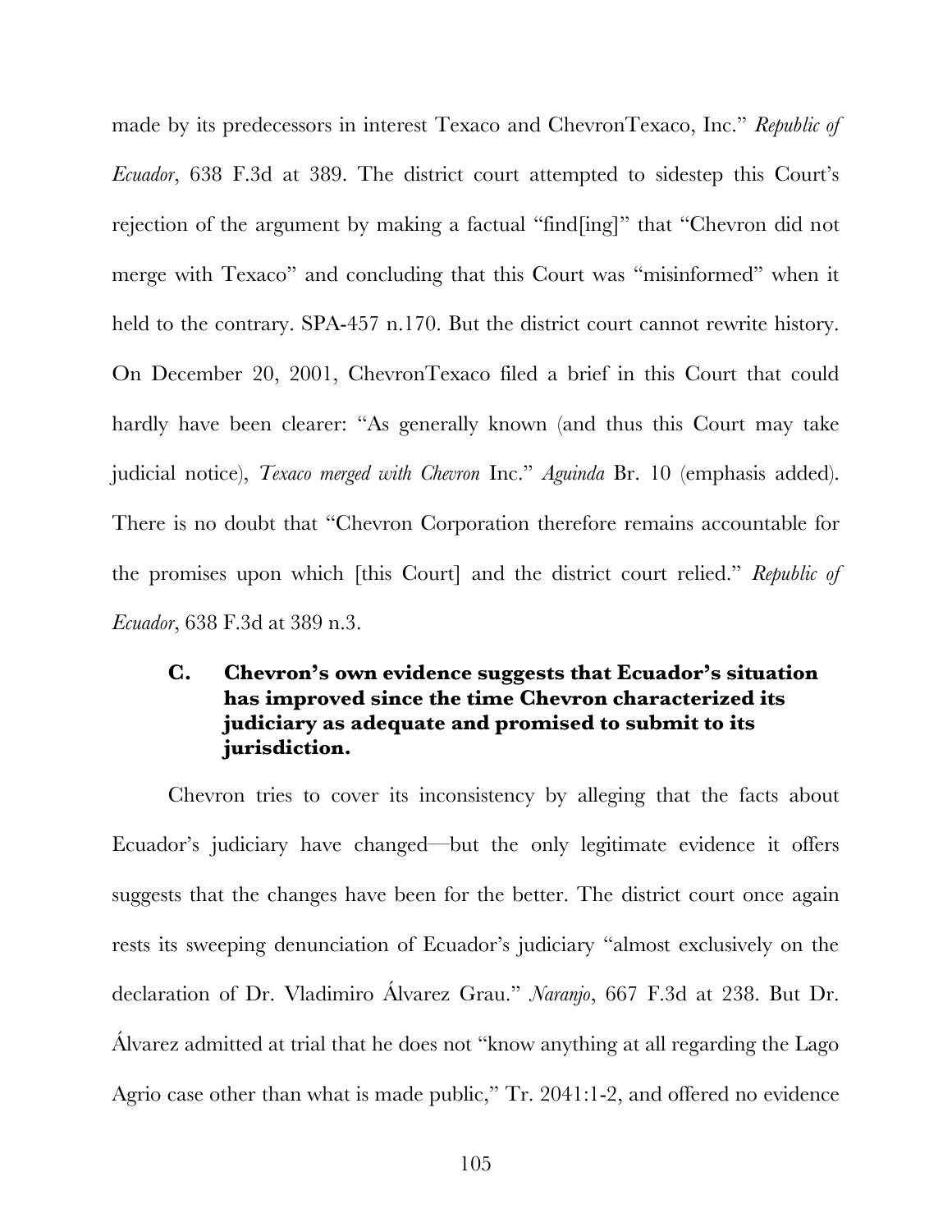made by its predecessors in interest Texaco and ChevronTexaco, Inc." *Republic of Ecuador*, 638 F.3d at 389. The district court attempted to sidestep this Court's rejection of the argument by making a factual "find[ing]" that "Chevron did not merge with Texaco" and concluding that this Court was "misinformed" when it held to the contrary. SPA-457 n.170. But the district court cannot rewrite history. On December 20, 2001, ChevronTexaco filed a brief in this Court that could hardly have been clearer: "As generally known (and thus this Court may take judicial notice), *Texaco merged with Chevron* Inc." *Aguinda* Br. 10 (emphasis added). There is no doubt that "Chevron Corporation therefore remains accountable for the promises upon which [this Court] and the district court relied." *Republic of Ecuador*, 638 F.3d at 389 n.3.

### C. Chevron's own evidence suggests that Ecuador's situation has improved since the time Chevron characterized its judiciary as adequate and promised to submit to its jurisdiction.

Chevron tries to cover its inconsistency by alleging that the facts about Ecuador's judiciary have changed—but the only legitimate evidence it offers suggests that the changes have been for the better. The district court once again rests its sweeping denunciation of Ecuador's judiciary "almost exclusively on the declaration of Dr. Vladimiro Álvarez Grau." *Naranjo*, 667 F.3d at 238. But Dr. Álvarez admitted at trial that he does not "know anything at all regarding the Lago Agrio case other than what is made public," Tr. 2041:1-2, and offered no evidence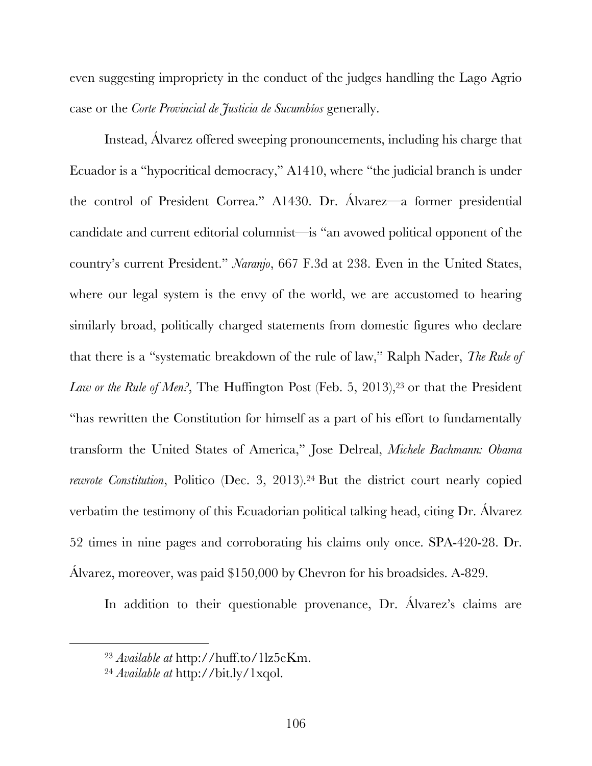even suggesting impropriety in the conduct of the judges handling the Lago Agrio case or the *Corte Provincial de Justicia de Sucumbíos* generally.

Instead, Álvarez offered sweeping pronouncements, including his charge that Ecuador is a "hypocritical democracy," A1410, where "the judicial branch is under the control of President Correa." A1430. Dr. Álvarez—a former presidential candidate and current editorial columnist—is "an avowed political opponent of the country's current President." *Naranjo*, 667 F.3d at 238. Even in the United States, where our legal system is the envy of the world, we are accustomed to hearing similarly broad, politically charged statements from domestic figures who declare that there is a "systematic breakdown of the rule of law," Ralph Nader, *The Rule of Law or the Rule of Men?*, The Huffington Post (Feb. 5, 2013),[23] or that the President "has rewritten the Constitution for himself as a part of his effort to fundamentally transform the United States of America," Jose Delreal, *Michele Bachmann: Obama rewrote Constitution*, Politico (Dec. 3, 2013).[24] But the district court nearly copied verbatim the testimony of this Ecuadorian political talking head, citing Dr. Álvarez 52 times in nine pages and corroborating his claims only once. SPA-420-28. Dr. Álvarez, moreover, was paid $150,000 by Chevron for his broadsides. A-829.

In addition to their questionable provenance, Dr. Álvarez's claims are

[23] *Available at* http://huff.to/1lz5eKm.

[24] *Available at* http://bit.ly/1xqol.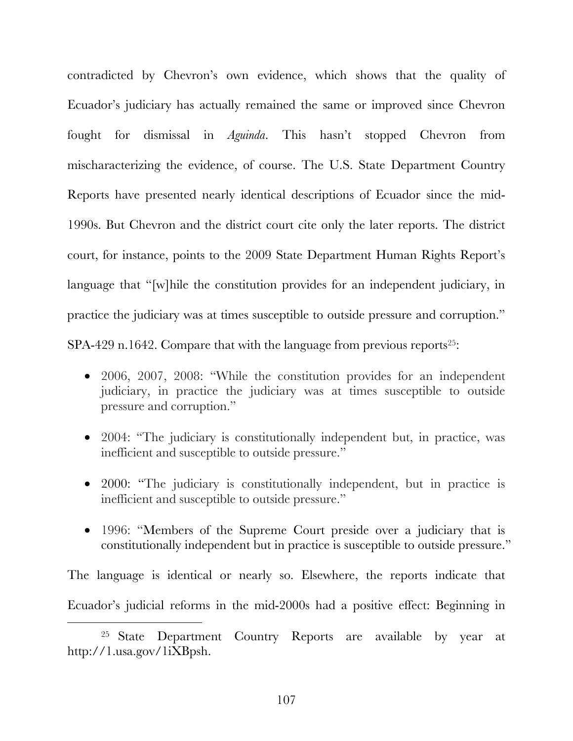contradicted by Chevron's own evidence, which shows that the quality of Ecuador's judiciary has actually remained the same or improved since Chevron fought for dismissal in *Aguinda*. This hasn't stopped Chevron from mischaracterizing the evidence, of course. The U.S. State Department Country Reports have presented nearly identical descriptions of Ecuador since the mid-1990s. But Chevron and the district court cite only the later reports. The district court, for instance, points to the 2009 State Department Human Rights Report's language that "[w]hile the constitution provides for an independent judiciary, in practice the judiciary was at times susceptible to outside pressure and corruption." SPA-429 n.1642. Compare that with the language from previous reports[25]:

- 2006, 2007, 2008: "While the constitution provides for an independent judiciary, in practice the judiciary was at times susceptible to outside pressure and corruption."
- 2004: "The judiciary is constitutionally independent but, in practice, was inefficient and susceptible to outside pressure."
- 2000: "The judiciary is constitutionally independent, but in practice is inefficient and susceptible to outside pressure."
- 1996: "Members of the Supreme Court preside over a judiciary that is constitutionally independent but in practice is susceptible to outside pressure."

The language is identical or nearly so. Elsewhere, the reports indicate that Ecuador's judicial reforms in the mid-2000s had a positive effect: Beginning in

[25] State Department Country Reports are available by year at http://1.usa.gov/1iXBpsh.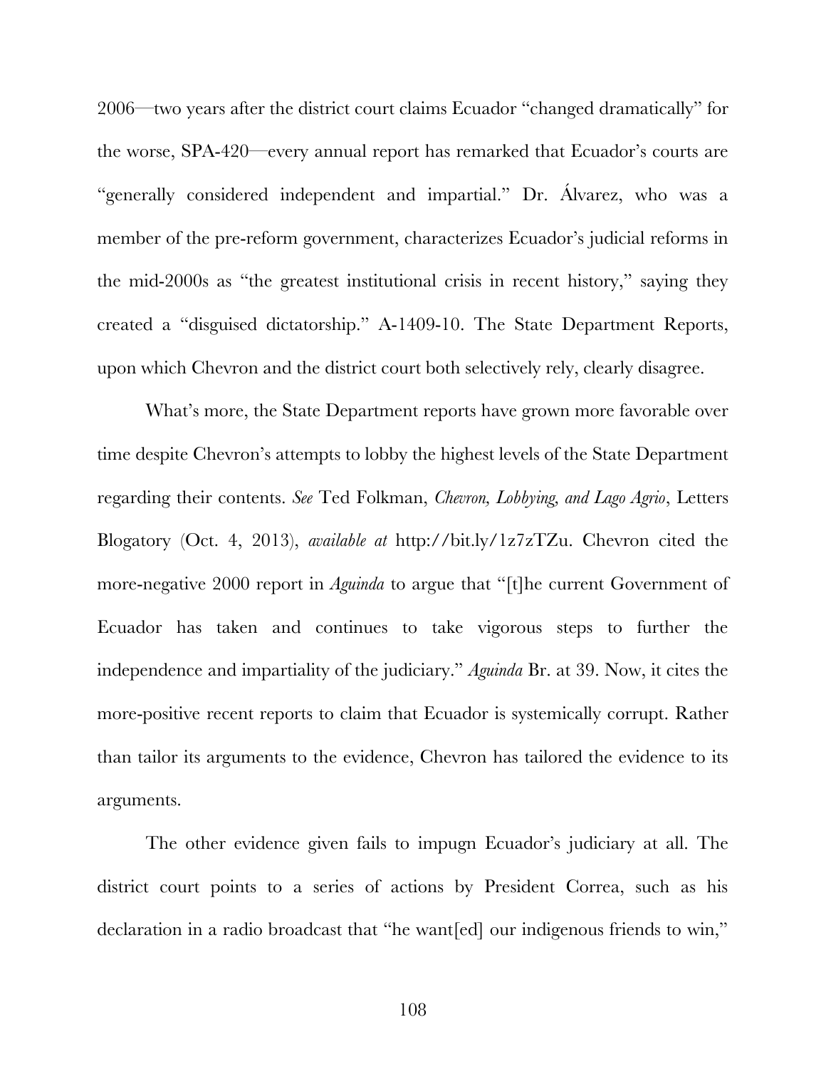2006—two years after the district court claims Ecuador "changed dramatically" for the worse, SPA-420—every annual report has remarked that Ecuador's courts are "generally considered independent and impartial." Dr. Álvarez, who was a member of the pre-reform government, characterizes Ecuador's judicial reforms in the mid-2000s as "the greatest institutional crisis in recent history," saying they created a "disguised dictatorship." A-1409-10. The State Department Reports, upon which Chevron and the district court both selectively rely, clearly disagree.

What's more, the State Department reports have grown more favorable over time despite Chevron's attempts to lobby the highest levels of the State Department regarding their contents. *See* Ted Folkman, *Chevron, Lobbying, and Lago Agrio*, Letters Blogatory (Oct. 4, 2013), *available at* http://bit.ly/1z7zTZu. Chevron cited the more-negative 2000 report in *Aguinda* to argue that "[t]he current Government of Ecuador has taken and continues to take vigorous steps to further the independence and impartiality of the judiciary." *Aguinda* Br. at 39. Now, it cites the more-positive recent reports to claim that Ecuador is systemically corrupt. Rather than tailor its arguments to the evidence, Chevron has tailored the evidence to its arguments.

The other evidence given fails to impugn Ecuador's judiciary at all. The district court points to a series of actions by President Correa, such as his declaration in a radio broadcast that "he want[ed] our indigenous friends to win,"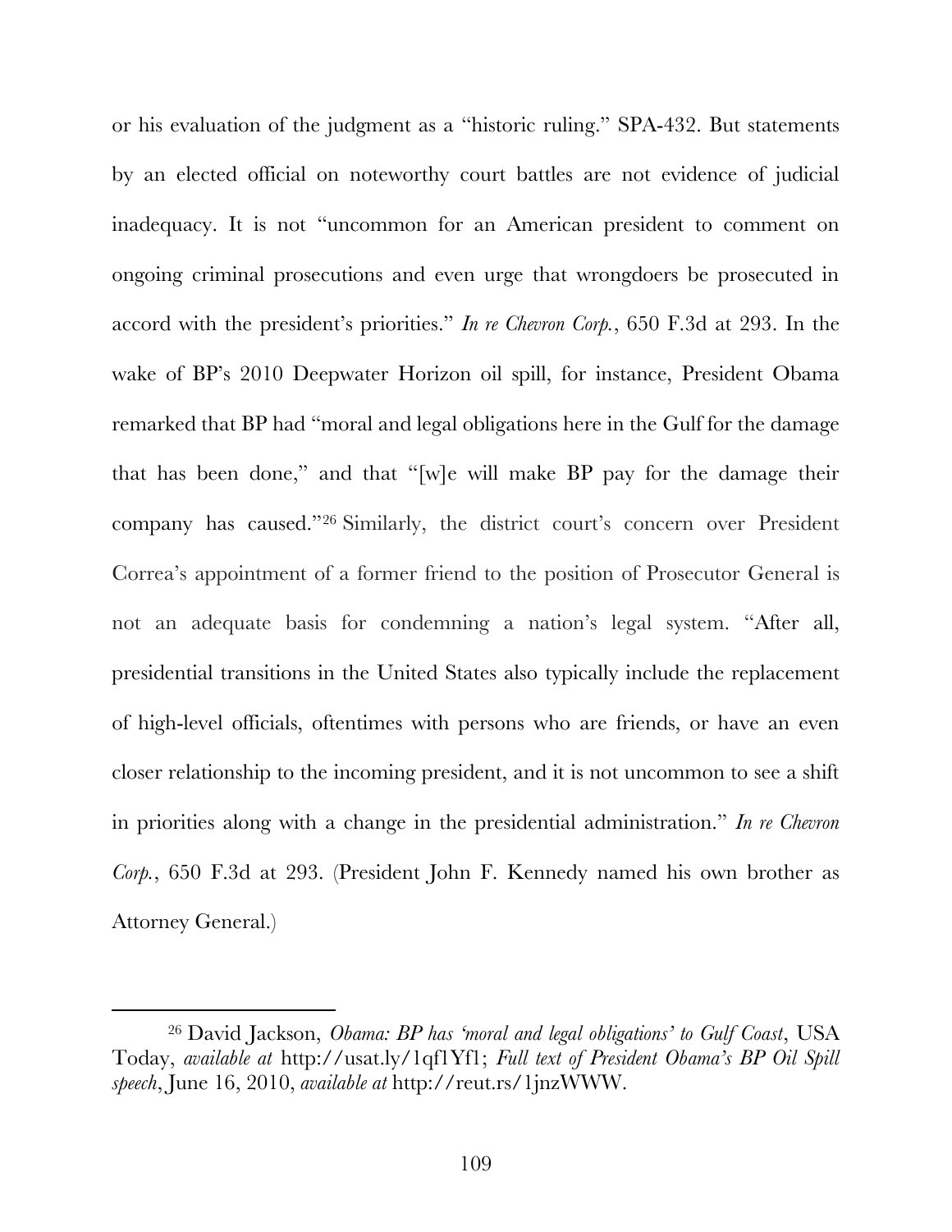or his evaluation of the judgment as a "historic ruling." SPA-432. But statements by an elected official on noteworthy court battles are not evidence of judicial inadequacy. It is not "uncommon for an American president to comment on ongoing criminal prosecutions and even urge that wrongdoers be prosecuted in accord with the president's priorities." *In re Chevron Corp.*, 650 F.3d at 293. In the wake of BP's 2010 Deepwater Horizon oil spill, for instance, President Obama remarked that BP had "moral and legal obligations here in the Gulf for the damage that has been done," and that "[w]e will make BP pay for the damage their company has caused."[26] Similarly, the district court's concern over President Correa's appointment of a former friend to the position of Prosecutor General is not an adequate basis for condemning a nation's legal system. "After all, presidential transitions in the United States also typically include the replacement of high-level officials, oftentimes with persons who are friends, or have an even closer relationship to the incoming president, and it is not uncommon to see a shift in priorities along with a change in the presidential administration." *In re Chevron Corp.*, 650 F.3d at 293. (President John F. Kennedy named his own brother as Attorney General.)

---

[26] David Jackson, *Obama: BP has 'moral and legal obligations' to Gulf Coast*, USA Today, *available at* http://usat.ly/1qf1Yf1; *Full text of President Obama's BP Oil Spill speech*, June 16, 2010, *available at* http://reut.rs/1jnzWWW.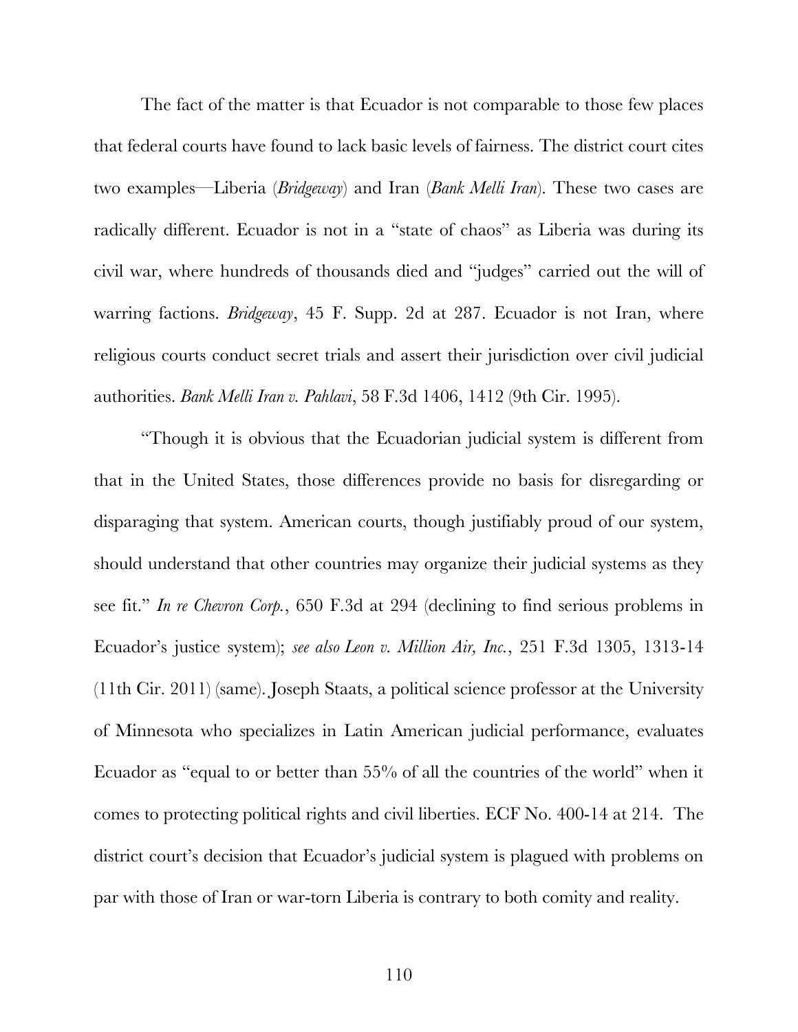The fact of the matter is that Ecuador is not comparable to those few places that federal courts have found to lack basic levels of fairness. The district court cites two examples—Liberia (*Bridgeway*) and Iran (*Bank Melli Iran*). These two cases are radically different. Ecuador is not in a "state of chaos" as Liberia was during its civil war, where hundreds of thousands died and "judges" carried out the will of warring factions. *Bridgeway*, 45 F. Supp. 2d at 287. Ecuador is not Iran, where religious courts conduct secret trials and assert their jurisdiction over civil judicial authorities. *Bank Melli Iran v. Pahlavi*, 58 F.3d 1406, 1412 (9th Cir. 1995).

"Though it is obvious that the Ecuadorian judicial system is different from that in the United States, those differences provide no basis for disregarding or disparaging that system. American courts, though justifiably proud of our system, should understand that other countries may organize their judicial systems as they see fit." *In re Chevron Corp.*, 650 F.3d at 294 (declining to find serious problems in Ecuador's justice system); *see also Leon v. Million Air, Inc.*, 251 F.3d 1305, 1313-14 (11th Cir. 2011) (same). Joseph Staats, a political science professor at the University of Minnesota who specializes in Latin American judicial performance, evaluates Ecuador as "equal to or better than 55% of all the countries of the world" when it comes to protecting political rights and civil liberties. ECF No. 400-14 at 214. The district court's decision that Ecuador's judicial system is plagued with problems on par with those of Iran or war-torn Liberia is contrary to both comity and reality.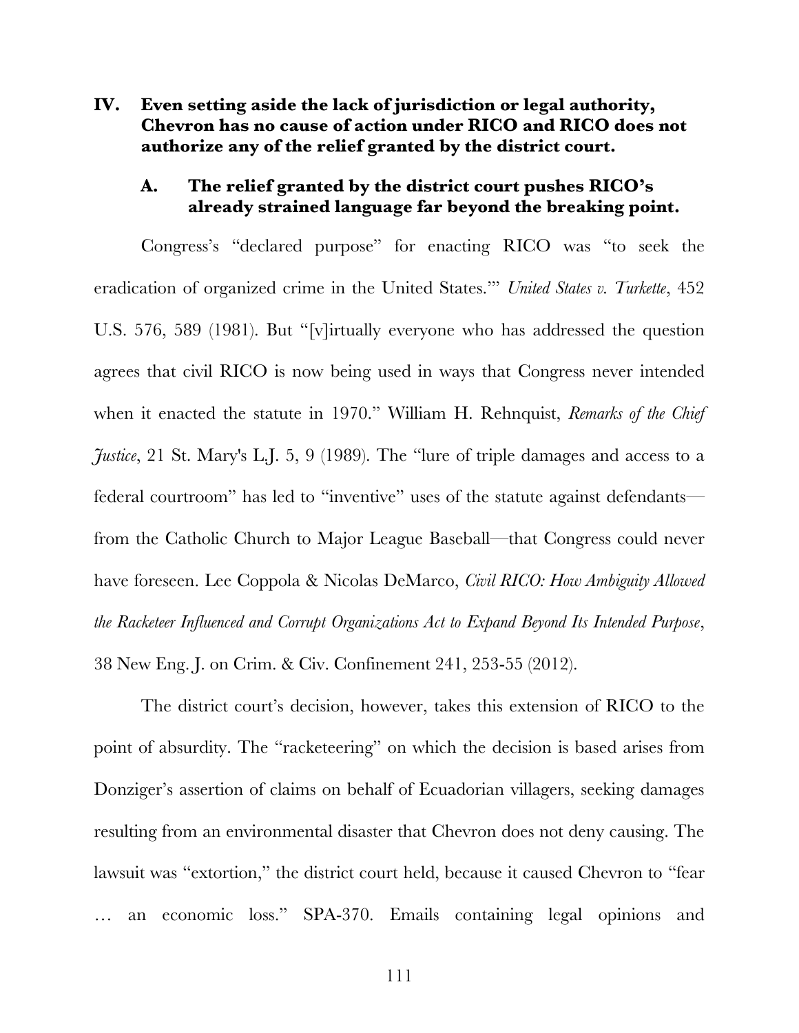## IV. Even setting aside the lack of jurisdiction or legal authority, Chevron has no cause of action under RICO and RICO does not authorize any of the relief granted by the district court.

### A. The relief granted by the district court pushes RICO's already strained language far beyond the breaking point.

Congress's "declared purpose" for enacting RICO was "to seek the eradication of organized crime in the United States.'" *United States v. Turkette*, 452 U.S. 576, 589 (1981). But "[v]irtually everyone who has addressed the question agrees that civil RICO is now being used in ways that Congress never intended when it enacted the statute in 1970." William H. Rehnquist, *Remarks of the Chief Justice*, 21 St. Mary's L.J. 5, 9 (1989). The "lure of triple damages and access to a federal courtroom" has led to "inventive" uses of the statute against defendants—from the Catholic Church to Major League Baseball—that Congress could never have foreseen. Lee Coppola & Nicolas DeMarco, *Civil RICO: How Ambiguity Allowed the Racketeer Influenced and Corrupt Organizations Act to Expand Beyond Its Intended Purpose*, 38 New Eng. J. on Crim. & Civ. Confinement 241, 253-55 (2012).

The district court's decision, however, takes this extension of RICO to the point of absurdity. The "racketeering" on which the decision is based arises from Donziger's assertion of claims on behalf of Ecuadorian villagers, seeking damages resulting from an environmental disaster that Chevron does not deny causing. The lawsuit was "extortion," the district court held, because it caused Chevron to "fear … an economic loss." SPA-370. Emails containing legal opinions and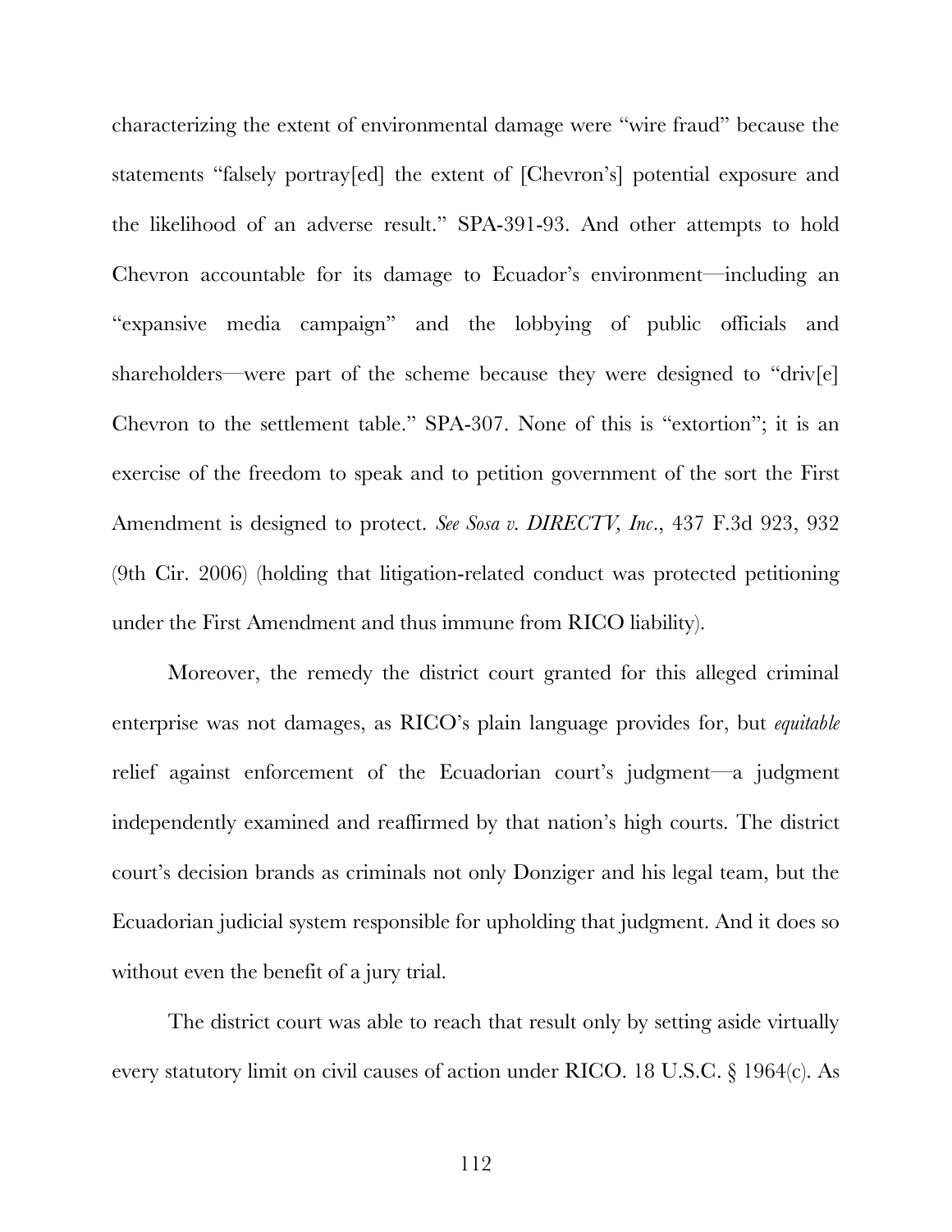characterizing the extent of environmental damage were "wire fraud" because the statements "falsely portray[ed] the extent of [Chevron's] potential exposure and the likelihood of an adverse result." SPA-391-93. And other attempts to hold Chevron accountable for its damage to Ecuador's environment—including an "expansive media campaign" and the lobbying of public officials and shareholders—were part of the scheme because they were designed to "driv[e] Chevron to the settlement table." SPA-307. None of this is "extortion"; it is an exercise of the freedom to speak and to petition government of the sort the First Amendment is designed to protect. *See Sosa v. DIRECTV, Inc.*, 437 F.3d 923, 932 (9th Cir. 2006) (holding that litigation-related conduct was protected petitioning under the First Amendment and thus immune from RICO liability).

Moreover, the remedy the district court granted for this alleged criminal enterprise was not damages, as RICO's plain language provides for, but *equitable* relief against enforcement of the Ecuadorian court's judgment—a judgment independently examined and reaffirmed by that nation's high courts. The district court's decision brands as criminals not only Donziger and his legal team, but the Ecuadorian judicial system responsible for upholding that judgment. And it does so without even the benefit of a jury trial.

The district court was able to reach that result only by setting aside virtually every statutory limit on civil causes of action under RICO. 18 U.S.C. § 1964(c). As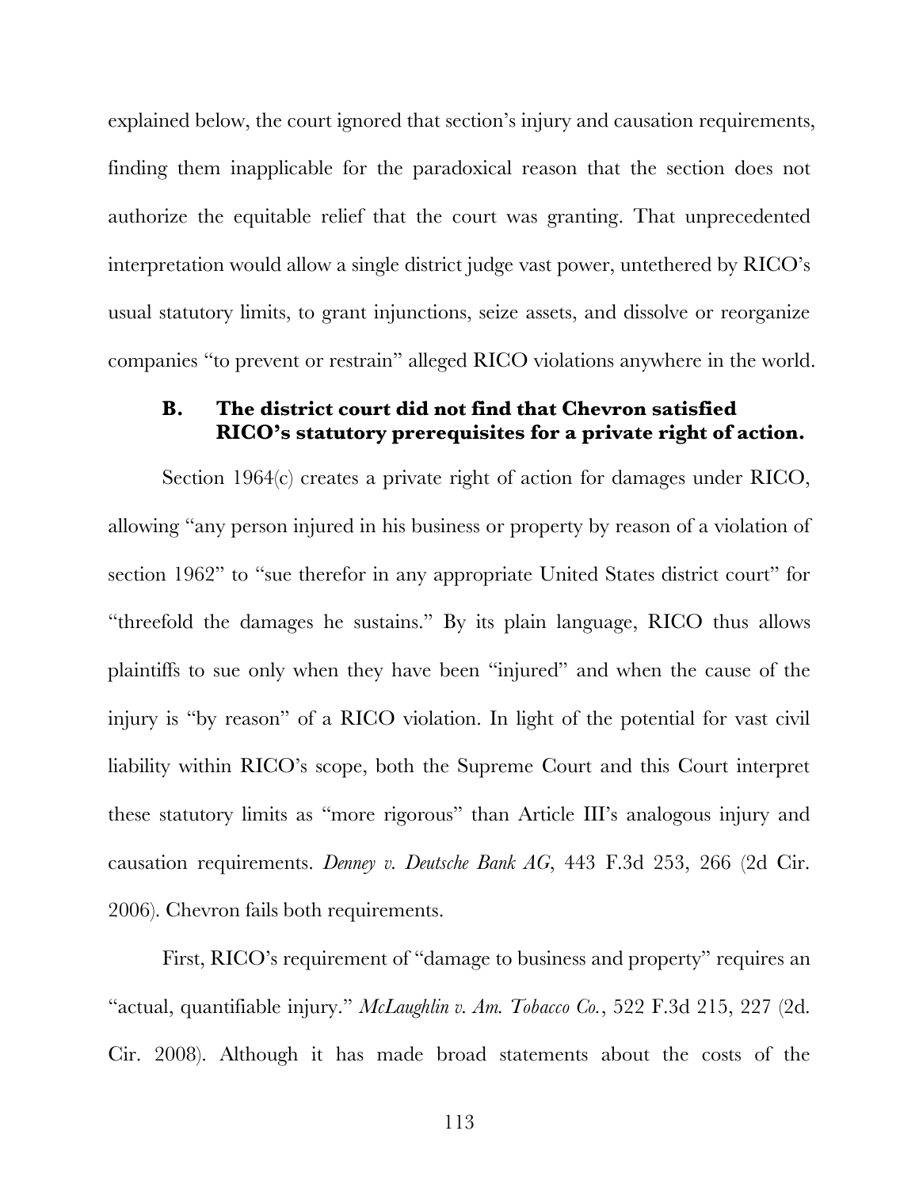explained below, the court ignored that section's injury and causation requirements, finding them inapplicable for the paradoxical reason that the section does not authorize the equitable relief that the court was granting. That unprecedented interpretation would allow a single district judge vast power, untethered by RICO's usual statutory limits, to grant injunctions, seize assets, and dissolve or reorganize companies "to prevent or restrain" alleged RICO violations anywhere in the world.

### B. The district court did not find that Chevron satisfied RICO's statutory prerequisites for a private right of action.

Section 1964(c) creates a private right of action for damages under RICO, allowing "any person injured in his business or property by reason of a violation of section 1962" to "sue therefor in any appropriate United States district court" for "threefold the damages he sustains." By its plain language, RICO thus allows plaintiffs to sue only when they have been "injured" and when the cause of the injury is "by reason" of a RICO violation. In light of the potential for vast civil liability within RICO's scope, both the Supreme Court and this Court interpret these statutory limits as "more rigorous" than Article III's analogous injury and causation requirements. *Denney v. Deutsche Bank AG*, 443 F.3d 253, 266 (2d Cir. 2006). Chevron fails both requirements.

First, RICO's requirement of "damage to business and property" requires an "actual, quantifiable injury." *McLaughlin v. Am. Tobacco Co.*, 522 F.3d 215, 227 (2d. Cir. 2008). Although it has made broad statements about the costs of the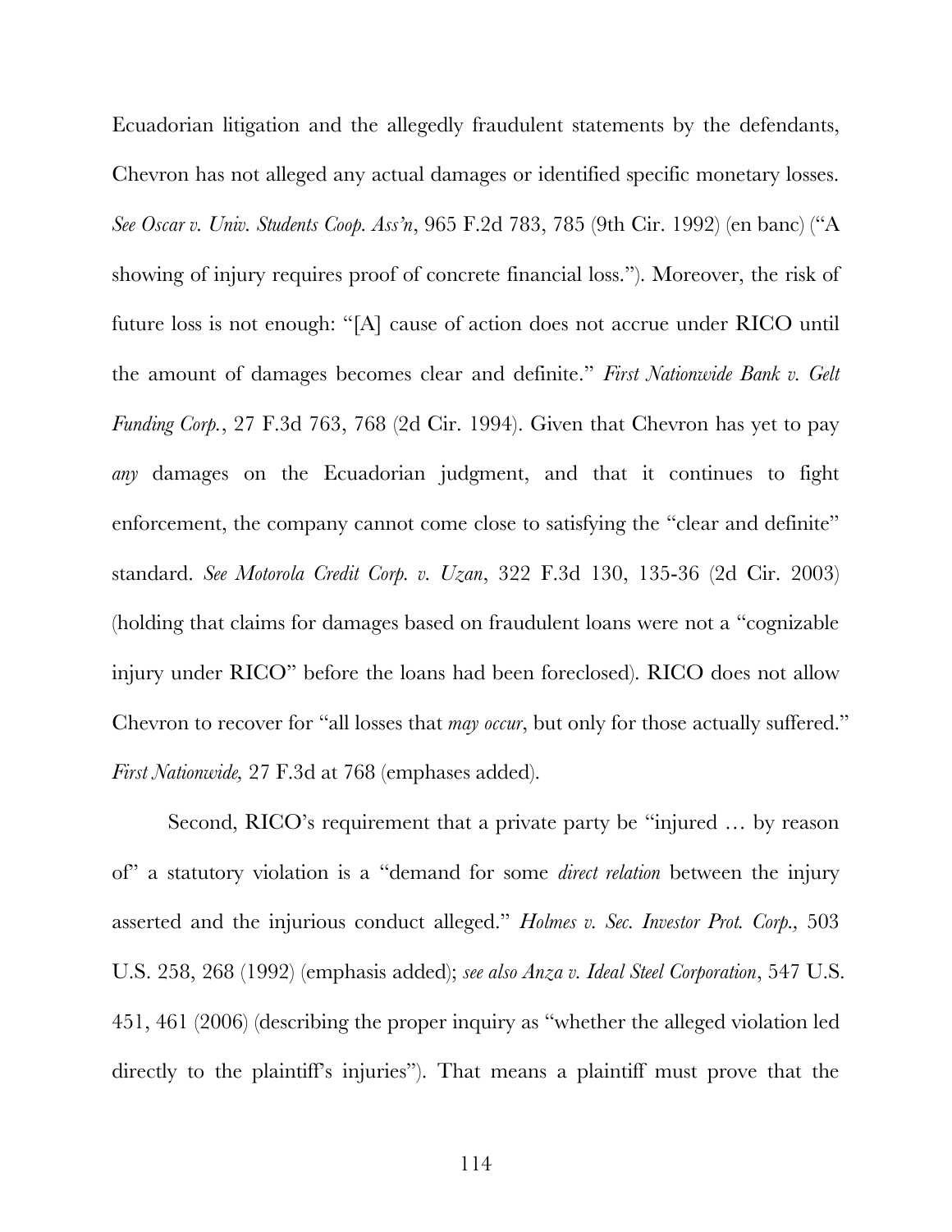Ecuadorian litigation and the allegedly fraudulent statements by the defendants, Chevron has not alleged any actual damages or identified specific monetary losses. *See Oscar v. Univ. Students Coop. Ass'n*, 965 F.2d 783, 785 (9th Cir. 1992) (en banc) ("A showing of injury requires proof of concrete financial loss."). Moreover, the risk of future loss is not enough: "[A] cause of action does not accrue under RICO until the amount of damages becomes clear and definite." *First Nationwide Bank v. Gelt Funding Corp.*, 27 F.3d 763, 768 (2d Cir. 1994). Given that Chevron has yet to pay *any* damages on the Ecuadorian judgment, and that it continues to fight enforcement, the company cannot come close to satisfying the "clear and definite" standard. *See Motorola Credit Corp. v. Uzan*, 322 F.3d 130, 135-36 (2d Cir. 2003) (holding that claims for damages based on fraudulent loans were not a "cognizable injury under RICO" before the loans had been foreclosed). RICO does not allow Chevron to recover for "all losses that *may occur*, but only for those actually suffered." *First Nationwide,* 27 F.3d at 768 (emphases added).

Second, RICO's requirement that a private party be "injured … by reason of" a statutory violation is a "demand for some *direct relation* between the injury asserted and the injurious conduct alleged." *Holmes v. Sec. Investor Prot. Corp.*, 503 U.S. 258, 268 (1992) (emphasis added); *see also Anza v. Ideal Steel Corporation*, 547 U.S. 451, 461 (2006) (describing the proper inquiry as "whether the alleged violation led directly to the plaintiff's injuries"). That means a plaintiff must prove that the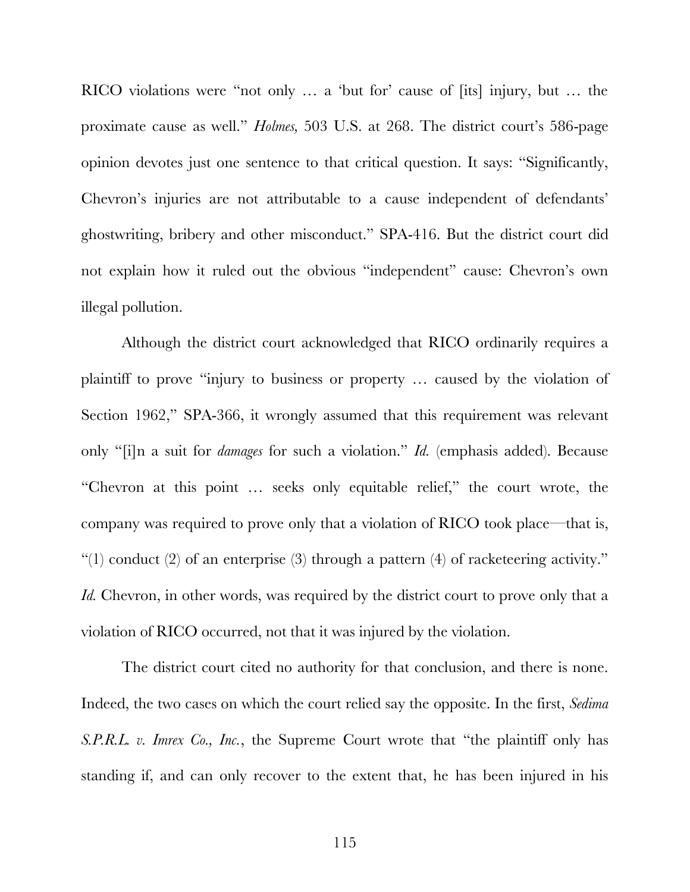RICO violations were "not only … a 'but for' cause of [its] injury, but … the proximate cause as well." *Holmes,* 503 U.S. at 268. The district court's 586-page opinion devotes just one sentence to that critical question. It says: "Significantly, Chevron's injuries are not attributable to a cause independent of defendants' ghostwriting, bribery and other misconduct." SPA-416. But the district court did not explain how it ruled out the obvious "independent" cause: Chevron's own illegal pollution.

Although the district court acknowledged that RICO ordinarily requires a plaintiff to prove "injury to business or property … caused by the violation of Section 1962," SPA-366, it wrongly assumed that this requirement was relevant only "[i]n a suit for *damages* for such a violation." *Id.* (emphasis added). Because "Chevron at this point … seeks only equitable relief," the court wrote, the company was required to prove only that a violation of RICO took place—that is, "(1) conduct (2) of an enterprise (3) through a pattern (4) of racketeering activity." *Id.* Chevron, in other words, was required by the district court to prove only that a violation of RICO occurred, not that it was injured by the violation.

The district court cited no authority for that conclusion, and there is none. Indeed, the two cases on which the court relied say the opposite. In the first, *Sedima S.P.R.L. v. Imrex Co., Inc.*, the Supreme Court wrote that "the plaintiff only has standing if, and can only recover to the extent that, he has been injured in his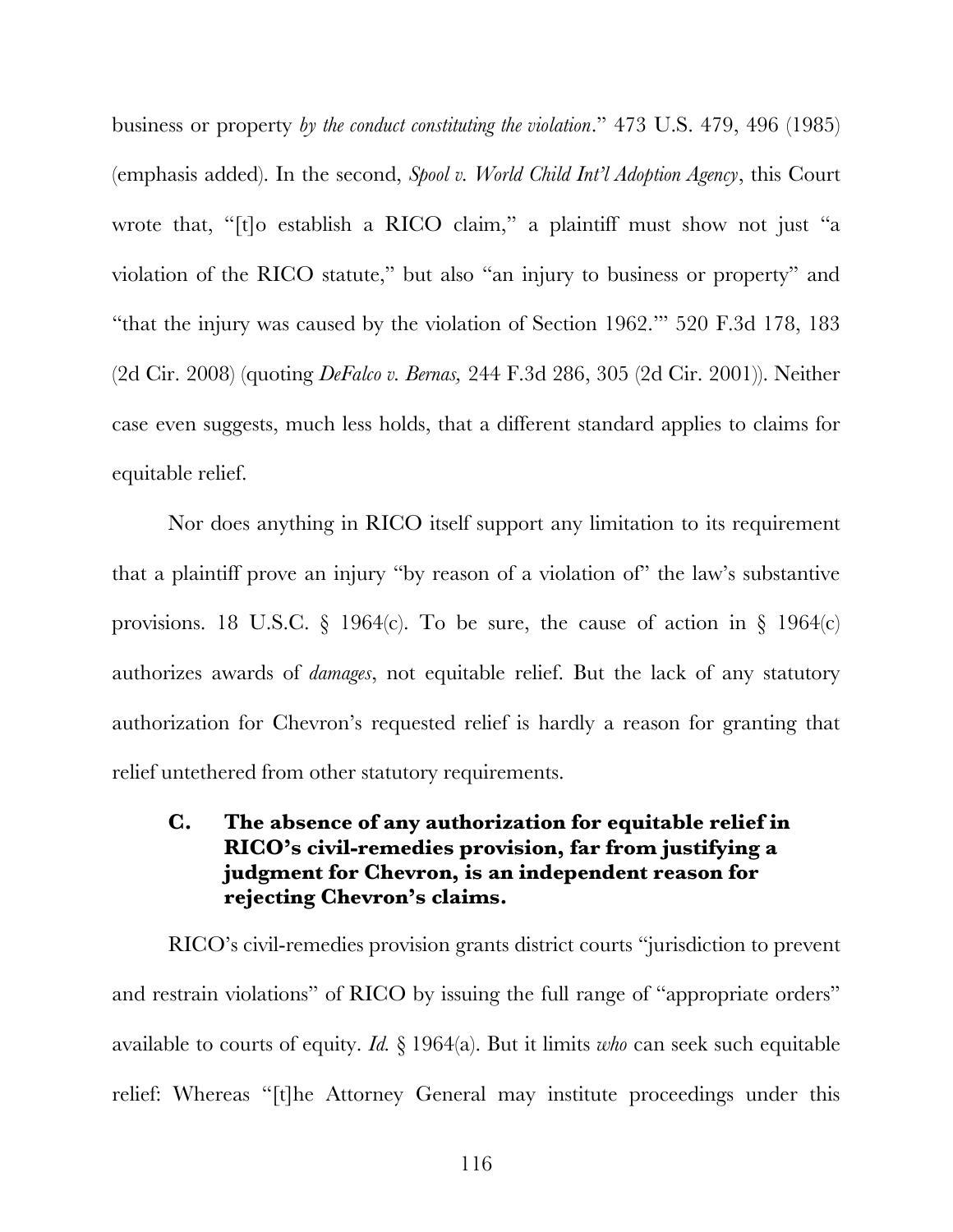business or property *by the conduct constituting the violation*." 473 U.S. 479, 496 (1985) (emphasis added). In the second, *Spool v. World Child Int'l Adoption Agency*, this Court wrote that, "[t]o establish a RICO claim," a plaintiff must show not just "a violation of the RICO statute," but also "an injury to business or property" and "that the injury was caused by the violation of Section 1962.'" 520 F.3d 178, 183 (2d Cir. 2008) (quoting *DeFalco v. Bernas,* 244 F.3d 286, 305 (2d Cir. 2001)). Neither case even suggests, much less holds, that a different standard applies to claims for equitable relief.

Nor does anything in RICO itself support any limitation to its requirement that a plaintiff prove an injury "by reason of a violation of" the law's substantive provisions. 18 U.S.C. § 1964(c). To be sure, the cause of action in § 1964(c) authorizes awards of *damages*, not equitable relief. But the lack of any statutory authorization for Chevron's requested relief is hardly a reason for granting that relief untethered from other statutory requirements.

### C. The absence of any authorization for equitable relief in RICO's civil-remedies provision, far from justifying a judgment for Chevron, is an independent reason for rejecting Chevron's claims.

RICO's civil-remedies provision grants district courts "jurisdiction to prevent and restrain violations" of RICO by issuing the full range of "appropriate orders" available to courts of equity. *Id.* § 1964(a). But it limits *who* can seek such equitable relief: Whereas "[t]he Attorney General may institute proceedings under this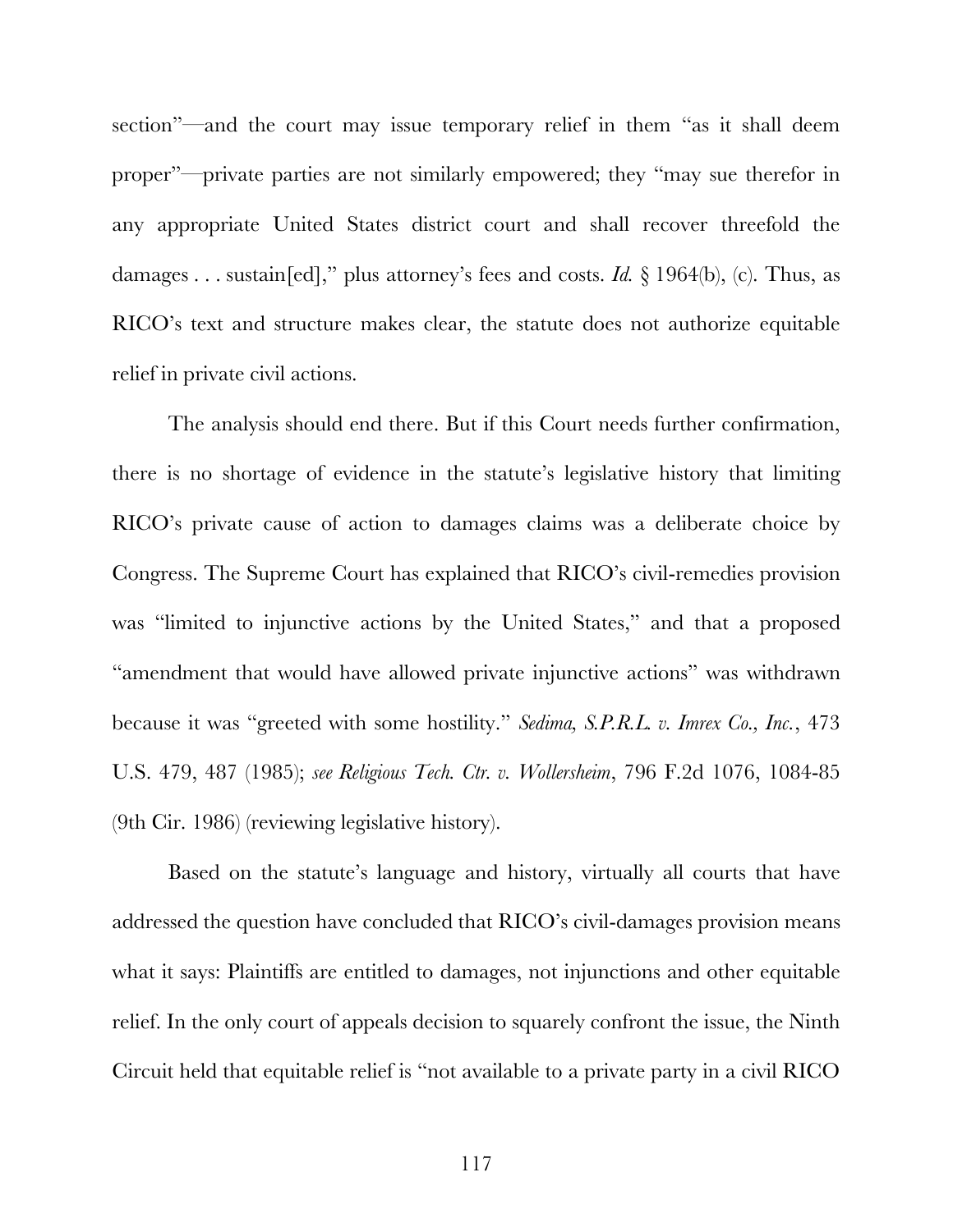section"—and the court may issue temporary relief in them "as it shall deem proper"—private parties are not similarly empowered; they "may sue therefor in any appropriate United States district court and shall recover threefold the damages . . . sustain[ed]," plus attorney's fees and costs. *Id.* § 1964(b), (c). Thus, as RICO's text and structure makes clear, the statute does not authorize equitable relief in private civil actions.

The analysis should end there. But if this Court needs further confirmation, there is no shortage of evidence in the statute's legislative history that limiting RICO's private cause of action to damages claims was a deliberate choice by Congress. The Supreme Court has explained that RICO's civil-remedies provision was "limited to injunctive actions by the United States," and that a proposed "amendment that would have allowed private injunctive actions" was withdrawn because it was "greeted with some hostility." *Sedima, S.P.R.L. v. Imrex Co., Inc.*, 473 U.S. 479, 487 (1985); *see Religious Tech. Ctr. v. Wollersheim*, 796 F.2d 1076, 1084-85 (9th Cir. 1986) (reviewing legislative history).

Based on the statute's language and history, virtually all courts that have addressed the question have concluded that RICO's civil-damages provision means what it says: Plaintiffs are entitled to damages, not injunctions and other equitable relief. In the only court of appeals decision to squarely confront the issue, the Ninth Circuit held that equitable relief is "not available to a private party in a civil RICO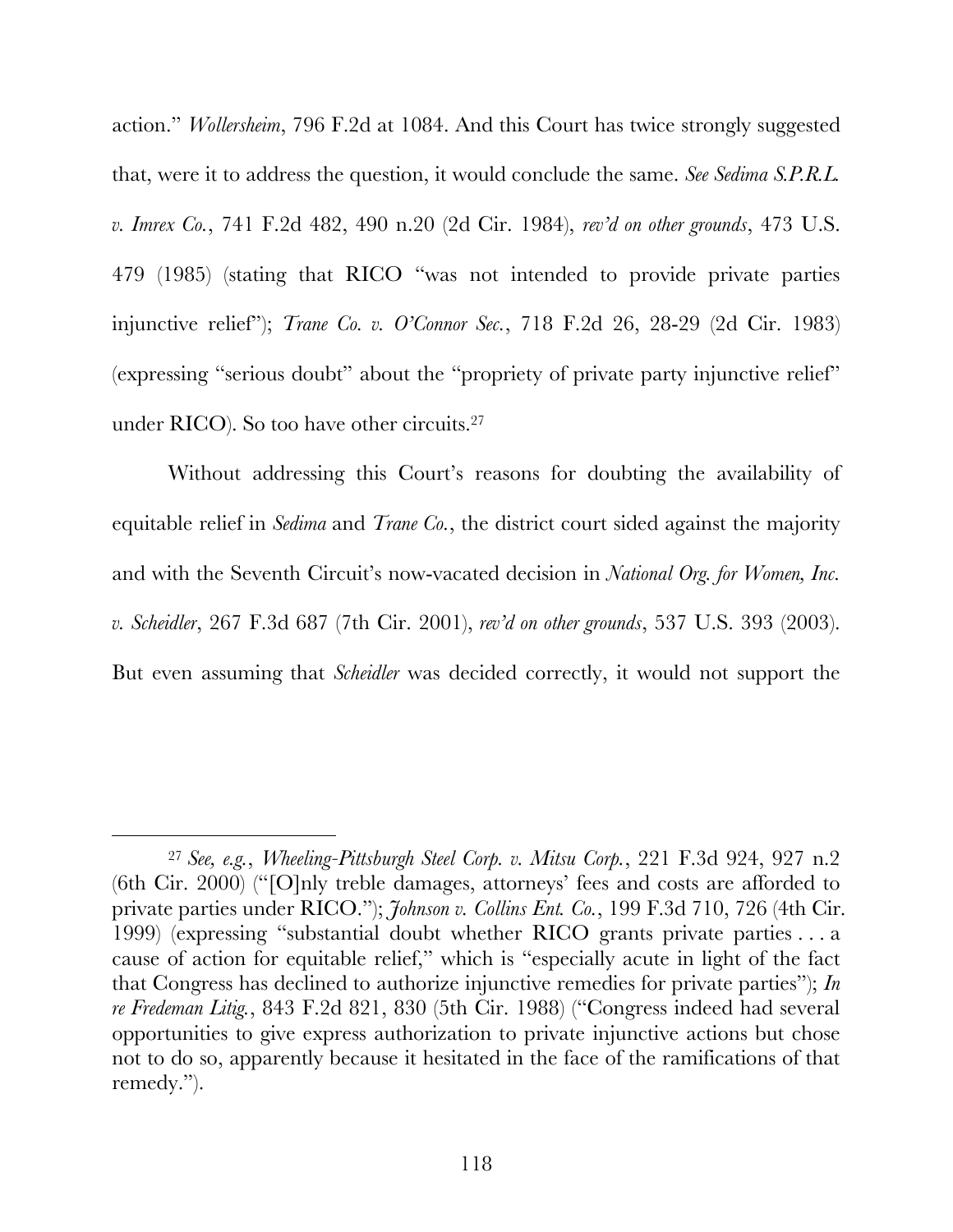action." *Wollersheim*, 796 F.2d at 1084. And this Court has twice strongly suggested that, were it to address the question, it would conclude the same. *See Sedima S.P.R.L. v. Imrex Co.*, 741 F.2d 482, 490 n.20 (2d Cir. 1984), *rev'd on other grounds*, 473 U.S. 479 (1985) (stating that RICO "was not intended to provide private parties injunctive relief"); *Trane Co. v. O'Connor Sec.*, 718 F.2d 26, 28-29 (2d Cir. 1983) (expressing "serious doubt" about the "propriety of private party injunctive relief" under RICO). So too have other circuits.[27]

Without addressing this Court's reasons for doubting the availability of equitable relief in *Sedima* and *Trane Co.*, the district court sided against the majority and with the Seventh Circuit's now-vacated decision in *National Org. for Women, Inc. v. Scheidler*, 267 F.3d 687 (7th Cir. 2001), *rev'd on other grounds*, 537 U.S. 393 (2003). But even assuming that *Scheidler* was decided correctly, it would not support the

---

[27] *See, e.g.*, *Wheeling-Pittsburgh Steel Corp. v. Mitsu Corp.*, 221 F.3d 924, 927 n.2 (6th Cir. 2000) ("[O]nly treble damages, attorneys' fees and costs are afforded to private parties under RICO."); *Johnson v. Collins Ent. Co.*, 199 F.3d 710, 726 (4th Cir. 1999) (expressing "substantial doubt whether RICO grants private parties . . . a cause of action for equitable relief," which is "especially acute in light of the fact that Congress has declined to authorize injunctive remedies for private parties"); *In re Fredeman Litig.*, 843 F.2d 821, 830 (5th Cir. 1988) ("Congress indeed had several opportunities to give express authorization to private injunctive actions but chose not to do so, apparently because it hesitated in the face of the ramifications of that remedy.").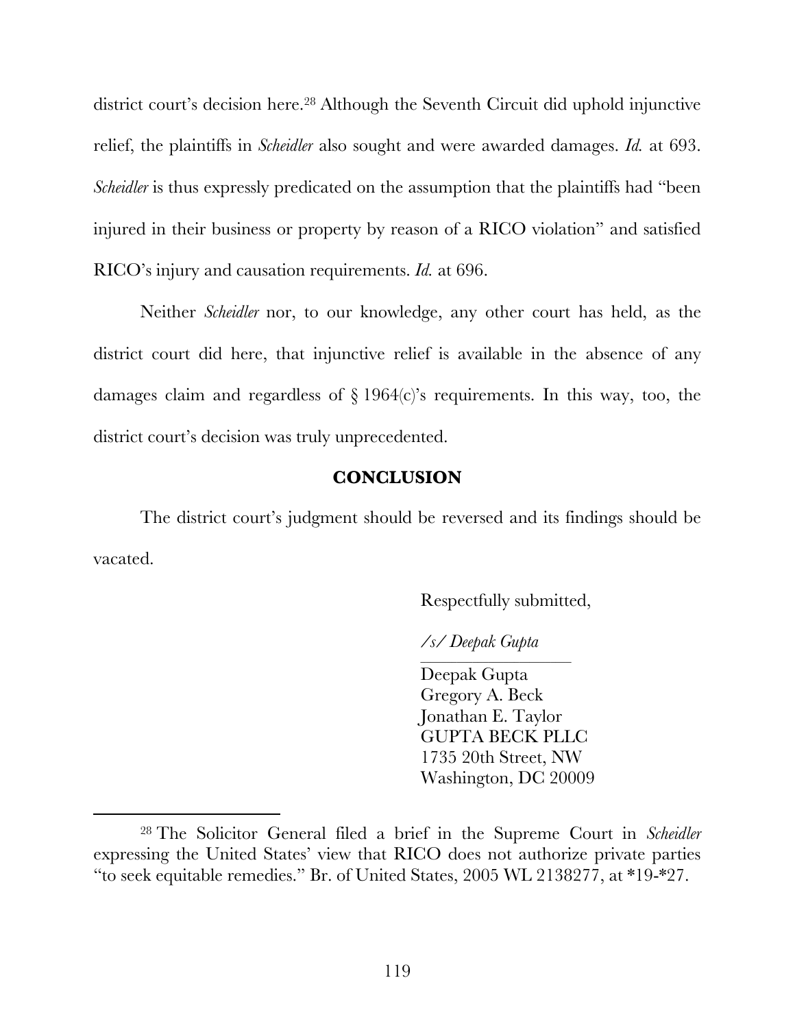district court's decision here.[28] Although the Seventh Circuit did uphold injunctive relief, the plaintiffs in *Scheidler* also sought and were awarded damages. *Id.* at 693. *Scheidler* is thus expressly predicated on the assumption that the plaintiffs had "been injured in their business or property by reason of a RICO violation" and satisfied RICO's injury and causation requirements. *Id.* at 696.

Neither *Scheidler* nor, to our knowledge, any other court has held, as the district court did here, that injunctive relief is available in the absence of any damages claim and regardless of § 1964(c)'s requirements. In this way, too, the district court's decision was truly unprecedented.

## CONCLUSION

The district court's judgment should be reversed and its findings should be vacated.

Respectfully submitted,

*/s/ Deepak Gupta*

Deepak Gupta
Gregory A. Beck
Jonathan E. Taylor
GUPTA BECK PLLC
1735 20th Street, NW
Washington, DC 20009

---

[28] The Solicitor General filed a brief in the Supreme Court in *Scheidler* expressing the United States' view that RICO does not authorize private parties "to seek equitable remedies." Br. of United States, 2005 WL 2138277, at *19-*27.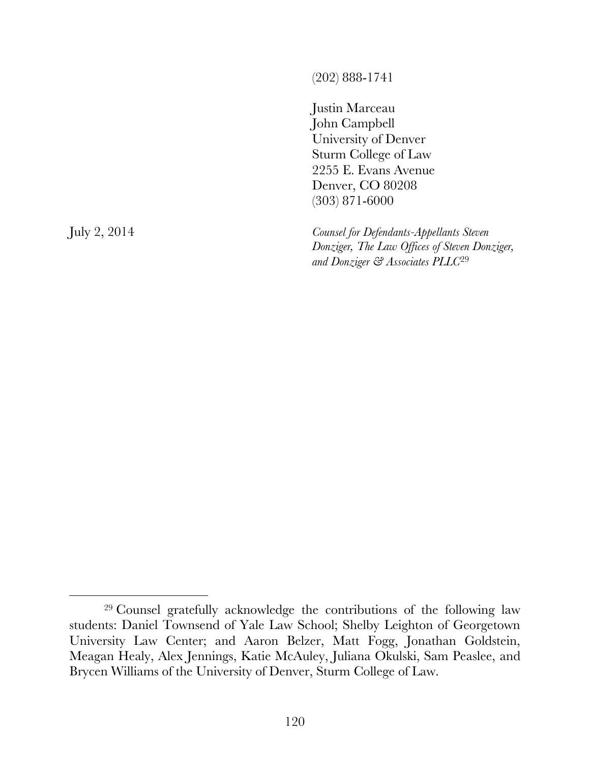(202) 888-1741

Justin Marceau
John Campbell
University of Denver
Sturm College of Law
2255 E. Evans Avenue
Denver, CO 80208
(303) 871-6000

July 2, 2014

*Counsel for Defendants-Appellants Steven Donziger, The Law Offices of Steven Donziger, and Donziger & Associates PLLC*[29]

---

[29] Counsel gratefully acknowledge the contributions of the following law students: Daniel Townsend of Yale Law School; Shelby Leighton of Georgetown University Law Center; and Aaron Belzer, Matt Fogg, Jonathan Goldstein, Meagan Healy, Alex Jennings, Katie McAuley, Juliana Okulski, Sam Peaslee, and Brycen Williams of the University of Denver, Sturm College of Law.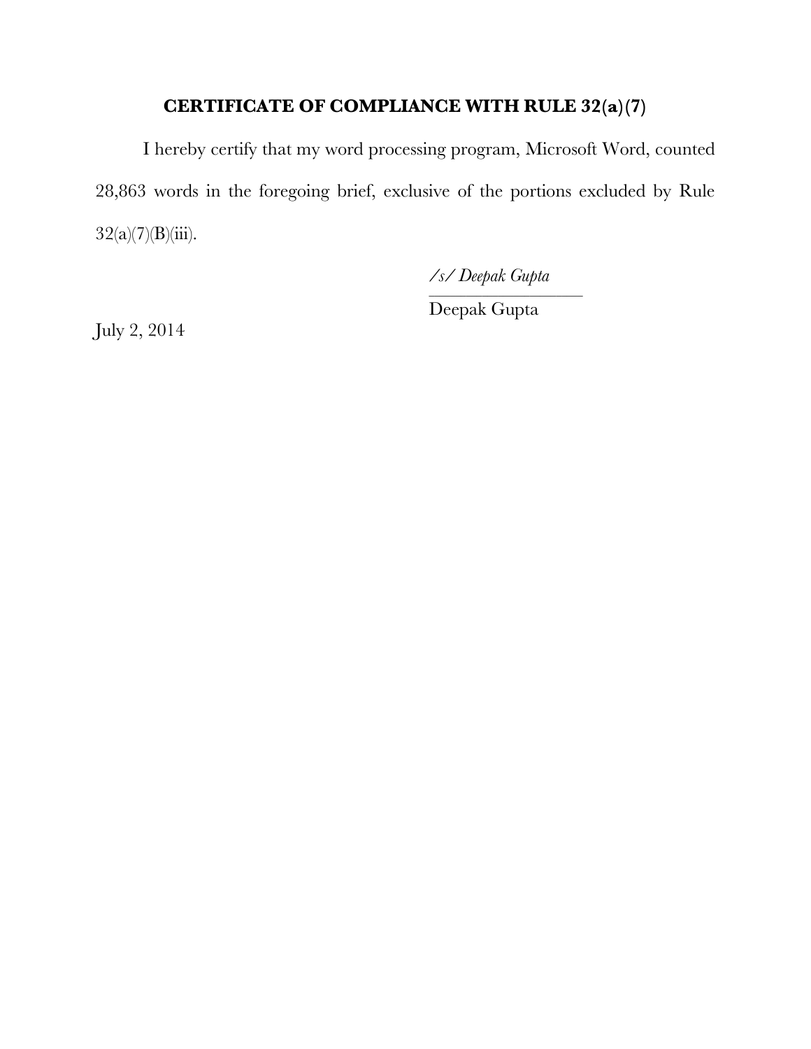## CERTIFICATE OF COMPLIANCE WITH RULE 32(a)(7)

I hereby certify that my word processing program, Microsoft Word, counted 28,863 words in the foregoing brief, exclusive of the portions excluded by Rule 32(a)(7)(B)(iii).

*/s/ Deepak Gupta*

Deepak Gupta

July 2, 2014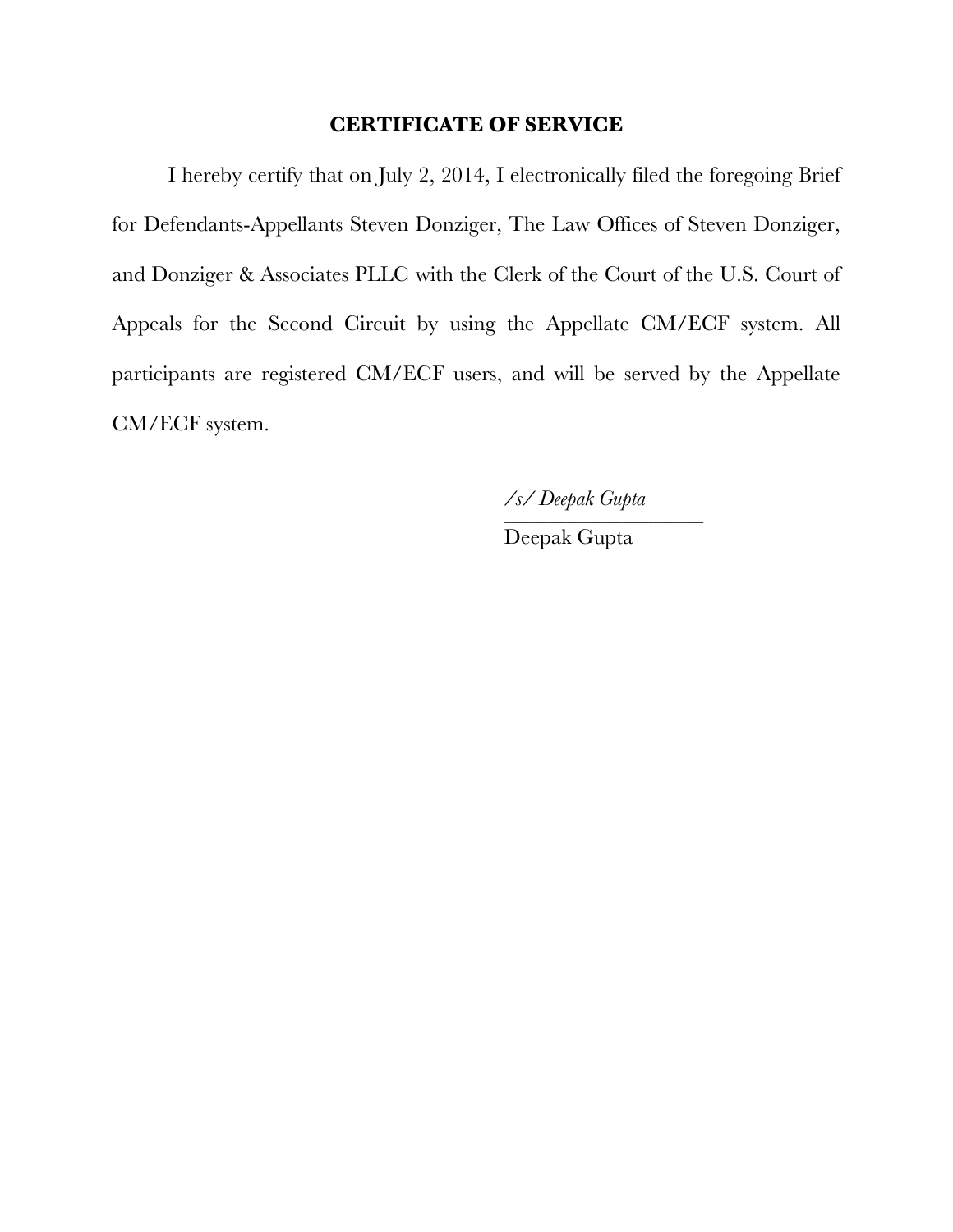## CERTIFICATE OF SERVICE

I hereby certify that on July 2, 2014, I electronically filed the foregoing Brief for Defendants-Appellants Steven Donziger, The Law Offices of Steven Donziger, and Donziger & Associates PLLC with the Clerk of the Court of the U.S. Court of Appeals for the Second Circuit by using the Appellate CM/ECF system. All participants are registered CM/ECF users, and will be served by the Appellate CM/ECF system.

*/s/ Deepak Gupta*
______________________
Deepak Gupta